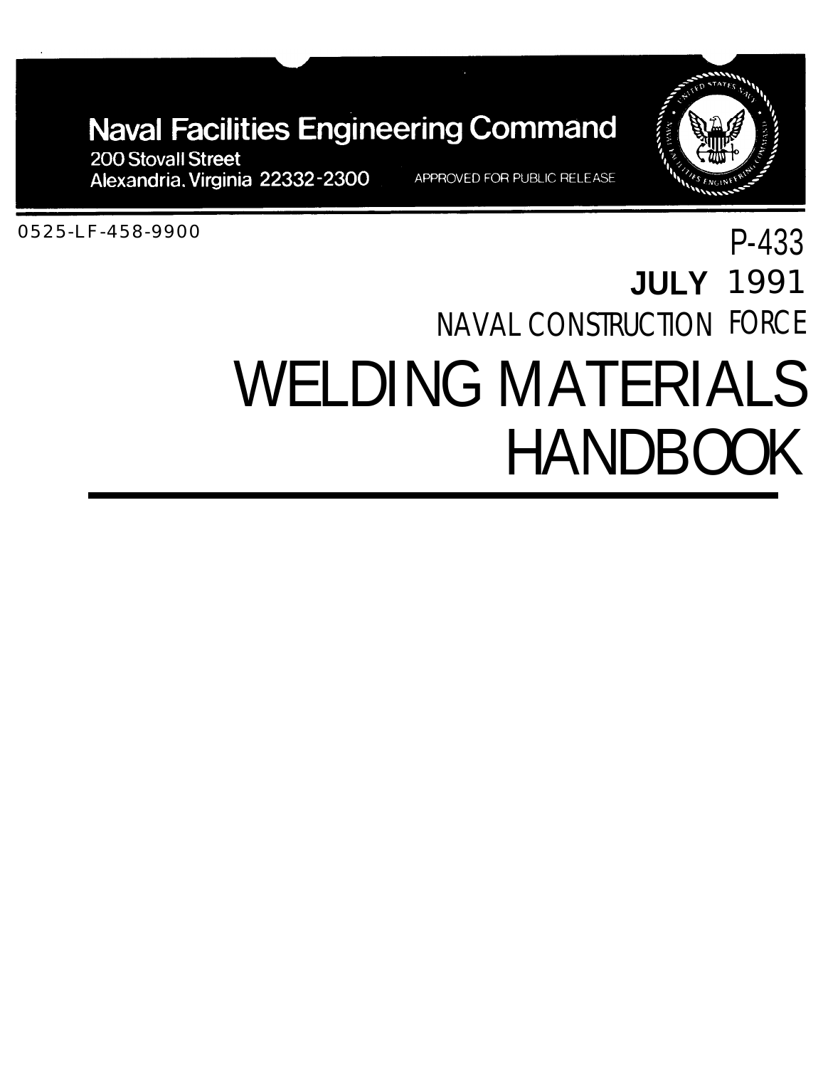**Naval Facilities Engineering Command**

200 Stovall Street
Alexandria, Virginia 22332-2300

APPROVED FOR PUBLIC RELEASE

0525-LF-458-9900

P-433

**JULY** 1991

NAVAL CONSTRUCTION FORCE

# WELDING MATERIALS HANDBOOK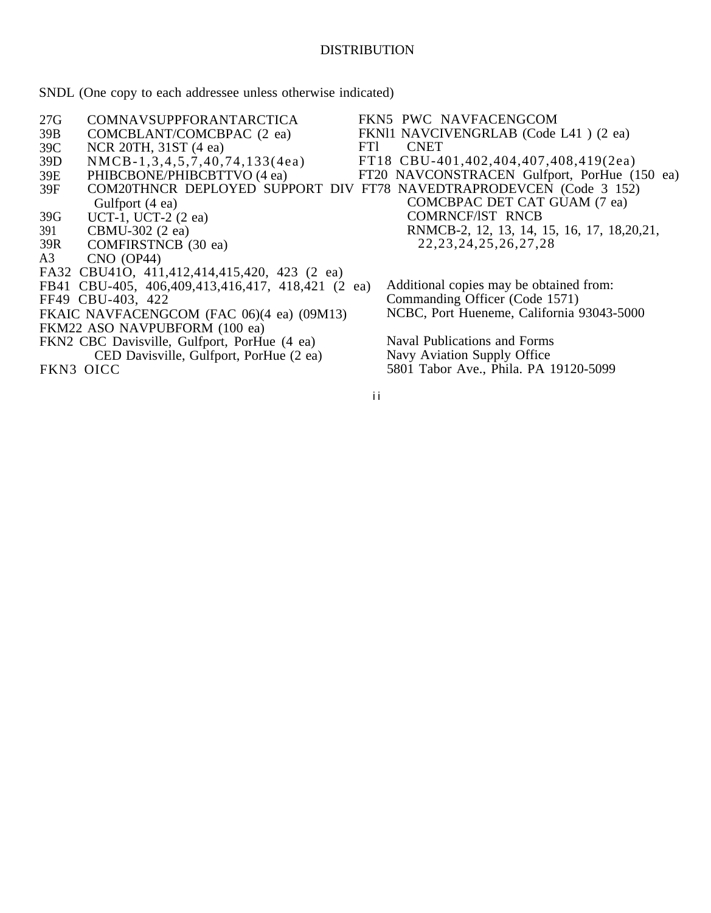# DISTRIBUTION

SNDL (One copy to each addressee unless otherwise indicated)

27G COMNAVSUPPFORANTARCTICA
39B COMCBLANT/COMCBPAC (2 ea)
39C NCR 20TH, 31ST (4 ea)
39D NMCB-1,3,4,5,7,40,74,133(4ea)
39E PHIBCBONE/PHIBCBTTVO (4 ea)
39F COM20THNCR DEPLOYED SUPPORT DIV Gulfport (4 ea)
39G UCT-1, UCT-2 (2 ea)
391 CBMU-302 (2 ea)
39R COMFIRSTNCB (30 ea)
A3 CNO (OP44)
FA32 CBU41O, 411,412,414,415,420, 423 (2 ea)
FB41 CBU-405, 406,409,413,416,417, 418,421 (2 ea)
FF49 CBU-403, 422
FKAIC NAVFACENGCOM (FAC 06)(4 ea) (09M13)
FKM22 ASO NAVPUBFORM (100 ea)
FKN2 CBC Davisville, Gulfport, PorHue (4 ea)
CED Davisville, Gulfport, PorHue (2 ea)
FKN3 OICC
FKN5 PWC NAVFACENGCOM
FKNl1 NAVCIVENGRLAB (Code L41 ) (2 ea)
FTl CNET
FT18 CBU-401,402,404,407,408,419(2ea)
FT20 NAVCONSTRACEN Gulfport, PorHue (150 ea)
FT78 NAVEDTRAPRODEVCEN (Code 3 152)
COMCBPAC DET CAT GUAM (7 ea)
COMRNCF/lST RNCB
RNMCB-2, 12, 13, 14, 15, 16, 17, 18,20,21, 22,23,24,25,26,27,28

Additional copies may be obtained from:
Commanding Officer (Code 1571)
NCBC, Port Hueneme, California 93043-5000

Naval Publications and Forms
Navy Aviation Supply Office
5801 Tabor Ave., Phila. PA 19120-5099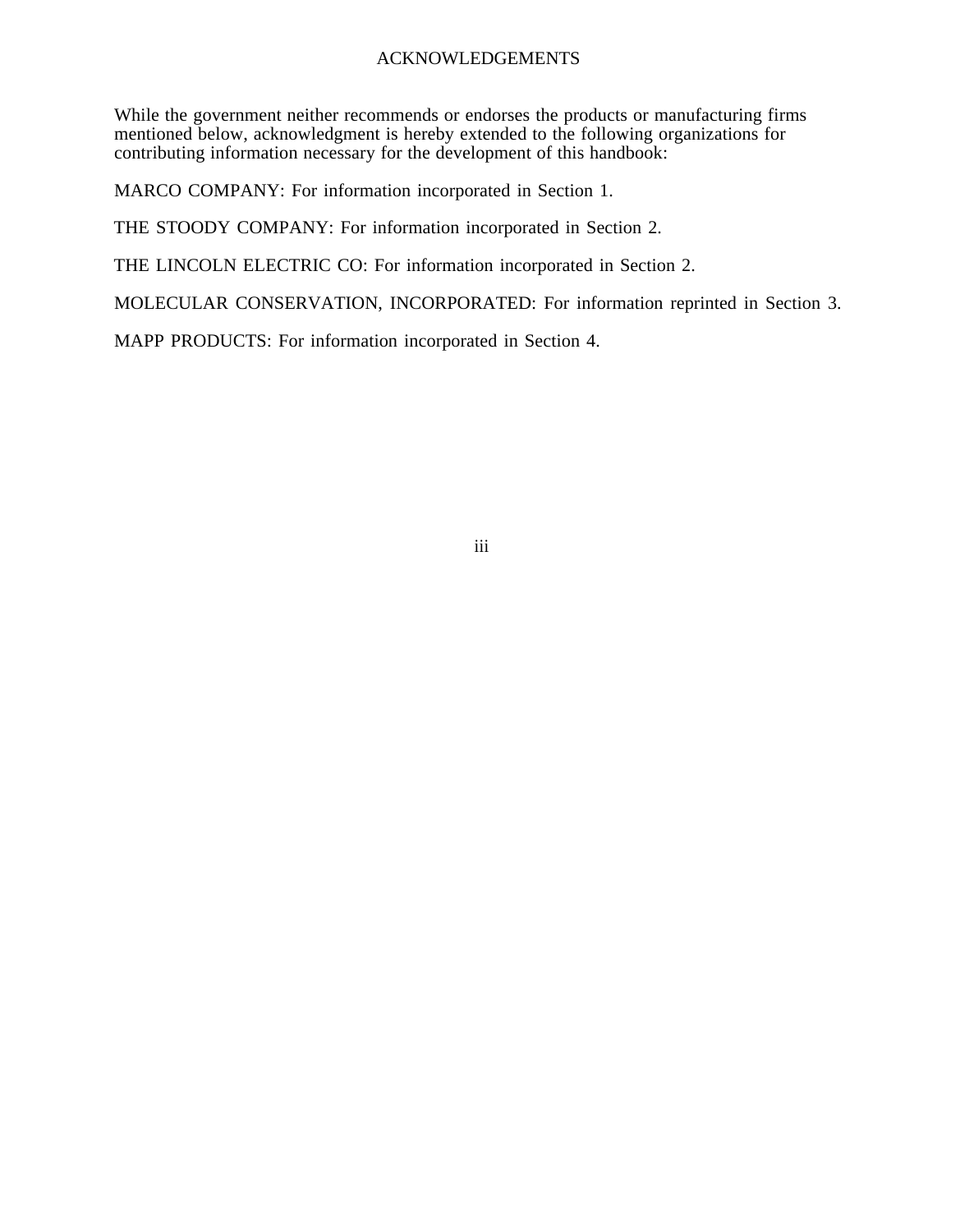# ACKNOWLEDGEMENTS

While the government neither recommends or endorses the products or manufacturing firms mentioned below, acknowledgment is hereby extended to the following organizations for contributing information necessary for the development of this handbook:

MARCO COMPANY: For information incorporated in Section 1.

THE STOODY COMPANY: For information incorporated in Section 2.

THE LINCOLN ELECTRIC CO: For information incorporated in Section 2.

MOLECULAR CONSERVATION, INCORPORATED: For information reprinted in Section 3.

MAPP PRODUCTS: For information incorporated in Section 4.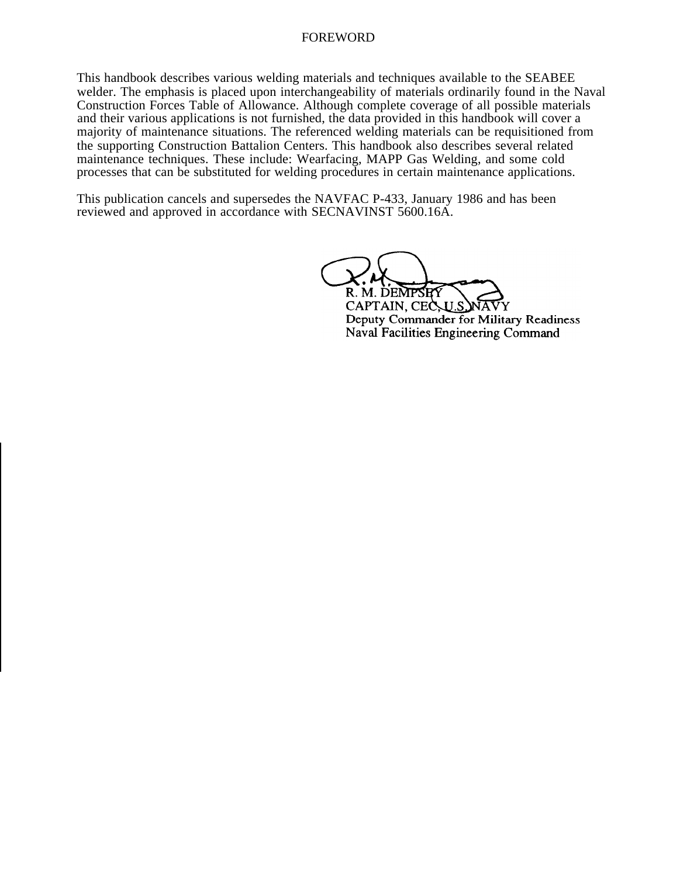# FOREWORD

This handbook describes various welding materials and techniques available to the SEABEE welder. The emphasis is placed upon interchangeability of materials ordinarily found in the Naval Construction Forces Table of Allowance. Although complete coverage of all possible materials and their various applications is not furnished, the data provided in this handbook will cover a majority of maintenance situations. The referenced welding materials can be requisitioned from the supporting Construction Battalion Centers. This handbook also describes several related maintenance techniques. These include: Wearfacing, MAPP Gas Welding, and some cold processes that can be substituted for welding procedures in certain maintenance applications.

This publication cancels and supersedes the NAVFAC P-433, January 1986 and has been reviewed and approved in accordance with SECNAVINST 5600.16A.

R. M. DEMPSEY
CAPTAIN, CEC, U.S. NAVY
Deputy Commander for Military Readiness
Naval Facilities Engineering Command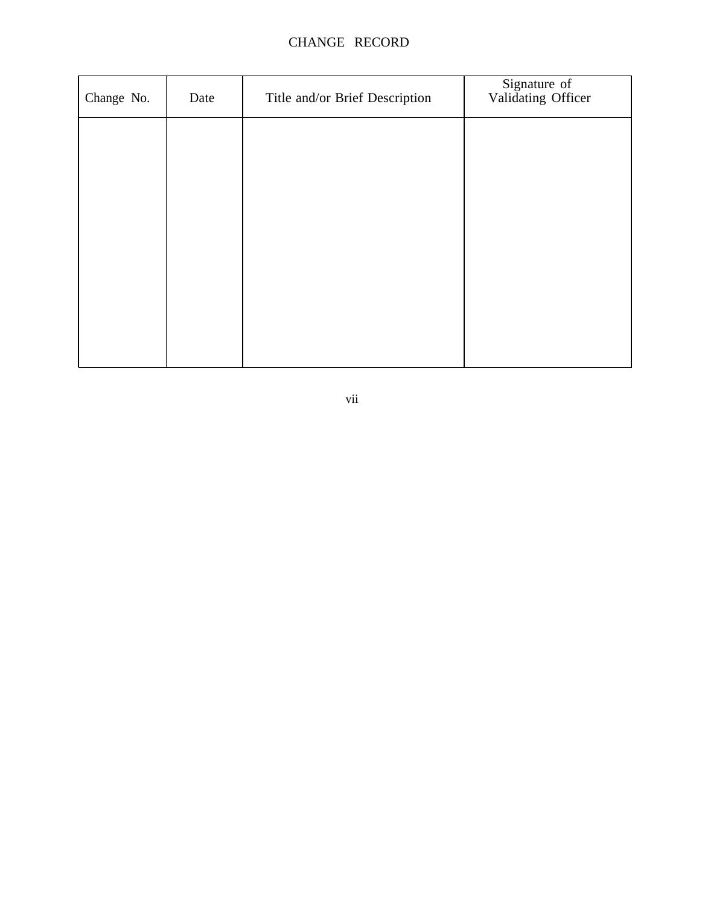# CHANGE RECORD

| Change No. | Date | Title and/or Brief Description | Signature of Validating Officer |
|---|---|---|---|
| | | | |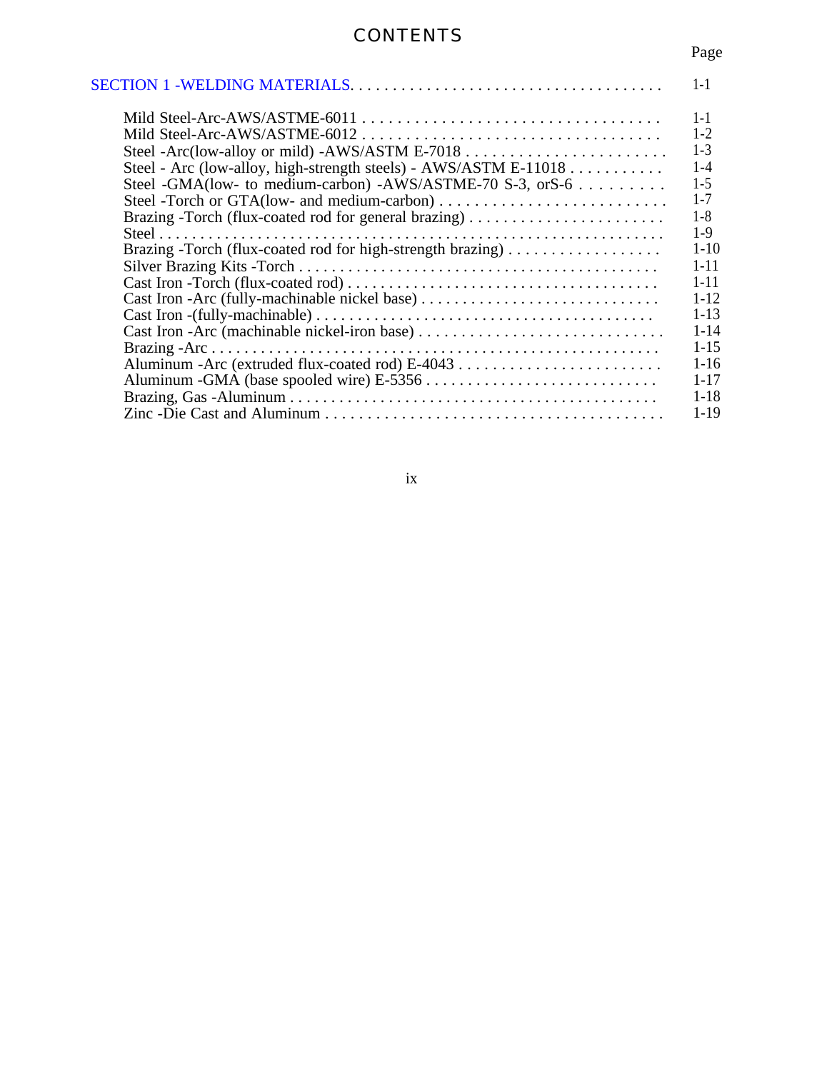# CONTENTS

| | Page |
|---|---|
| SECTION 1 -WELDING MATERIALS. | 1-1 |
| Mild Steel-Arc-AWS/ASTME-6011 | 1-1 |
| Mild Steel-Arc-AWS/ASTME-6012 | 1-2 |
| Steel -Arc(low-alloy or mild) -AWS/ASTM E-7018 | 1-3 |
| Steel - Arc (low-alloy, high-strength steels) - AWS/ASTM E-11018 | 1-4 |
| Steel -GMA(low- to medium-carbon) -AWS/ASTME-70 S-3, orS-6 | 1-5 |
| Steel -Torch or GTA(low- and medium-carbon) | 1-7 |
| Brazing -Torch (flux-coated rod for general brazing) | 1-8 |
| Steel | 1-9 |
| Brazing -Torch (flux-coated rod for high-strength brazing) | 1-10 |
| Silver Brazing Kits -Torch | 1-11 |
| Cast Iron -Torch (flux-coated rod) | 1-11 |
| Cast Iron -Arc (fully-machinable nickel base) | 1-12 |
| Cast Iron -(fully-machinable) | 1-13 |
| Cast Iron -Arc (machinable nickel-iron base) | 1-14 |
| Brazing -Arc | 1-15 |
| Aluminum -Arc (extruded flux-coated rod) E-4043 | 1-16 |
| Aluminum -GMA (base spooled wire) E-5356 | 1-17 |
| Brazing, Gas -Aluminum | 1-18 |
| Zinc -Die Cast and Aluminum | 1-19 |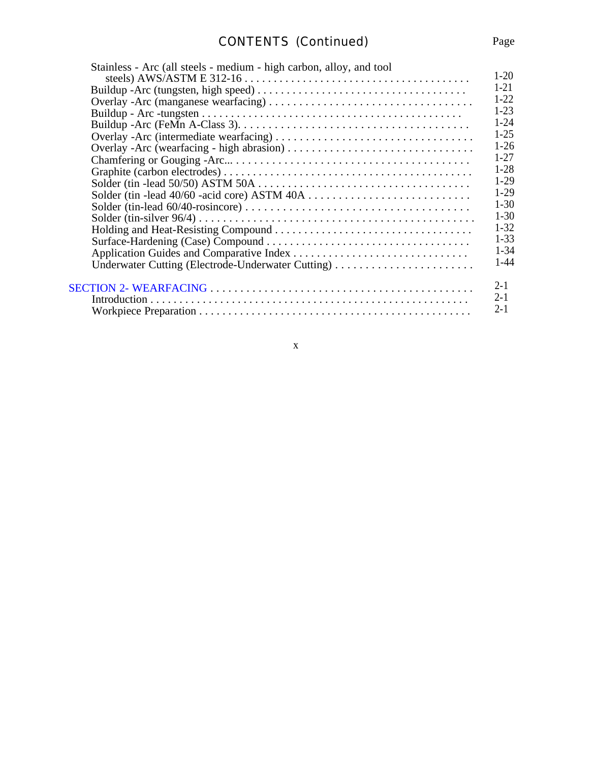# CONTENTS (Continued)

| | Page |
|---|---|
| Stainless - Arc (all steels - medium - high carbon, alloy, and tool steels) AWS/ASTM E 312-16 | 1-20 |
| Buildup -Arc (tungsten, high speed) | 1-21 |
| Overlay -Arc (manganese wearfacing) | 1-22 |
| Buildup - Arc -tungsten | 1-23 |
| Buildup -Arc (FeMn A-Class 3). | 1-24 |
| Overlay -Arc (intermediate wearfacing) | 1-25 |
| Overlay -Arc (wearfacing - high abrasion) | 1-26 |
| Chamfering or Gouging -Arc... | 1-27 |
| Graphite (carbon electrodes) | 1-28 |
| Solder (tin -lead 50/50) ASTM 50A | 1-29 |
| Solder (tin -lead 40/60 -acid core) ASTM 40A | 1-29 |
| Solder (tin-lead 60/40-rosincore) | 1-30 |
| Solder (tin-silver 96/4) | 1-30 |
| Holding and Heat-Resisting Compound | 1-32 |
| Surface-Hardening (Case) Compound | 1-33 |
| Application Guides and Comparative Index | 1-34 |
| Underwater Cutting (Electrode-Underwater Cutting) | 1-44 |
| SECTION 2- WEARFACING | 2-1 |
| Introduction | 2-1 |
| Workpiece Preparation | 2-1 |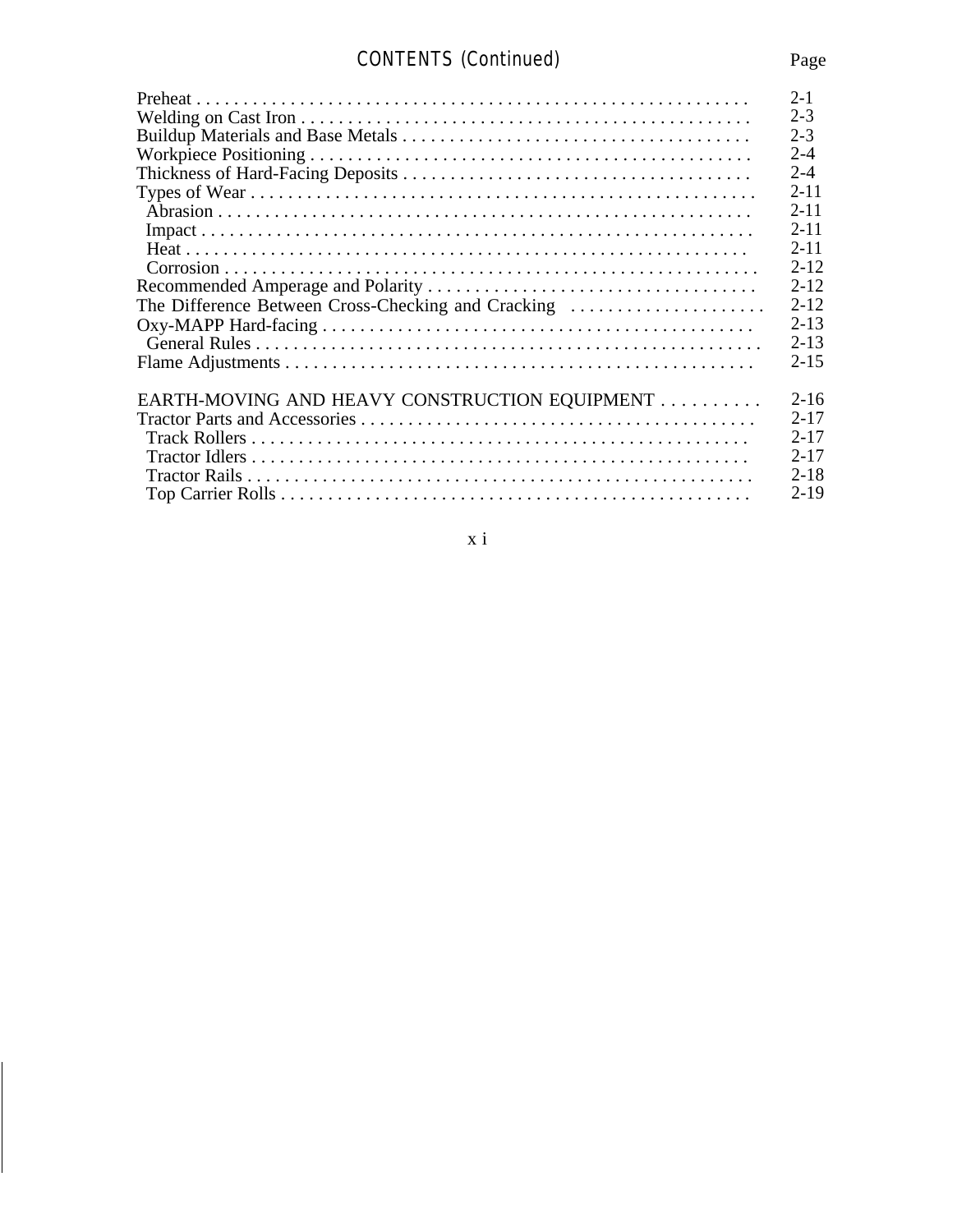CONTENTS (Continued)

| | Page |
|---|---|
| Preheat | 2-1 |
| Welding on Cast Iron | 2-3 |
| Buildup Materials and Base Metals | 2-3 |
| Workpiece Positioning | 2-4 |
| Thickness of Hard-Facing Deposits | 2-4 |
| Types of Wear | 2-11 |
| Abrasion | 2-11 |
| Impact | 2-11 |
| Heat | 2-11 |
| Corrosion | 2-12 |
| Recommended Amperage and Polarity | 2-12 |
| The Difference Between Cross-Checking and Cracking | 2-12 |
| Oxy-MAPP Hard-facing | 2-13 |
| General Rules | 2-13 |
| Flame Adjustments | 2-15 |
| EARTH-MOVING AND HEAVY CONSTRUCTION EQUIPMENT | 2-16 |
| Tractor Parts and Accessories | 2-17 |
| Track Rollers | 2-17 |
| Tractor Idlers | 2-17 |
| Tractor Rails | 2-18 |
| Top Carrier Rolls | 2-19 |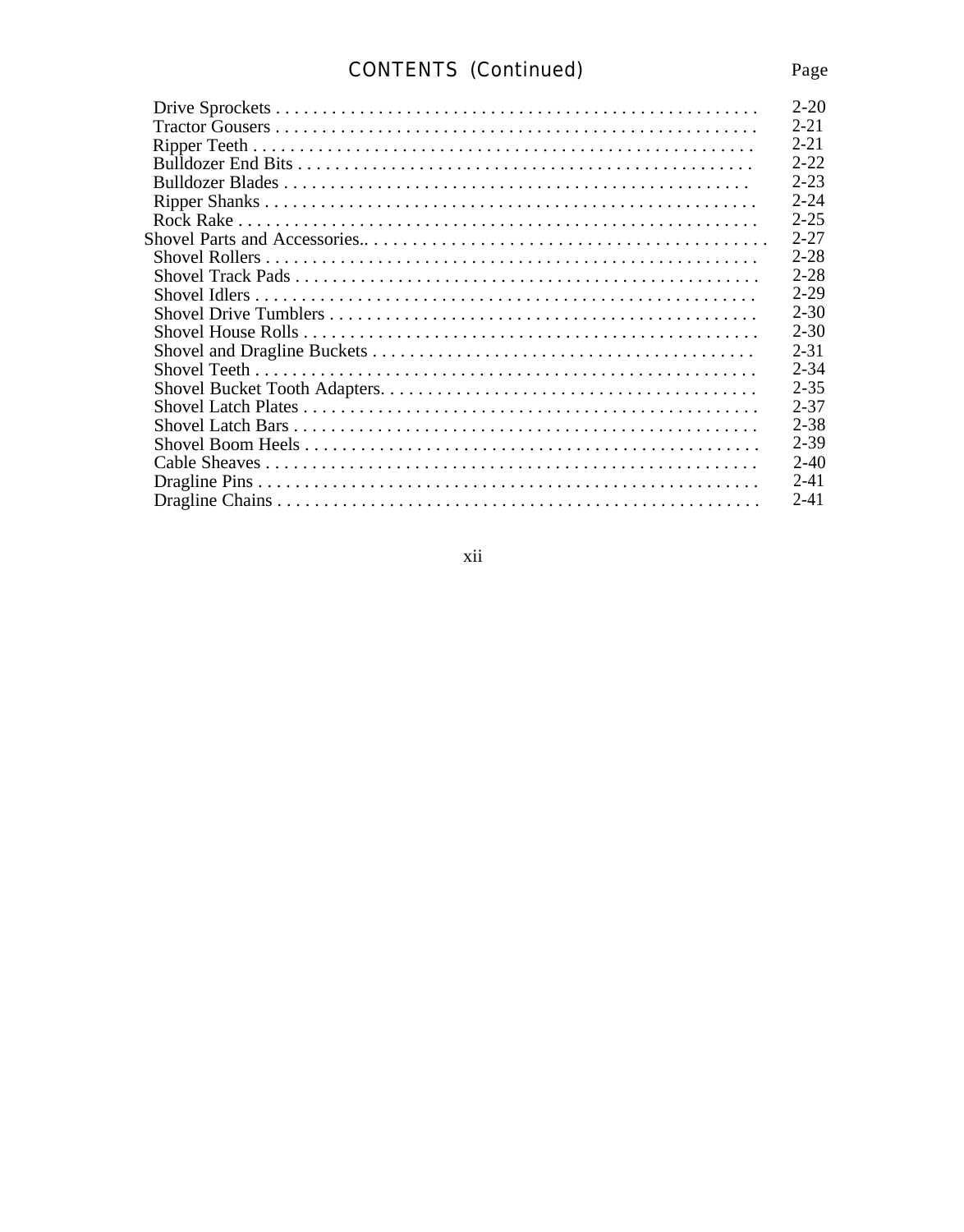# CONTENTS (Continued)

| | Page |
|---|---|
| Drive Sprockets | 2-20 |
| Tractor Gousers | 2-21 |
| Ripper Teeth | 2-21 |
| Bulldozer End Bits | 2-22 |
| Bulldozer Blades | 2-23 |
| Ripper Shanks | 2-24 |
| Rock Rake | 2-25 |
| Shovel Parts and Accessories | 2-27 |
| Shovel Rollers | 2-28 |
| Shovel Track Pads | 2-28 |
| Shovel Idlers | 2-29 |
| Shovel Drive Tumblers | 2-30 |
| Shovel House Rolls | 2-30 |
| Shovel and Dragline Buckets | 2-31 |
| Shovel Teeth | 2-34 |
| Shovel Bucket Tooth Adapters | 2-35 |
| Shovel Latch Plates | 2-37 |
| Shovel Latch Bars | 2-38 |
| Shovel Boom Heels | 2-39 |
| Cable Sheaves | 2-40 |
| Dragline Pins | 2-41 |
| Dragline Chains | 2-41 |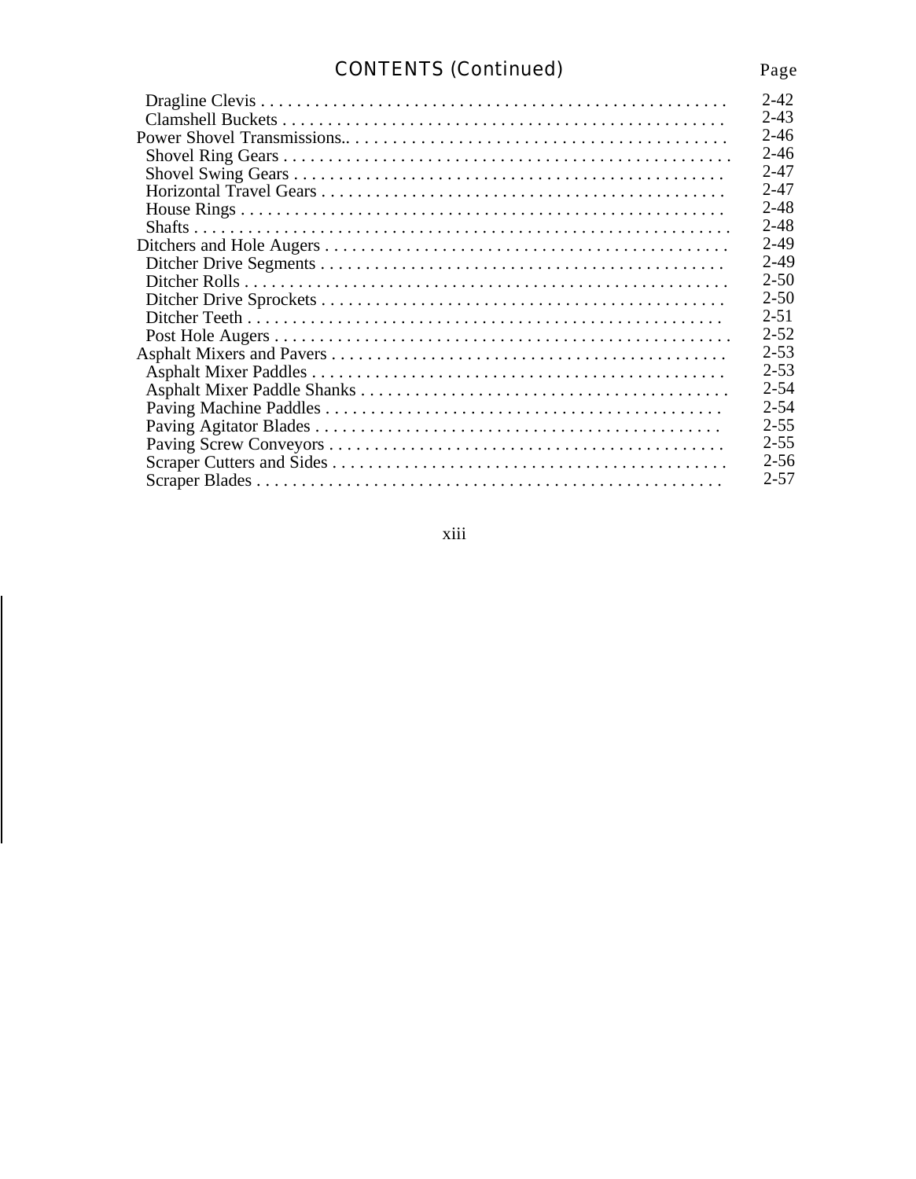# CONTENTS (Continued)

| | Page |
|---|---|
| Dragline Clevis | 2-42 |
| Clamshell Buckets | 2-43 |
| Power Shovel Transmissions. | 2-46 |
| Shovel Ring Gears | 2-46 |
| Shovel Swing Gears | 2-47 |
| Horizontal Travel Gears | 2-47 |
| House Rings | 2-48 |
| Shafts | 2-48 |
| Ditchers and Hole Augers | 2-49 |
| Ditcher Drive Segments | 2-49 |
| Ditcher Rolls | 2-50 |
| Ditcher Drive Sprockets | 2-50 |
| Ditcher Teeth | 2-51 |
| Post Hole Augers | 2-52 |
| Asphalt Mixers and Pavers | 2-53 |
| Asphalt Mixer Paddles | 2-53 |
| Asphalt Mixer Paddle Shanks | 2-54 |
| Paving Machine Paddles | 2-54 |
| Paving Agitator Blades | 2-55 |
| Paving Screw Conveyors | 2-55 |
| Scraper Cutters and Sides | 2-56 |
| Scraper Blades | 2-57 |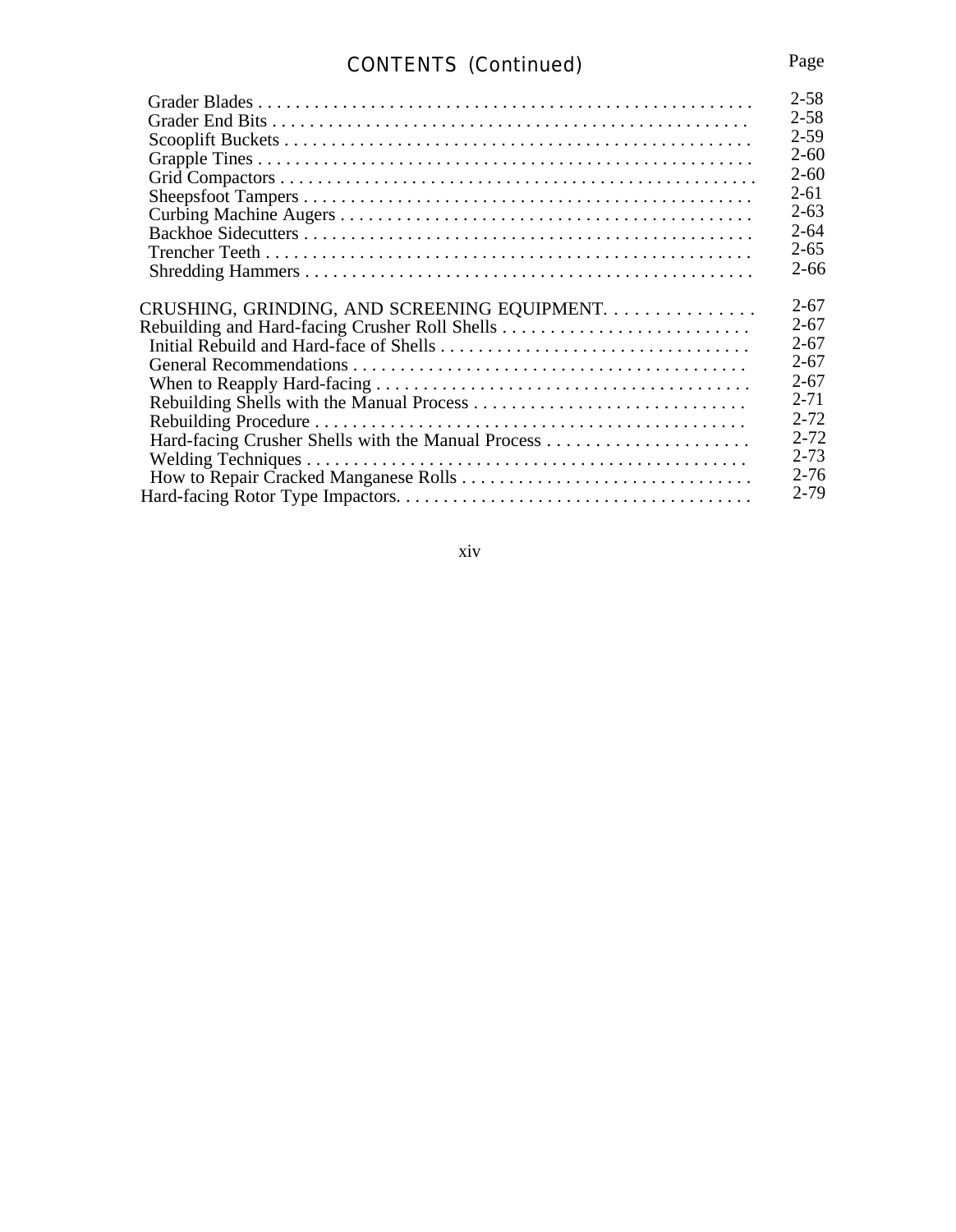## CONTENTS (Continued)

| | Page |
|---|---|
| Grader Blades | 2-58 |
| Grader End Bits | 2-58 |
| Scooplift Buckets | 2-59 |
| Grapple Tines | 2-60 |
| Grid Compactors | 2-60 |
| Sheepsfoot Tampers | 2-61 |
| Curbing Machine Augers | 2-63 |
| Backhoe Sidecutters | 2-64 |
| Trencher Teeth | 2-65 |
| Shredding Hammers | 2-66 |
| CRUSHING, GRINDING, AND SCREENING EQUIPMENT | 2-67 |
| Rebuilding and Hard-facing Crusher Roll Shells | 2-67 |
| Initial Rebuild and Hard-face of Shells | 2-67 |
| General Recommendations | 2-67 |
| When to Reapply Hard-facing | 2-67 |
| Rebuilding Shells with the Manual Process | 2-71 |
| Rebuilding Procedure | 2-72 |
| Hard-facing Crusher Shells with the Manual Process | 2-72 |
| Welding Techniques | 2-73 |
| How to Repair Cracked Manganese Rolls | 2-76 |
| Hard-facing Rotor Type Impactors | 2-79 |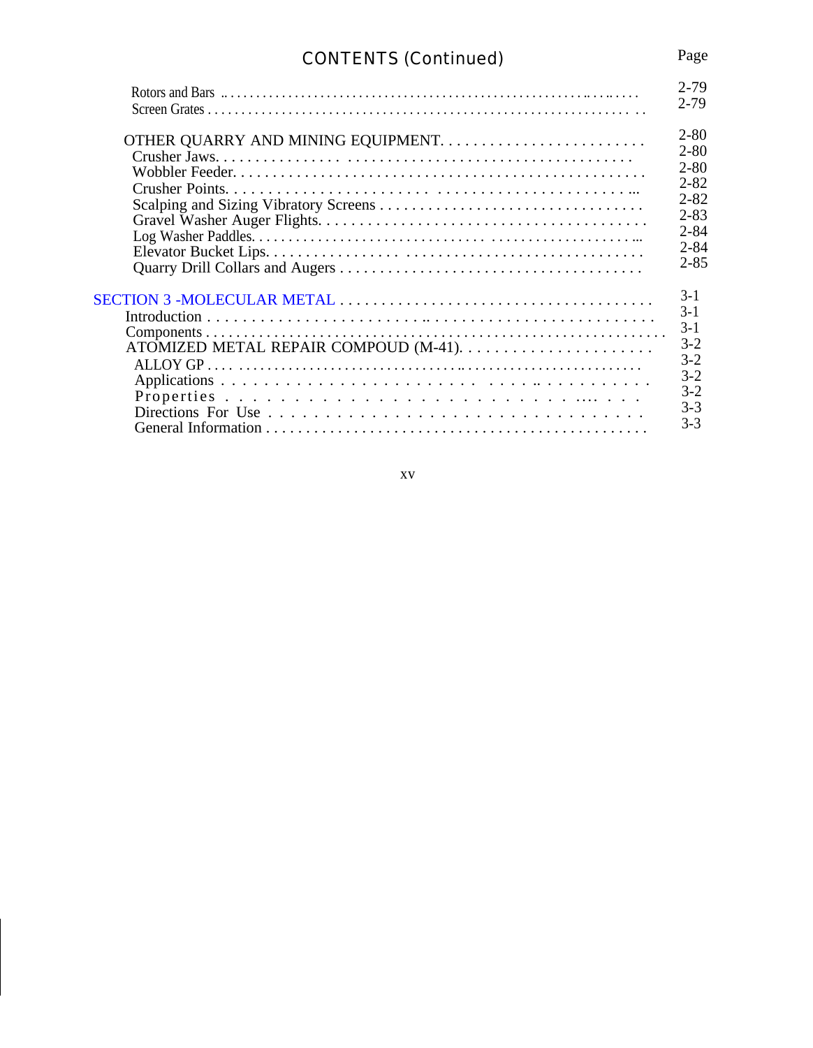## CONTENTS (Continued)

| | Page |
|---|---|
| Rotors and Bars | 2-79 |
| Screen Grates | 2-79 |
| OTHER QUARRY AND MINING EQUIPMENT | 2-80 |
| Crusher Jaws | 2-80 |
| Wobbler Feeder | 2-80 |
| Crusher Points | 2-82 |
| Scalping and Sizing Vibratory Screens | 2-82 |
| Gravel Washer Auger Flights | 2-83 |
| Log Washer Paddles | 2-84 |
| Elevator Bucket Lips | 2-84 |
| Quarry Drill Collars and Augers | 2-85 |
| SECTION 3 -MOLECULAR METAL | 3-1 |
| Introduction | 3-1 |
| Components | 3-1 |
| ATOMIZED METAL REPAIR COMPOUD (M-41) | 3-2 |
| ALLOY GP | 3-2 |
| Applications | 3-2 |
| Properties | 3-2 |
| Directions For Use | 3-3 |
| General Information | 3-3 |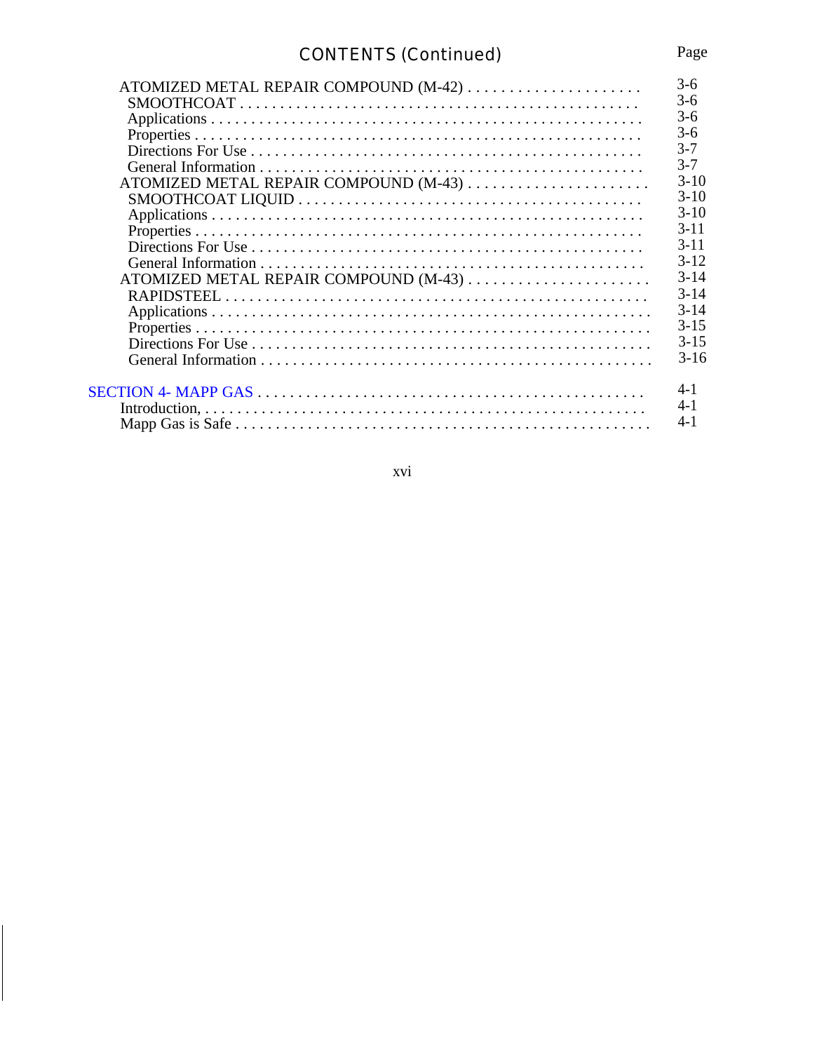## CONTENTS (Continued)

| | Page |
|---|---|
| ATOMIZED METAL REPAIR COMPOUND (M-42) | 3-6 |
| SMOOTHCOAT | 3-6 |
| Applications | 3-6 |
| Properties | 3-6 |
| Directions For Use | 3-7 |
| General Information | 3-7 |
| ATOMIZED METAL REPAIR COMPOUND (M-43) | 3-10 |
| SMOOTHCOAT LIQUID | 3-10 |
| Applications | 3-10 |
| Properties | 3-11 |
| Directions For Use | 3-11 |
| General Information | 3-12 |
| ATOMIZED METAL REPAIR COMPOUND (M-43) | 3-14 |
| RAPIDSTEEL | 3-14 |
| Applications | 3-14 |
| Properties | 3-15 |
| Directions For Use | 3-15 |
| General Information | 3-16 |
| SECTION 4- MAPP GAS | 4-1 |
| Introduction, | 4-1 |
| Mapp Gas is Safe | 4-1 |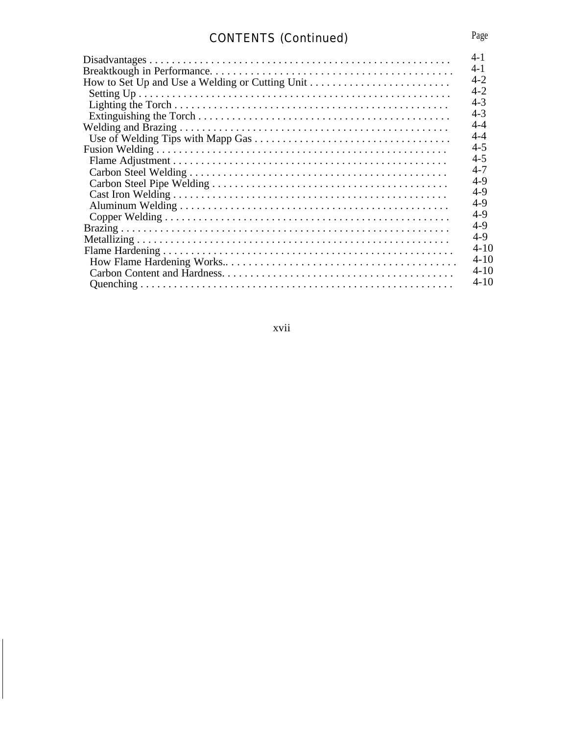## CONTENTS (Continued)

| | Page |
|---|---|
| Disadvantages | 4-1 |
| Breaktkough in Performance. | 4-1 |
| How to Set Up and Use a Welding or Cutting Unit | 4-2 |
| Setting Up | 4-2 |
| Lighting the Torch | 4-3 |
| Extinguishing the Torch | 4-3 |
| Welding and Brazing | 4-4 |
| Use of Welding Tips with Mapp Gas | 4-4 |
| Fusion Welding | 4-5 |
| Flame Adjustment | 4-5 |
| Carbon Steel Welding | 4-7 |
| Carbon Steel Pipe Welding | 4-9 |
| Cast Iron Welding | 4-9 |
| Aluminum Welding | 4-9 |
| Copper Welding | 4-9 |
| Brazing | 4-9 |
| Metallizing | 4-9 |
| Flame Hardening | 4-10 |
| How Flame Hardening Works.. | 4-10 |
| Carbon Content and Hardness. | 4-10 |
| Quenching | 4-10 |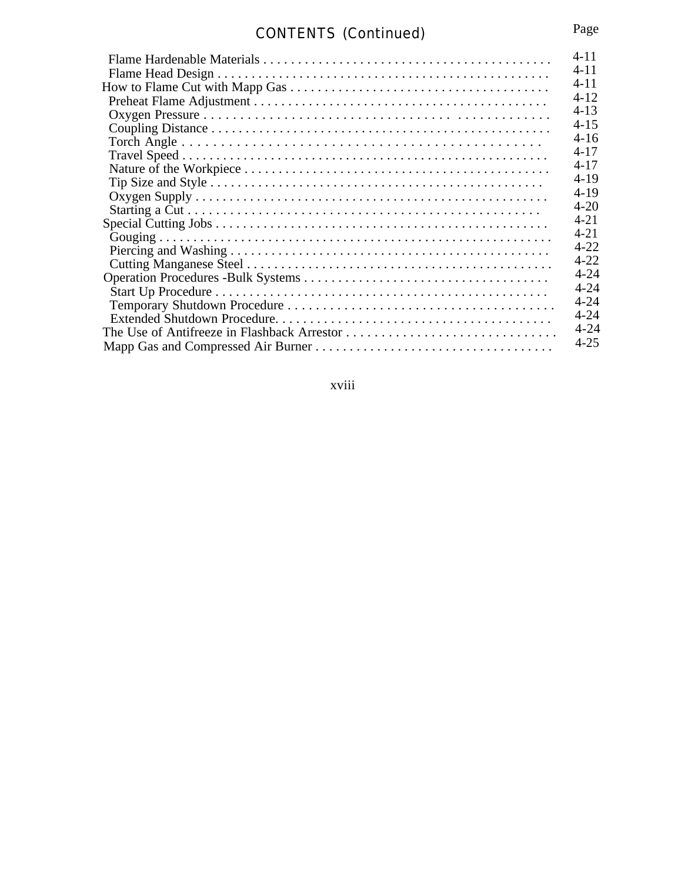## CONTENTS (Continued)

| | Page |
|---|---|
| Flame Hardenable Materials | 4-11 |
| Flame Head Design | 4-11 |
| How to Flame Cut with Mapp Gas | 4-11 |
| Preheat Flame Adjustment | 4-12 |
| Oxygen Pressure | 4-13 |
| Coupling Distance | 4-15 |
| Torch Angle | 4-16 |
| Travel Speed | 4-17 |
| Nature of the Workpiece | 4-17 |
| Tip Size and Style | 4-19 |
| Oxygen Supply | 4-19 |
| Starting a Cut | 4-20 |
| Special Cutting Jobs | 4-21 |
| Gouging | 4-21 |
| Piercing and Washing | 4-22 |
| Cutting Manganese Steel | 4-22 |
| Operation Procedures -Bulk Systems | 4-24 |
| Start Up Procedure | 4-24 |
| Temporary Shutdown Procedure | 4-24 |
| Extended Shutdown Procedure | 4-24 |
| The Use of Antifreeze in Flashback Arrestor | 4-24 |
| Mapp Gas and Compressed Air Burner | 4-25 |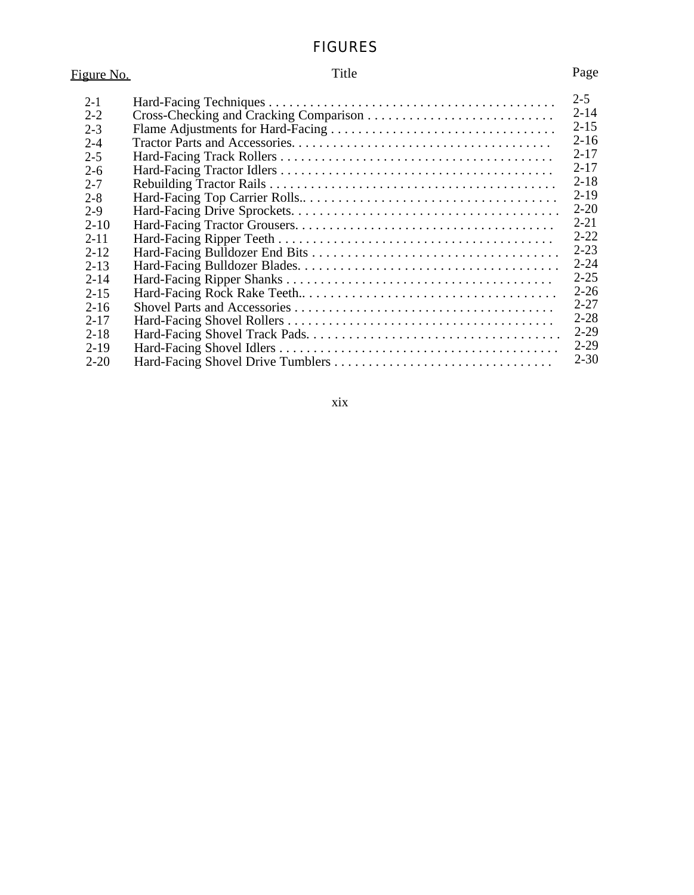# FIGURES

| Figure No. | Title | Page |
|---|---|---|
| 2-1 | Hard-Facing Techniques | 2-5 |
| 2-2 | Cross-Checking and Cracking Comparison | 2-14 |
| 2-3 | Flame Adjustments for Hard-Facing | 2-15 |
| 2-4 | Tractor Parts and Accessories. | 2-16 |
| 2-5 | Hard-Facing Track Rollers | 2-17 |
| 2-6 | Hard-Facing Tractor Idlers | 2-17 |
| 2-7 | Rebuilding Tractor Rails | 2-18 |
| 2-8 | Hard-Facing Top Carrier Rolls.. | 2-19 |
| 2-9 | Hard-Facing Drive Sprockets. | 2-20 |
| 2-10 | Hard-Facing Tractor Grousers. | 2-21 |
| 2-11 | Hard-Facing Ripper Teeth | 2-22 |
| 2-12 | Hard-Facing Bulldozer End Bits | 2-23 |
| 2-13 | Hard-Facing Bulldozer Blades. | 2-24 |
| 2-14 | Hard-Facing Ripper Shanks | 2-25 |
| 2-15 | Hard-Facing Rock Rake Teeth.. | 2-26 |
| 2-16 | Shovel Parts and Accessories | 2-27 |
| 2-17 | Hard-Facing Shovel Rollers | 2-28 |
| 2-18 | Hard-Facing Shovel Track Pads. | 2-29 |
| 2-19 | Hard-Facing Shovel Idlers | 2-29 |
| 2-20 | Hard-Facing Shovel Drive Tumblers | 2-30 |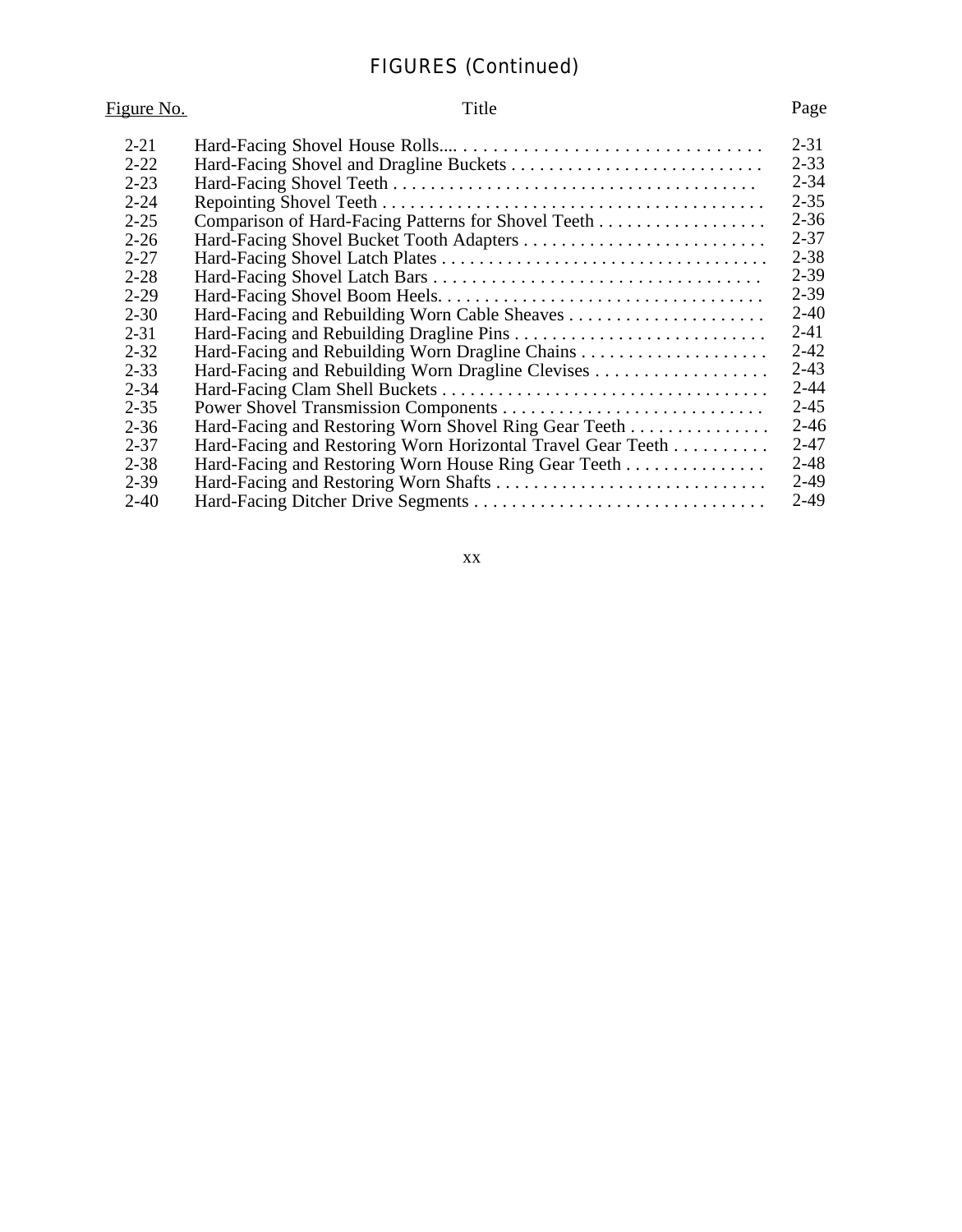## FIGURES (Continued)

| Figure No. | Title | Page |
|---|---|---|
| 2-21 | Hard-Facing Shovel House Rolls | 2-31 |
| 2-22 | Hard-Facing Shovel and Dragline Buckets | 2-33 |
| 2-23 | Hard-Facing Shovel Teeth | 2-34 |
| 2-24 | Repointing Shovel Teeth | 2-35 |
| 2-25 | Comparison of Hard-Facing Patterns for Shovel Teeth | 2-36 |
| 2-26 | Hard-Facing Shovel Bucket Tooth Adapters | 2-37 |
| 2-27 | Hard-Facing Shovel Latch Plates | 2-38 |
| 2-28 | Hard-Facing Shovel Latch Bars | 2-39 |
| 2-29 | Hard-Facing Shovel Boom Heels | 2-39 |
| 2-30 | Hard-Facing and Rebuilding Worn Cable Sheaves | 2-40 |
| 2-31 | Hard-Facing and Rebuilding Dragline Pins | 2-41 |
| 2-32 | Hard-Facing and Rebuilding Worn Dragline Chains | 2-42 |
| 2-33 | Hard-Facing and Rebuilding Worn Dragline Clevises | 2-43 |
| 2-34 | Hard-Facing Clam Shell Buckets | 2-44 |
| 2-35 | Power Shovel Transmission Components | 2-45 |
| 2-36 | Hard-Facing and Restoring Worn Shovel Ring Gear Teeth | 2-46 |
| 2-37 | Hard-Facing and Restoring Worn Horizontal Travel Gear Teeth | 2-47 |
| 2-38 | Hard-Facing and Restoring Worn House Ring Gear Teeth | 2-48 |
| 2-39 | Hard-Facing and Restoring Worn Shafts | 2-49 |
| 2-40 | Hard-Facing Ditcher Drive Segments | 2-49 |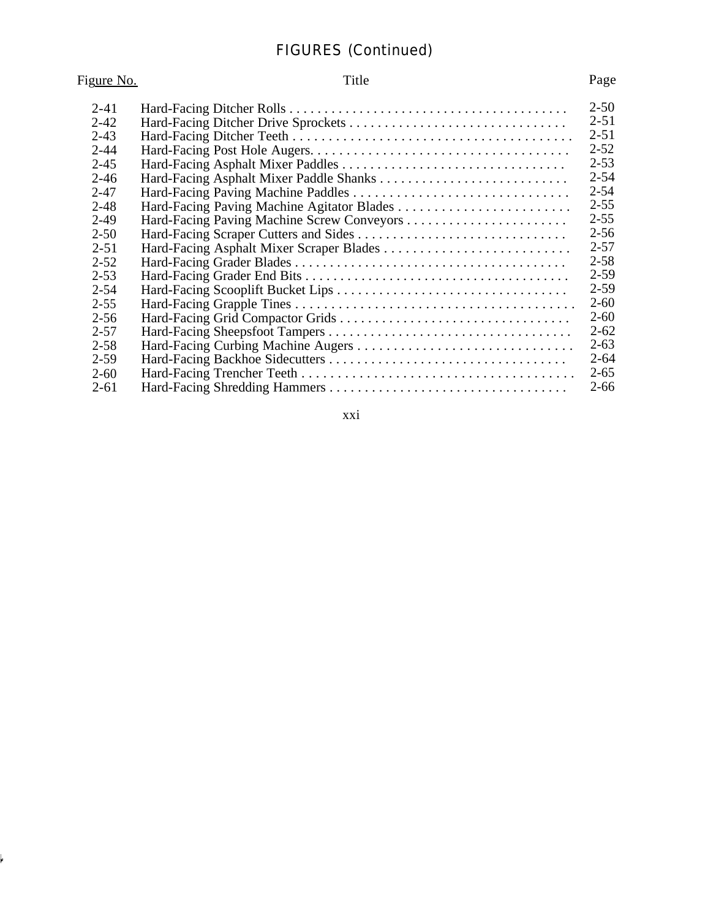## FIGURES (Continued)

| Figure No. | Title | Page |
| --- | --- | --- |
| 2-41 | Hard-Facing Ditcher Rolls | 2-50 |
| 2-42 | Hard-Facing Ditcher Drive Sprockets | 2-51 |
| 2-43 | Hard-Facing Ditcher Teeth | 2-51 |
| 2-44 | Hard-Facing Post Hole Augers | 2-52 |
| 2-45 | Hard-Facing Asphalt Mixer Paddles | 2-53 |
| 2-46 | Hard-Facing Asphalt Mixer Paddle Shanks | 2-54 |
| 2-47 | Hard-Facing Paving Machine Paddles | 2-54 |
| 2-48 | Hard-Facing Paving Machine Agitator Blades | 2-55 |
| 2-49 | Hard-Facing Paving Machine Screw Conveyors | 2-55 |
| 2-50 | Hard-Facing Scraper Cutters and Sides | 2-56 |
| 2-51 | Hard-Facing Asphalt Mixer Scraper Blades | 2-57 |
| 2-52 | Hard-Facing Grader Blades | 2-58 |
| 2-53 | Hard-Facing Grader End Bits | 2-59 |
| 2-54 | Hard-Facing Scooplift Bucket Lips | 2-59 |
| 2-55 | Hard-Facing Grapple Tines | 2-60 |
| 2-56 | Hard-Facing Grid Compactor Grids | 2-60 |
| 2-57 | Hard-Facing Sheepsfoot Tampers | 2-62 |
| 2-58 | Hard-Facing Curbing Machine Augers | 2-63 |
| 2-59 | Hard-Facing Backhoe Sidecutters | 2-64 |
| 2-60 | Hard-Facing Trencher Teeth | 2-65 |
| 2-61 | Hard-Facing Shredding Hammers | 2-66 |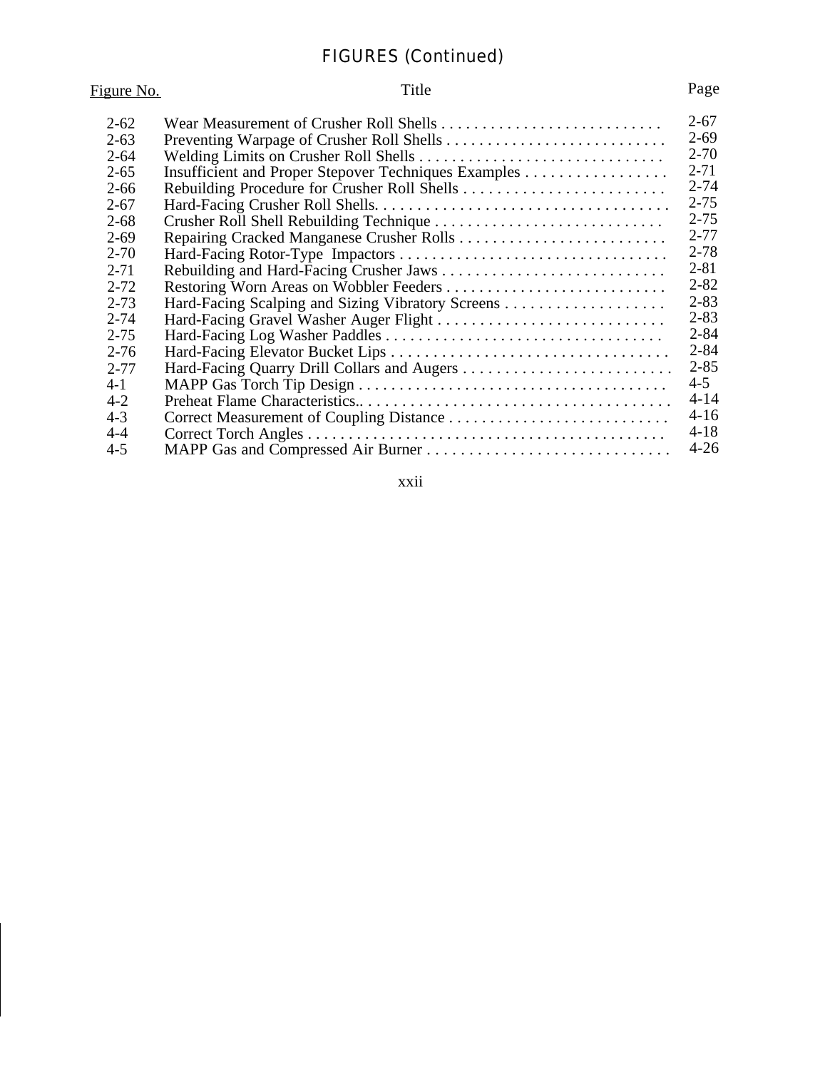## FIGURES (Continued)

| Figure No. | Title | Page |
|---|---|---|
| 2-62 | Wear Measurement of Crusher Roll Shells | 2-67 |
| 2-63 | Preventing Warpage of Crusher Roll Shells | 2-69 |
| 2-64 | Welding Limits on Crusher Roll Shells | 2-70 |
| 2-65 | Insufficient and Proper Stepover Techniques Examples | 2-71 |
| 2-66 | Rebuilding Procedure for Crusher Roll Shells | 2-74 |
| 2-67 | Hard-Facing Crusher Roll Shells. | 2-75 |
| 2-68 | Crusher Roll Shell Rebuilding Technique | 2-75 |
| 2-69 | Repairing Cracked Manganese Crusher Rolls | 2-77 |
| 2-70 | Hard-Facing Rotor-Type Impactors | 2-78 |
| 2-71 | Rebuilding and Hard-Facing Crusher Jaws | 2-81 |
| 2-72 | Restoring Worn Areas on Wobbler Feeders | 2-82 |
| 2-73 | Hard-Facing Scalping and Sizing Vibratory Screens | 2-83 |
| 2-74 | Hard-Facing Gravel Washer Auger Flight | 2-83 |
| 2-75 | Hard-Facing Log Washer Paddles | 2-84 |
| 2-76 | Hard-Facing Elevator Bucket Lips | 2-84 |
| 2-77 | Hard-Facing Quarry Drill Collars and Augers | 2-85 |
| 4-1 | MAPP Gas Torch Tip Design | 4-5 |
| 4-2 | Preheat Flame Characteristics.. | 4-14 |
| 4-3 | Correct Measurement of Coupling Distance | 4-16 |
| 4-4 | Correct Torch Angles | 4-18 |
| 4-5 | MAPP Gas and Compressed Air Burner | 4-26 |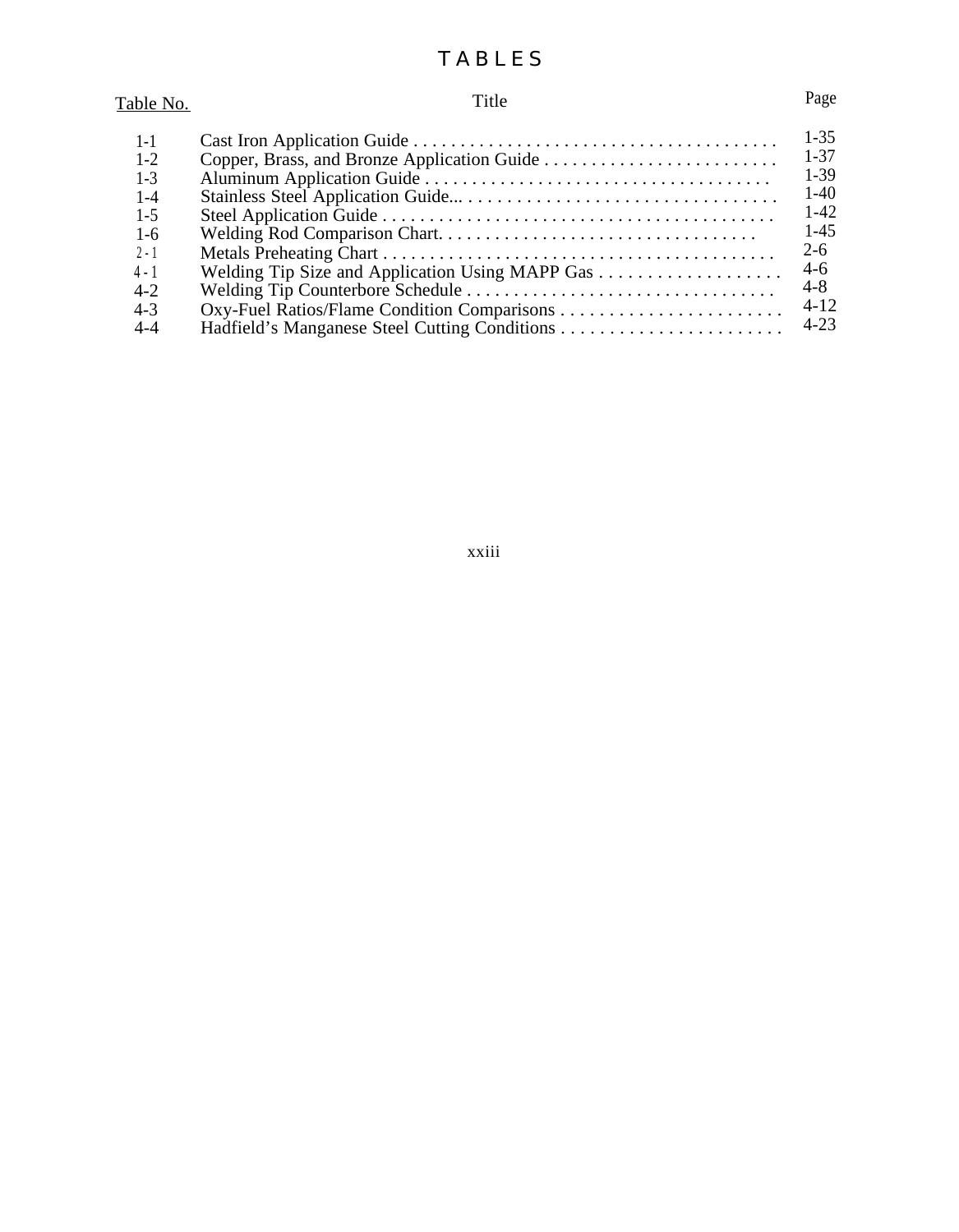# TABLES

| Table No. | Title | Page |
|---|---|---|
| 1-1 | Cast Iron Application Guide | 1-35 |
| 1-2 | Copper, Brass, and Bronze Application Guide | 1-37 |
| 1-3 | Aluminum Application Guide | 1-39 |
| 1-4 | Stainless Steel Application Guide... | 1-40 |
| 1-5 | Steel Application Guide | 1-42 |
| 1-6 | Welding Rod Comparison Chart. | 1-45 |
| 2-1 | Metals Preheating Chart | 2-6 |
| 4-1 | Welding Tip Size and Application Using MAPP Gas | 4-6 |
| 4-2 | Welding Tip Counterbore Schedule | 4-8 |
| 4-3 | Oxy-Fuel Ratios/Flame Condition Comparisons | 4-12 |
| 4-4 | Hadfield's Manganese Steel Cutting Conditions | 4-23 |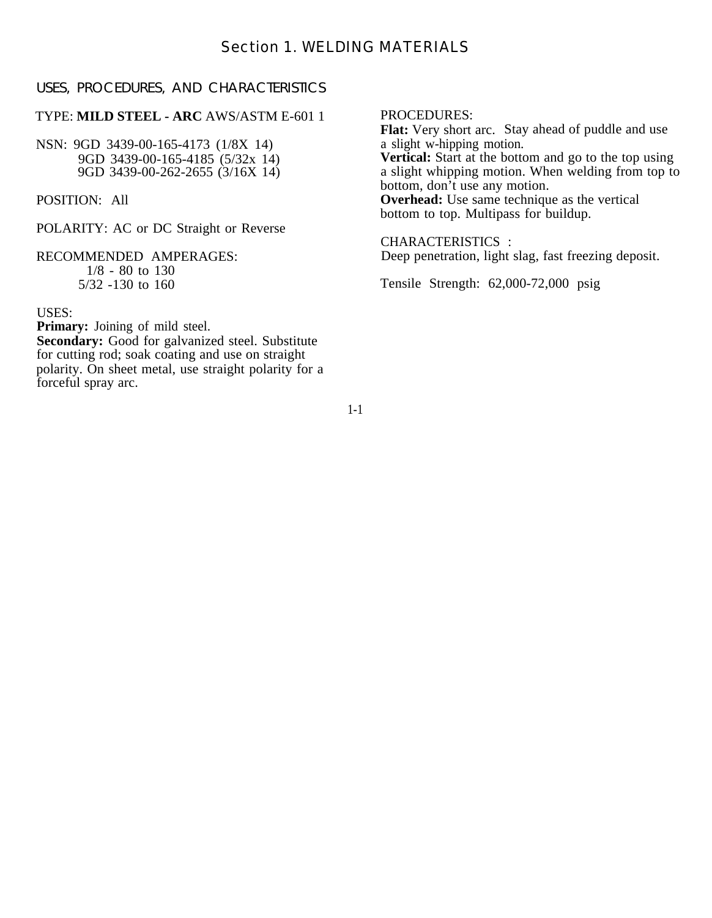# Section 1. WELDING MATERIALS

## USES, PROCEDURES, AND CHARACTERISTICS

TYPE: **MILD STEEL - ARC** AWS/ASTM E-601 1

NSN: 9GD 3439-00-165-4173 (1/8X 14)
9GD 3439-00-165-4185 (5/32x 14)
9GD 3439-00-262-2655 (3/16X 14)

POSITION: All

POLARITY: AC or DC Straight or Reverse

RECOMMENDED AMPERAGES:
1/8 - 80 to 130
5/32 -130 to 160

USES:
**Primary:** Joining of mild steel.
**Secondary:** Good for galvanized steel. Substitute for cutting rod; soak coating and use on straight polarity. On sheet metal, use straight polarity for a forceful spray arc.

PROCEDURES:
**Flat:** Very short arc. Stay ahead of puddle and use a slight w-hipping motion.
**Vertical:** Start at the bottom and go to the top using a slight whipping motion. When welding from top to bottom, don't use any motion.
**Overhead:** Use same technique as the vertical bottom to top. Multipass for buildup.

CHARACTERISTICS :
Deep penetration, light slag, fast freezing deposit.

Tensile Strength: 62,000-72,000 psig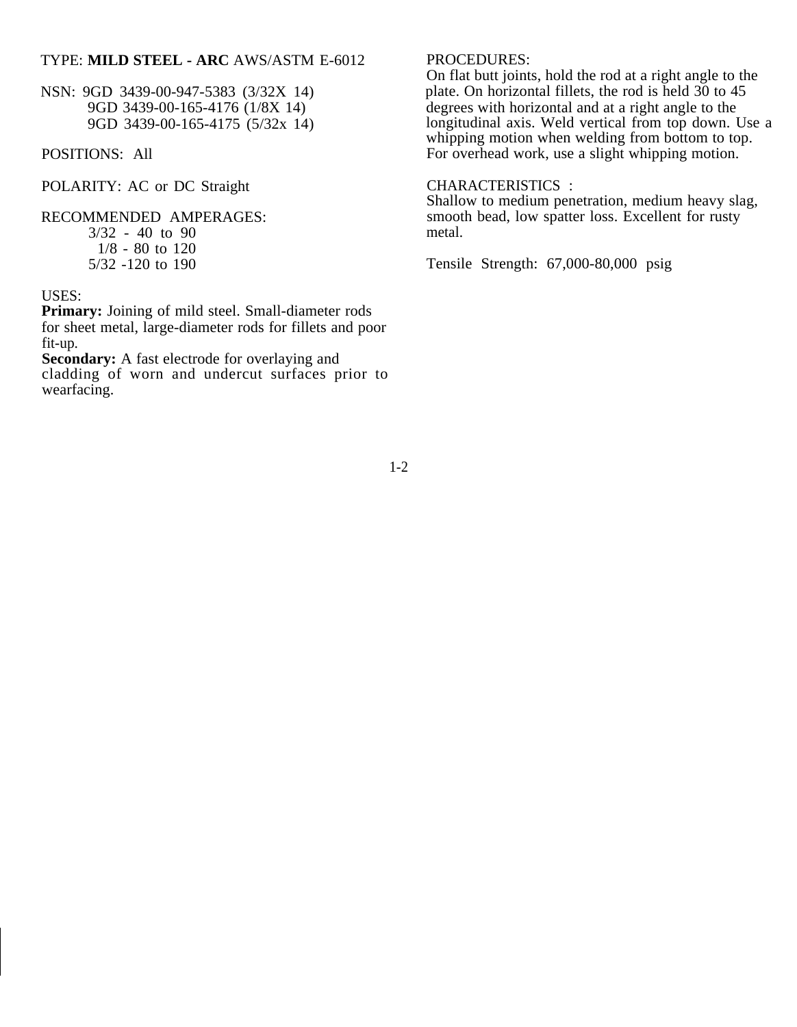TYPE: **MILD STEEL - ARC** AWS/ASTM E-6012

NSN: 9GD 3439-00-947-5383 (3/32X 14)
9GD 3439-00-165-4176 (1/8X 14)
9GD 3439-00-165-4175 (5/32x 14)

POSITIONS: All

POLARITY: AC or DC Straight

RECOMMENDED AMPERAGES:
3/32 - 40 to 90
1/8 - 80 to 120
5/32 -120 to 190

USES:
**Primary:** Joining of mild steel. Small-diameter rods for sheet metal, large-diameter rods for fillets and poor fit-up.
**Secondary:** A fast electrode for overlaying and cladding of worn and undercut surfaces prior to wearfacing.

PROCEDURES:
On flat butt joints, hold the rod at a right angle to the plate. On horizontal fillets, the rod is held 30 to 45 degrees with horizontal and at a right angle to the longitudinal axis. Weld vertical from top down. Use a whipping motion when welding from bottom to top. For overhead work, use a slight whipping motion.

CHARACTERISTICS :
Shallow to medium penetration, medium heavy slag, smooth bead, low spatter loss. Excellent for rusty metal.

Tensile Strength: 67,000-80,000 psig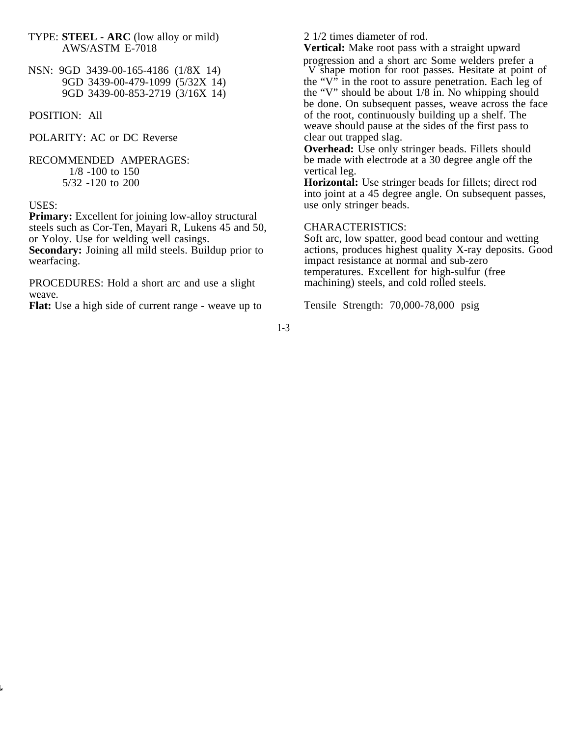TYPE: **STEEL - ARC** (low alloy or mild)
AWS/ASTM E-7018

NSN: 9GD 3439-00-165-4186 (1/8X 14)
9GD 3439-00-479-1099 (5/32X 14)
9GD 3439-00-853-2719 (3/16X 14)

POSITION: All

POLARITY: AC or DC Reverse

RECOMMENDED AMPERAGES:
1/8 -100 to 150
5/32 -120 to 200

USES:
**Primary:** Excellent for joining low-alloy structural steels such as Cor-Ten, Mayari R, Lukens 45 and 50, or Yoloy. Use for welding well casings.
**Secondary:** Joining all mild steels. Buildup prior to wearfacing.

PROCEDURES: Hold a short arc and use a slight weave.
**Flat:** Use a high side of current range - weave up to 2 1/2 times diameter of rod.
**Vertical:** Make root pass with a straight upward progression and a short arc Some welders prefer a V shape motion for root passes. Hesitate at point of the “V” in the root to assure penetration. Each leg of the “V” should be about 1/8 in. No whipping should be done. On subsequent passes, weave across the face of the root, continuously building up a shelf. The weave should pause at the sides of the first pass to clear out trapped slag.
**Overhead:** Use only stringer beads. Fillets should be made with electrode at a 30 degree angle off the vertical leg.
**Horizontal:** Use stringer beads for fillets; direct rod into joint at a 45 degree angle. On subsequent passes, use only stringer beads.

CHARACTERISTICS:
Soft arc, low spatter, good bead contour and wetting actions, produces highest quality X-ray deposits. Good impact resistance at normal and sub-zero temperatures. Excellent for high-sulfur (free machining) steels, and cold rolled steels.

Tensile Strength: 70,000-78,000 psig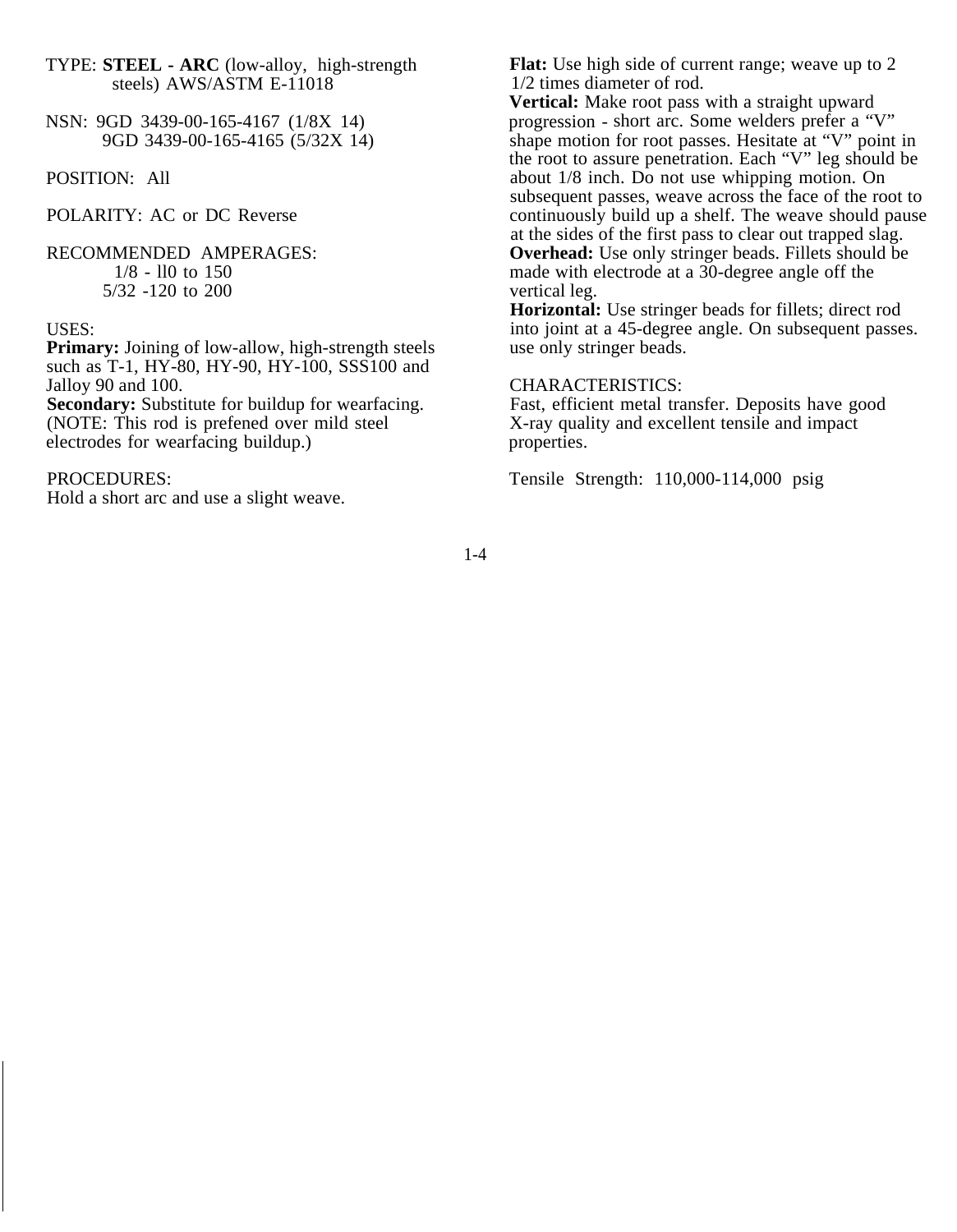TYPE: **STEEL - ARC** (low-alloy, high-strength steels) AWS/ASTM E-11018

NSN: 9GD 3439-00-165-4167 (1/8X 14)
9GD 3439-00-165-4165 (5/32X 14)

POSITION: All

POLARITY: AC or DC Reverse

RECOMMENDED AMPERAGES:
1/8 - ll0 to 150
5/32 -120 to 200

USES:
**Primary:** Joining of low-allow, high-strength steels such as T-1, HY-80, HY-90, HY-100, SSS100 and Jalloy 90 and 100.
**Secondary:** Substitute for buildup for wearfacing. (NOTE: This rod is prefened over mild steel electrodes for wearfacing buildup.)

PROCEDURES:
Hold a short arc and use a slight weave.
**Flat:** Use high side of current range; weave up to 2 1/2 times diameter of rod.
**Vertical:** Make root pass with a straight upward progression - short arc. Some welders prefer a "V" shape motion for root passes. Hesitate at "V" point in the root to assure penetration. Each "V" leg should be about 1/8 inch. Do not use whipping motion. On subsequent passes, weave across the face of the root to continuously build up a shelf. The weave should pause at the sides of the first pass to clear out trapped slag.
**Overhead:** Use only stringer beads. Fillets should be made with electrode at a 30-degree angle off the vertical leg.
**Horizontal:** Use stringer beads for fillets; direct rod into joint at a 45-degree angle. On subsequent passes. use only stringer beads.

CHARACTERISTICS:
Fast, efficient metal transfer. Deposits have good X-ray quality and excellent tensile and impact properties.

Tensile Strength: 110,000-114,000 psig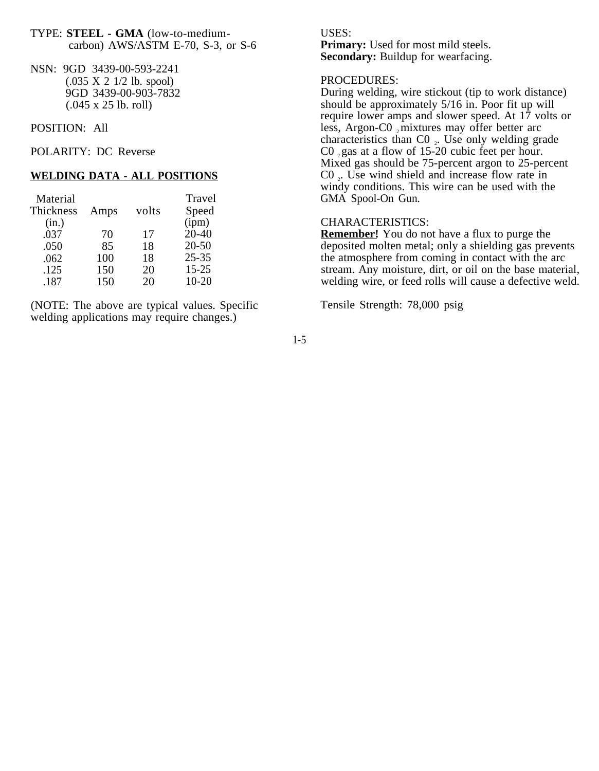TYPE: **STEEL - GMA** (low-to-medium-carbon) AWS/ASTM E-70, S-3, or S-6

NSN: 9GD 3439-00-593-2241 (.035 X 2 1/2 lb. spool)
9GD 3439-00-903-7832 (.045 x 25 lb. roll)

POSITION: All

POLARITY: DC Reverse

**WELDING DATA - ALL POSITIONS**

| Material Thickness (in.) | Amps | volts | Travel Speed (ipm) |
|---|---|---|---|
| .037 | 70 | 17 | 20-40 |
| .050 | 85 | 18 | 20-50 |
| .062 | 100 | 18 | 25-35 |
| .125 | 150 | 20 | 15-25 |
| .187 | 150 | 20 | 10-20 |

(NOTE: The above are typical values. Specific welding applications may require changes.)

USES:
**Primary:** Used for most mild steels.
**Secondary:** Buildup for wearfacing.

PROCEDURES:
During welding, wire stickout (tip to work distance) should be approximately 5/16 in. Poor fit up will require lower amps and slower speed. At 17 volts or less, Argon-$CO_2$ mixtures may offer better arc characteristics than $CO_2$. Use only welding grade $CO_2$ gas at a flow of 15-20 cubic feet per hour. Mixed gas should be 75-percent argon to 25-percent $CO_2$. Use wind shield and increase flow rate in windy conditions. This wire can be used with the GMA Spool-On Gun.

CHARACTERISTICS:
**Remember!** You do not have a flux to purge the deposited molten metal; only a shielding gas prevents the atmosphere from coming in contact with the arc stream. Any moisture, dirt, or oil on the base material, welding wire, or feed rolls will cause a defective weld.

Tensile Strength: 78,000 psig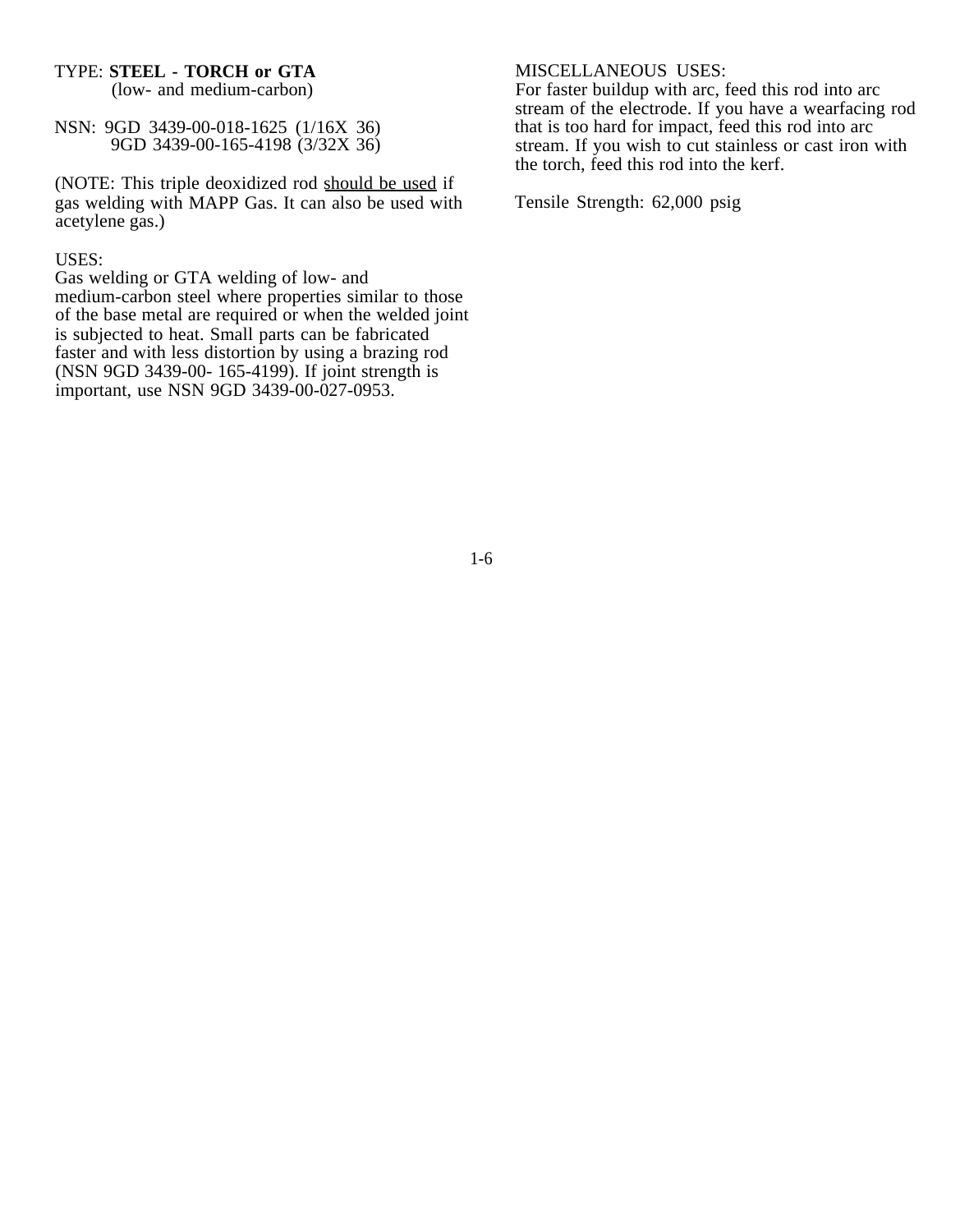TYPE: **STEEL - TORCH or GTA**
(low- and medium-carbon)

NSN: 9GD 3439-00-018-1625 (1/16X 36)
9GD 3439-00-165-4198 (3/32X 36)

(NOTE: This triple deoxidized rod <u>should be used</u> if gas welding with MAPP Gas. It can also be used with acetylene gas.)

USES:
Gas welding or GTA welding of low- and medium-carbon steel where properties similar to those of the base metal are required or when the welded joint is subjected to heat. Small parts can be fabricated faster and with less distortion by using a brazing rod (NSN 9GD 3439-00- 165-4199). If joint strength is important, use NSN 9GD 3439-00-027-0953.

MISCELLANEOUS USES:
For faster buildup with arc, feed this rod into arc stream of the electrode. If you have a wearfacing rod that is too hard for impact, feed this rod into arc stream. If you wish to cut stainless or cast iron with the torch, feed this rod into the kerf.

Tensile Strength: 62,000 psig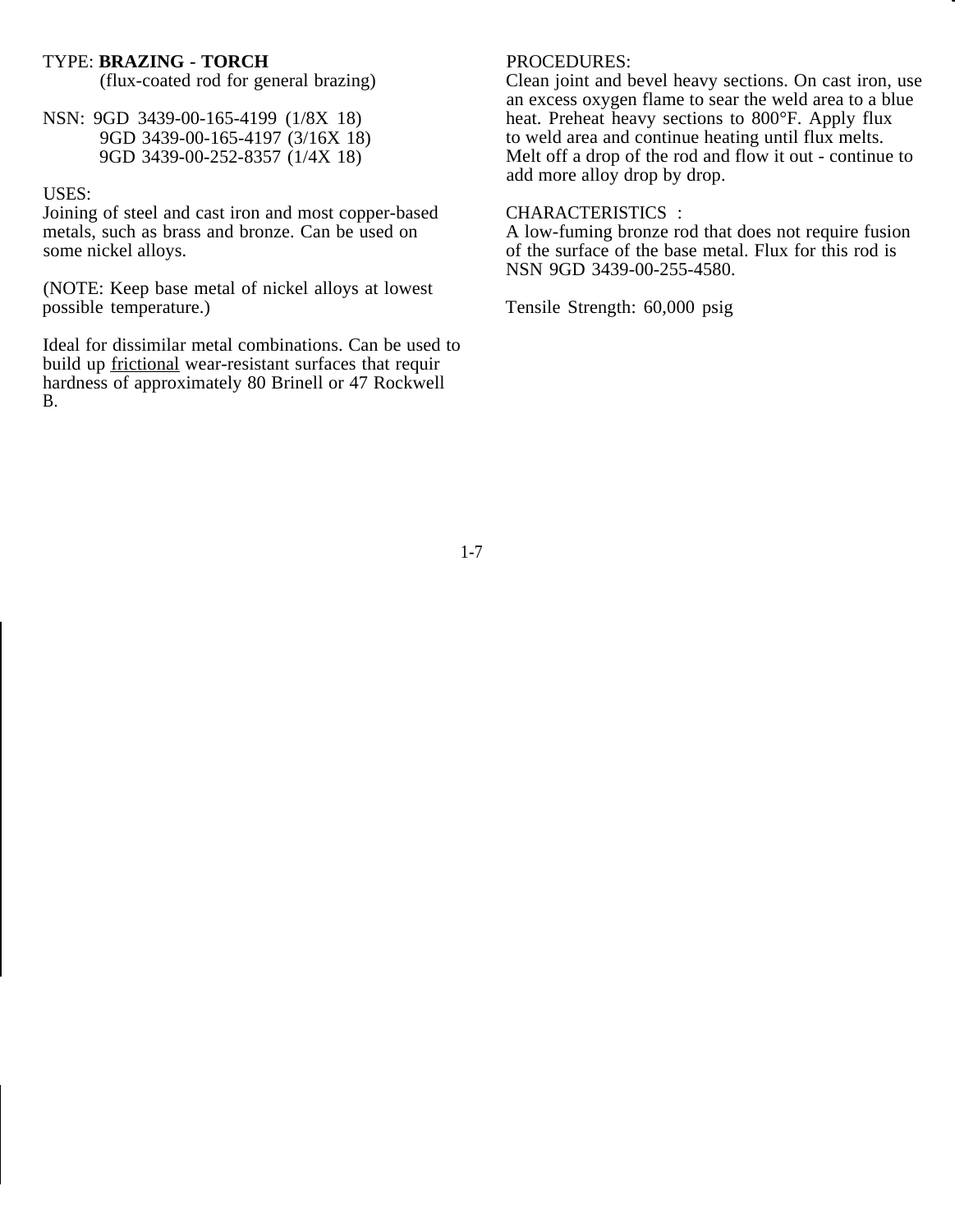TYPE: **BRAZING - TORCH**
(flux-coated rod for general brazing)

NSN: 9GD 3439-00-165-4199 (1/8X 18)
9GD 3439-00-165-4197 (3/16X 18)
9GD 3439-00-252-8357 (1/4X 18)

USES:
Joining of steel and cast iron and most copper-based metals, such as brass and bronze. Can be used on some nickel alloys.

(NOTE: Keep base metal of nickel alloys at lowest possible temperature.)

Ideal for dissimilar metal combinations. Can be used to build up frictional wear-resistant surfaces that requir hardness of approximately 80 Brinell or 47 Rockwell B.

PROCEDURES:
Clean joint and bevel heavy sections. On cast iron, use an excess oxygen flame to sear the weld area to a blue heat. Preheat heavy sections to 800°F. Apply flux to weld area and continue heating until flux melts. Melt off a drop of the rod and flow it out - continue to add more alloy drop by drop.

CHARACTERISTICS :
A low-fuming bronze rod that does not require fusion of the surface of the base metal. Flux for this rod is NSN 9GD 3439-00-255-4580.

Tensile Strength: 60,000 psig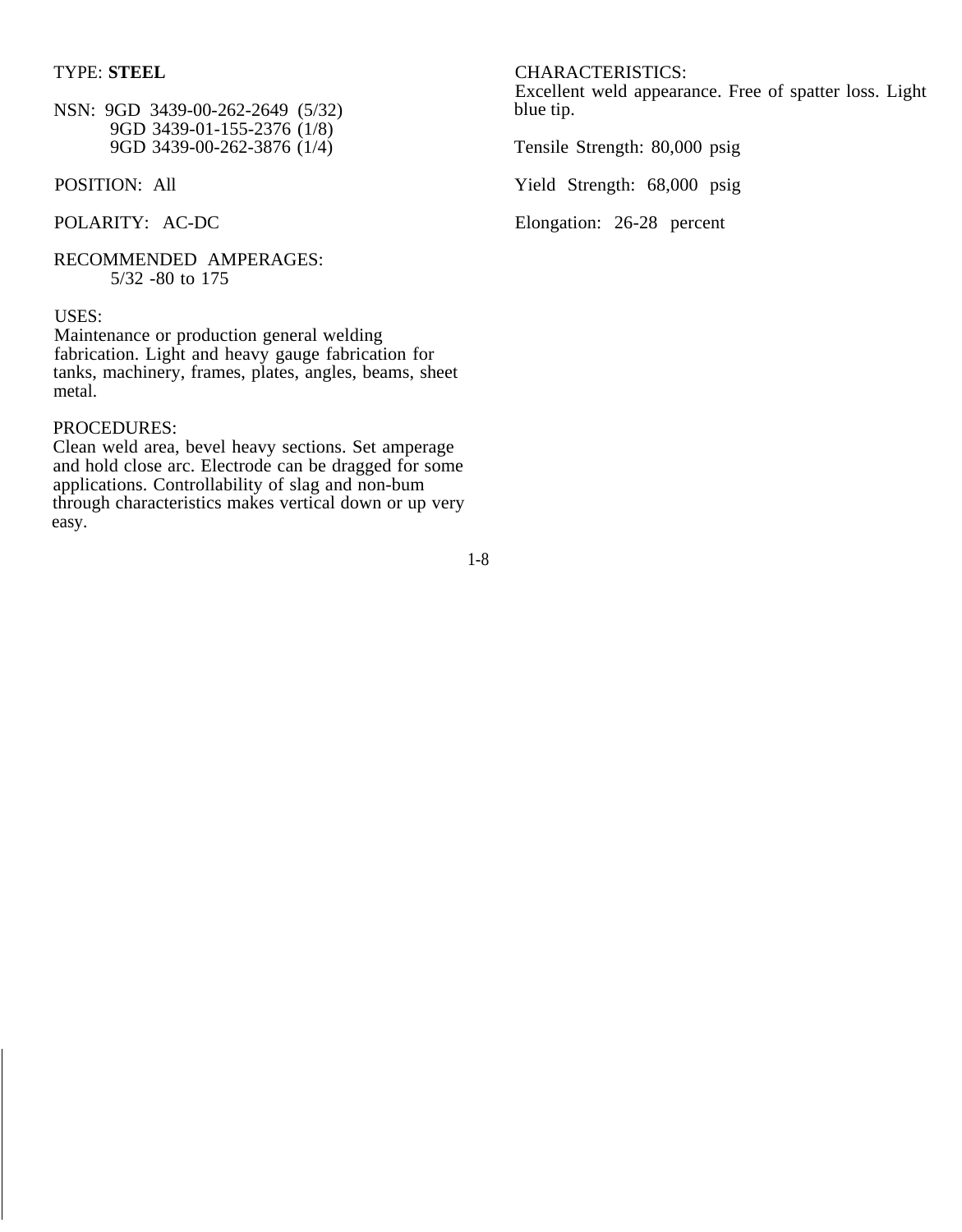TYPE: **STEEL**

NSN: 9GD 3439-00-262-2649 (5/32)
9GD 3439-01-155-2376 (1/8)
9GD 3439-00-262-3876 (1/4)

POSITION: All

POLARITY: AC-DC

RECOMMENDED AMPERAGES:
5/32 -80 to 175

USES:
Maintenance or production general welding fabrication. Light and heavy gauge fabrication for tanks, machinery, frames, plates, angles, beams, sheet metal.

PROCEDURES:
Clean weld area, bevel heavy sections. Set amperage and hold close arc. Electrode can be dragged for some applications. Controllability of slag and non-bum through characteristics makes vertical down or up very easy.

CHARACTERISTICS:
Excellent weld appearance. Free of spatter loss. Light blue tip.

Tensile Strength: 80,000 psig

Yield Strength: 68,000 psig

Elongation: 26-28 percent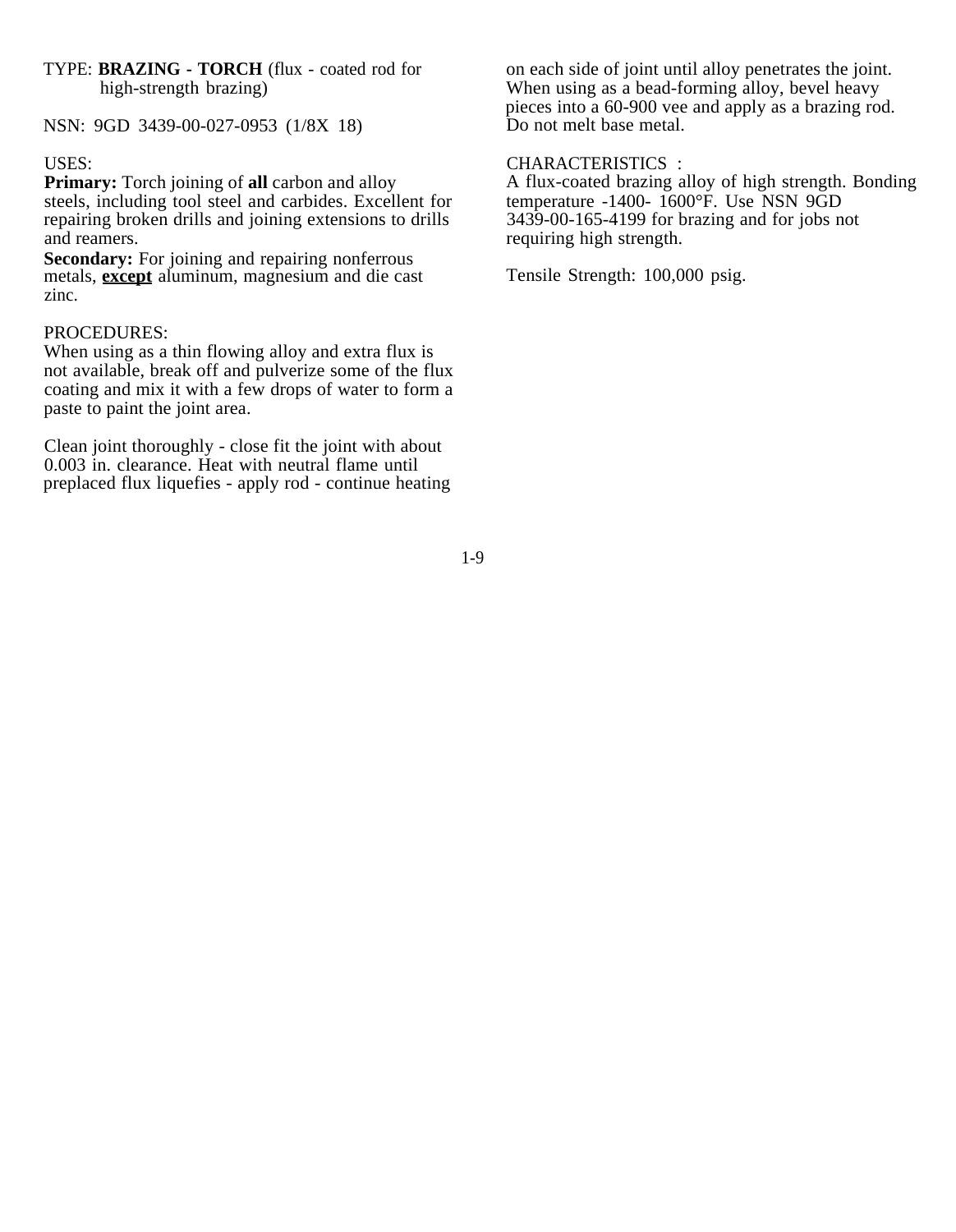TYPE: **BRAZING - TORCH** (flux - coated rod for high-strength brazing)

NSN: 9GD 3439-00-027-0953 (1/8X 18)

USES:

**Primary:** Torch joining of **all** carbon and alloy steels, including tool steel and carbides. Excellent for repairing broken drills and joining extensions to drills and reamers.

**Secondary:** For joining and repairing nonferrous metals, **<u>except</u>** aluminum, magnesium and die cast zinc.

PROCEDURES:

When using as a thin flowing alloy and extra flux is not available, break off and pulverize some of the flux coating and mix it with a few drops of water to form a paste to paint the joint area.

Clean joint thoroughly - close fit the joint with about 0.003 in. clearance. Heat with neutral flame until preplaced flux liquefies - apply rod - continue heating on each side of joint until alloy penetrates the joint. When using as a bead-forming alloy, bevel heavy pieces into a 60-900 vee and apply as a brazing rod. Do not melt base metal.

CHARACTERISTICS :

A flux-coated brazing alloy of high strength. Bonding temperature -1400- 1600°F. Use NSN 9GD 3439-00-165-4199 for brazing and for jobs not requiring high strength.

Tensile Strength: 100,000 psig.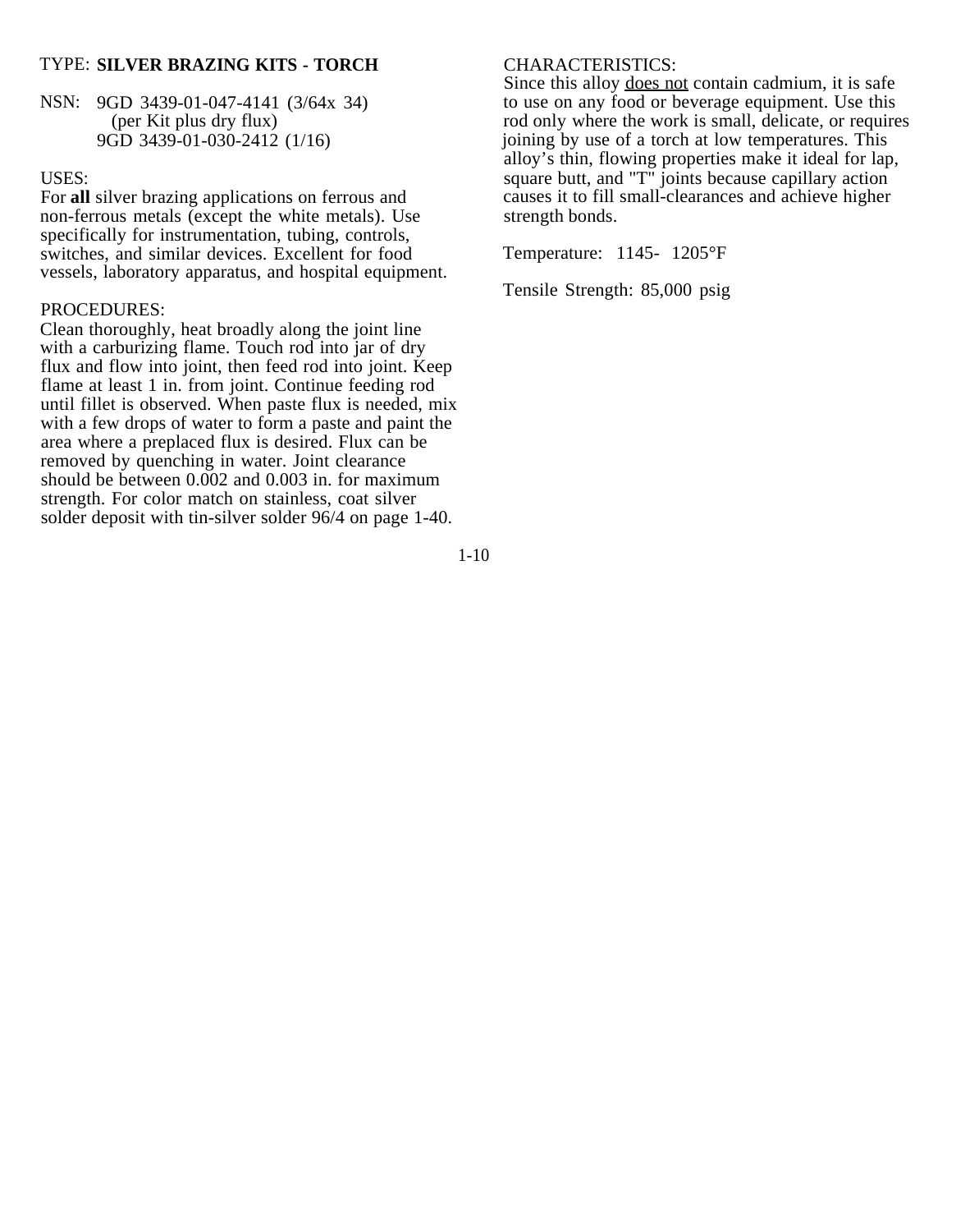TYPE: **SILVER BRAZING KITS - TORCH**

NSN: 9GD 3439-01-047-4141 (3/64x 34)
(per Kit plus dry flux)
9GD 3439-01-030-2412 (1/16)

USES:
For **all** silver brazing applications on ferrous and non-ferrous metals (except the white metals). Use specifically for instrumentation, tubing, controls, switches, and similar devices. Excellent for food vessels, laboratory apparatus, and hospital equipment.

PROCEDURES:
Clean thoroughly, heat broadly along the joint line with a carburizing flame. Touch rod into jar of dry flux and flow into joint, then feed rod into joint. Keep flame at least 1 in. from joint. Continue feeding rod until fillet is observed. When paste flux is needed, mix with a few drops of water to form a paste and paint the area where a preplaced flux is desired. Flux can be removed by quenching in water. Joint clearance should be between 0.002 and 0.003 in. for maximum strength. For color match on stainless, coat silver solder deposit with tin-silver solder 96/4 on page 1-40.

CHARACTERISTICS:
Since this alloy does not contain cadmium, it is safe to use on any food or beverage equipment. Use this rod only where the work is small, delicate, or requires joining by use of a torch at low temperatures. This alloy's thin, flowing properties make it ideal for lap, square butt, and "T" joints because capillary action causes it to fill small-clearances and achieve higher strength bonds.

Temperature: 1145- 1205°F

Tensile Strength: 85,000 psig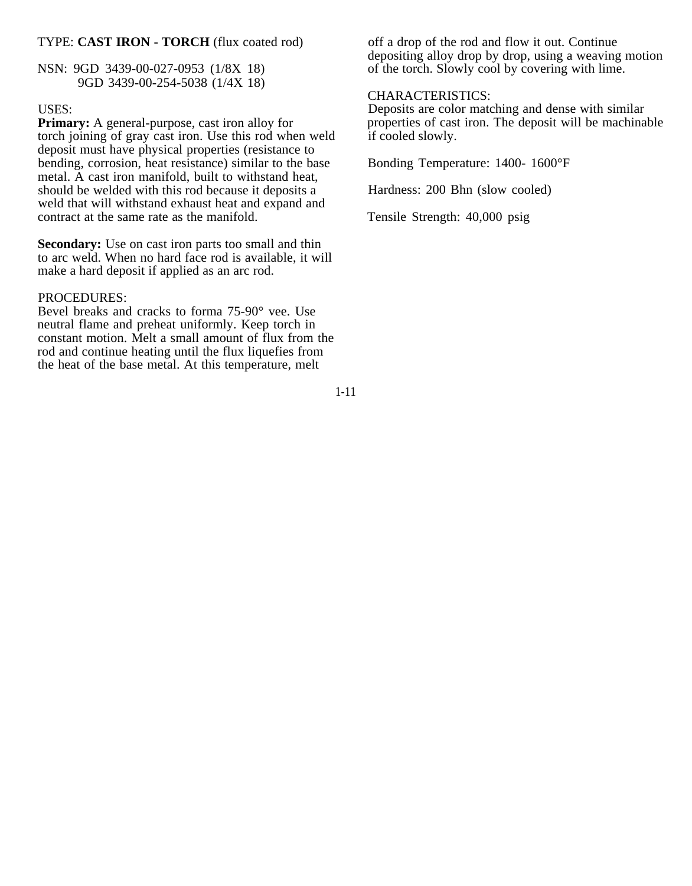TYPE: **CAST IRON - TORCH** (flux coated rod)

NSN: 9GD 3439-00-027-0953 (1/8X 18)
9GD 3439-00-254-5038 (1/4X 18)

USES:

**Primary:** A general-purpose, cast iron alloy for torch joining of gray cast iron. Use this rod when weld deposit must have physical properties (resistance to bending, corrosion, heat resistance) similar to the base metal. A cast iron manifold, built to withstand heat, should be welded with this rod because it deposits a weld that will withstand exhaust heat and expand and contract at the same rate as the manifold.

**Secondary:** Use on cast iron parts too small and thin to arc weld. When no hard face rod is available, it will make a hard deposit if applied as an arc rod.

PROCEDURES:

Bevel breaks and cracks to forma 75-90° vee. Use neutral flame and preheat uniformly. Keep torch in constant motion. Melt a small amount of flux from the rod and continue heating until the flux liquefies from the heat of the base metal. At this temperature, melt off a drop of the rod and flow it out. Continue depositing alloy drop by drop, using a weaving motion of the torch. Slowly cool by covering with lime.

CHARACTERISTICS:

Deposits are color matching and dense with similar properties of cast iron. The deposit will be machinable if cooled slowly.

Bonding Temperature: 1400- 1600°F

Hardness: 200 Bhn (slow cooled)

Tensile Strength: 40,000 psig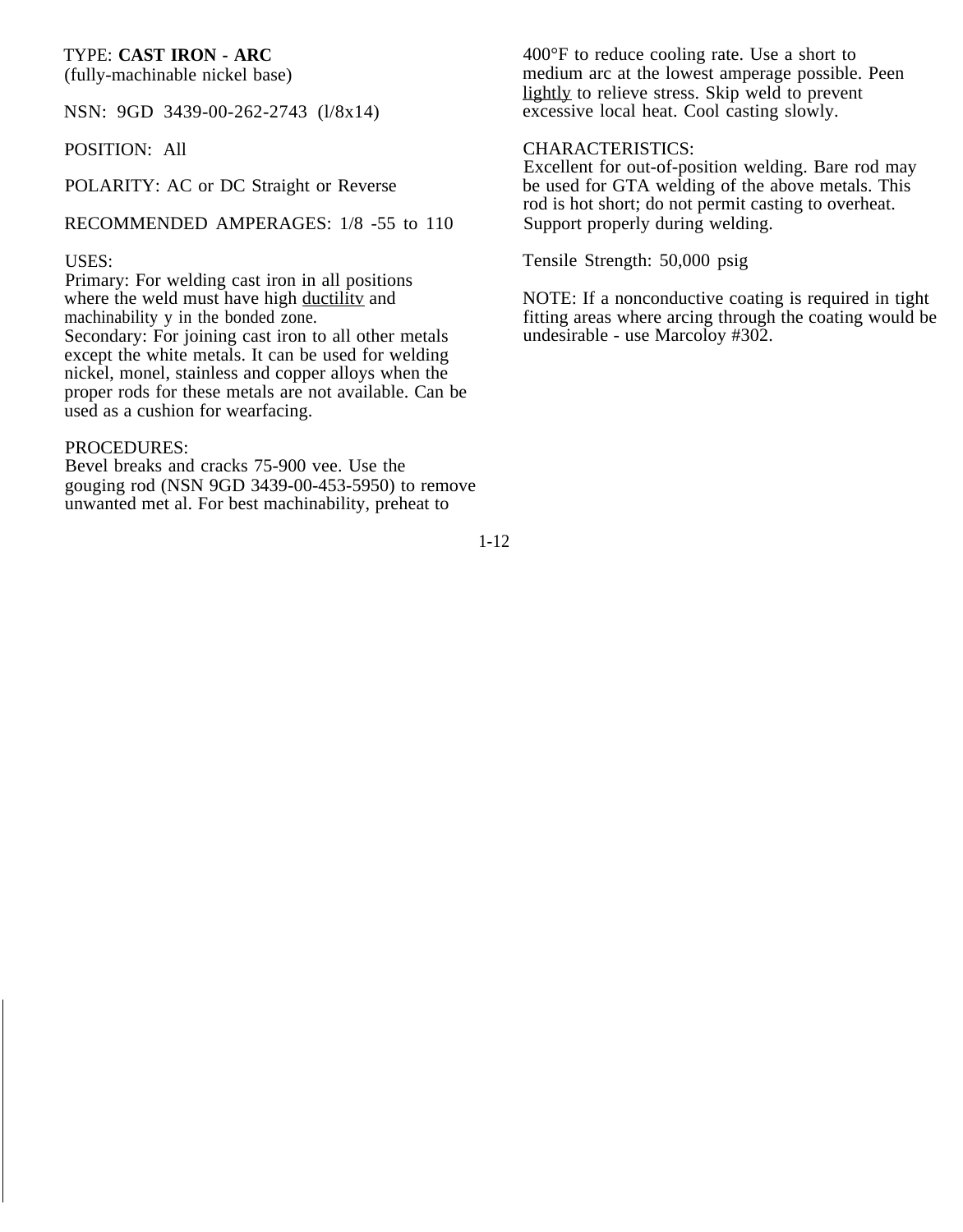TYPE: **CAST IRON - ARC**
(fully-machinable nickel base)

NSN: 9GD 3439-00-262-2743 (l/8x14)

POSITION: All

POLARITY: AC or DC Straight or Reverse

RECOMMENDED AMPERAGES: 1/8 -55 to 110

USES:
Primary: For welding cast iron in all positions where the weld must have high ductilitv and machinability y in the bonded zone.
Secondary: For joining cast iron to all other metals except the white metals. It can be used for welding nickel, monel, stainless and copper alloys when the proper rods for these metals are not available. Can be used as a cushion for wearfacing.

PROCEDURES:
Bevel breaks and cracks 75-900 vee. Use the gouging rod (NSN 9GD 3439-00-453-5950) to remove unwanted met al. For best machinability, preheat to 400°F to reduce cooling rate. Use a short to medium arc at the lowest amperage possible. Peen lightly to relieve stress. Skip weld to prevent excessive local heat. Cool casting slowly.

CHARACTERISTICS:
Excellent for out-of-position welding. Bare rod may be used for GTA welding of the above metals. This rod is hot short; do not permit casting to overheat. Support properly during welding.

Tensile Strength: 50,000 psig

NOTE: If a nonconductive coating is required in tight fitting areas where arcing through the coating would be undesirable - use Marcoloy #302.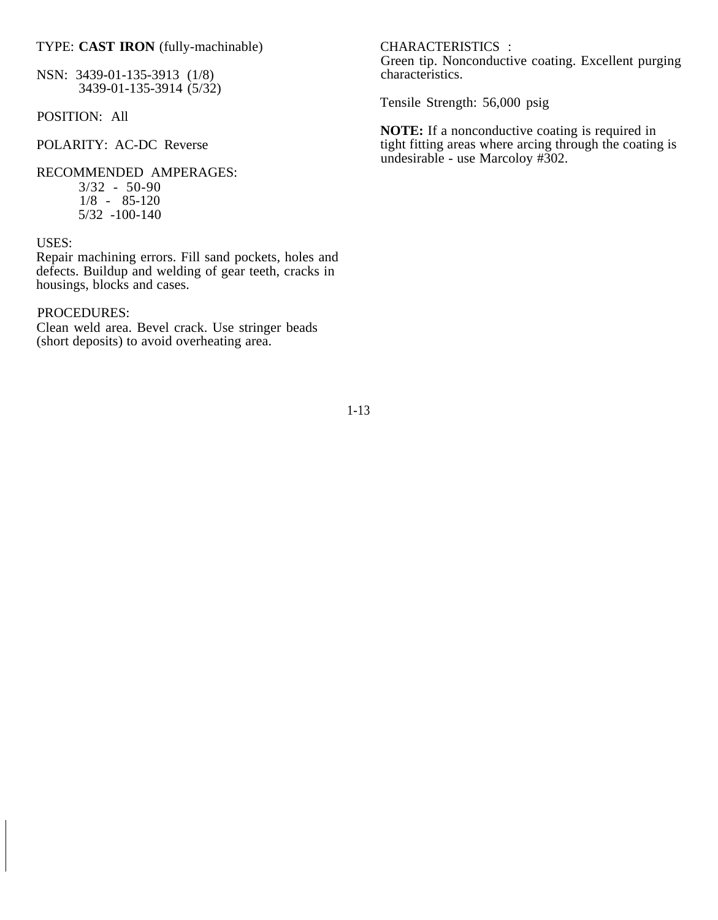TYPE: **CAST IRON** (fully-machinable)

NSN: 3439-01-135-3913 (1/8)
3439-01-135-3914 (5/32)

POSITION: All

POLARITY: AC-DC Reverse

RECOMMENDED AMPERAGES:

3/32 - 50-90
1/8 - 85-120
5/32 -100-140

USES:
Repair machining errors. Fill sand pockets, holes and defects. Buildup and welding of gear teeth, cracks in housings, blocks and cases.

PROCEDURES:
Clean weld area. Bevel crack. Use stringer beads (short deposits) to avoid overheating area.

CHARACTERISTICS :
Green tip. Nonconductive coating. Excellent purging characteristics.

Tensile Strength: 56,000 psig

**NOTE:** If a nonconductive coating is required in tight fitting areas where arcing through the coating is undesirable - use Marcoloy #302.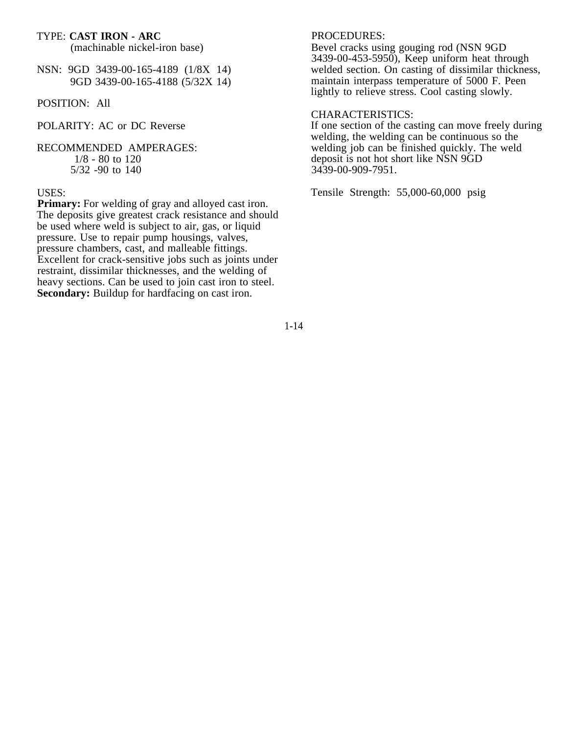TYPE: **CAST IRON - ARC**
(machinable nickel-iron base)

NSN: 9GD 3439-00-165-4189 (1/8X 14)
9GD 3439-00-165-4188 (5/32X 14)

POSITION: All

POLARITY: AC or DC Reverse

RECOMMENDED AMPERAGES:
1/8 - 80 to 120
5/32 -90 to 140

USES:
**Primary:** For welding of gray and alloyed cast iron. The deposits give greatest crack resistance and should be used where weld is subject to air, gas, or liquid pressure. Use to repair pump housings, valves, pressure chambers, cast, and malleable fittings. Excellent for crack-sensitive jobs such as joints under restraint, dissimilar thicknesses, and the welding of heavy sections. Can be used to join cast iron to steel.
**Secondary:** Buildup for hardfacing on cast iron.

PROCEDURES:
Bevel cracks using gouging rod (NSN 9GD 3439-00-453-5950), Keep uniform heat through welded section. On casting of dissimilar thickness, maintain interpass temperature of 5000 F. Peen lightly to relieve stress. Cool casting slowly.

CHARACTERISTICS:
If one section of the casting can move freely during welding, the welding can be continuous so the welding job can be finished quickly. The weld deposit is not hot short like NSN 9GD 3439-00-909-7951.

Tensile Strength: 55,000-60,000 psig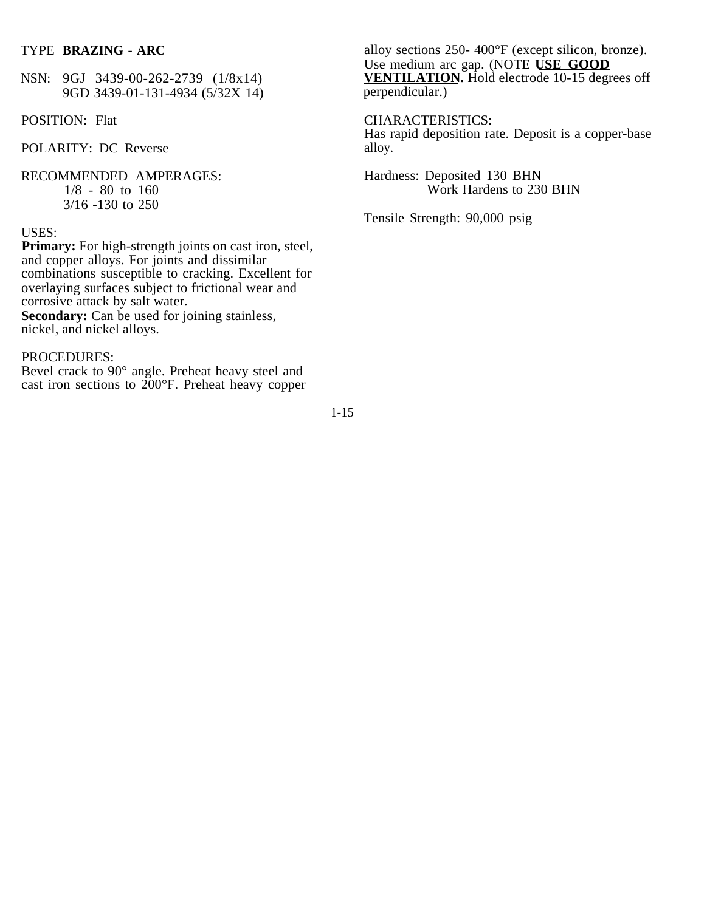TYPE **BRAZING - ARC**

NSN: 9GJ 3439-00-262-2739 (1/8x14)
9GD 3439-01-131-4934 (5/32X 14)

POSITION: Flat

POLARITY: DC Reverse

RECOMMENDED AMPERAGES:
1/8 - 80 to 160
3/16 -130 to 250

USES:
**Primary:** For high-strength joints on cast iron, steel, and copper alloys. For joints and dissimilar combinations susceptible to cracking. Excellent for overlaying surfaces subject to frictional wear and corrosive attack by salt water.
**Secondary:** Can be used for joining stainless, nickel, and nickel alloys.

PROCEDURES:
Bevel crack to 90° angle. Preheat heavy steel and cast iron sections to 200°F. Preheat heavy copper alloy sections 250- 400°F (except silicon, bronze). Use medium arc gap. (NOTE **USE GOOD VENTILATION.** Hold electrode 10-15 degrees off perpendicular.)

CHARACTERISTICS:
Has rapid deposition rate. Deposit is a copper-base alloy.

Hardness: Deposited 130 BHN
Work Hardens to 230 BHN

Tensile Strength: 90,000 psig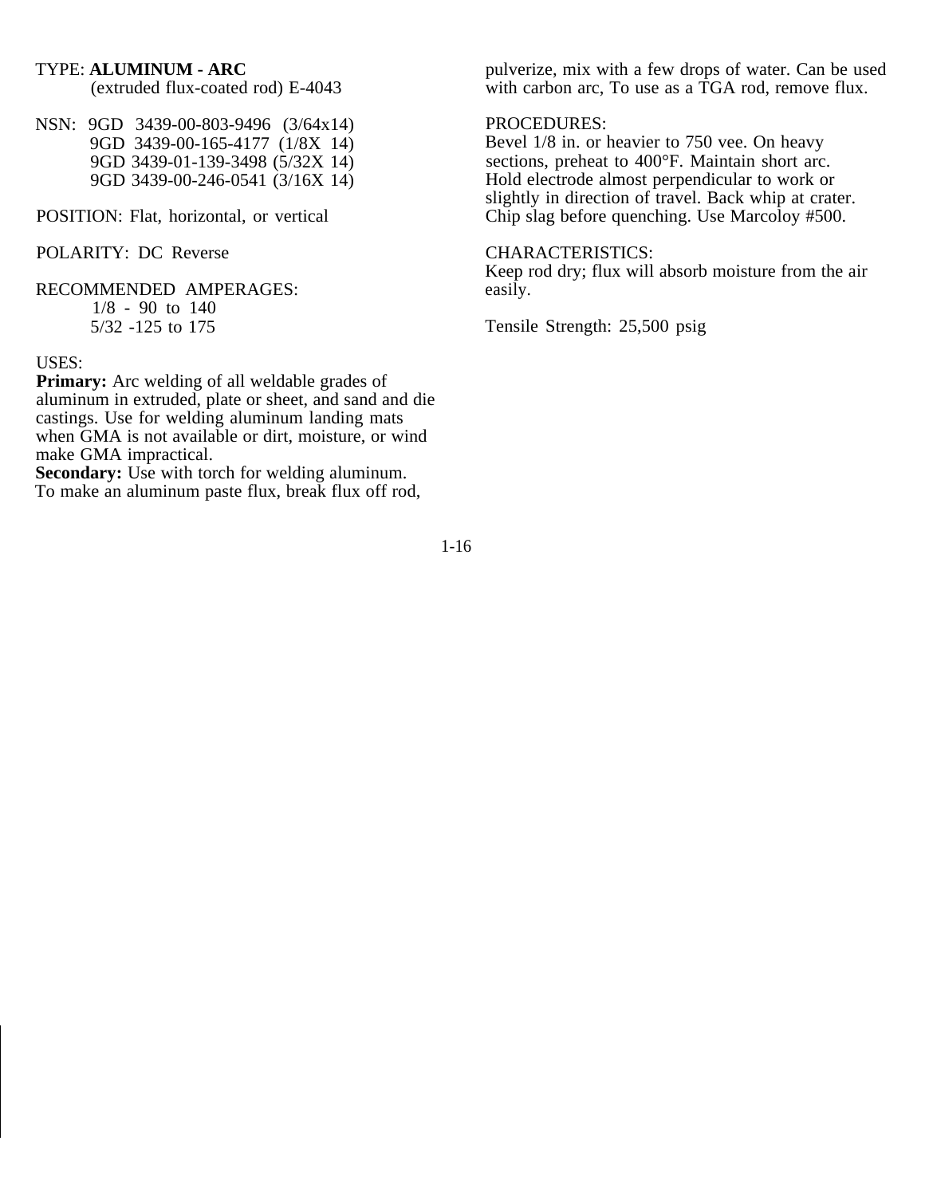TYPE: **ALUMINUM - ARC**
(extruded flux-coated rod) E-4043

NSN: 9GD 3439-00-803-9496 (3/64x14)
9GD 3439-00-165-4177 (1/8X 14)
9GD 3439-01-139-3498 (5/32X 14)
9GD 3439-00-246-0541 (3/16X 14)

POSITION: Flat, horizontal, or vertical

POLARITY: DC Reverse

RECOMMENDED AMPERAGES:
1/8 - 90 to 140
5/32 -125 to 175

USES:
**Primary:** Arc welding of all weldable grades of aluminum in extruded, plate or sheet, and sand and die castings. Use for welding aluminum landing mats when GMA is not available or dirt, moisture, or wind make GMA impractical.
**Secondary:** Use with torch for welding aluminum. To make an aluminum paste flux, break flux off rod, pulverize, mix with a few drops of water. Can be used with carbon arc, To use as a TGA rod, remove flux.

PROCEDURES:
Bevel 1/8 in. or heavier to 750 vee. On heavy sections, preheat to 400°F. Maintain short arc. Hold electrode almost perpendicular to work or slightly in direction of travel. Back whip at crater. Chip slag before quenching. Use Marcoloy #500.

CHARACTERISTICS:
Keep rod dry; flux will absorb moisture from the air easily.

Tensile Strength: 25,500 psig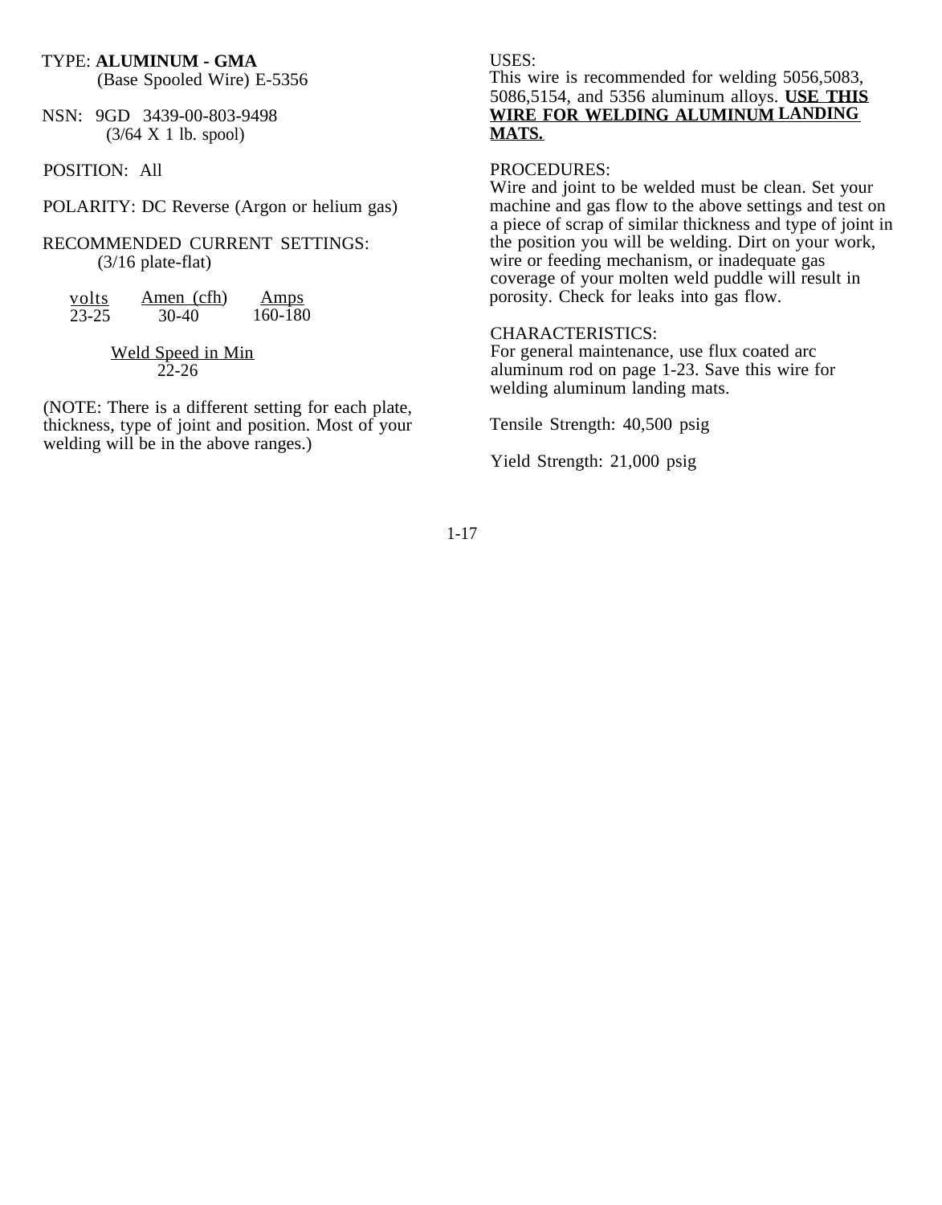TYPE: **ALUMINUM - GMA**
(Base Spooled Wire) E-5356

NSN: 9GD 3439-00-803-9498
(3/64 X 1 lb. spool)

POSITION: All

POLARITY: DC Reverse (Argon or helium gas)

RECOMMENDED CURRENT SETTINGS:
(3/16 plate-flat)

| volts | Amen (cfh) | Amps |
|---|---|---|
| 23-25 | 30-40 | 160-180 |

| Weld Speed in Min |
|---|
| 22-26 |

(NOTE: There is a different setting for each plate, thickness, type of joint and position. Most of your welding will be in the above ranges.)

USES:
This wire is recommended for welding 5056,5083, 5086,5154, and 5356 aluminum alloys. **USE THIS WIRE FOR WELDING ALUMINUM LANDING MATS.**

PROCEDURES:
Wire and joint to be welded must be clean. Set your machine and gas flow to the above settings and test on a piece of scrap of similar thickness and type of joint in the position you will be welding. Dirt on your work, wire or feeding mechanism, or inadequate gas coverage of your molten weld puddle will result in porosity. Check for leaks into gas flow.

CHARACTERISTICS:
For general maintenance, use flux coated arc aluminum rod on page 1-23. Save this wire for welding aluminum landing mats.

Tensile Strength: 40,500 psig

Yield Strength: 21,000 psig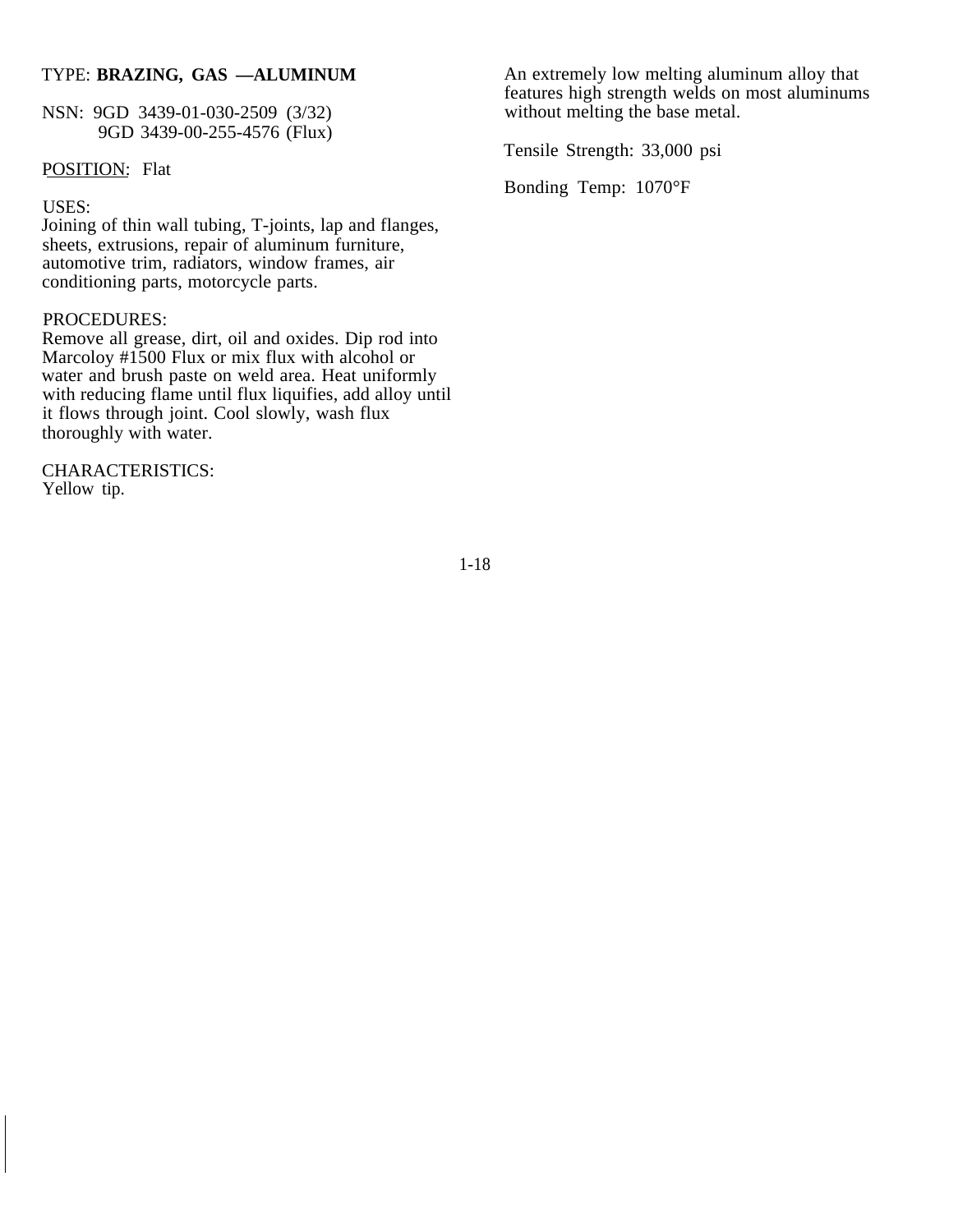TYPE: **BRAZING, GAS —ALUMINUM**

NSN: 9GD 3439-01-030-2509 (3/32)
9GD 3439-00-255-4576 (Flux)

POSITION: Flat

USES:
Joining of thin wall tubing, T-joints, lap and flanges, sheets, extrusions, repair of aluminum furniture, automotive trim, radiators, window frames, air conditioning parts, motorcycle parts.

PROCEDURES:
Remove all grease, dirt, oil and oxides. Dip rod into Marcoloy #1500 Flux or mix flux with alcohol or water and brush paste on weld area. Heat uniformly with reducing flame until flux liquifies, add alloy until it flows through joint. Cool slowly, wash flux thoroughly with water.

CHARACTERISTICS:
Yellow tip.

An extremely low melting aluminum alloy that features high strength welds on most aluminums without melting the base metal.

Tensile Strength: 33,000 psi

Bonding Temp: 1070°F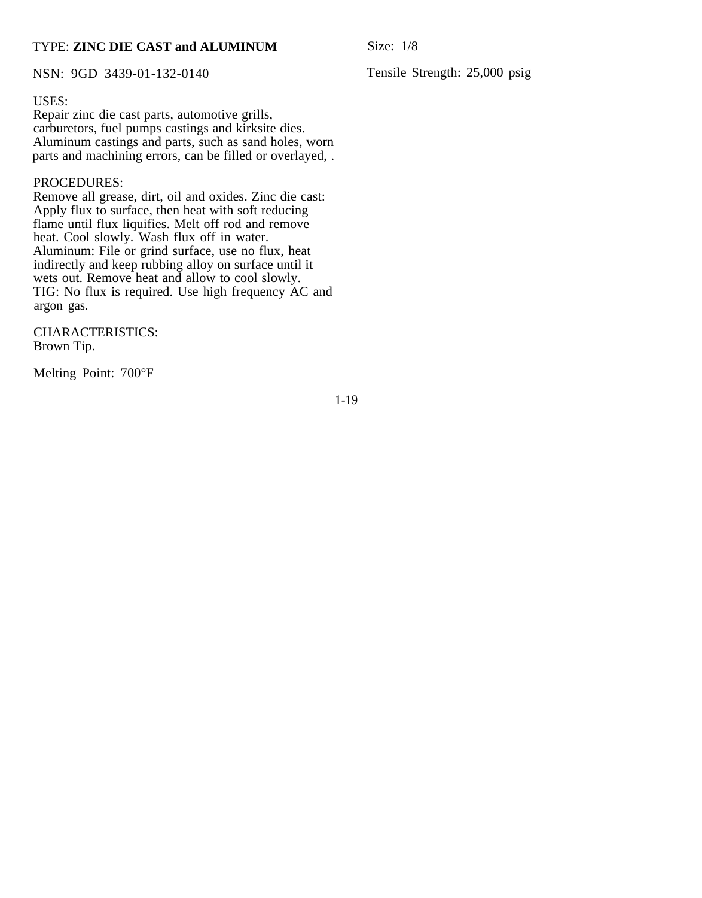TYPE: **ZINC DIE CAST and ALUMINUM**

Size: 1/8

NSN: 9GD 3439-01-132-0140

Tensile Strength: 25,000 psig

USES:
Repair zinc die cast parts, automotive grills, carburetors, fuel pumps castings and kirksite dies. Aluminum castings and parts, such as sand holes, worn parts and machining errors, can be filled or overlayed, .

PROCEDURES:
Remove all grease, dirt, oil and oxides. Zinc die cast: Apply flux to surface, then heat with soft reducing flame until flux liquifies. Melt off rod and remove heat. Cool slowly. Wash flux off in water. Aluminum: File or grind surface, use no flux, heat indirectly and keep rubbing alloy on surface until it wets out. Remove heat and allow to cool slowly. TIG: No flux is required. Use high frequency AC and argon gas.

CHARACTERISTICS:
Brown Tip.

Melting Point: 700°F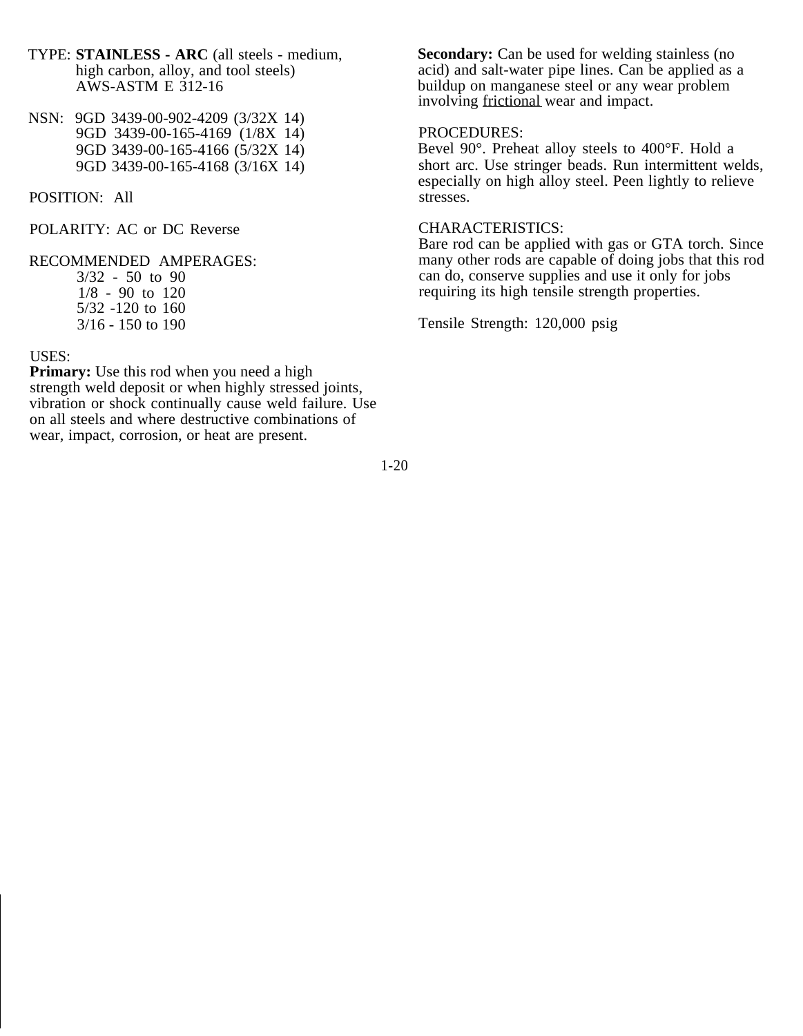TYPE: **STAINLESS - ARC** (all steels - medium, high carbon, alloy, and tool steels)
AWS-ASTM E 312-16

NSN: 9GD 3439-00-902-4209 (3/32X 14)
9GD 3439-00-165-4169 (1/8X 14)
9GD 3439-00-165-4166 (5/32X 14)
9GD 3439-00-165-4168 (3/16X 14)

POSITION: All

POLARITY: AC or DC Reverse

RECOMMENDED AMPERAGES:
3/32 - 50 to 90
1/8 - 90 to 120
5/32 -120 to 160
3/16 - 150 to 190

USES:
**Primary:** Use this rod when you need a high strength weld deposit or when highly stressed joints, vibration or shock continually cause weld failure. Use on all steels and where destructive combinations of wear, impact, corrosion, or heat are present.

**Secondary:** Can be used for welding stainless (no acid) and salt-water pipe lines. Can be applied as a buildup on manganese steel or any wear problem involving frictional wear and impact.

PROCEDURES:
Bevel 90°. Preheat alloy steels to 400°F. Hold a short arc. Use stringer beads. Run intermittent welds, especially on high alloy steel. Peen lightly to relieve stresses.

CHARACTERISTICS:
Bare rod can be applied with gas or GTA torch. Since many other rods are capable of doing jobs that this rod can do, conserve supplies and use it only for jobs requiring its high tensile strength properties.

Tensile Strength: 120,000 psig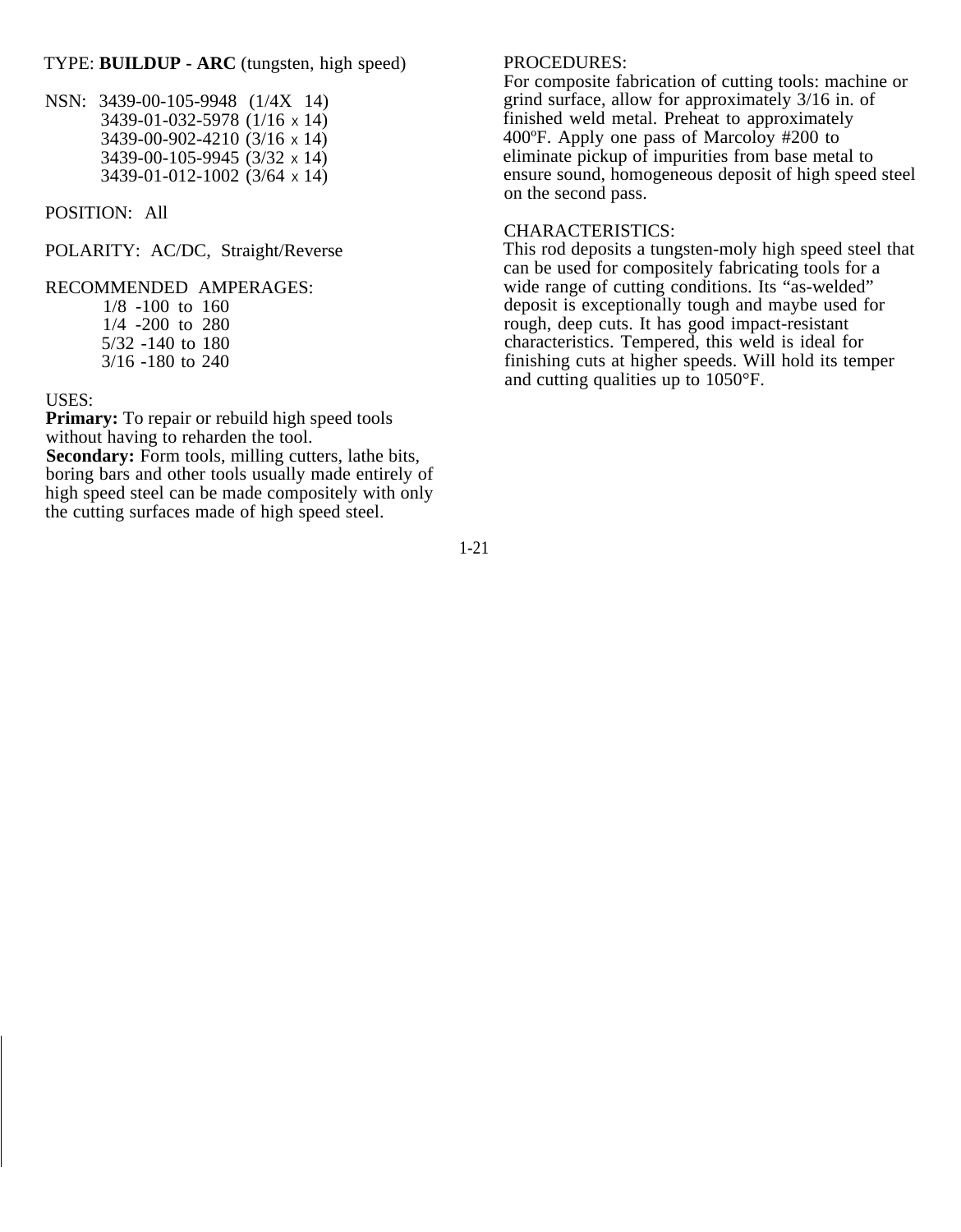TYPE: **BUILDUP - ARC** (tungsten, high speed)

NSN: 3439-00-105-9948 (1/4X 14)
3439-01-032-5978 (1/16 x 14)
3439-00-902-4210 (3/16 x 14)
3439-00-105-9945 (3/32 x 14)
3439-01-012-1002 (3/64 x 14)

POSITION: All

POLARITY: AC/DC, Straight/Reverse

RECOMMENDED AMPERAGES:
1/8 -100 to 160
1/4 -200 to 280
5/32 -140 to 180
3/16 -180 to 240

USES:
**Primary:** To repair or rebuild high speed tools without having to reharden the tool.
**Secondary:** Form tools, milling cutters, lathe bits, boring bars and other tools usually made entirely of high speed steel can be made compositely with only the cutting surfaces made of high speed steel.

PROCEDURES:
For composite fabrication of cutting tools: machine or grind surface, allow for approximately 3/16 in. of finished weld metal. Preheat to approximately 400ºF. Apply one pass of Marcoloy #200 to eliminate pickup of impurities from base metal to ensure sound, homogeneous deposit of high speed steel on the second pass.

CHARACTERISTICS:
This rod deposits a tungsten-moly high speed steel that can be used for compositely fabricating tools for a wide range of cutting conditions. Its “as-welded” deposit is exceptionally tough and maybe used for rough, deep cuts. It has good impact-resistant characteristics. Tempered, this weld is ideal for finishing cuts at higher speeds. Will hold its temper and cutting qualities up to 1050°F.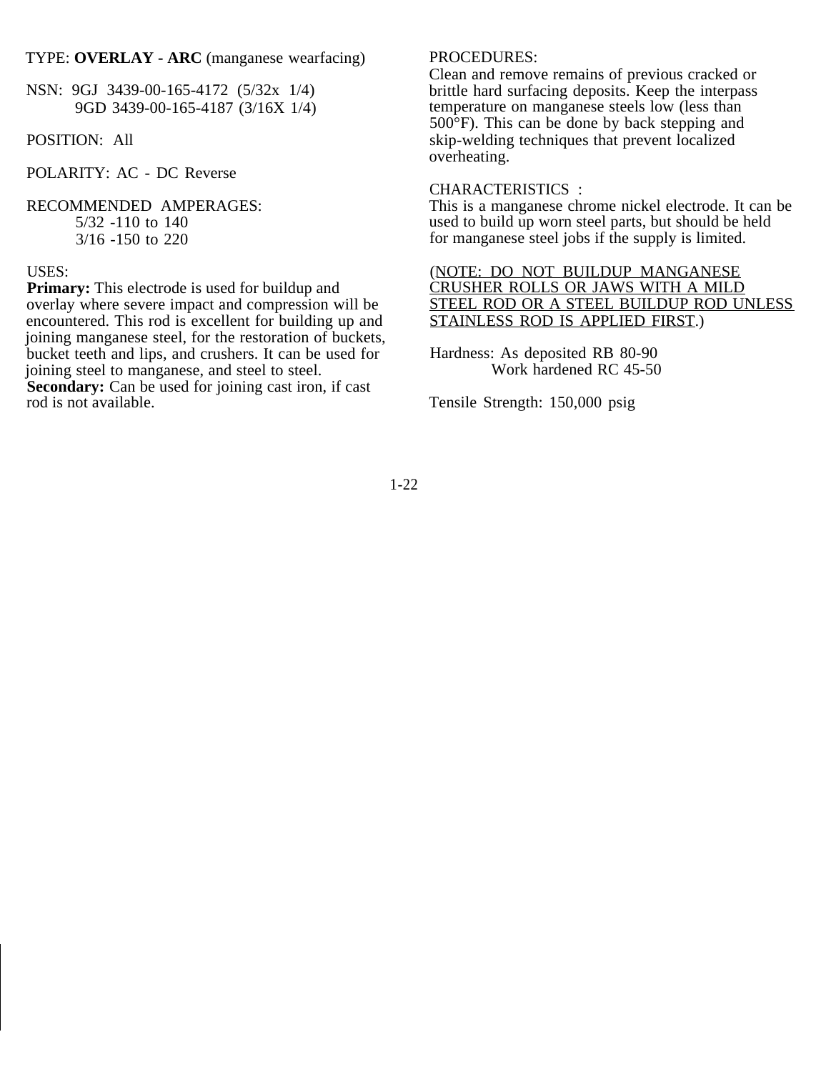TYPE: **OVERLAY - ARC** (manganese wearfacing)

NSN: 9GJ 3439-00-165-4172 (5/32x 1/4)
9GD 3439-00-165-4187 (3/16X 1/4)

POSITION: All

POLARITY: AC - DC Reverse

RECOMMENDED AMPERAGES:
5/32 -110 to 140
3/16 -150 to 220

USES:
**Primary:** This electrode is used for buildup and overlay where severe impact and compression will be encountered. This rod is excellent for building up and joining manganese steel, for the restoration of buckets, bucket teeth and lips, and crushers. It can be used for joining steel to manganese, and steel to steel.
**Secondary:** Can be used for joining cast iron, if cast rod is not available.

PROCEDURES:
Clean and remove remains of previous cracked or brittle hard surfacing deposits. Keep the interpass temperature on manganese steels low (less than 500°F). This can be done by back stepping and skip-welding techniques that prevent localized overheating.

CHARACTERISTICS :
This is a manganese chrome nickel electrode. It can be used to build up worn steel parts, but should be held for manganese steel jobs if the supply is limited.

(NOTE: DO NOT BUILDUP MANGANESE CRUSHER ROLLS OR JAWS WITH A MILD STEEL ROD OR A STEEL BUILDUP ROD UNLESS STAINLESS ROD IS APPLIED FIRST.)

Hardness: As deposited RB 80-90
Work hardened RC 45-50

Tensile Strength: 150,000 psig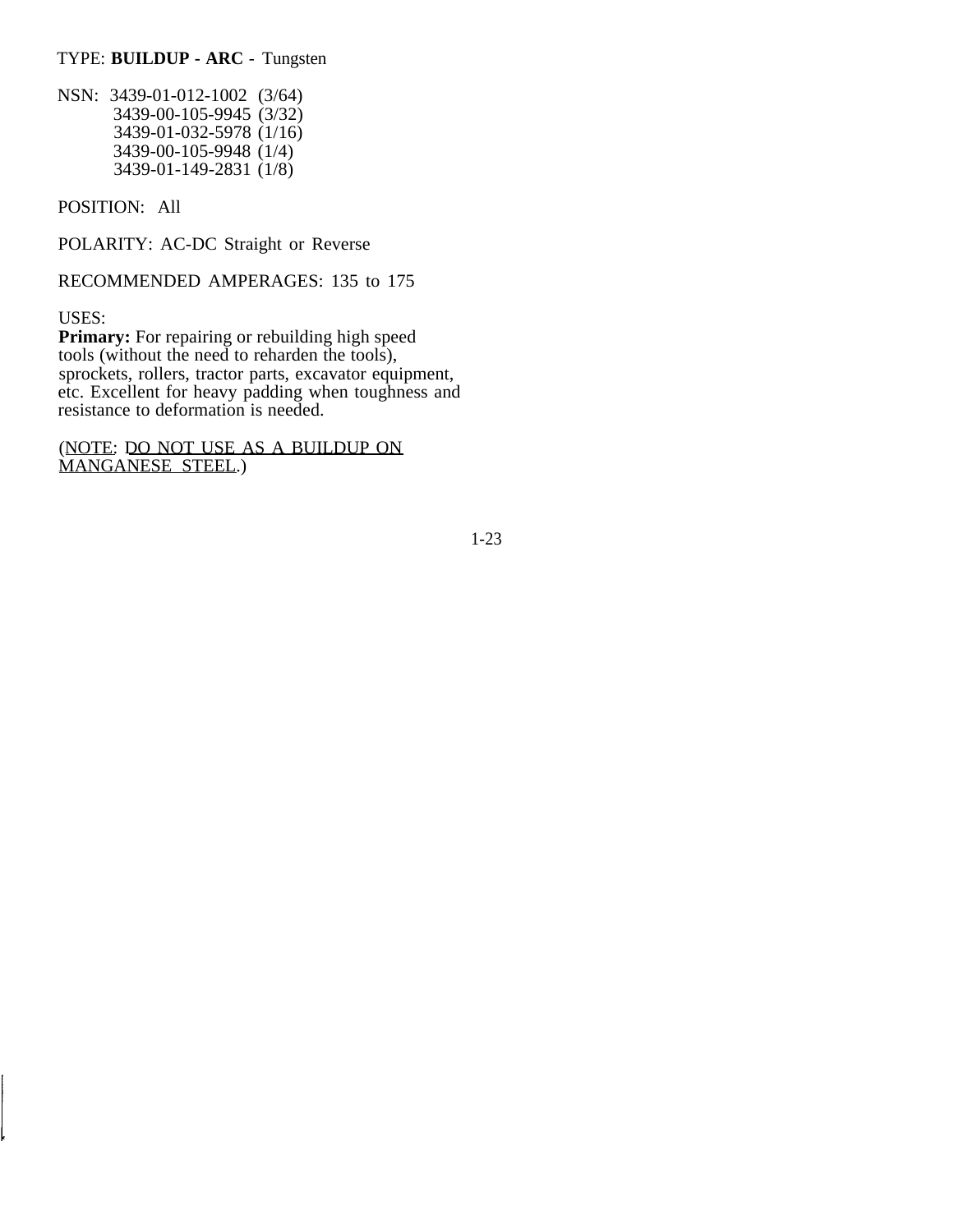TYPE: **BUILDUP - ARC** - Tungsten

NSN: 3439-01-012-1002 (3/64)
3439-00-105-9945 (3/32)
3439-01-032-5978 (1/16)
3439-00-105-9948 (1/4)
3439-01-149-2831 (1/8)

POSITION: All

POLARITY: AC-DC Straight or Reverse

RECOMMENDED AMPERAGES: 135 to 175

USES:
**Primary:** For repairing or rebuilding high speed tools (without the need to reharden the tools), sprockets, rollers, tractor parts, excavator equipment, etc. Excellent for heavy padding when toughness and resistance to deformation is needed.

(NOTE: DO NOT USE AS A BUILDUP ON MANGANESE STEEL.)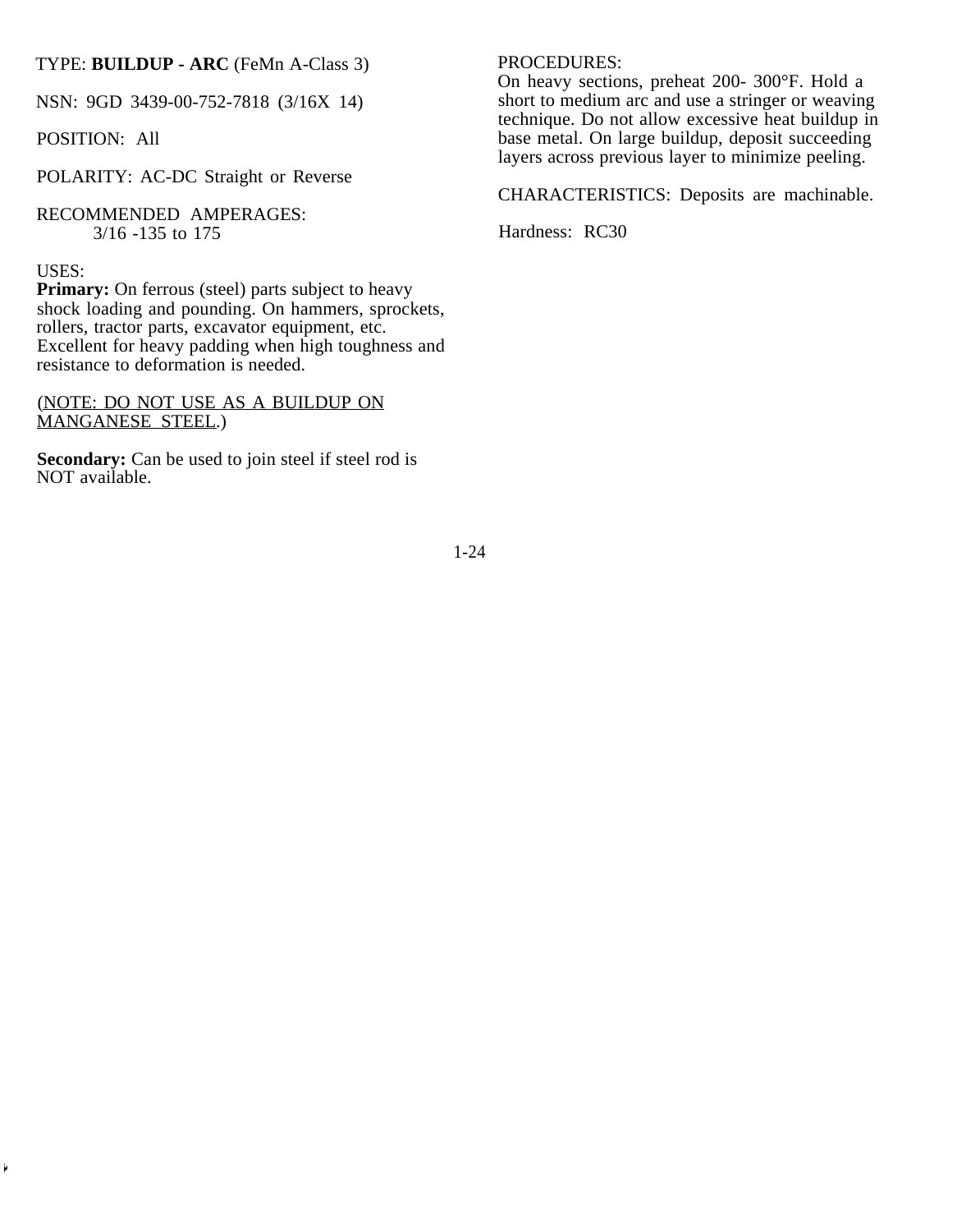TYPE: **BUILDUP - ARC** (FeMn A-Class 3)

NSN: 9GD 3439-00-752-7818 (3/16X 14)

POSITION: All

POLARITY: AC-DC Straight or Reverse

RECOMMENDED AMPERAGES:
3/16 -135 to 175

USES:
**Primary:** On ferrous (steel) parts subject to heavy shock loading and pounding. On hammers, sprockets, rollers, tractor parts, excavator equipment, etc. Excellent for heavy padding when high toughness and resistance to deformation is needed.

(NOTE: DO NOT USE AS A BUILDUP ON MANGANESE STEEL.)

**Secondary:** Can be used to join steel if steel rod is NOT available.

PROCEDURES:
On heavy sections, preheat 200- 300°F. Hold a short to medium arc and use a stringer or weaving technique. Do not allow excessive heat buildup in base metal. On large buildup, deposit succeeding layers across previous layer to minimize peeling.

CHARACTERISTICS: Deposits are machinable.

Hardness: RC30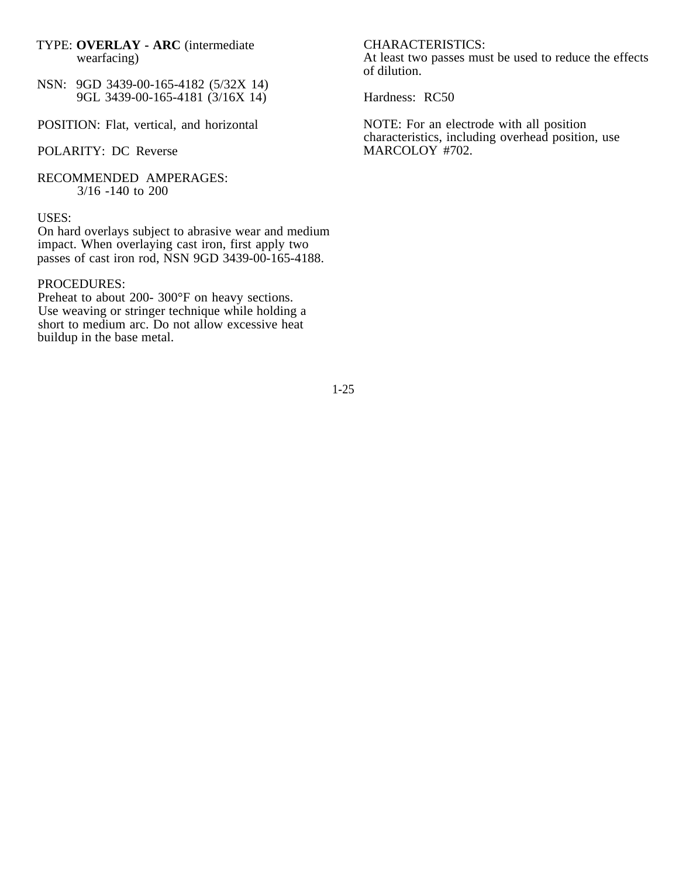TYPE: **OVERLAY - ARC** (intermediate wearfacing)

NSN: 9GD 3439-00-165-4182 (5/32X 14)
9GL 3439-00-165-4181 (3/16X 14)

POSITION: Flat, vertical, and horizontal

POLARITY: DC Reverse

RECOMMENDED AMPERAGES:
3/16 -140 to 200

USES:
On hard overlays subject to abrasive wear and medium impact. When overlaying cast iron, first apply two passes of cast iron rod, NSN 9GD 3439-00-165-4188.

PROCEDURES:
Preheat to about 200- 300°F on heavy sections. Use weaving or stringer technique while holding a short to medium arc. Do not allow excessive heat buildup in the base metal.

CHARACTERISTICS:
At least two passes must be used to reduce the effects of dilution.

Hardness: RC50

NOTE: For an electrode with all position characteristics, including overhead position, use MARCOLOY #702.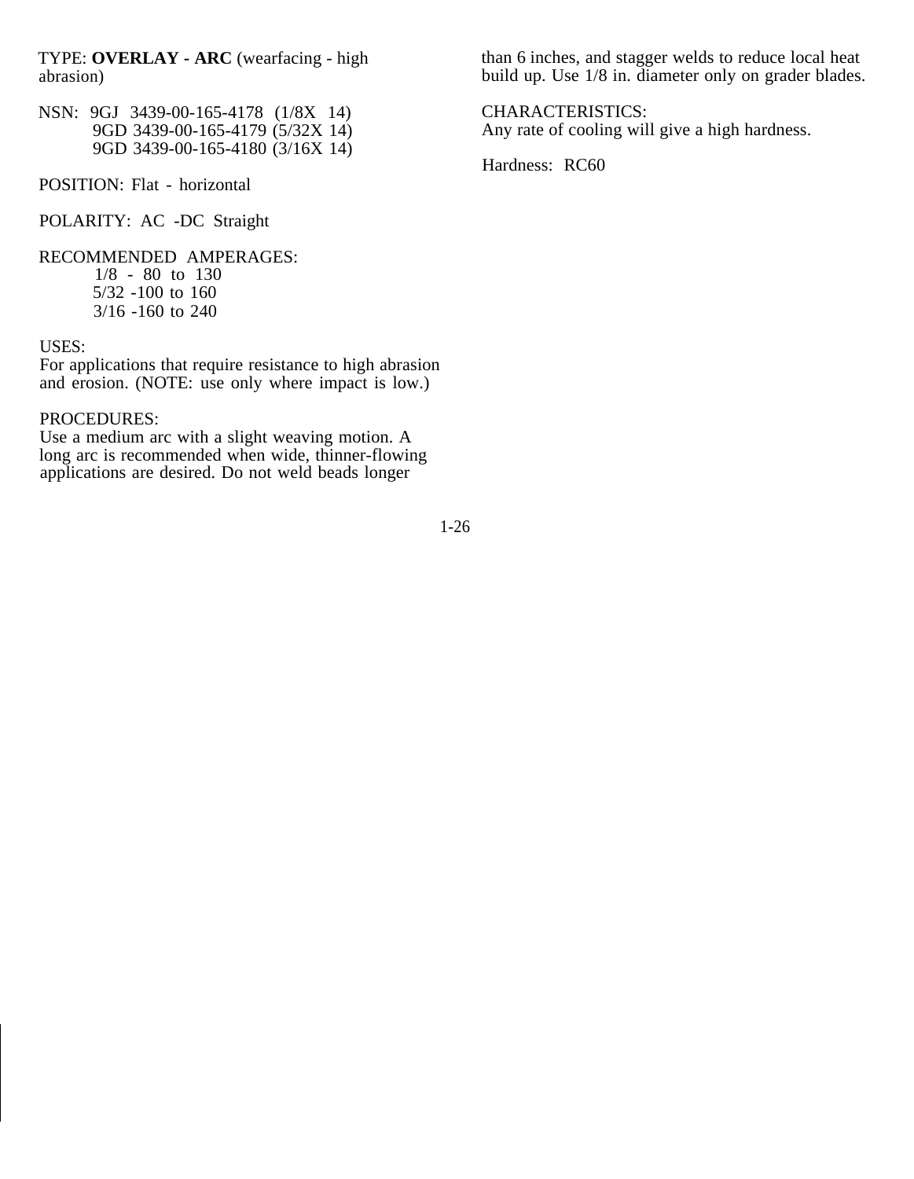TYPE: **OVERLAY - ARC** (wearfacing - high abrasion)

NSN: 9GJ 3439-00-165-4178 (1/8X 14)
9GD 3439-00-165-4179 (5/32X 14)
9GD 3439-00-165-4180 (3/16X 14)

POSITION: Flat - horizontal

POLARITY: AC -DC Straight

RECOMMENDED AMPERAGES:
1/8 - 80 to 130
5/32 -100 to 160
3/16 -160 to 240

USES:
For applications that require resistance to high abrasion and erosion. (NOTE: use only where impact is low.)

PROCEDURES:
Use a medium arc with a slight weaving motion. A long arc is recommended when wide, thinner-flowing applications are desired. Do not weld beads longer than 6 inches, and stagger welds to reduce local heat build up. Use 1/8 in. diameter only on grader blades.

CHARACTERISTICS:
Any rate of cooling will give a high hardness.

Hardness: RC60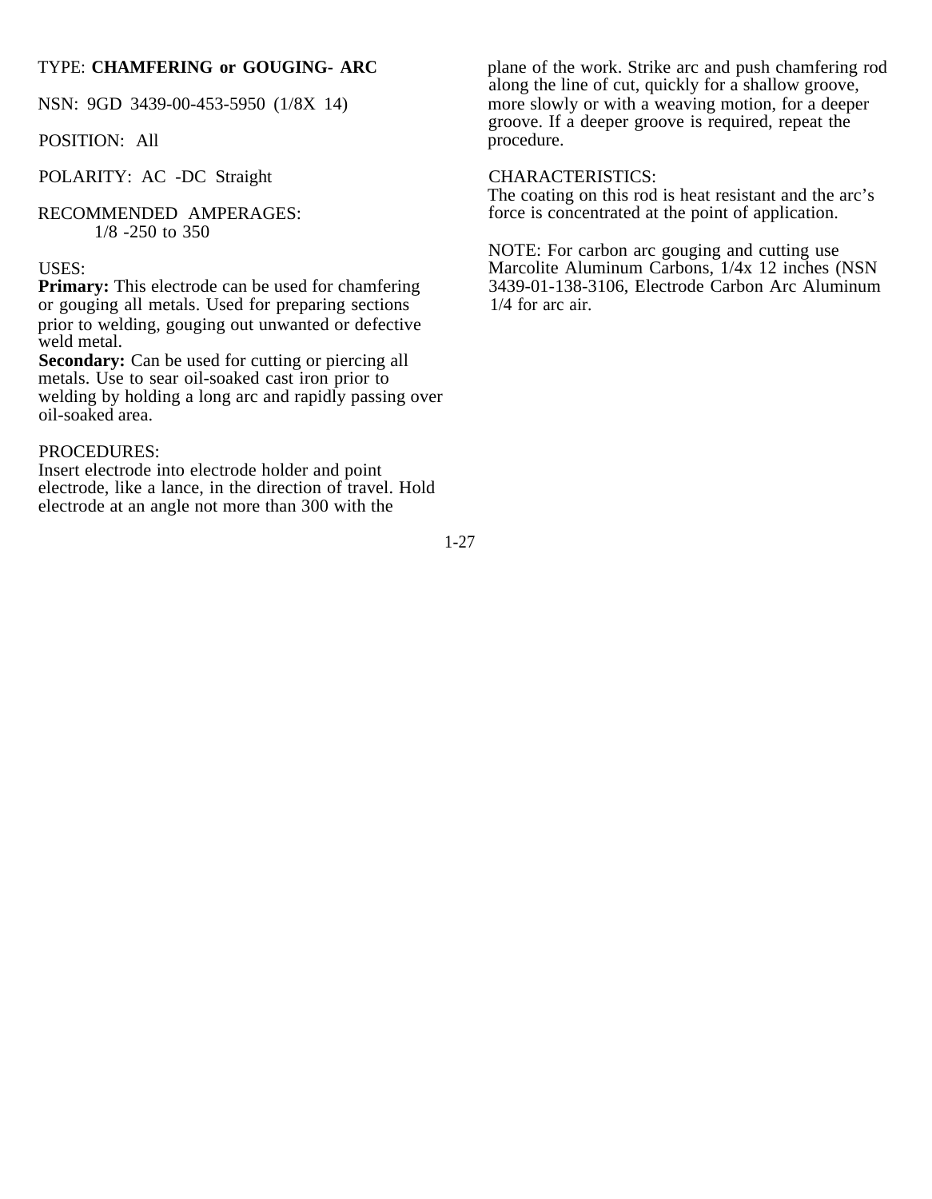TYPE: **CHAMFERING or GOUGING- ARC**

NSN: 9GD 3439-00-453-5950 (1/8X 14)

POSITION: All

POLARITY: AC -DC Straight

RECOMMENDED AMPERAGES:
1/8 -250 to 350

USES:
**Primary:** This electrode can be used for chamfering or gouging all metals. Used for preparing sections prior to welding, gouging out unwanted or defective weld metal.
**Secondary:** Can be used for cutting or piercing all metals. Use to sear oil-soaked cast iron prior to welding by holding a long arc and rapidly passing over oil-soaked area.

PROCEDURES:
Insert electrode into electrode holder and point electrode, like a lance, in the direction of travel. Hold electrode at an angle not more than 300 with the plane of the work. Strike arc and push chamfering rod along the line of cut, quickly for a shallow groove, more slowly or with a weaving motion, for a deeper groove. If a deeper groove is required, repeat the procedure.

CHARACTERISTICS:
The coating on this rod is heat resistant and the arc's force is concentrated at the point of application.

NOTE: For carbon arc gouging and cutting use Marcolite Aluminum Carbons, 1/4x 12 inches (NSN 3439-01-138-3106, Electrode Carbon Arc Aluminum 1/4 for arc air.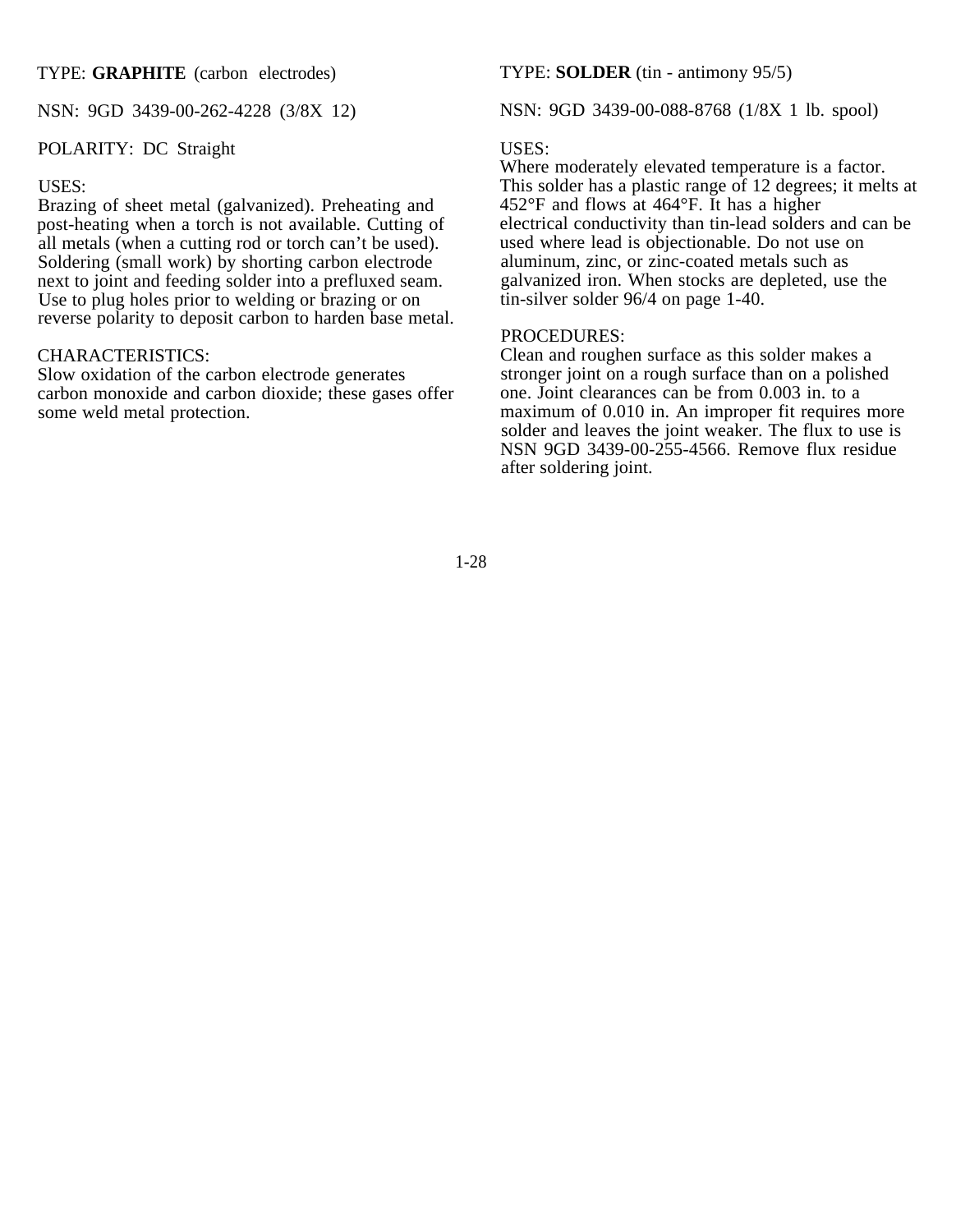TYPE: **GRAPHITE** (carbon electrodes)

NSN: 9GD 3439-00-262-4228 (3/8X 12)

POLARITY: DC Straight

USES:
Brazing of sheet metal (galvanized). Preheating and post-heating when a torch is not available. Cutting of all metals (when a cutting rod or torch can't be used). Soldering (small work) by shorting carbon electrode next to joint and feeding solder into a prefluxed seam. Use to plug holes prior to welding or brazing or on reverse polarity to deposit carbon to harden base metal.

CHARACTERISTICS:
Slow oxidation of the carbon electrode generates carbon monoxide and carbon dioxide; these gases offer some weld metal protection.

TYPE: **SOLDER** (tin - antimony 95/5)

NSN: 9GD 3439-00-088-8768 (1/8X 1 lb. spool)

USES:
Where moderately elevated temperature is a factor. This solder has a plastic range of 12 degrees; it melts at 452°F and flows at 464°F. It has a higher electrical conductivity than tin-lead solders and can be used where lead is objectionable. Do not use on aluminum, zinc, or zinc-coated metals such as galvanized iron. When stocks are depleted, use the tin-silver solder 96/4 on page 1-40.

PROCEDURES:
Clean and roughen surface as this solder makes a stronger joint on a rough surface than on a polished one. Joint clearances can be from 0.003 in. to a maximum of 0.010 in. An improper fit requires more solder and leaves the joint weaker. The flux to use is NSN 9GD 3439-00-255-4566. Remove flux residue after soldering joint.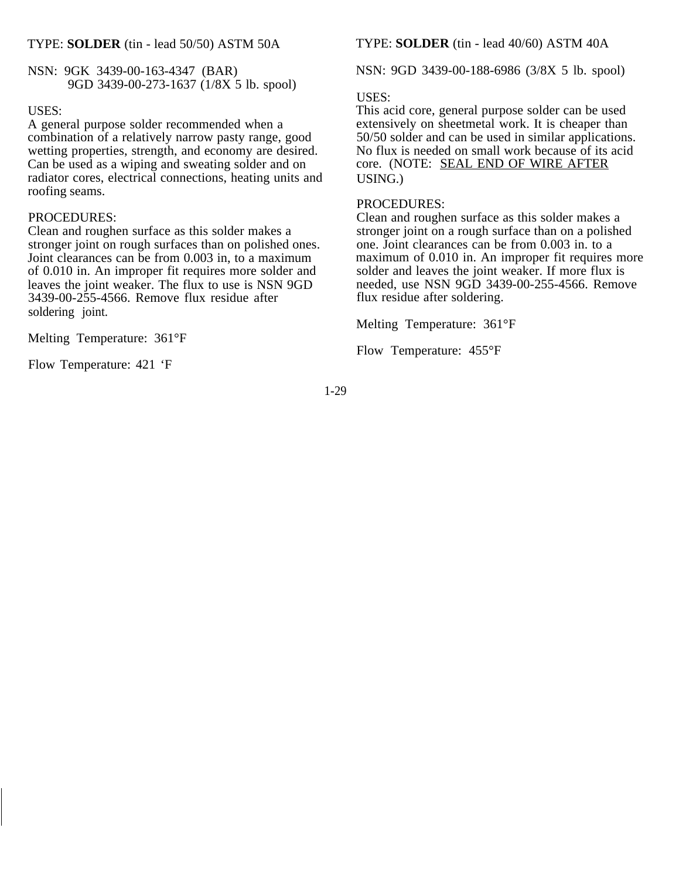TYPE: **SOLDER** (tin - lead 50/50) ASTM 50A

NSN: 9GK 3439-00-163-4347 (BAR)
9GD 3439-00-273-1637 (1/8X 5 lb. spool)

USES:
A general purpose solder recommended when a combination of a relatively narrow pasty range, good wetting properties, strength, and economy are desired. Can be used as a wiping and sweating solder and on radiator cores, electrical connections, heating units and roofing seams.

PROCEDURES:
Clean and roughen surface as this solder makes a stronger joint on rough surfaces than on polished ones. Joint clearances can be from 0.003 in, to a maximum of 0.010 in. An improper fit requires more solder and leaves the joint weaker. The flux to use is NSN 9GD 3439-00-255-4566. Remove flux residue after soldering joint.

Melting Temperature: 361°F

Flow Temperature: 421 ‘F

TYPE: **SOLDER** (tin - lead 40/60) ASTM 40A

NSN: 9GD 3439-00-188-6986 (3/8X 5 lb. spool)

USES:
This acid core, general purpose solder can be used extensively on sheetmetal work. It is cheaper than 50/50 solder and can be used in similar applications. No flux is needed on small work because of its acid core. (NOTE: <u>SEAL END OF WIRE AFTER</u> USING.)

PROCEDURES:
Clean and roughen surface as this solder makes a stronger joint on a rough surface than on a polished one. Joint clearances can be from 0.003 in. to a maximum of 0.010 in. An improper fit requires more solder and leaves the joint weaker. If more flux is needed, use NSN 9GD 3439-00-255-4566. Remove flux residue after soldering.

Melting Temperature: 361°F

Flow Temperature: 455°F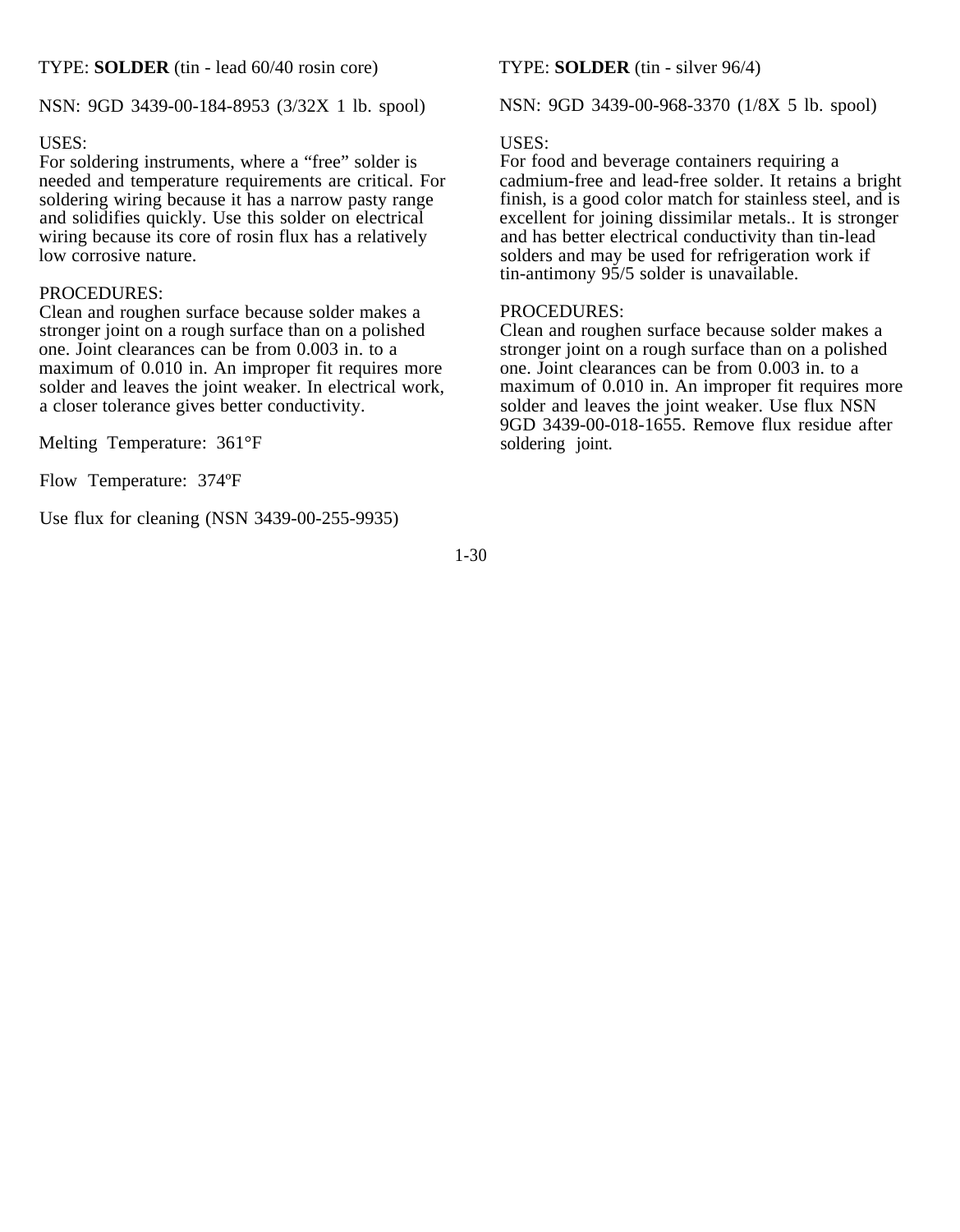TYPE: **SOLDER** (tin - lead 60/40 rosin core)

NSN: 9GD 3439-00-184-8953 (3/32X 1 lb. spool)

USES:
For soldering instruments, where a “free” solder is needed and temperature requirements are critical. For soldering wiring because it has a narrow pasty range and solidifies quickly. Use this solder on electrical wiring because its core of rosin flux has a relatively low corrosive nature.

PROCEDURES:
Clean and roughen surface because solder makes a stronger joint on a rough surface than on a polished one. Joint clearances can be from 0.003 in. to a maximum of 0.010 in. An improper fit requires more solder and leaves the joint weaker. In electrical work, a closer tolerance gives better conductivity.

Melting Temperature: 361°F

Flow Temperature: 374ºF

Use flux for cleaning (NSN 3439-00-255-9935)

TYPE: **SOLDER** (tin - silver 96/4)

NSN: 9GD 3439-00-968-3370 (1/8X 5 lb. spool)

USES:
For food and beverage containers requiring a cadmium-free and lead-free solder. It retains a bright finish, is a good color match for stainless steel, and is excellent for joining dissimilar metals.. It is stronger and has better electrical conductivity than tin-lead solders and may be used for refrigeration work if tin-antimony 95/5 solder is unavailable.

PROCEDURES:
Clean and roughen surface because solder makes a stronger joint on a rough surface than on a polished one. Joint clearances can be from 0.003 in. to a maximum of 0.010 in. An improper fit requires more solder and leaves the joint weaker. Use flux NSN 9GD 3439-00-018-1655. Remove flux residue after soldering joint.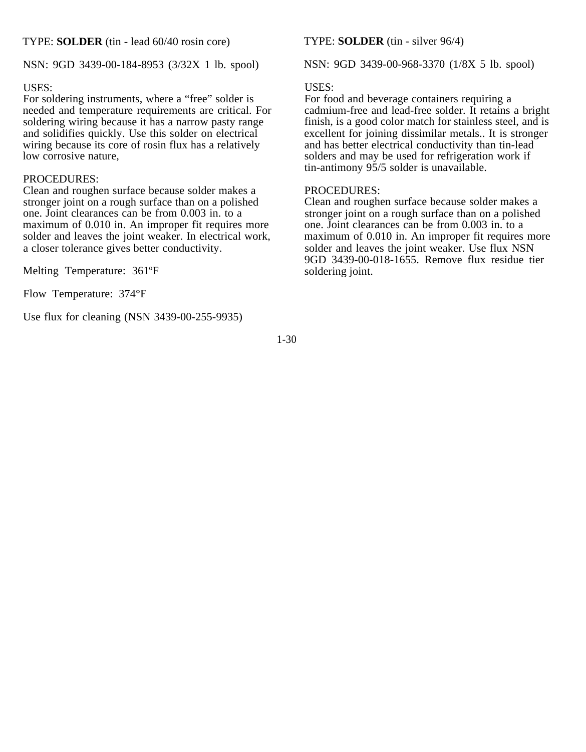TYPE: **SOLDER** (tin - lead 60/40 rosin core)

NSN: 9GD 3439-00-184-8953 (3/32X 1 lb. spool)

USES:
For soldering instruments, where a “free” solder is needed and temperature requirements are critical. For soldering wiring because it has a narrow pasty range and solidifies quickly. Use this solder on electrical wiring because its core of rosin flux has a relatively low corrosive nature,

PROCEDURES:
Clean and roughen surface because solder makes a stronger joint on a rough surface than on a polished one. Joint clearances can be from 0.003 in. to a maximum of 0.010 in. An improper fit requires more solder and leaves the joint weaker. In electrical work, a closer tolerance gives better conductivity.

Melting Temperature: 361ºF

Flow Temperature: 374°F

Use flux for cleaning (NSN 3439-00-255-9935)

TYPE: **SOLDER** (tin - silver 96/4)

NSN: 9GD 3439-00-968-3370 (1/8X 5 lb. spool)

USES:
For food and beverage containers requiring a cadmium-free and lead-free solder. It retains a bright finish, is a good color match for stainless steel, and is excellent for joining dissimilar metals.. It is stronger and has better electrical conductivity than tin-lead solders and may be used for refrigeration work if tin-antimony 95/5 solder is unavailable.

PROCEDURES:
Clean and roughen surface because solder makes a stronger joint on a rough surface than on a polished one. Joint clearances can be from 0.003 in. to a maximum of 0.010 in. An improper fit requires more solder and leaves the joint weaker. Use flux NSN 9GD 3439-00-018-1655. Remove flux residue tier soldering joint.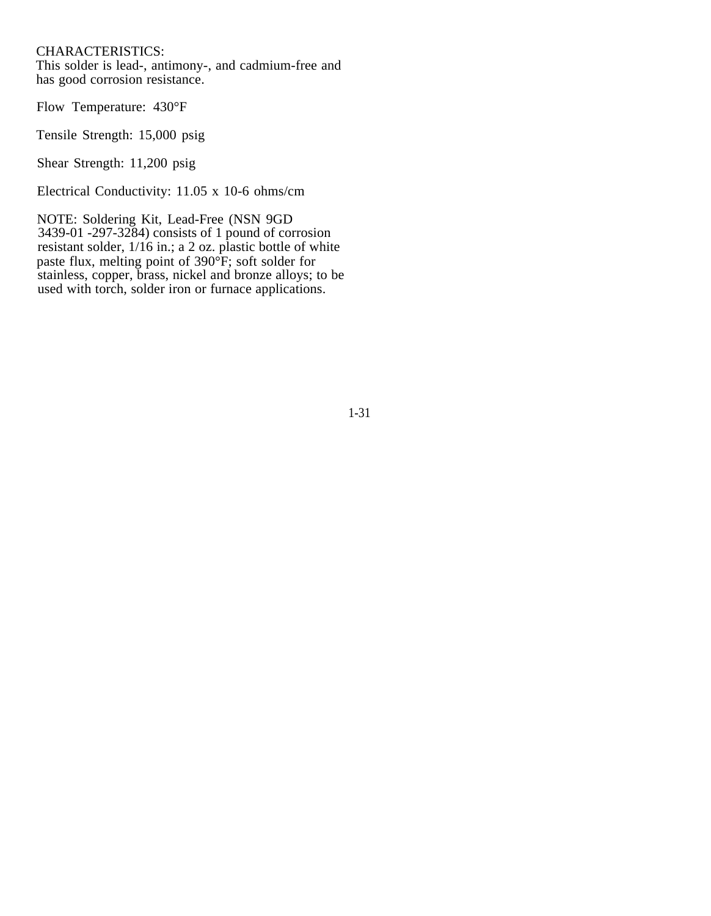CHARACTERISTICS:
This solder is lead-, antimony-, and cadmium-free and has good corrosion resistance.

Flow Temperature: 430°F

Tensile Strength: 15,000 psig

Shear Strength: 11,200 psig

Electrical Conductivity: 11.05 x 10-6 ohms/cm

NOTE: Soldering Kit, Lead-Free (NSN 9GD 3439-01 -297-3284) consists of 1 pound of corrosion resistant solder, 1/16 in.; a 2 oz. plastic bottle of white paste flux, melting point of 390°F; soft solder for stainless, copper, brass, nickel and bronze alloys; to be used with torch, solder iron or furnace applications.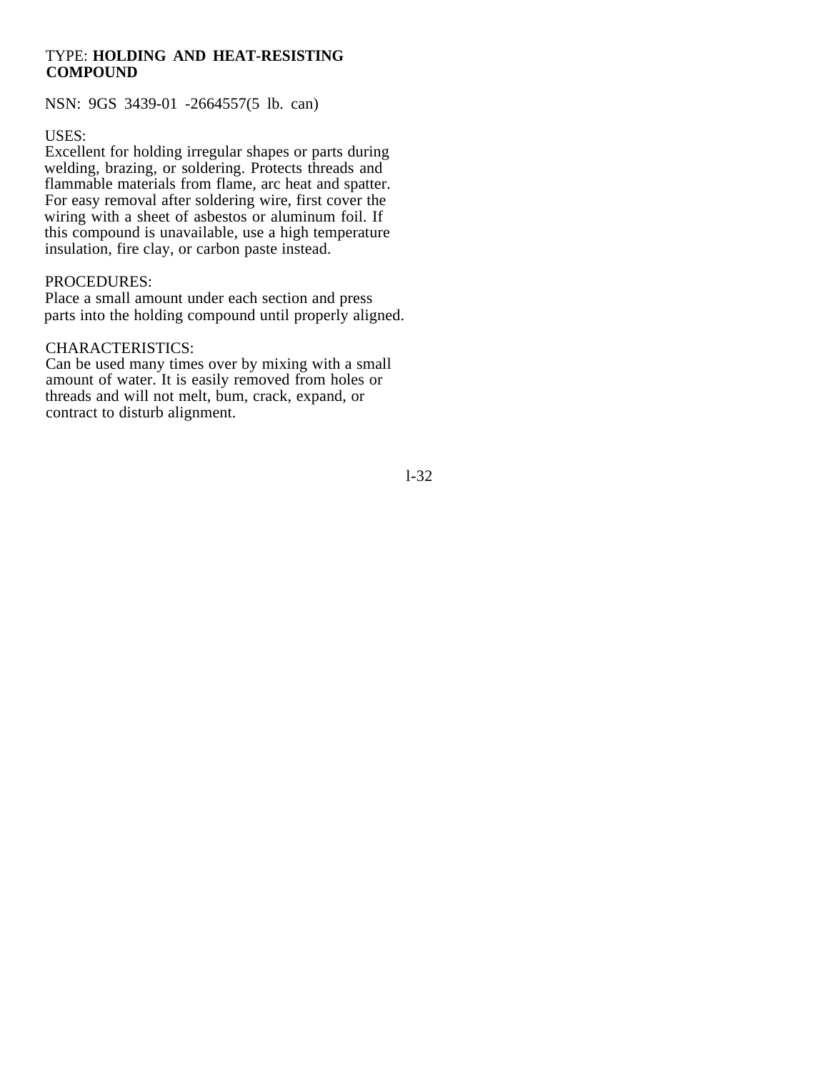TYPE: **HOLDING AND HEAT-RESISTING COMPOUND**

NSN: 9GS 3439-01 -2664557(5 lb. can)

USES:
Excellent for holding irregular shapes or parts during welding, brazing, or soldering. Protects threads and flammable materials from flame, arc heat and spatter. For easy removal after soldering wire, first cover the wiring with a sheet of asbestos or aluminum foil. If this compound is unavailable, use a high temperature insulation, fire clay, or carbon paste instead.

PROCEDURES:
Place a small amount under each section and press parts into the holding compound until properly aligned.

CHARACTERISTICS:
Can be used many times over by mixing with a small amount of water. It is easily removed from holes or threads and will not melt, bum, crack, expand, or contract to disturb alignment.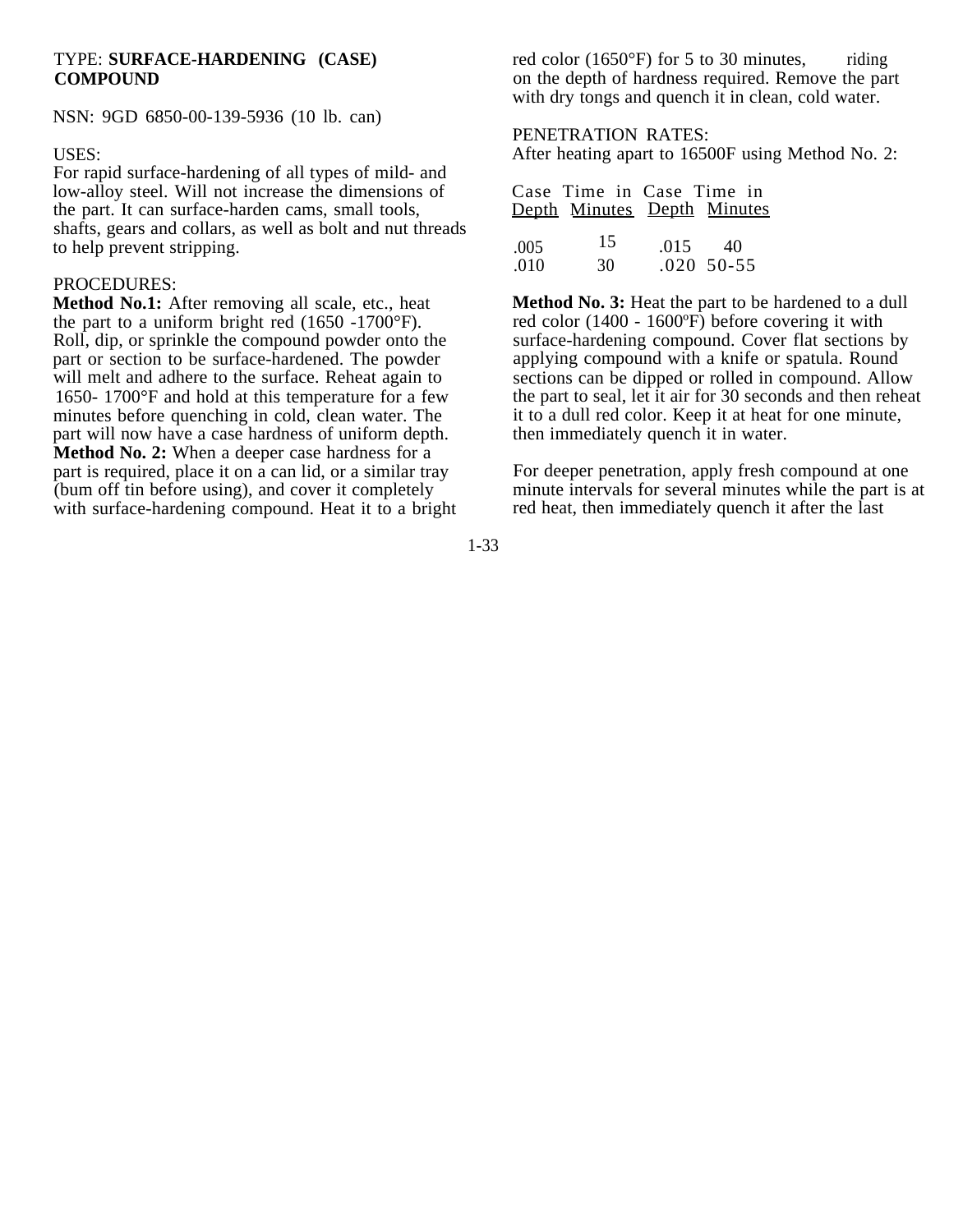TYPE: **SURFACE-HARDENING (CASE) COMPOUND**

NSN: 9GD 6850-00-139-5936 (10 lb. can)

USES:
For rapid surface-hardening of all types of mild- and low-alloy steel. Will not increase the dimensions of the part. It can surface-harden cams, small tools, shafts, gears and collars, as well as bolt and nut threads to help prevent stripping.

PROCEDURES:
**Method No.1:** After removing all scale, etc., heat the part to a uniform bright red (1650 -1700°F). Roll, dip, or sprinkle the compound powder onto the part or section to be surface-hardened. The powder will melt and adhere to the surface. Reheat again to 1650- 1700°F and hold at this temperature for a few minutes before quenching in cold, clean water. The part will now have a case hardness of uniform depth.
**Method No. 2:** When a deeper case hardness for a part is required, place it on a can lid, or a similar tray (bum off tin before using), and cover it completely with surface-hardening compound. Heat it to a bright red color (1650°F) for 5 to 30 minutes, riding on the depth of hardness required. Remove the part with dry tongs and quench it in clean, cold water.

PENETRATION RATES:
After heating apart to 16500F using Method No. 2:

| Case Depth | Time in Minutes | Case Depth | Time in Minutes |
|---|---|---|---|
| .005 | 15 | .015 | 40 |
| .010 | 30 | .020 | 50-55 |

**Method No. 3:** Heat the part to be hardened to a dull red color (1400 - 1600ºF) before covering it with surface-hardening compound. Cover flat sections by applying compound with a knife or spatula. Round sections can be dipped or rolled in compound. Allow the part to seal, let it air for 30 seconds and then reheat it to a dull red color. Keep it at heat for one minute, then immediately quench it in water.

For deeper penetration, apply fresh compound at one minute intervals for several minutes while the part is at red heat, then immediately quench it after the last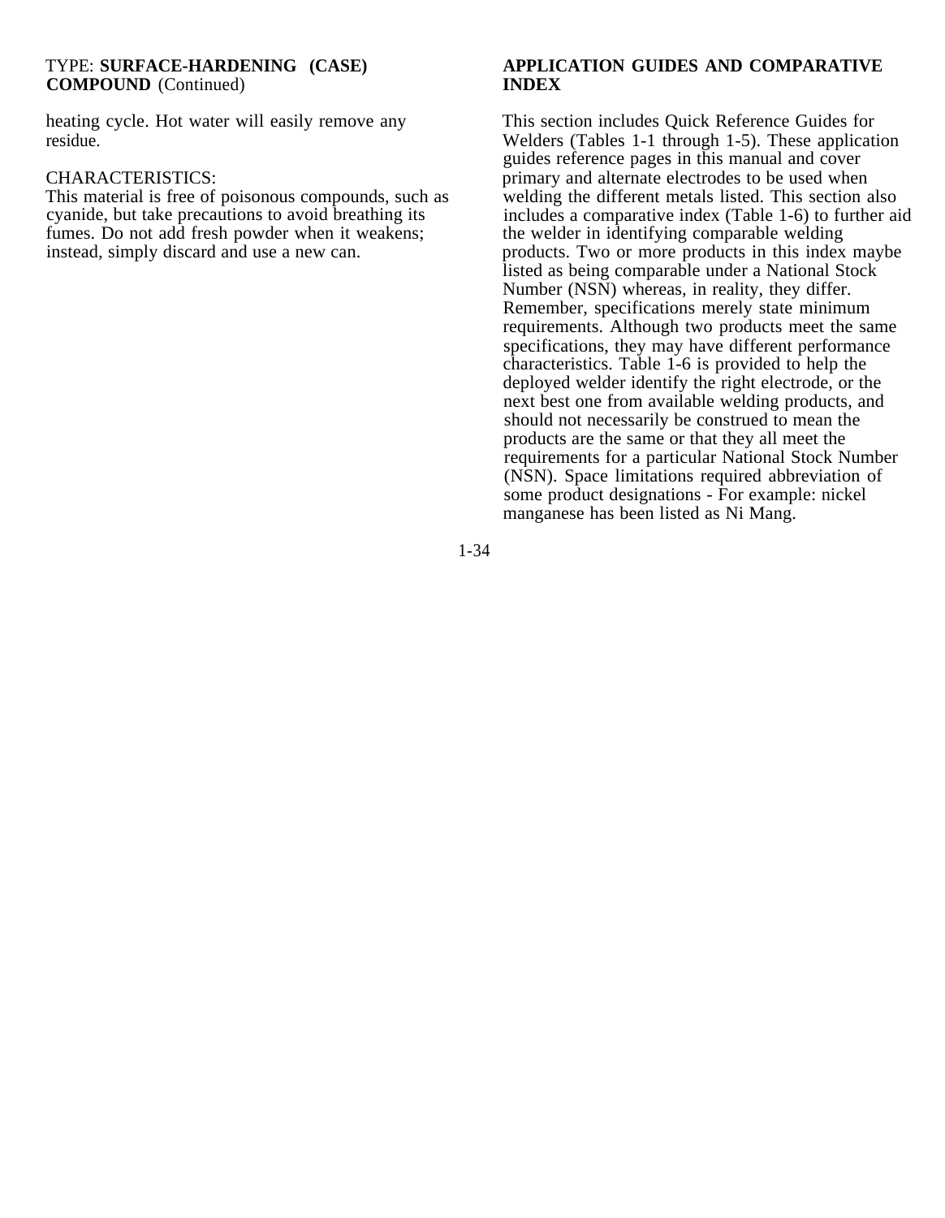TYPE: **SURFACE-HARDENING (CASE) COMPOUND** (Continued)

heating cycle. Hot water will easily remove any residue.

CHARACTERISTICS:
This material is free of poisonous compounds, such as cyanide, but take precautions to avoid breathing its fumes. Do not add fresh powder when it weakens; instead, simply discard and use a new can.

## APPLICATION GUIDES AND COMPARATIVE INDEX

This section includes Quick Reference Guides for Welders (Tables 1-1 through 1-5). These application guides reference pages in this manual and cover primary and alternate electrodes to be used when welding the different metals listed. This section also includes a comparative index (Table 1-6) to further aid the welder in identifying comparable welding products. Two or more products in this index maybe listed as being comparable under a National Stock Number (NSN) whereas, in reality, they differ. Remember, specifications merely state minimum requirements. Although two products meet the same specifications, they may have different performance characteristics. Table 1-6 is provided to help the deployed welder identify the right electrode, or the next best one from available welding products, and should not necessarily be construed to mean the products are the same or that they all meet the requirements for a particular National Stock Number (NSN). Space limitations required abbreviation of some product designations - For example: nickel manganese has been listed as Ni Mang.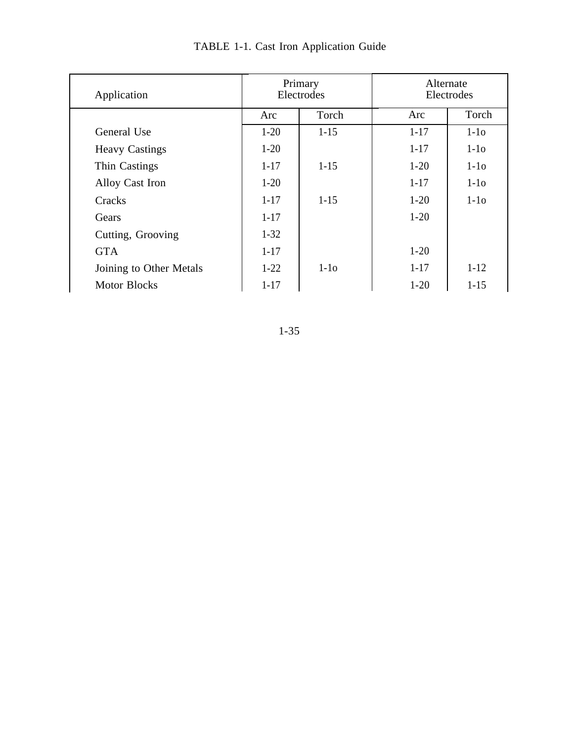TABLE 1-1. Cast Iron Application Guide

| Application | Primary Electrodes | | Alternate Electrodes | |
|---|---|---|---|---|
| | Arc | Torch | Arc | Torch |
| General Use | 1-20 | 1-15 | 1-17 | 1-1o |
| Heavy Castings | 1-20 | | 1-17 | 1-1o |
| Thin Castings | 1-17 | 1-15 | 1-20 | 1-1o |
| Alloy Cast Iron | 1-20 | | 1-17 | 1-1o |
| Cracks | 1-17 | 1-15 | 1-20 | 1-1o |
| Gears | 1-17 | | 1-20 | |
| Cutting, Grooving | 1-32 | | | |
| GTA | 1-17 | | 1-20 | |
| Joining to Other Metals | 1-22 | 1-1o | 1-17 | 1-12 |
| Motor Blocks | 1-17 | | 1-20 | 1-15 |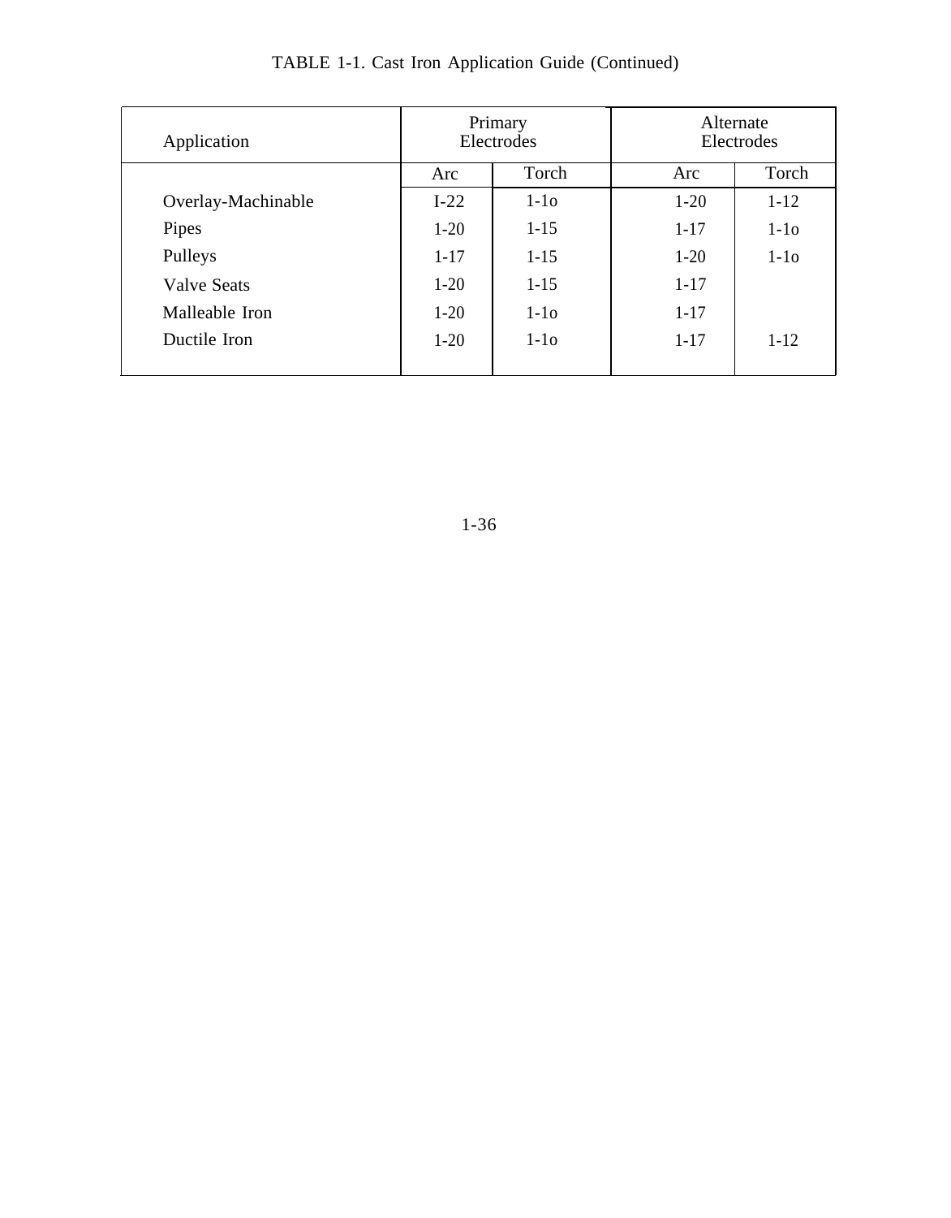TABLE 1-1. Cast Iron Application Guide (Continued)

| Application | Primary Electrodes | | Alternate Electrodes | |
|---|---|---|---|---|
| | Arc | Torch | Arc | Torch |
| Overlay-Machinable | I-22 | 1-1o | 1-20 | 1-12 |
| Pipes | 1-20 | 1-15 | 1-17 | 1-1o |
| Pulleys | 1-17 | 1-15 | 1-20 | 1-1o |
| Valve Seats | 1-20 | 1-15 | 1-17 | |
| Malleable Iron | 1-20 | 1-1o | 1-17 | |
| Ductile Iron | 1-20 | 1-1o | 1-17 | 1-12 |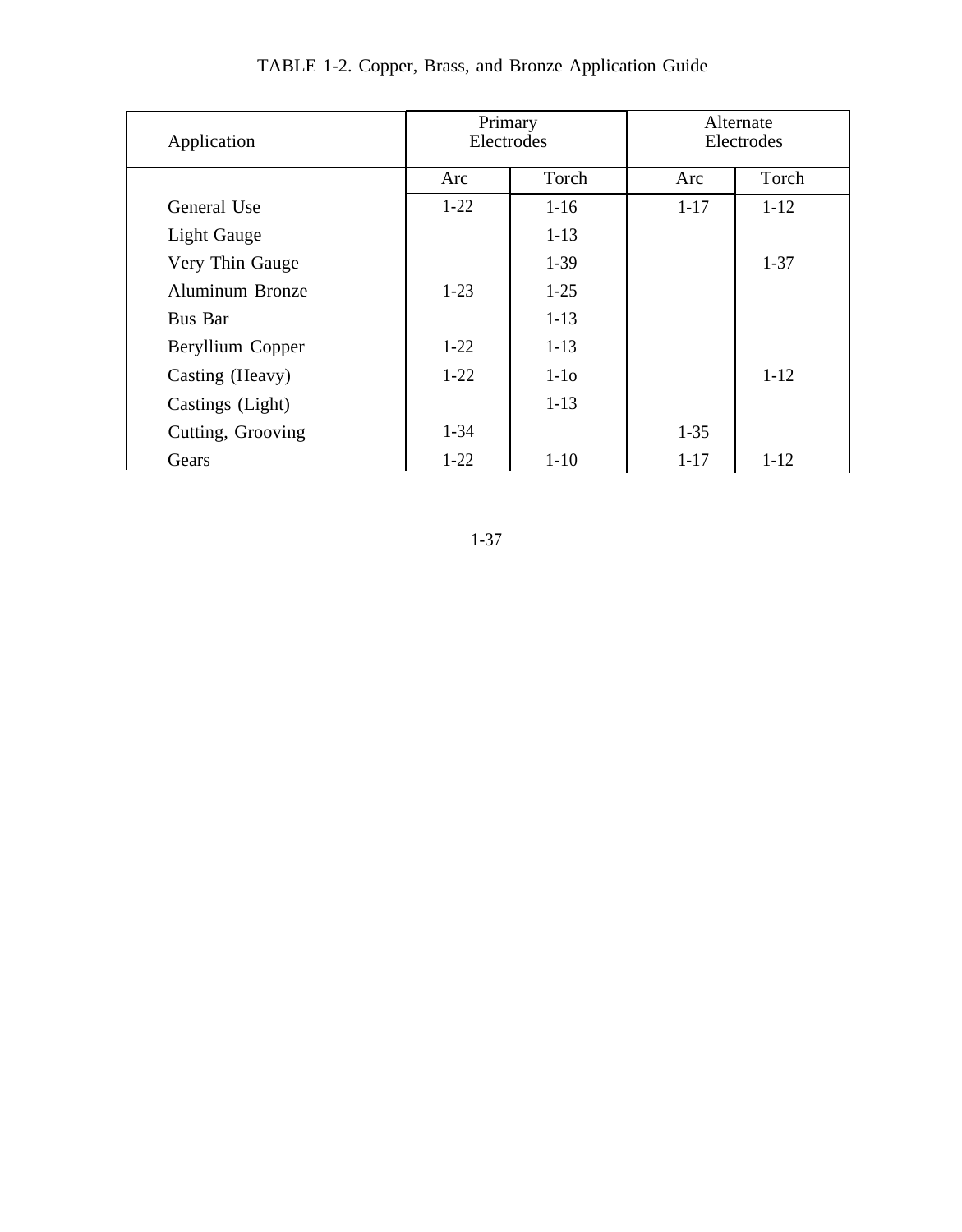TABLE 1-2. Copper, Brass, and Bronze Application Guide

| Application | Primary Electrodes | | Alternate Electrodes | |
|---|---|---|---|---|
| | Arc | Torch | Arc | Torch |
| General Use | 1-22 | 1-16 | 1-17 | 1-12 |
| Light Gauge | | 1-13 | | |
| Very Thin Gauge | | 1-39 | | 1-37 |
| Aluminum Bronze | 1-23 | 1-25 | | |
| Bus Bar | | 1-13 | | |
| Beryllium Copper | 1-22 | 1-13 | | |
| Casting (Heavy) | 1-22 | 1-1o | | 1-12 |
| Castings (Light) | | 1-13 | | |
| Cutting, Grooving | 1-34 | | 1-35 | |
| Gears | 1-22 | 1-10 | 1-17 | 1-12 |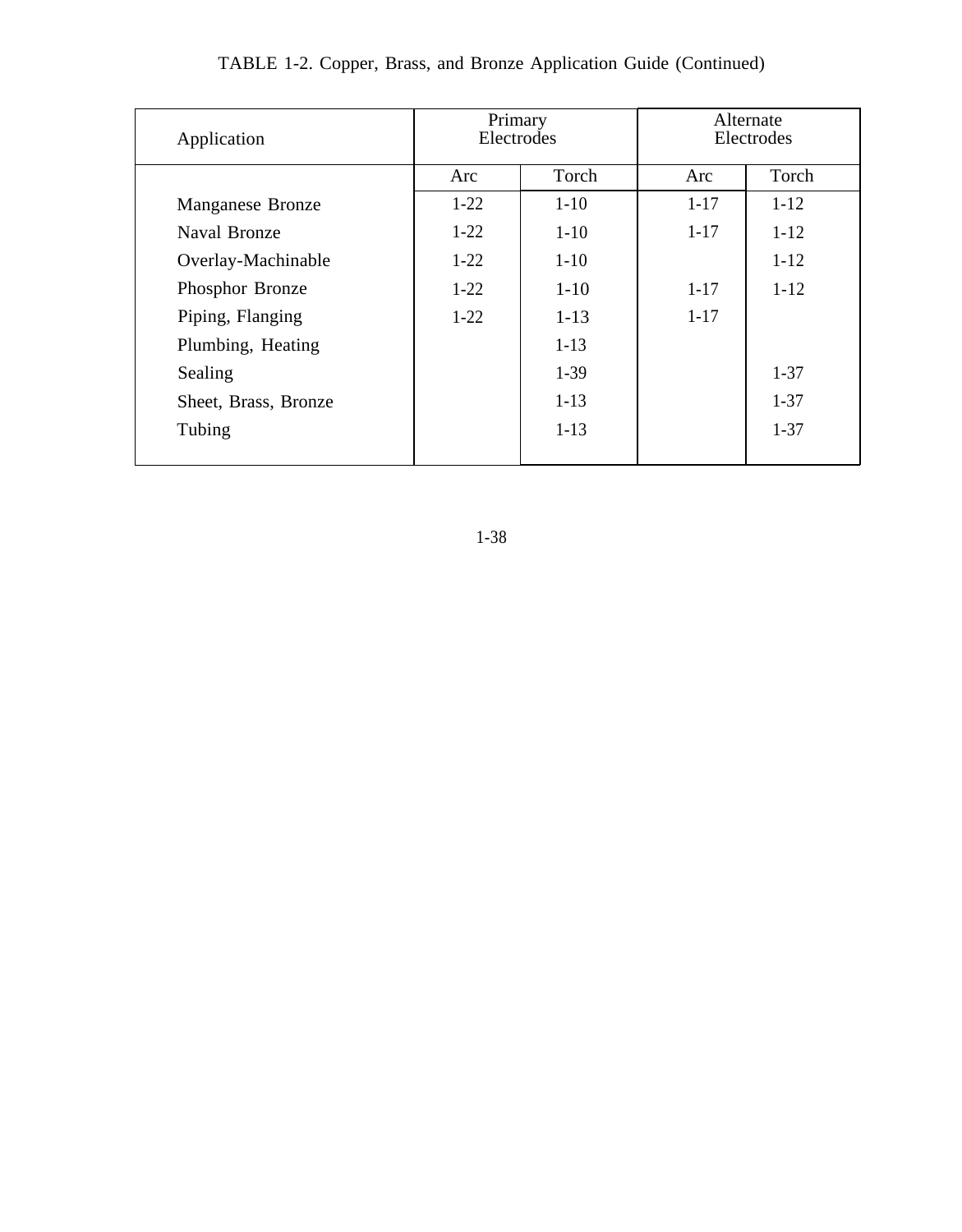TABLE 1-2. Copper, Brass, and Bronze Application Guide (Continued)

| Application | Primary Electrodes | | Alternate Electrodes | |
|---|---|---|---|---|
| | Arc | Torch | Arc | Torch |
| Manganese Bronze | 1-22 | 1-10 | 1-17 | 1-12 |
| Naval Bronze | 1-22 | 1-10 | 1-17 | 1-12 |
| Overlay-Machinable | 1-22 | 1-10 | | 1-12 |
| Phosphor Bronze | 1-22 | 1-10 | 1-17 | 1-12 |
| Piping, Flanging | 1-22 | 1-13 | 1-17 | |
| Plumbing, Heating | | 1-13 | | |
| Sealing | | 1-39 | | 1-37 |
| Sheet, Brass, Bronze | | 1-13 | | 1-37 |
| Tubing | | 1-13 | | 1-37 |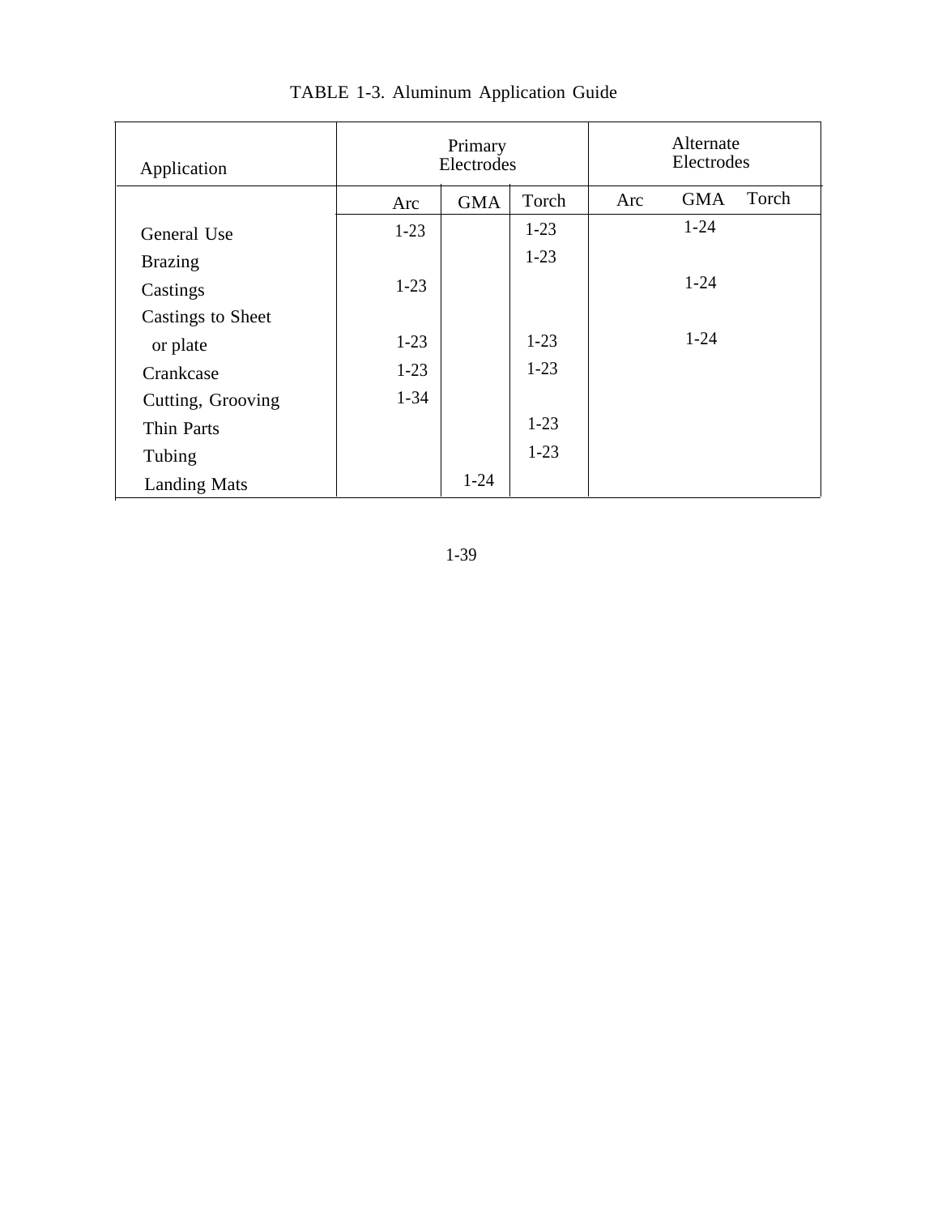TABLE 1-3. Aluminum Application Guide

| Application | Primary Electrodes | | | Alternate Electrodes | | |
|---|---|---|---|---|---|---|
| | Arc | GMA | Torch | Arc | GMA | Torch |
| General Use | 1-23 | | 1-23 | | 1-24 | |
| Brazing | | | 1-23 | | | |
| Castings | 1-23 | | | | 1-24 | |
| Castings to Sheet or plate | 1-23 | | 1-23 | | 1-24 | |
| Crankcase | 1-23 | | 1-23 | | | |
| Cutting, Grooving | 1-34 | | | | | |
| Thin Parts | | | 1-23 | | | |
| Tubing | | | 1-23 | | | |
| Landing Mats | | 1-24 | | | | |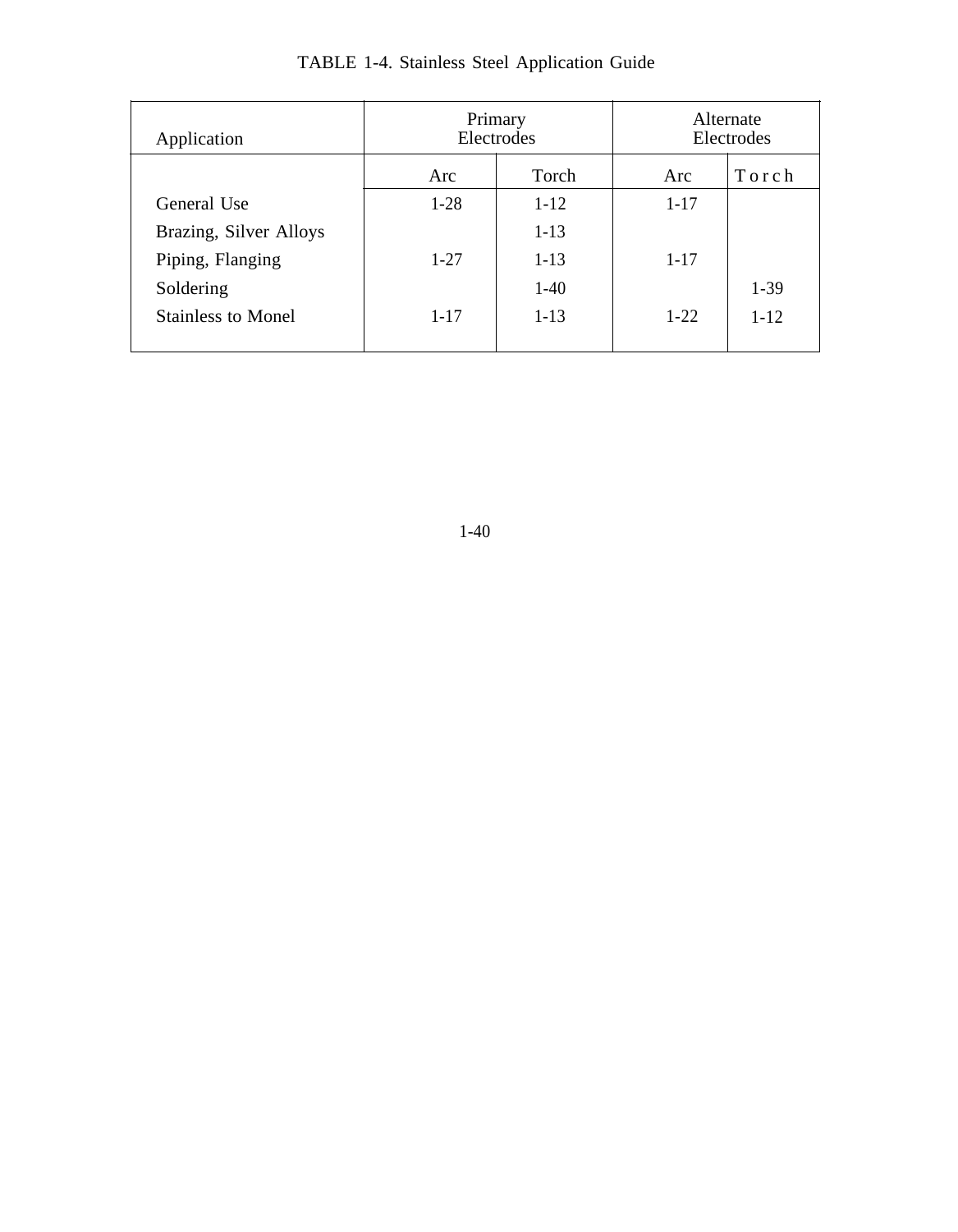TABLE 1-4. Stainless Steel Application Guide

| Application | Primary Electrodes | | Alternate Electrodes | |
|---|---|---|---|---|
| | Arc | Torch | Arc | Torch |
| General Use | 1-28 | 1-12 | 1-17 | |
| Brazing, Silver Alloys | | 1-13 | | |
| Piping, Flanging | 1-27 | 1-13 | 1-17 | |
| Soldering | | 1-40 | | 1-39 |
| Stainless to Monel | 1-17 | 1-13 | 1-22 | 1-12 |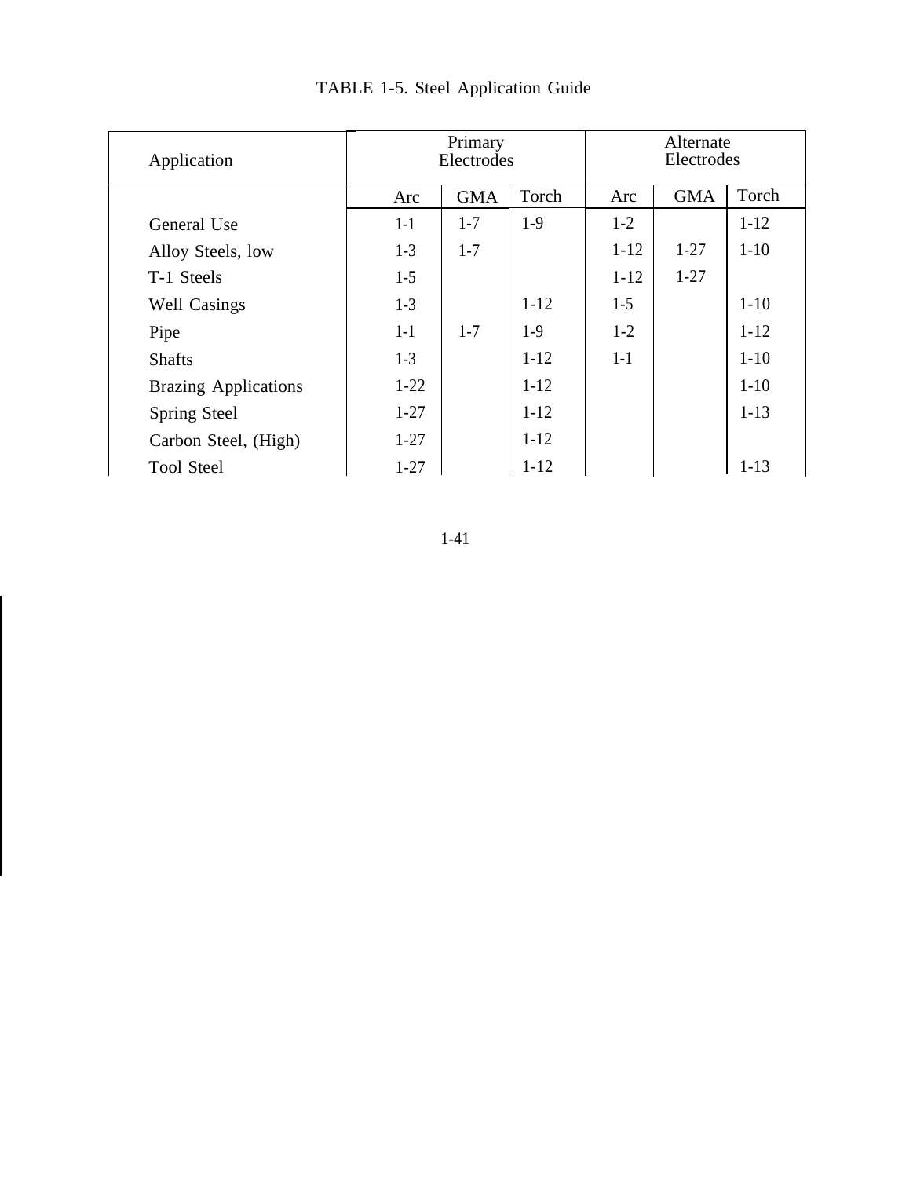TABLE 1-5. Steel Application Guide

| Application | Primary Electrodes | | | Alternate Electrodes | | |
|---|---|---|---|---|---|---|
| | Arc | GMA | Torch | Arc | GMA | Torch |
| General Use | 1-1 | 1-7 | 1-9 | 1-2 | | 1-12 |
| Alloy Steels, low | 1-3 | 1-7 | | 1-12 | 1-27 | 1-10 |
| T-1 Steels | 1-5 | | | 1-12 | 1-27 | |
| Well Casings | 1-3 | | 1-12 | 1-5 | | 1-10 |
| Pipe | 1-1 | 1-7 | 1-9 | 1-2 | | 1-12 |
| Shafts | 1-3 | | 1-12 | 1-1 | | 1-10 |
| Brazing Applications | 1-22 | | 1-12 | | | 1-10 |
| Spring Steel | 1-27 | | 1-12 | | | 1-13 |
| Carbon Steel, (High) | 1-27 | | 1-12 | | | |
| Tool Steel | 1-27 | | 1-12 | | | 1-13 |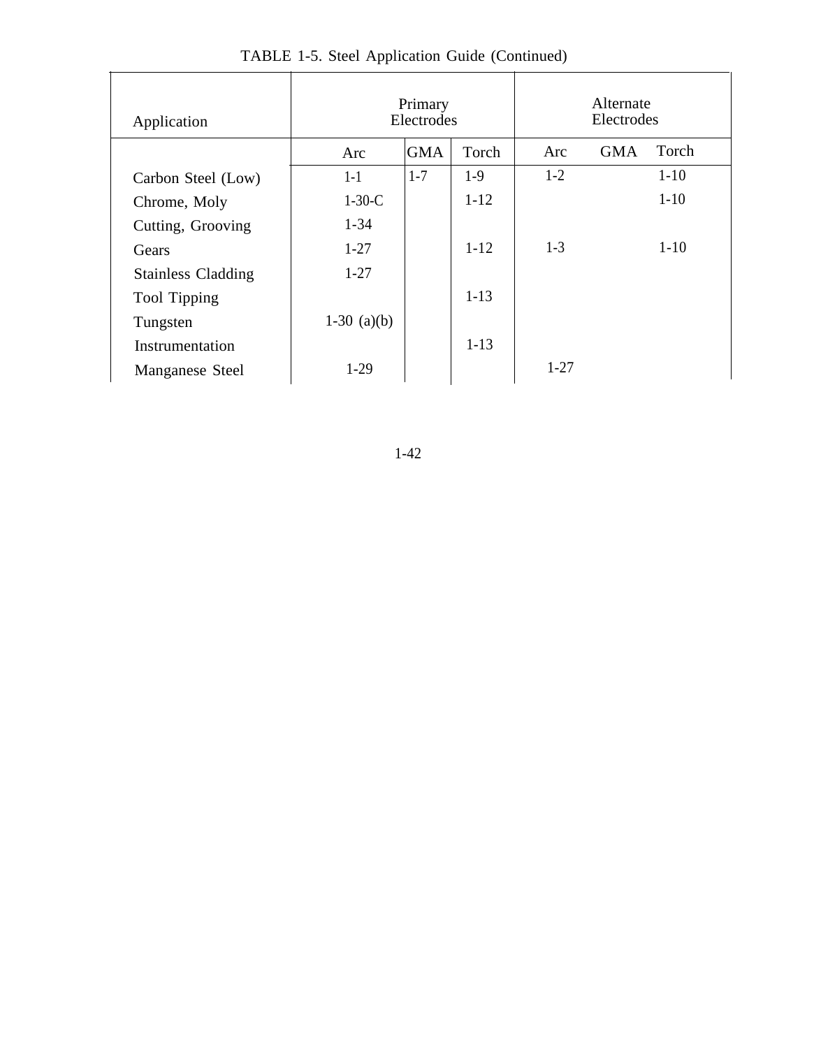TABLE 1-5. Steel Application Guide (Continued)

| Application | Primary Electrodes | | | Alternate Electrodes | | |
|---|---|---|---|---|---|---|
| | Arc | GMA | Torch | Arc | GMA | Torch |
| Carbon Steel (Low) | 1-1 | 1-7 | 1-9 | 1-2 | | 1-10 |
| Chrome, Moly | 1-30-C | | 1-12 | | | 1-10 |
| Cutting, Grooving | 1-34 | | | | | |
| Gears | 1-27 | | 1-12 | 1-3 | | 1-10 |
| Stainless Cladding | 1-27 | | | | | |
| Tool Tipping | | | 1-13 | | | |
| Tungsten | 1-30 (a)(b) | | | | | |
| Instrumentation | | | 1-13 | | | |
| Manganese Steel | 1-29 | | | 1-27 | | |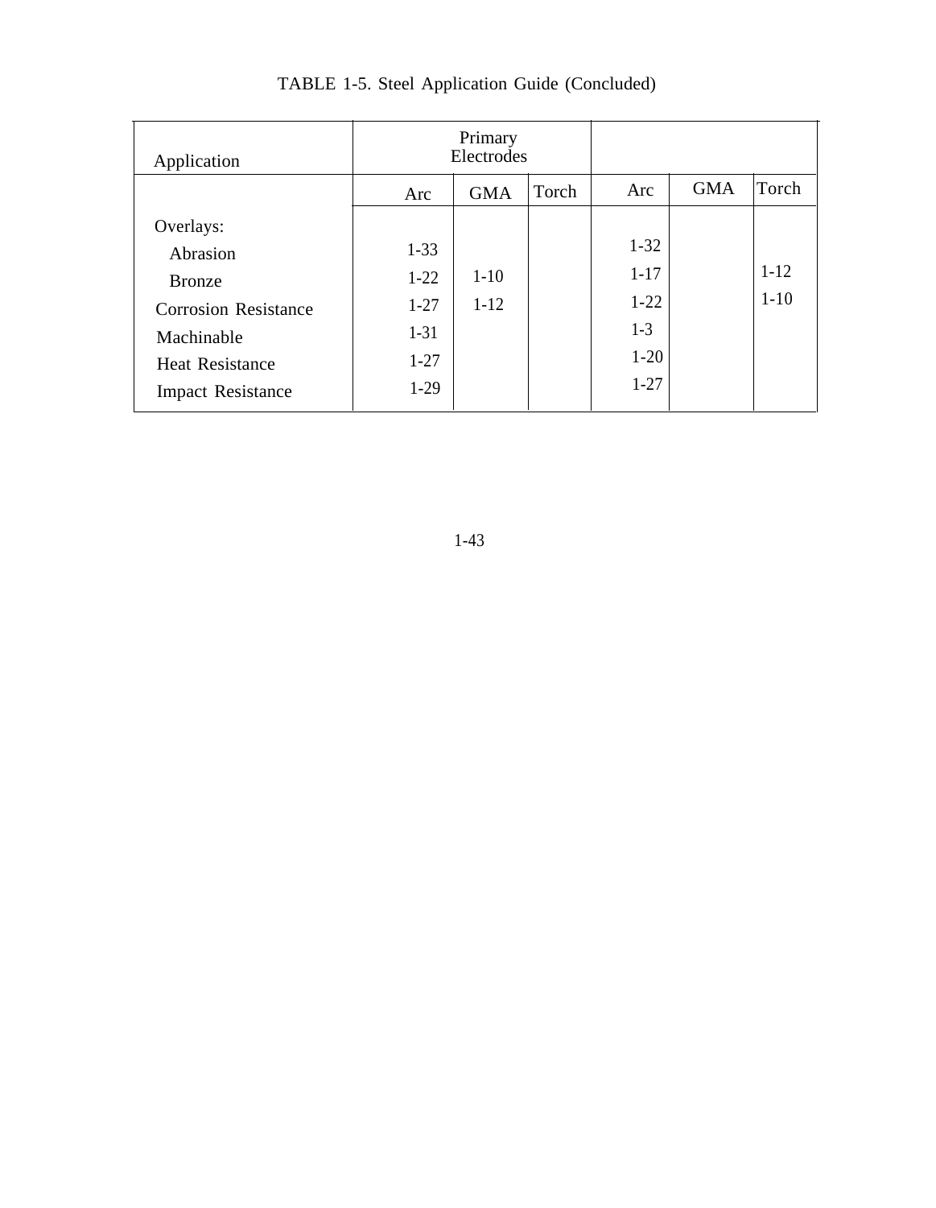TABLE 1-5. Steel Application Guide (Concluded)

| Application | Primary Electrodes | | | | | |
|---|---|---|---|---|---|---|
| | Arc | GMA | Torch | Arc | GMA | Torch |
| Overlays: | | | | | | |
| Abrasion | 1-33 | | | 1-32 | | |
| Bronze | 1-22 | 1-10 | | 1-17 | | 1-12 |
| Corrosion Resistance | 1-27 | 1-12 | | 1-22 | | 1-10 |
| Machinable | 1-31 | | | 1-3 | | |
| Heat Resistance | 1-27 | | | 1-20 | | |
| Impact Resistance | 1-29 | | | 1-27 | | |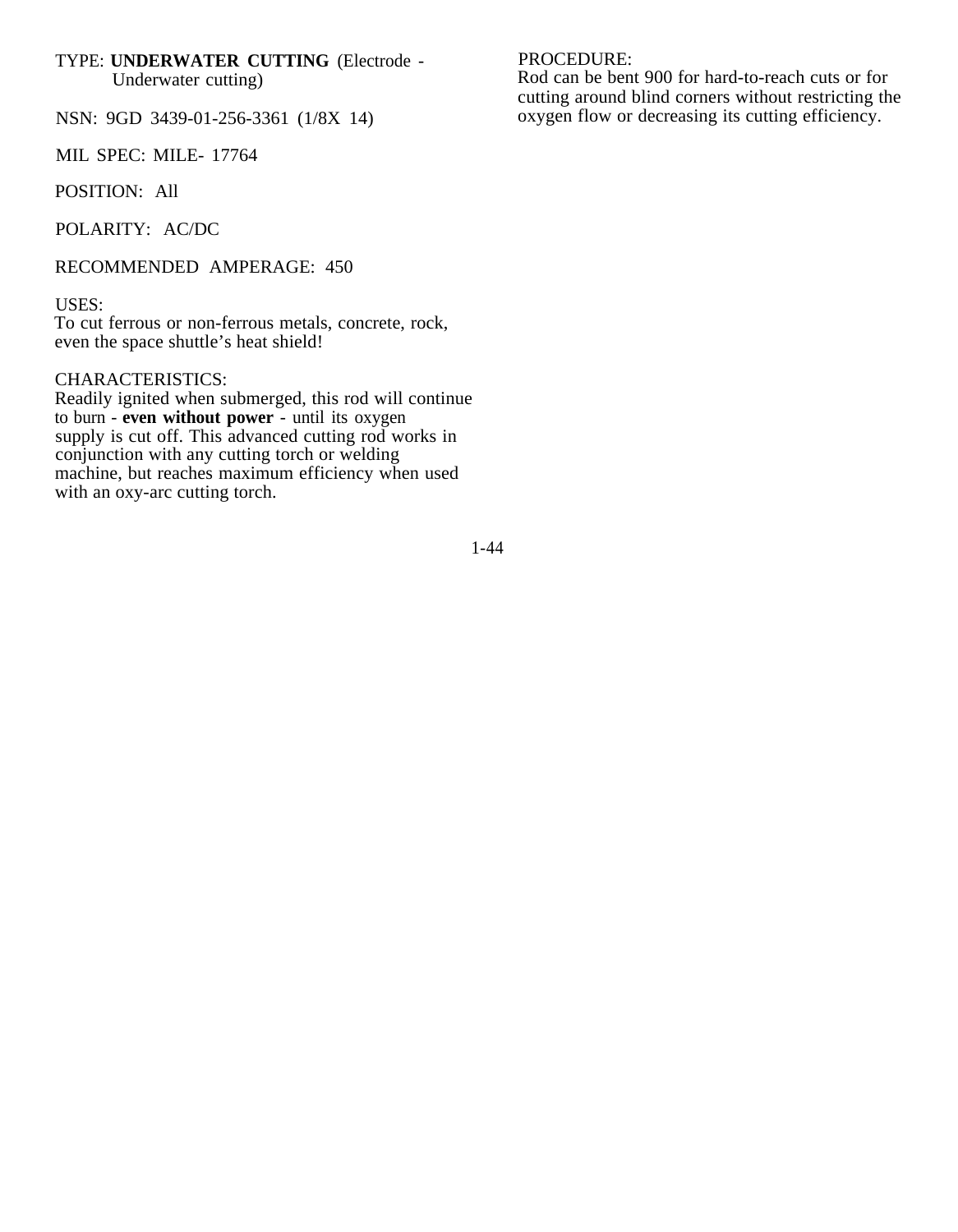TYPE: **UNDERWATER CUTTING** (Electrode - Underwater cutting)

NSN: 9GD 3439-01-256-3361 (1/8X 14)

MIL SPEC: MILE- 17764

POSITION: All

POLARITY: AC/DC

RECOMMENDED AMPERAGE: 450

USES:
To cut ferrous or non-ferrous metals, concrete, rock, even the space shuttle's heat shield!

CHARACTERISTICS:
Readily ignited when submerged, this rod will continue to burn - **even without power** - until its oxygen supply is cut off. This advanced cutting rod works in conjunction with any cutting torch or welding machine, but reaches maximum efficiency when used with an oxy-arc cutting torch.

PROCEDURE:
Rod can be bent 900 for hard-to-reach cuts or for cutting around blind corners without restricting the oxygen flow or decreasing its cutting efficiency.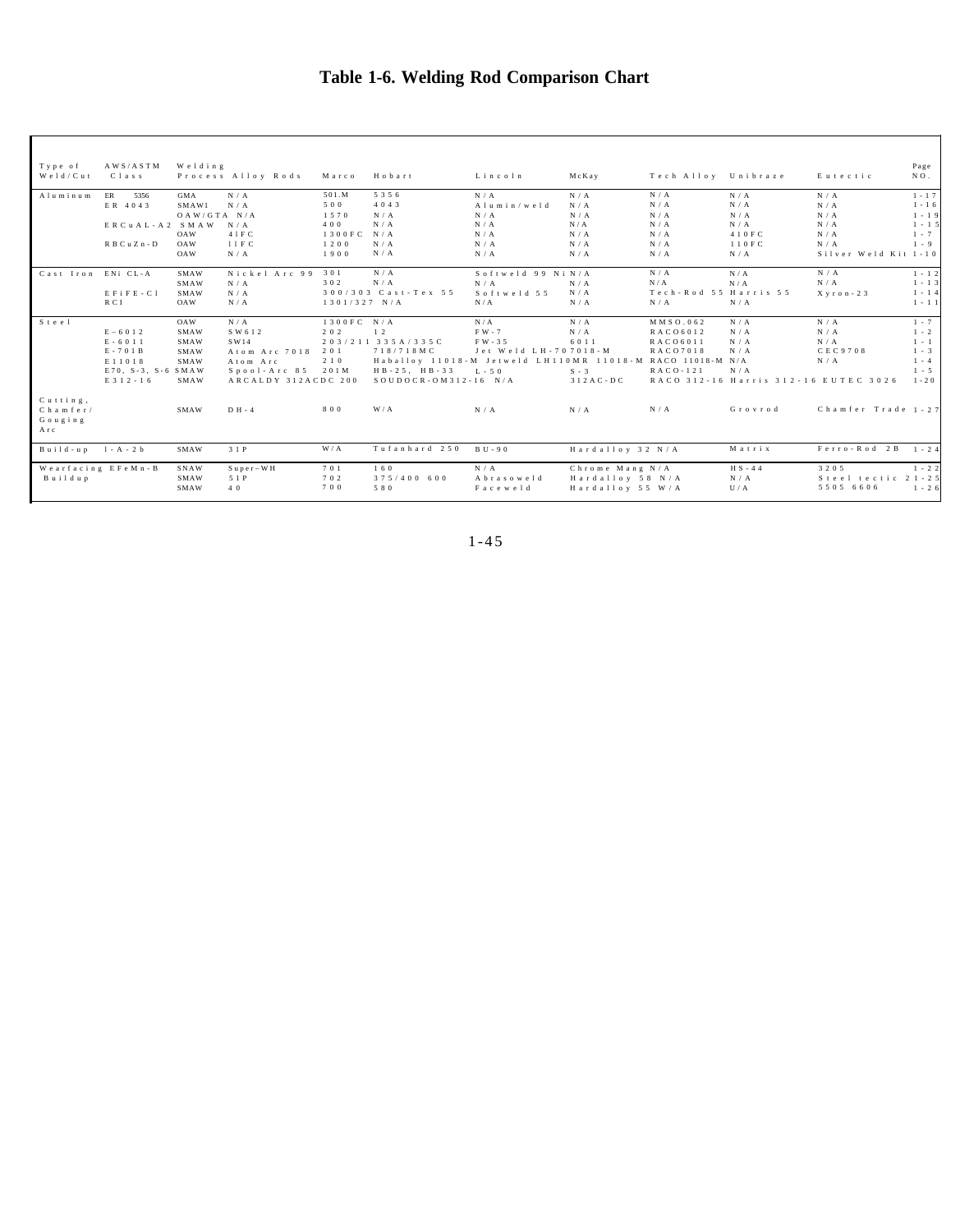# Table 1-6. Welding Rod Comparison Chart

| Type of Weld/Cut | AWS/ASTM Class | Welding Process | Alloy Rods | Marco | Hobart | Lincoln | McKay | Tech Alloy | Unibraze | Eutectic | Page NO. |
|---|---|---|---|---|---|---|---|---|---|---|---|
| Aluminum | ER 5356 | GMA | N/A | 501.M | 5356 | N/A | N/A | N/A | N/A | N/A | 1-17 |
| | ER 4043 | SMAW1 | N/A | 500 | 4043 | Alumin/weld | N/A | N/A | N/A | N/A | 1-16 |
| | | OAW/GTA | N/A | 1570 | N/A | N/A | N/A | N/A | N/A | N/A | 1-19 |
| | ERCuAL-A2 | SMAW | N/A | 400 | N/A | N/A | N/A | N/A | N/A | N/A | 1-15 |
| | | OAW | 41FC | 1300FC | N/A | N/A | N/A | N/A | 410FC | N/A | 1-7 |
| | RBCuZn-D | OAW | 11FC | 1200 | N/A | N/A | N/A | N/A | 110FC | N/A | 1-9 |
| | | OAW | N/A | 1900 | N/A | N/A | N/A | N/A | N/A | Silver Weld Kit | 1-10 |
| Cast Iron | ENi CL-A | SMAW | Nickel Arc 99 | 301 | N/A | Softweld 99 Ni | N/A | N/A | N/A | N/A | 1-12 |
| | | SMAW | N/A | 302 | N/A | N/A | N/A | N/A | N/A | N/A | 1-13 |
| | EFiFE-Cl | SMAW | N/A | 300/303 | Cast-Tex 55 | Softweld 55 | N/A | Tech-Rod 55 | Harris 55 | Xyron-23 | 1-14 |
| | RCI | OAW | N/A | 1301/327 | N/A | N/A | N/A | N/A | N/A | | 1-11 |
| Steel | | OAW | N/A | 1300FC | N/A | N/A | N/A | MMSO.062 | N/A | N/A | 1-7 |
| | E-6012 | SMAW | SW612 | 202 | 12 | FW-7 | N/A | RACO6012 | N/A | N/A | 1-2 |
| | E-6011 | SMAW | SW14 | 203/211 | 335A/335C | FW-35 | 6011 | RACO6011 | N/A | N/A | 1-1 |
| | E-701B | SMAW | Atom Arc 7018 | 201 | 718/718MC | Jet Weld LH-70 | 7018-M | RACO7018 | N/A | CEC9708 | 1-3 |
| | E11018 | SMAW | Atom Arc | 210 | Haballoy 11018-M | Jetweld LH110MR | 11018-M | RACO 11018-M | N/A | N/A | 1-4 |
| | E70, S-3, S-6 | SMAW | Spool-Arc 85 | 201M | HB-25, HB-33 | L-50 | S-3 | RACO-121 | N/A | | 1-5 |
| | E312-16 | SMAW | ARCALDY 312AC | DC 200 | SOUDOCR-OM312-16 | N/A | 312AC-DC | RACO 312-16 | Harris 312-16 | EUTEC 3026 | 1-20 |
| Cutting, Chamfer/ Gouging Arc | | SMAW | DH-4 | 800 | W/A | N/A | N/A | N/A | Grovrod | Chamfer Trade | 1-27 |
| Build-up | 1-A-2b | SMAW | 31P | W/A | Tufanhard 250 | BU-90 | Hardalloy 32 | N/A | Matrix | Ferro-Rod 2B | 1-24 |
| Wearfacing Buildup | EFeMn-B | SNAW | Super-WH | 701 | 160 | N/A | Chrome Mang | N/A | HS-44 | 3205 | 1-22 |
| | | SMAW | 51P | 702 | 375/400 600 | Abrasoweld | Hardalloy 58 | N/A | N/A | Steel tectic 2 | 1-25 |
| | | SMAW | 40 | 700 | 580 | Faceweld | Hardalloy 55 | W/A | U/A | 5505 6606 | 1-26 |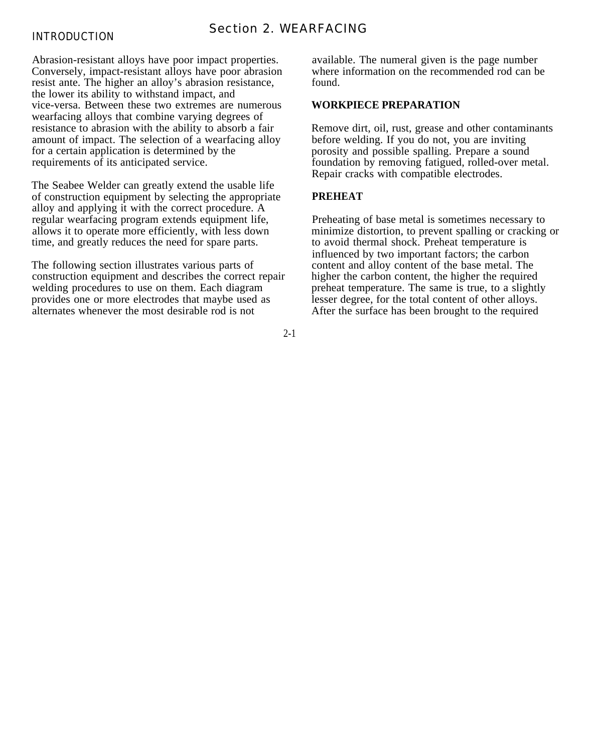# Section 2. WEARFACING

## INTRODUCTION

Abrasion-resistant alloys have poor impact properties. Conversely, impact-resistant alloys have poor abrasion resist ante. The higher an alloy's abrasion resistance, the lower its ability to withstand impact, and vice-versa. Between these two extremes are numerous wearfacing alloys that combine varying degrees of resistance to abrasion with the ability to absorb a fair amount of impact. The selection of a wearfacing alloy for a certain application is determined by the requirements of its anticipated service.

The Seabee Welder can greatly extend the usable life of construction equipment by selecting the appropriate alloy and applying it with the correct procedure. A regular wearfacing program extends equipment life, allows it to operate more efficiently, with less down time, and greatly reduces the need for spare parts.

The following section illustrates various parts of construction equipment and describes the correct repair welding procedures to use on them. Each diagram provides one or more electrodes that maybe used as alternates whenever the most desirable rod is not available. The numeral given is the page number where information on the recommended rod can be found.

## WORKPIECE PREPARATION

Remove dirt, oil, rust, grease and other contaminants before welding. If you do not, you are inviting porosity and possible spalling. Prepare a sound foundation by removing fatigued, rolled-over metal. Repair cracks with compatible electrodes.

## PREHEAT

Preheating of base metal is sometimes necessary to minimize distortion, to prevent spalling or cracking or to avoid thermal shock. Preheat temperature is influenced by two important factors; the carbon content and alloy content of the base metal. The higher the carbon content, the higher the required preheat temperature. The same is true, to a slightly lesser degree, for the total content of other alloys. After the surface has been brought to the required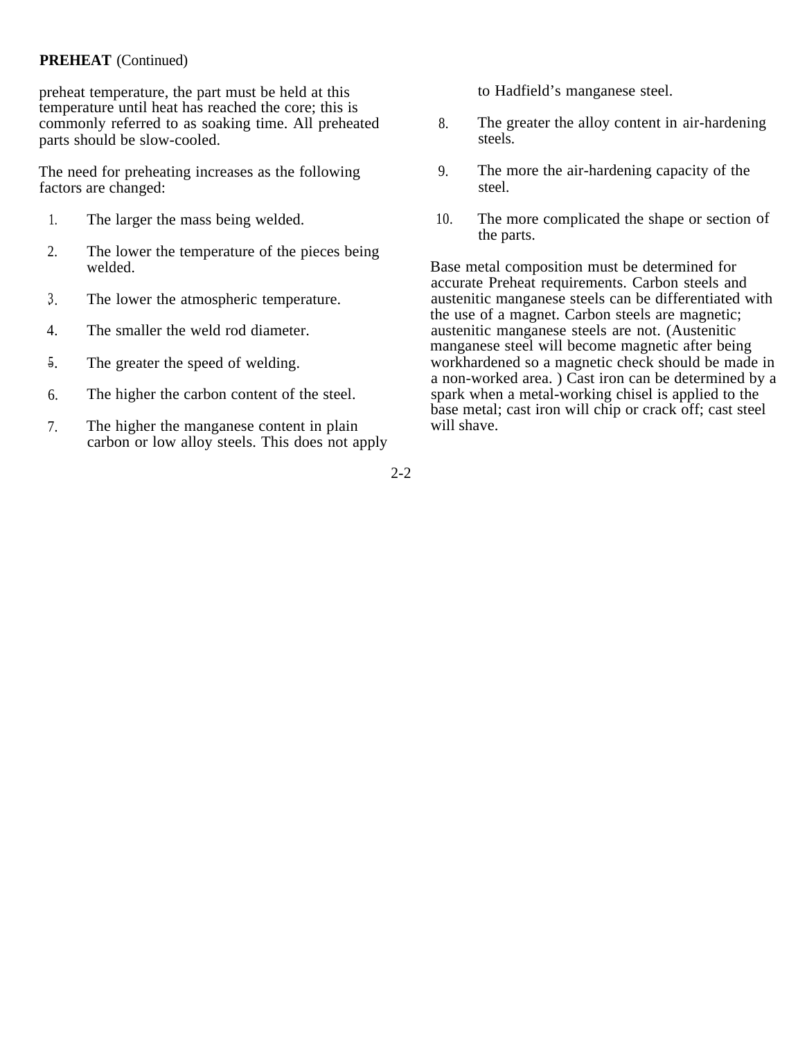**PREHEAT** (Continued)

preheat temperature, the part must be held at this temperature until heat has reached the core; this is commonly referred to as soaking time. All preheated parts should be slow-cooled.

The need for preheating increases as the following factors are changed:

1. The larger the mass being welded.
2. The lower the temperature of the pieces being welded.
3. The lower the atmospheric temperature.
4. The smaller the weld rod diameter.
5. The greater the speed of welding.
6. The higher the carbon content of the steel.
7. The higher the manganese content in plain carbon or low alloy steels. This does not apply to Hadfield's manganese steel.
8. The greater the alloy content in air-hardening steels.
9. The more the air-hardening capacity of the steel.
10. The more complicated the shape or section of the parts.

Base metal composition must be determined for accurate Preheat requirements. Carbon steels and austenitic manganese steels can be differentiated with the use of a magnet. Carbon steels are magnetic; austenitic manganese steels are not. (Austenitic manganese steel will become magnetic after being workhardened so a magnetic check should be made in a non-worked area. ) Cast iron can be determined by a spark when a metal-working chisel is applied to the base metal; cast iron will chip or crack off; cast steel will shave.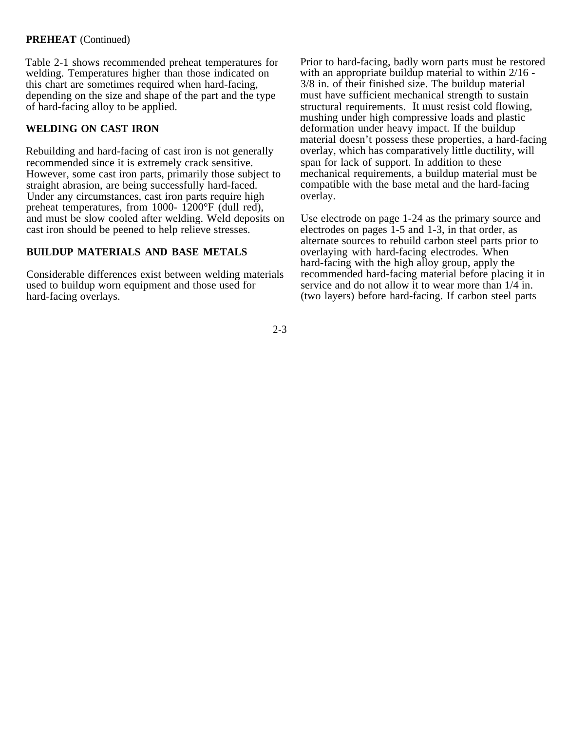**PREHEAT** (Continued)

Table 2-1 shows recommended preheat temperatures for welding. Temperatures higher than those indicated on this chart are sometimes required when hard-facing, depending on the size and shape of the part and the type of hard-facing alloy to be applied.

## WELDING ON CAST IRON

Rebuilding and hard-facing of cast iron is not generally recommended since it is extremely crack sensitive. However, some cast iron parts, primarily those subject to straight abrasion, are being successfully hard-faced. Under any circumstances, cast iron parts require high preheat temperatures, from 1000- 1200°F (dull red), and must be slow cooled after welding. Weld deposits on cast iron should be peened to help relieve stresses.

## BUILDUP MATERIALS AND BASE METALS

Considerable differences exist between welding materials used to buildup worn equipment and those used for hard-facing overlays.

Prior to hard-facing, badly worn parts must be restored with an appropriate buildup material to within 2/16 - 3/8 in. of their finished size. The buildup material must have sufficient mechanical strength to sustain structural requirements. It must resist cold flowing, mushing under high compressive loads and plastic deformation under heavy impact. If the buildup material doesn't possess these properties, a hard-facing overlay, which has comparatively little ductility, will span for lack of support. In addition to these mechanical requirements, a buildup material must be compatible with the base metal and the hard-facing overlay.

Use electrode on page 1-24 as the primary source and electrodes on pages 1-5 and 1-3, in that order, as alternate sources to rebuild carbon steel parts prior to overlaying with hard-facing electrodes. When hard-facing with the high alloy group, apply the recommended hard-facing material before placing it in service and do not allow it to wear more than 1/4 in. (two layers) before hard-facing. If carbon steel parts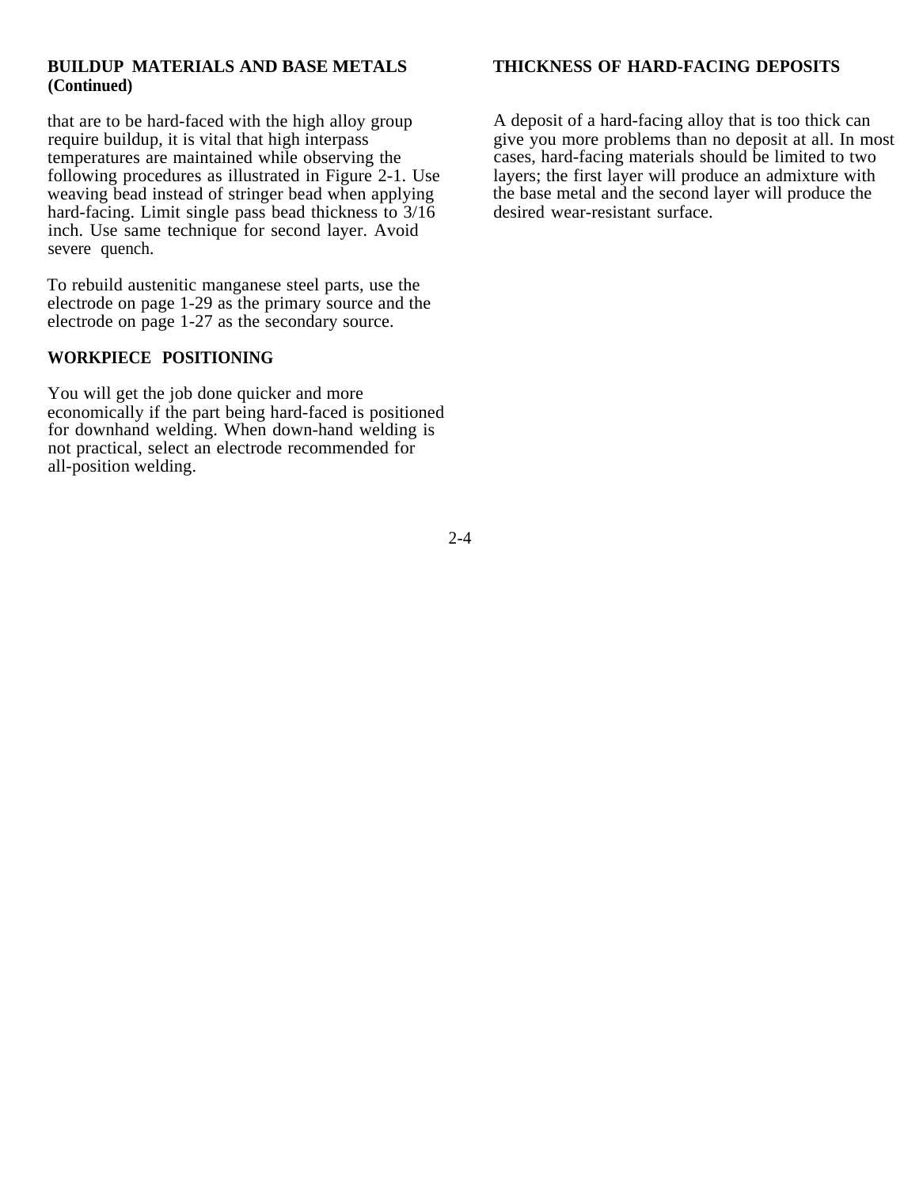## BUILDUP MATERIALS AND BASE METALS (Continued)

that are to be hard-faced with the high alloy group require buildup, it is vital that high interpass temperatures are maintained while observing the following procedures as illustrated in Figure 2-1. Use weaving bead instead of stringer bead when applying hard-facing. Limit single pass bead thickness to 3/16 inch. Use same technique for second layer. Avoid severe quench.

To rebuild austenitic manganese steel parts, use the electrode on page 1-29 as the primary source and the electrode on page 1-27 as the secondary source.

## WORKPIECE POSITIONING

You will get the job done quicker and more economically if the part being hard-faced is positioned for downhand welding. When down-hand welding is not practical, select an electrode recommended for all-position welding.

## THICKNESS OF HARD-FACING DEPOSITS

A deposit of a hard-facing alloy that is too thick can give you more problems than no deposit at all. In most cases, hard-facing materials should be limited to two layers; the first layer will produce an admixture with the base metal and the second layer will produce the desired wear-resistant surface.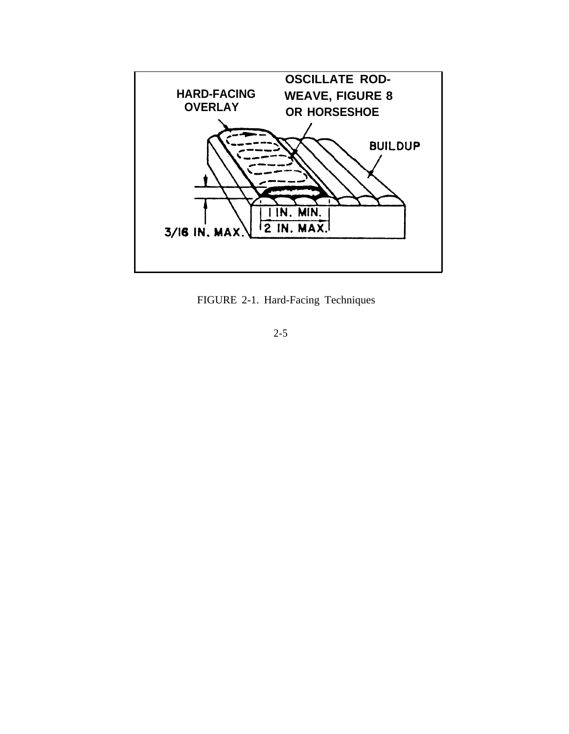HARD-FACING OVERLAY

OSCILLATE ROD- WEAVE, FIGURE 8 OR HORSESHOE

BUILDUP

3/16 IN. MAX.

1 IN. MIN.

2 IN. MAX.

FIGURE 2-1. Hard-Facing Techniques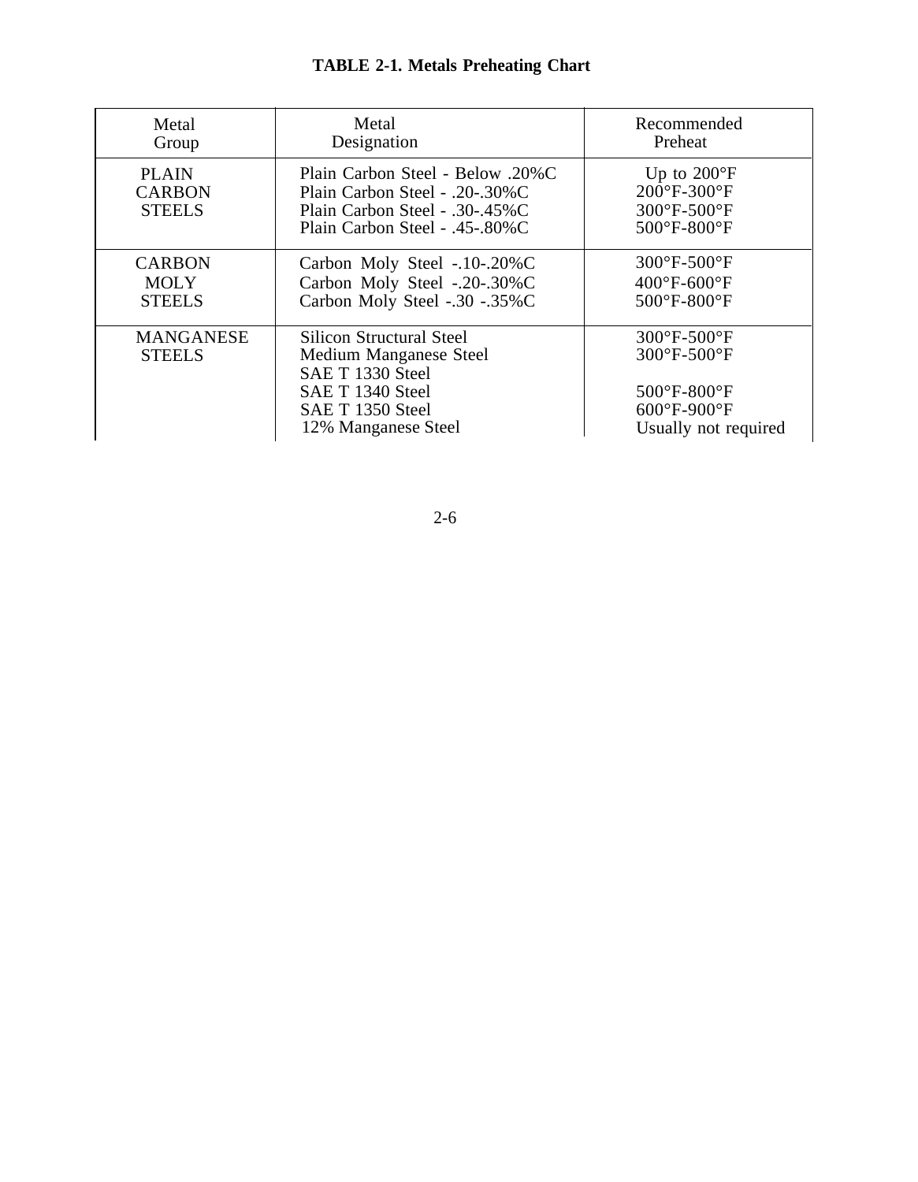**TABLE 2-1. Metals Preheating Chart**

| Metal Group | Metal Designation | Recommended Preheat |
|---|---|---|
| PLAIN CARBON STEELS | Plain Carbon Steel - Below .20%C | Up to 200°F |
| | Plain Carbon Steel - .20-.30%C | 200°F-300°F |
| | Plain Carbon Steel - .30-.45%C | 300°F-500°F |
| | Plain Carbon Steel - .45-.80%C | 500°F-800°F |
| CARBON MOLY STEELS | Carbon Moly Steel -.10-.20%C | 300°F-500°F |
| | Carbon Moly Steel -.20-.30%C | 400°F-600°F |
| | Carbon Moly Steel -.30 -.35%C | 500°F-800°F |
| MANGANESE STEELS | Silicon Structural Steel | 300°F-500°F |
| | Medium Manganese Steel | 300°F-500°F |
| | SAE T 1330 Steel | |
| | SAE T 1340 Steel | 500°F-800°F |
| | SAE T 1350 Steel | 600°F-900°F |
| | 12% Manganese Steel | Usually not required |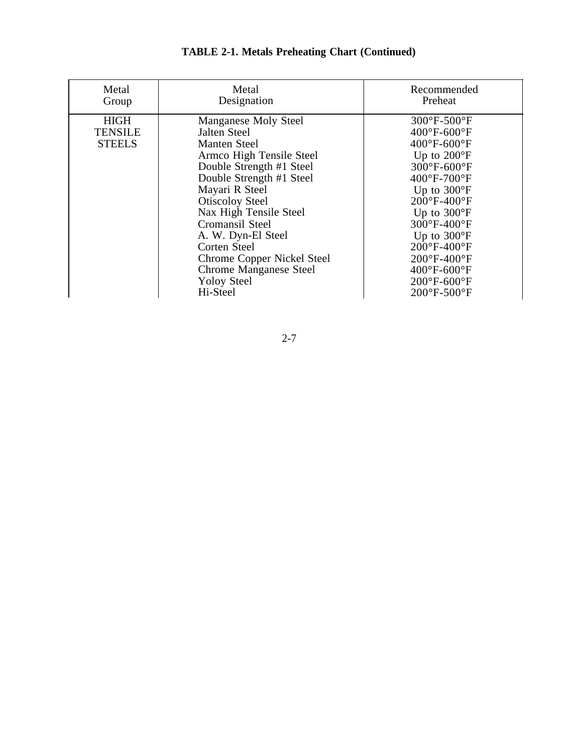**TABLE 2-1. Metals Preheating Chart (Continued)**

| Metal Group | Metal Designation | Recommended Preheat |
|---|---|---|
| HIGH TENSILE STEELS | Manganese Moly Steel | 300°F-500°F |
| | Jalten Steel | 400°F-600°F |
| | Manten Steel | 400°F-600°F |
| | Armco High Tensile Steel | Up to 200°F |
| | Double Strength #1 Steel | 300°F-600°F |
| | Double Strength #1 Steel | 400°F-700°F |
| | Mayari R Steel | Up to 300°F |
| | Otiscoloy Steel | 200°F-400°F |
| | Nax High Tensile Steel | Up to 300°F |
| | Cromansil Steel | 300°F-400°F |
| | A. W. Dyn-El Steel | Up to 300°F |
| | Corten Steel | 200°F-400°F |
| | Chrome Copper Nickel Steel | 200°F-400°F |
| | Chrome Manganese Steel | 400°F-600°F |
| | Yoloy Steel | 200°F-600°F |
| | Hi-Steel | 200°F-500°F |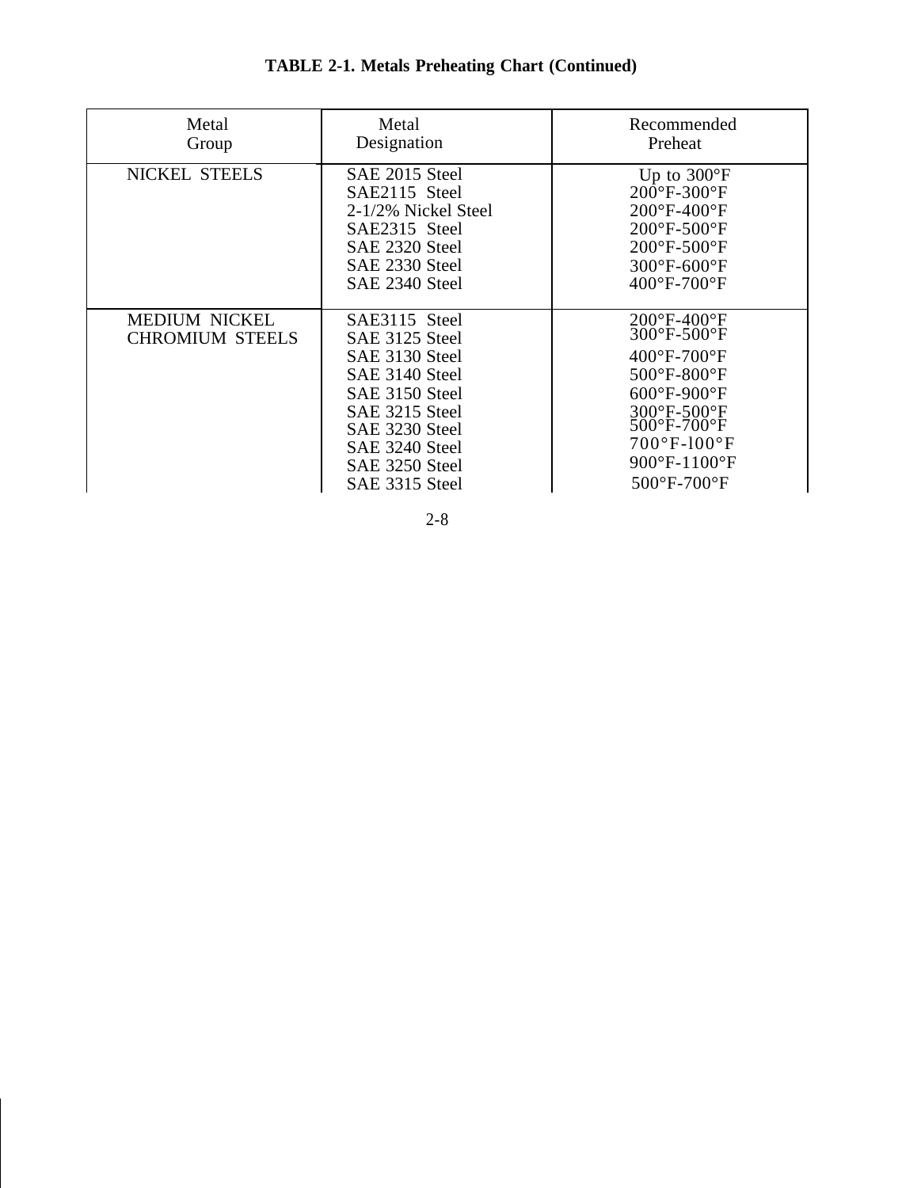**TABLE 2-1. Metals Preheating Chart (Continued)**

| Metal Group | Metal Designation | Recommended Preheat |
|---|---|---|
| NICKEL STEELS | SAE 2015 Steel | Up to 300°F |
| | SAE2115 Steel | 200°F-300°F |
| | 2-1/2% Nickel Steel | 200°F-400°F |
| | SAE2315 Steel | 200°F-500°F |
| | SAE 2320 Steel | 200°F-500°F |
| | SAE 2330 Steel | 300°F-600°F |
| | SAE 2340 Steel | 400°F-700°F |
| MEDIUM NICKEL CHROMIUM STEELS | SAE3115 Steel | 200°F-400°F |
| | SAE 3125 Steel | 300°F-500°F |
| | SAE 3130 Steel | 400°F-700°F |
| | SAE 3140 Steel | 500°F-800°F |
| | SAE 3150 Steel | 600°F-900°F |
| | SAE 3215 Steel | 300°F-500°F |
| | SAE 3230 Steel | 500°F-700°F |
| | SAE 3240 Steel | 700°F-l00°F |
| | SAE 3250 Steel | 900°F-1100°F |
| | SAE 3315 Steel | 500°F-700°F |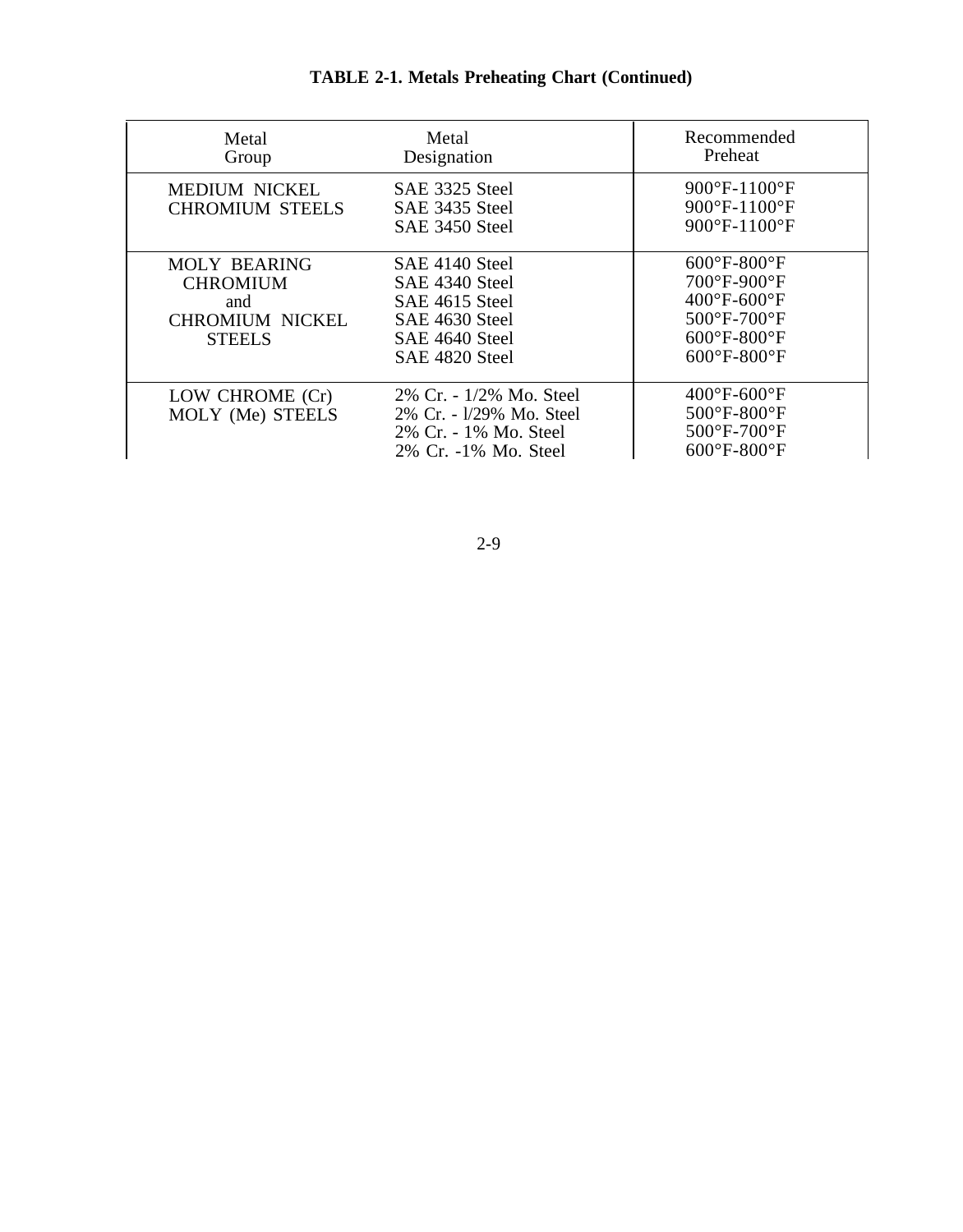**TABLE 2-1. Metals Preheating Chart (Continued)**

| Metal Group | Metal Designation | Recommended Preheat |
|---|---|---|
| MEDIUM NICKEL CHROMIUM STEELS | SAE 3325 Steel | 900°F-1100°F |
| | SAE 3435 Steel | 900°F-1100°F |
| | SAE 3450 Steel | 900°F-1100°F |
| MOLY BEARING CHROMIUM and CHROMIUM NICKEL STEELS | SAE 4140 Steel | 600°F-800°F |
| | SAE 4340 Steel | 700°F-900°F |
| | SAE 4615 Steel | 400°F-600°F |
| | SAE 4630 Steel | 500°F-700°F |
| | SAE 4640 Steel | 600°F-800°F |
| | SAE 4820 Steel | 600°F-800°F |
| LOW CHROME (Cr) MOLY (Me) STEELS | 2% Cr. - 1/2% Mo. Steel | 400°F-600°F |
| | 2% Cr. - l/29% Mo. Steel | 500°F-800°F |
| | 2% Cr. - 1% Mo. Steel | 500°F-700°F |
| | 2% Cr. -1% Mo. Steel | 600°F-800°F |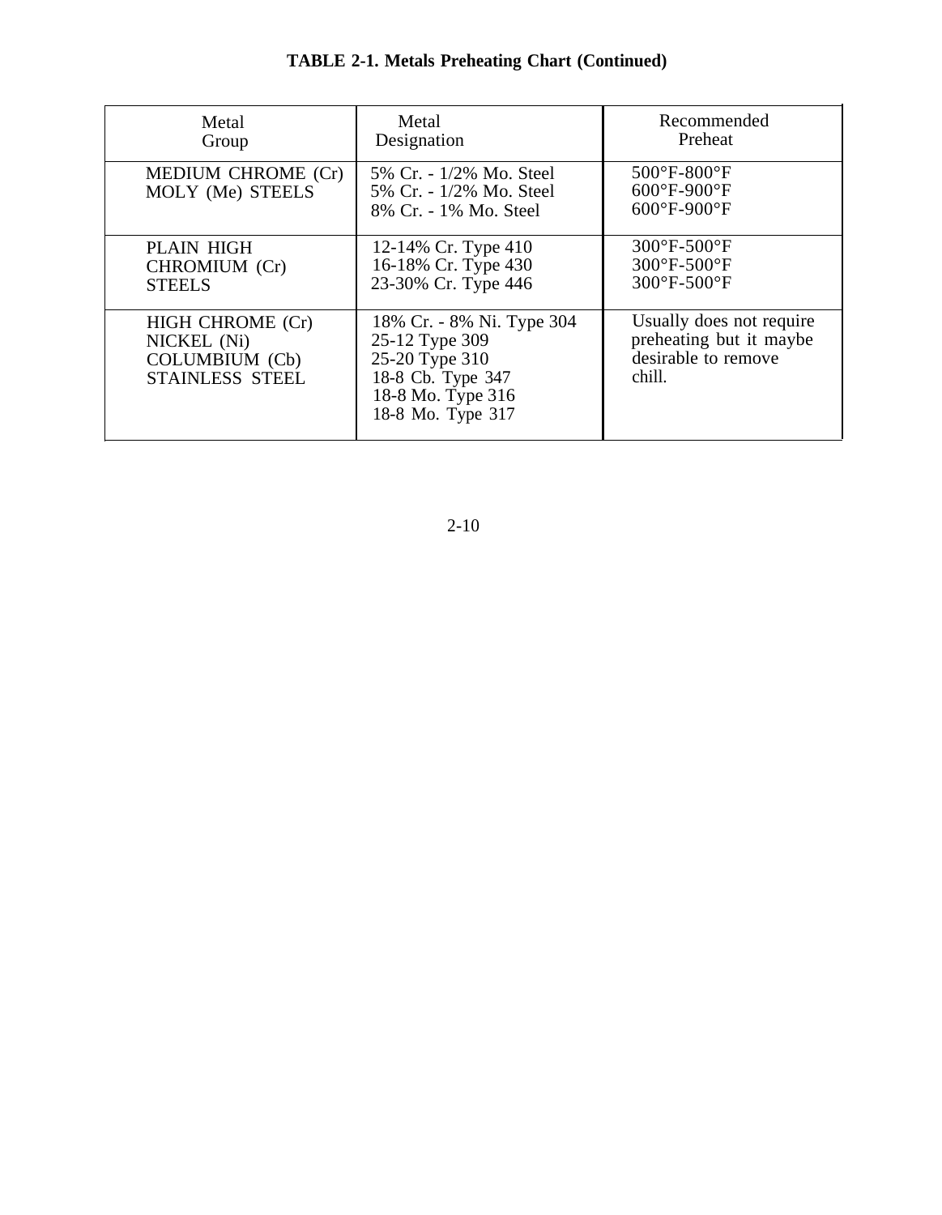**TABLE 2-1. Metals Preheating Chart (Continued)**

| Metal Group | Metal Designation | Recommended Preheat |
|---|---|---|
| MEDIUM CHROME (Cr) MOLY (Me) STEELS | 5% Cr. - 1/2% Mo. Steel<br>5% Cr. - 1/2% Mo. Steel<br>8% Cr. - 1% Mo. Steel | 500°F-800°F<br>600°F-900°F<br>600°F-900°F |
| PLAIN HIGH CHROMIUM (Cr) STEELS | 12-14% Cr. Type 410<br>16-18% Cr. Type 430<br>23-30% Cr. Type 446 | 300°F-500°F<br>300°F-500°F<br>300°F-500°F |
| HIGH CHROME (Cr) NICKEL (Ni) COLUMBIUM (Cb) STAINLESS STEEL | 18% Cr. - 8% Ni. Type 304<br>25-12 Type 309<br>25-20 Type 310<br>18-8 Cb. Type 347<br>18-8 Mo. Type 316<br>18-8 Mo. Type 317 | Usually does not require preheating but it maybe desirable to remove chill. |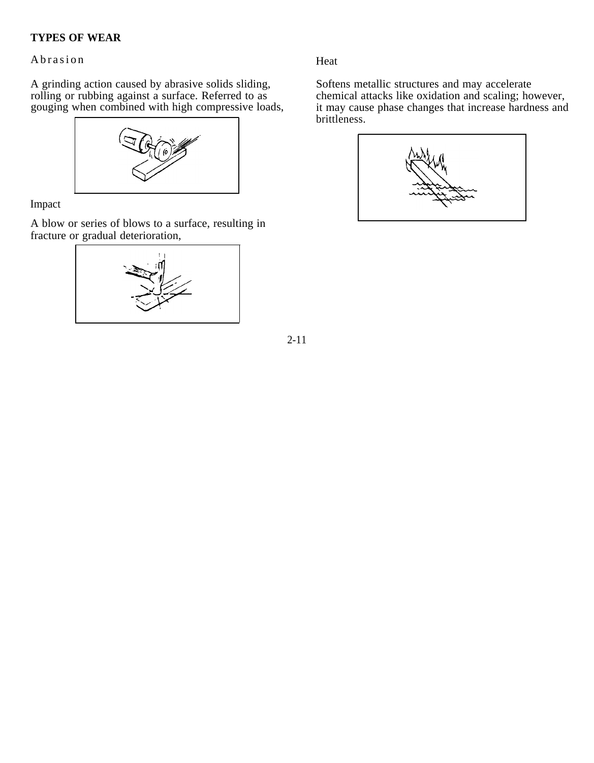**TYPES OF WEAR**

Abrasion

A grinding action caused by abrasive solids sliding, rolling or rubbing against a surface. Referred to as gouging when combined with high compressive loads,

Impact

A blow or series of blows to a surface, resulting in fracture or gradual deterioration,

Heat

Softens metallic structures and may accelerate chemical attacks like oxidation and scaling; however, it may cause phase changes that increase hardness and brittleness.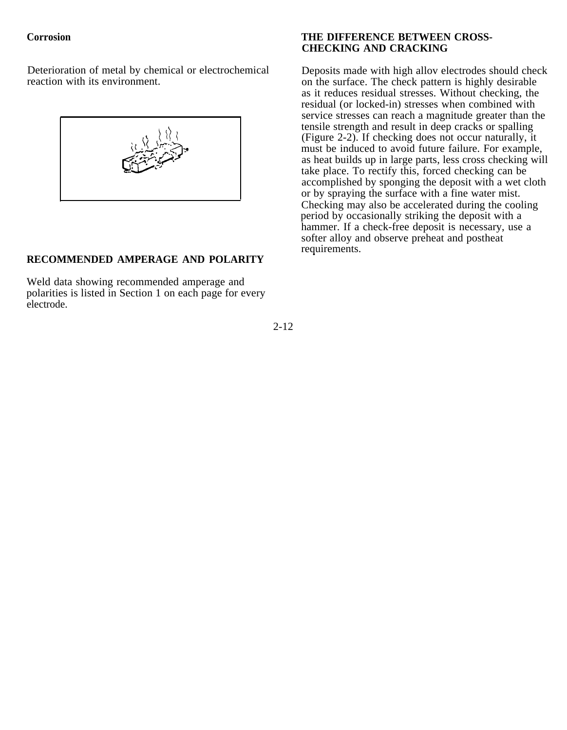**Corrosion**

Deterioration of metal by chemical or electrochemical reaction with its environment.

## RECOMMENDED AMPERAGE AND POLARITY

Weld data showing recommended amperage and polarities is listed in Section 1 on each page for every electrode.

## THE DIFFERENCE BETWEEN CROSS-CHECKING AND CRACKING

Deposits made with high allov electrodes should check on the surface. The check pattern is highly desirable as it reduces residual stresses. Without checking, the residual (or locked-in) stresses when combined with service stresses can reach a magnitude greater than the tensile strength and result in deep cracks or spalling (Figure 2-2). If checking does not occur naturally, it must be induced to avoid future failure. For example, as heat builds up in large parts, less cross checking will take place. To rectify this, forced checking can be accomplished by sponging the deposit with a wet cloth or by spraying the surface with a fine water mist. Checking may also be accelerated during the cooling period by occasionally striking the deposit with a hammer. If a check-free deposit is necessary, use a softer alloy and observe preheat and postheat requirements.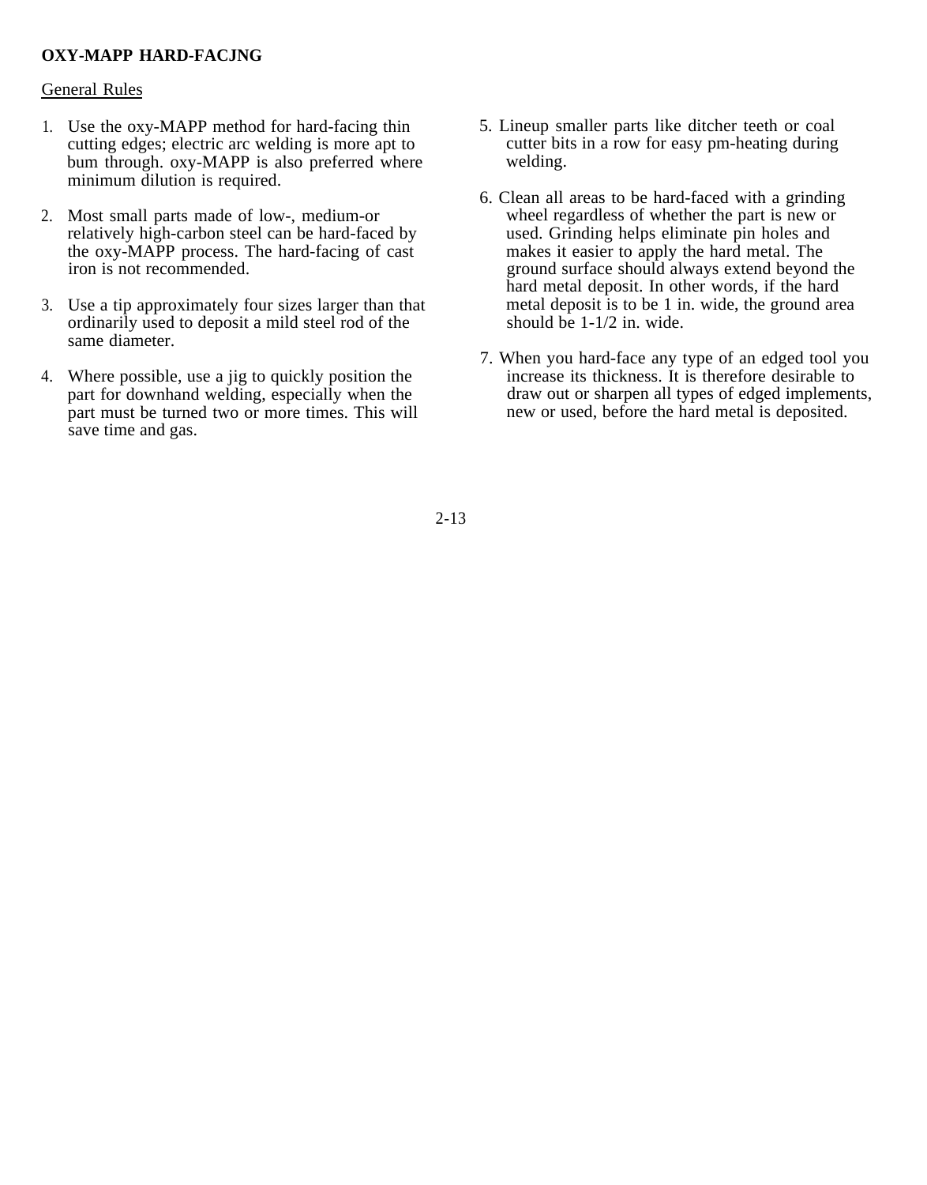**OXY-MAPP HARD-FACJNG**

General Rules

1. Use the oxy-MAPP method for hard-facing thin cutting edges; electric arc welding is more apt to bum through. oxy-MAPP is also preferred where minimum dilution is required.

2. Most small parts made of low-, medium-or relatively high-carbon steel can be hard-faced by the oxy-MAPP process. The hard-facing of cast iron is not recommended.

3. Use a tip approximately four sizes larger than that ordinarily used to deposit a mild steel rod of the same diameter.

4. Where possible, use a jig to quickly position the part for downhand welding, especially when the part must be turned two or more times. This will save time and gas.

5. Lineup smaller parts like ditcher teeth or coal cutter bits in a row for easy pm-heating during welding.

6. Clean all areas to be hard-faced with a grinding wheel regardless of whether the part is new or used. Grinding helps eliminate pin holes and makes it easier to apply the hard metal. The ground surface should always extend beyond the hard metal deposit. In other words, if the hard metal deposit is to be 1 in. wide, the ground area should be 1-1/2 in. wide.

7. When you hard-face any type of an edged tool you increase its thickness. It is therefore desirable to draw out or sharpen all types of edged implements, new or used, before the hard metal is deposited.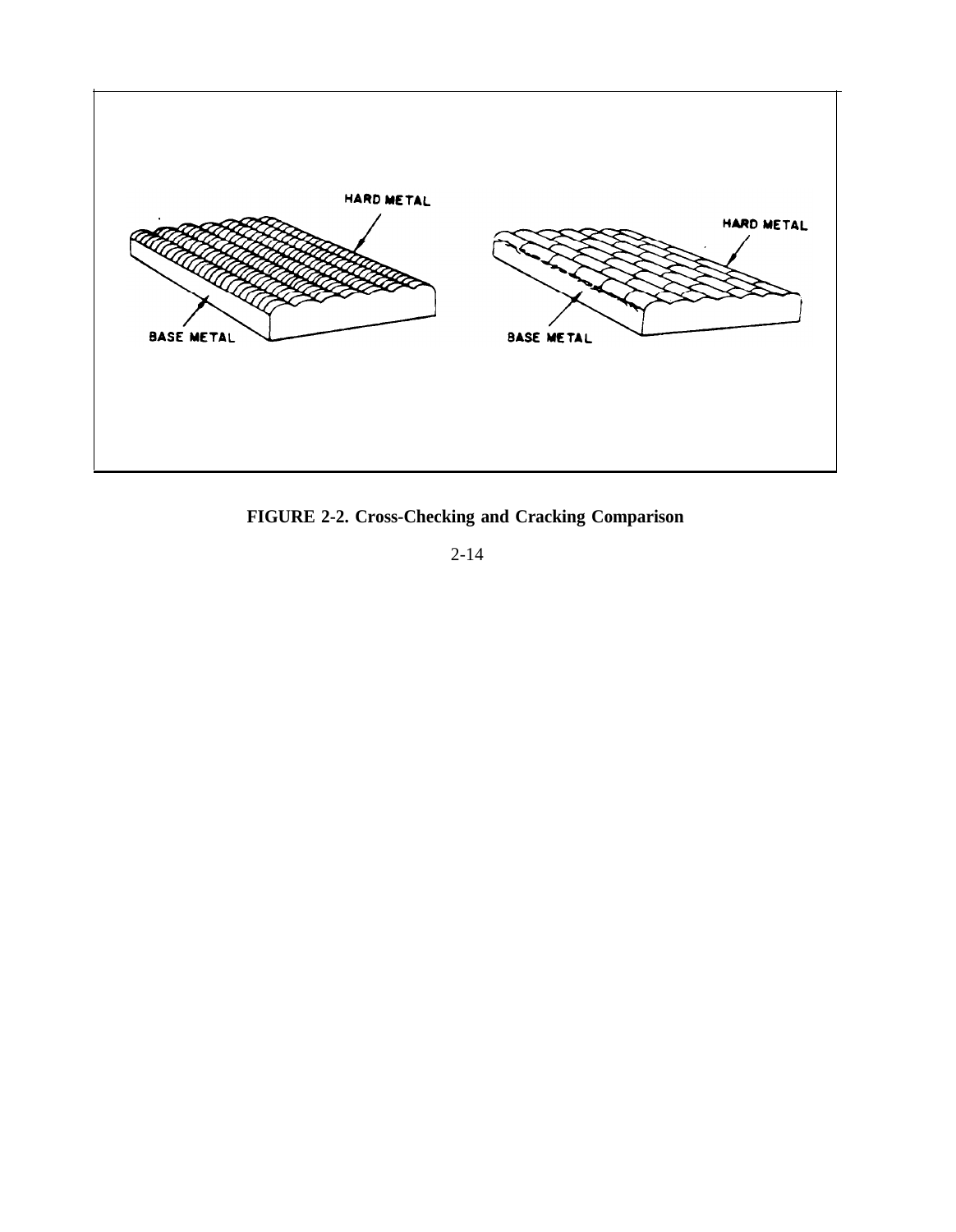HARD METAL

BASE METAL

HARD METAL

BASE METAL

**FIGURE 2-2. Cross-Checking and Cracking Comparison**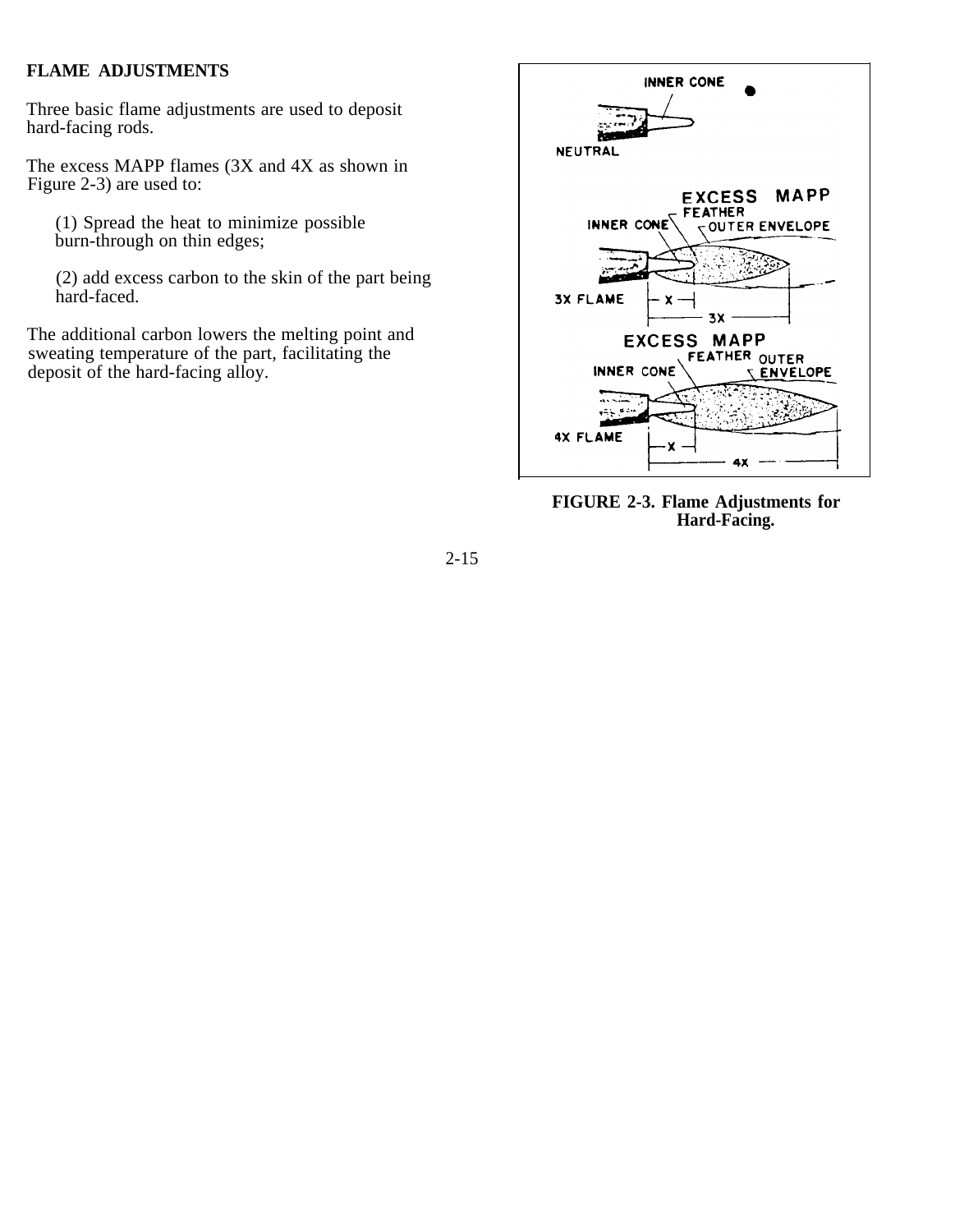## FLAME ADJUSTMENTS

Three basic flame adjustments are used to deposit hard-facing rods.

The excess MAPP flames (3X and 4X as shown in Figure 2-3) are used to:

(1) Spread the heat to minimize possible burn-through on thin edges;

(2) add excess carbon to the skin of the part being hard-faced.

The additional carbon lowers the melting point and sweating temperature of the part, facilitating the deposit of the hard-facing alloy.

**FIGURE 2-3. Flame Adjustments for Hard-Facing.**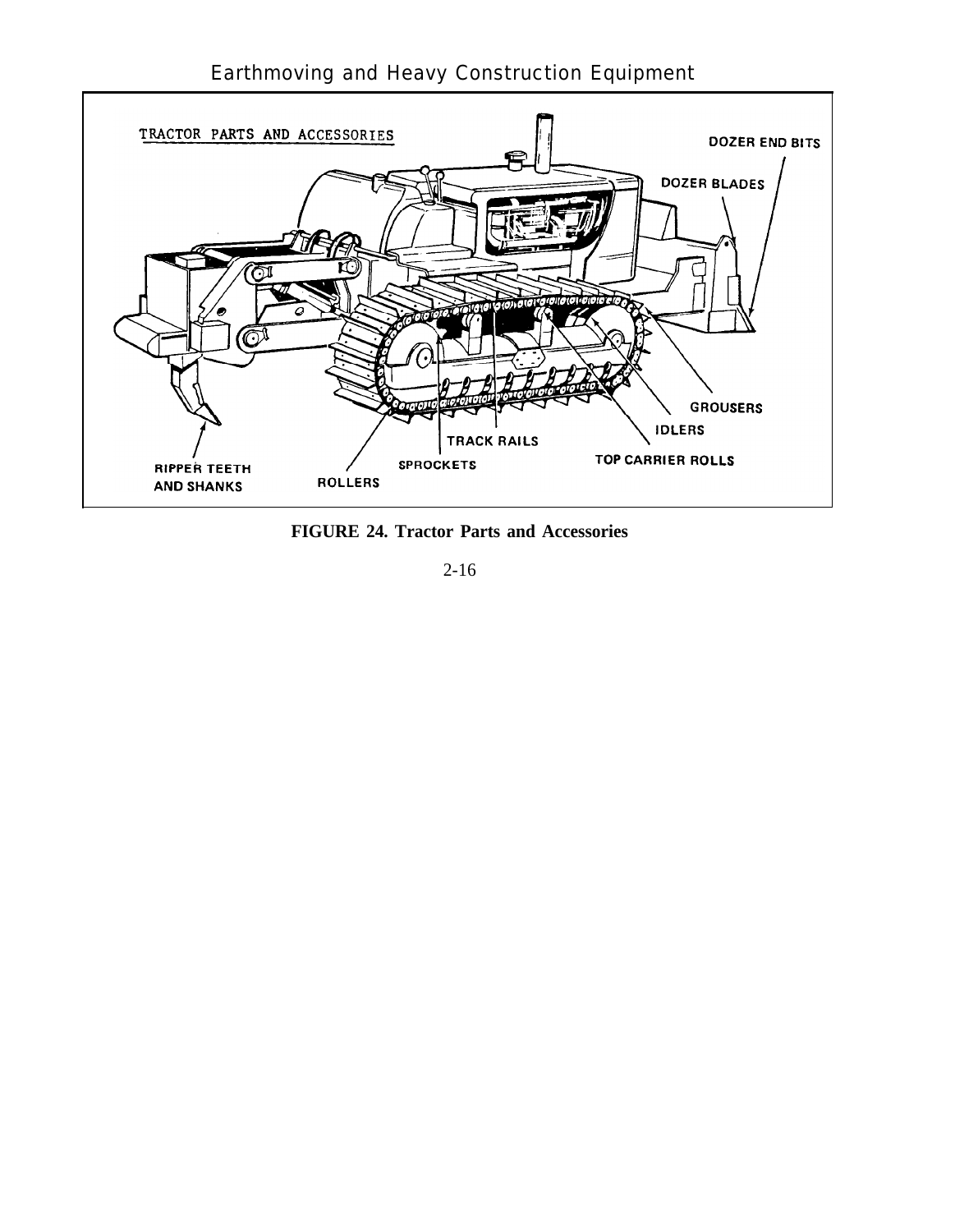TRACTOR PARTS AND ACCESSORIES

DOZER END BITS

DOZER BLADES

GROUSERS

IDLERS

TRACK RAILS

TOP CARRIER ROLLS

RIPPER TEETH AND SHANKS

SPROCKETS

ROLLERS

**FIGURE 24. Tractor Parts and Accessories**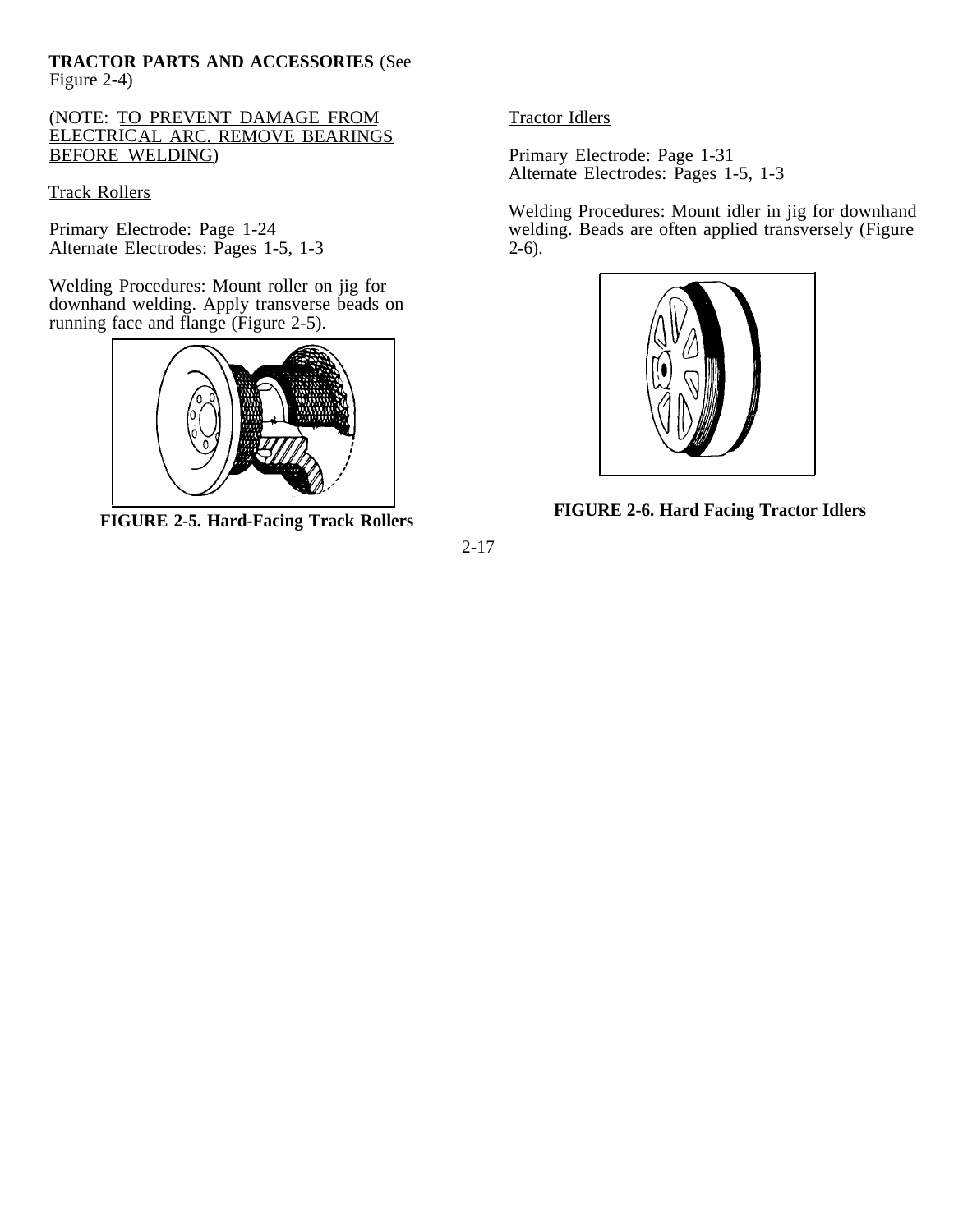**TRACTOR PARTS AND ACCESSORIES** (See Figure 2-4)

(NOTE: TO PREVENT DAMAGE FROM ELECTRICAL ARC. REMOVE BEARINGS BEFORE WELDING)

Track Rollers

Primary Electrode: Page 1-24
Alternate Electrodes: Pages 1-5, 1-3

Welding Procedures: Mount roller on jig for downhand welding. Apply transverse beads on running face and flange (Figure 2-5).

**FIGURE 2-5. Hard-Facing Track Rollers**

Tractor Idlers

Primary Electrode: Page 1-31
Alternate Electrodes: Pages 1-5, 1-3

Welding Procedures: Mount idler in jig for downhand welding. Beads are often applied transversely (Figure 2-6).

**FIGURE 2-6. Hard Facing Tractor Idlers**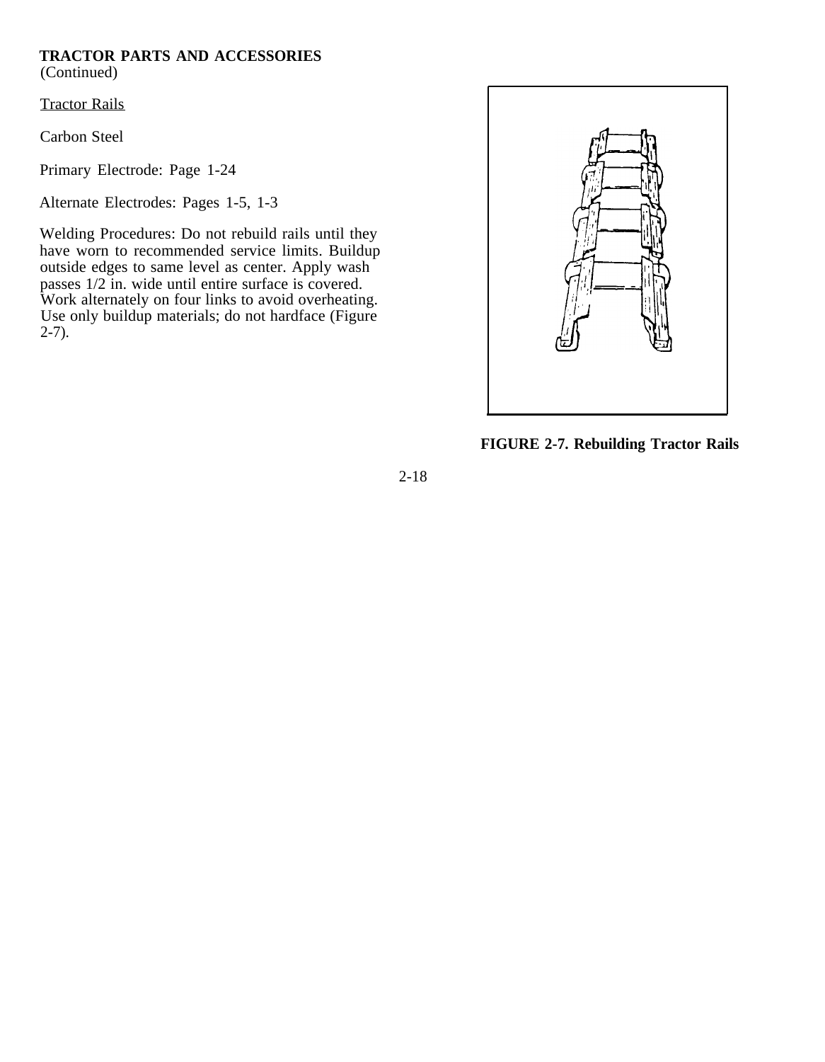**TRACTOR PARTS AND ACCESSORIES**
(Continued)

Tractor Rails

Carbon Steel

Primary Electrode: Page 1-24

Alternate Electrodes: Pages 1-5, 1-3

Welding Procedures: Do not rebuild rails until they have worn to recommended service limits. Buildup outside edges to same level as center. Apply wash passes 1/2 in. wide until entire surface is covered. Work alternately on four links to avoid overheating. Use only buildup materials; do not hardface (Figure 2-7).

**FIGURE 2-7. Rebuilding Tractor Rails**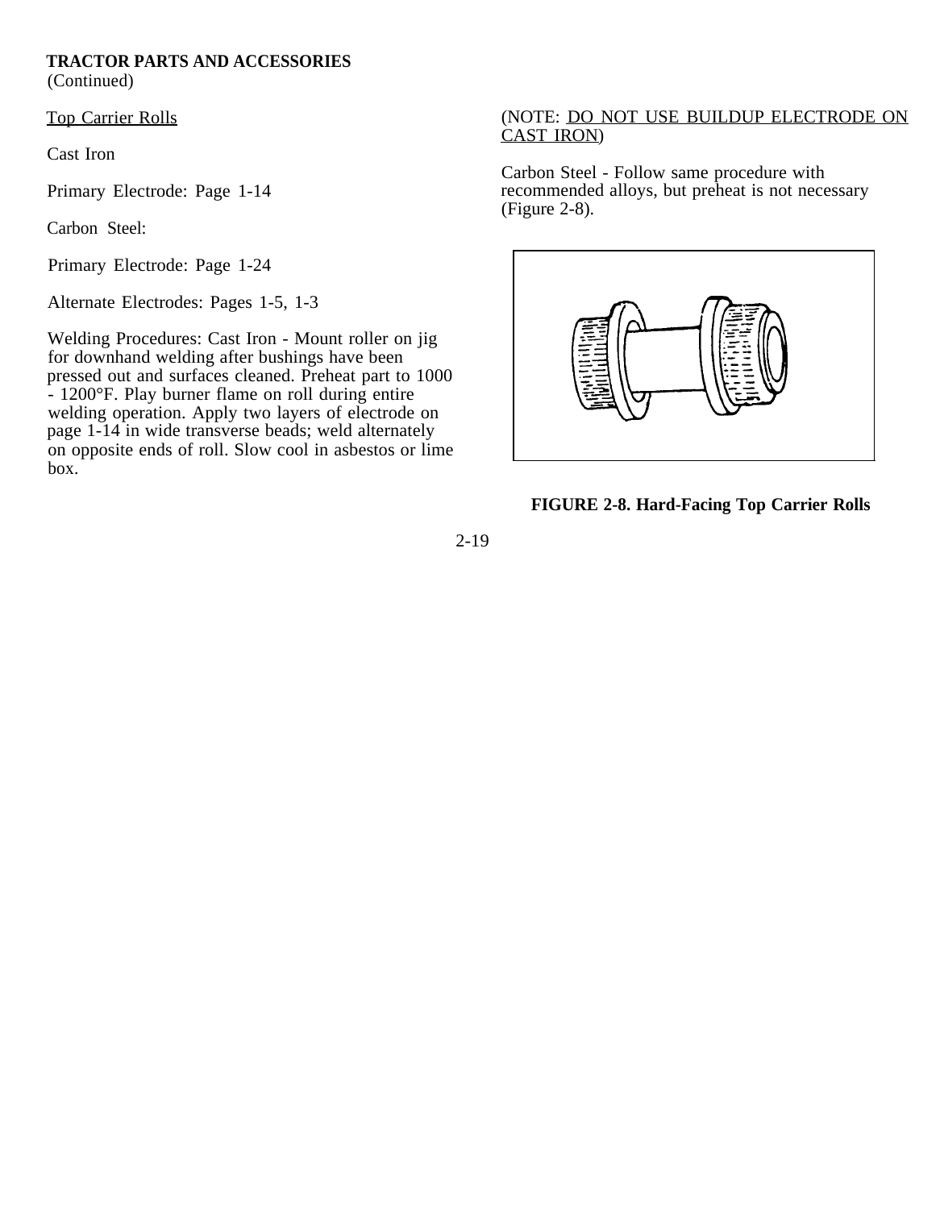**TRACTOR PARTS AND ACCESSORIES**
(Continued)

Top Carrier Rolls

Cast Iron

Primary Electrode: Page 1-14

Carbon Steel:

Primary Electrode: Page 1-24

Alternate Electrodes: Pages 1-5, 1-3

Welding Procedures: Cast Iron - Mount roller on jig for downhand welding after bushings have been pressed out and surfaces cleaned. Preheat part to 1000 - 1200°F. Play burner flame on roll during entire welding operation. Apply two layers of electrode on page 1-14 in wide transverse beads; weld alternately on opposite ends of roll. Slow cool in asbestos or lime box.

(NOTE: DO NOT USE BUILDUP ELECTRODE ON CAST IRON)

Carbon Steel - Follow same procedure with recommended alloys, but preheat is not necessary (Figure 2-8).

**FIGURE 2-8. Hard-Facing Top Carrier Rolls**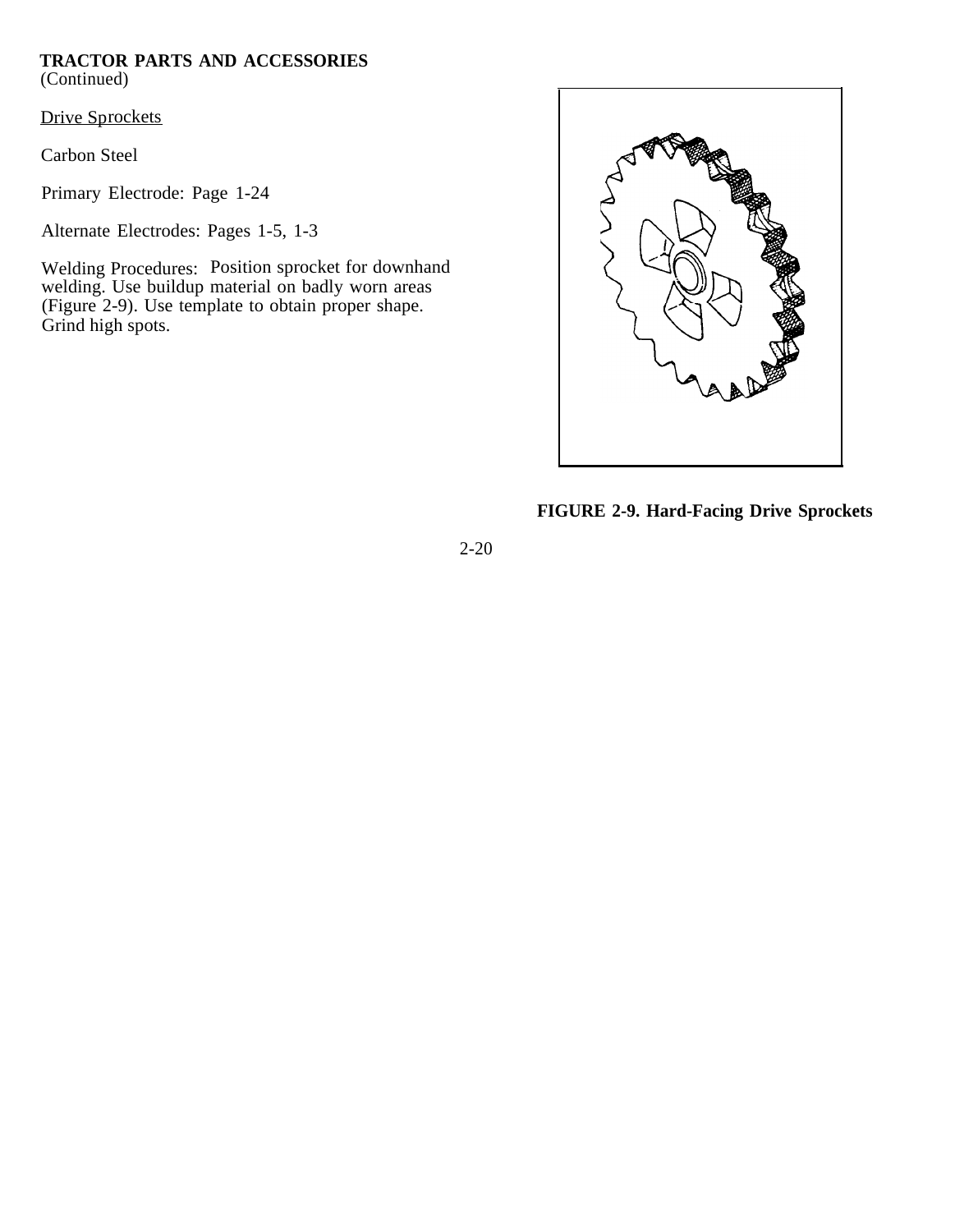**TRACTOR PARTS AND ACCESSORIES**
(Continued)

Drive Sprockets

Carbon Steel

Primary Electrode: Page 1-24

Alternate Electrodes: Pages 1-5, 1-3

Welding Procedures: Position sprocket for downhand welding. Use buildup material on badly worn areas (Figure 2-9). Use template to obtain proper shape. Grind high spots.

**FIGURE 2-9. Hard-Facing Drive Sprockets**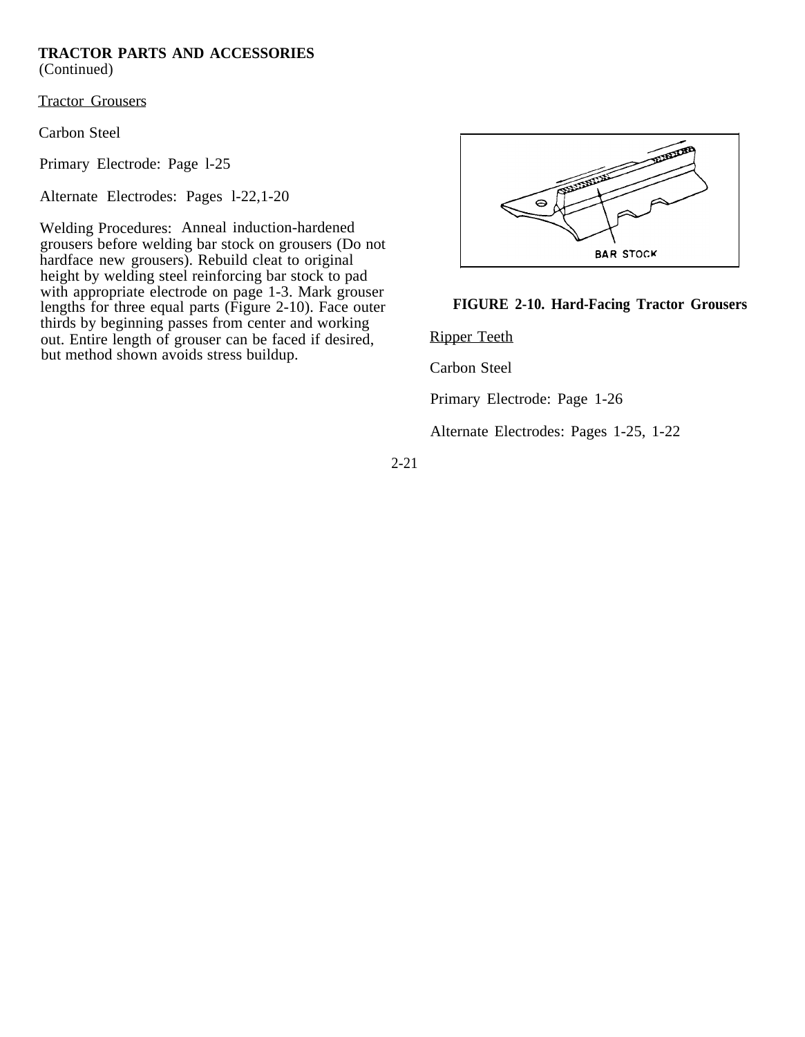**TRACTOR PARTS AND ACCESSORIES**
(Continued)

Tractor Grousers

Carbon Steel

Primary Electrode: Page l-25

Alternate Electrodes: Pages l-22,1-20

Welding Procedures: Anneal induction-hardened grousers before welding bar stock on grousers (Do not hardface new grousers). Rebuild cleat to original height by welding steel reinforcing bar stock to pad with appropriate electrode on page 1-3. Mark grouser lengths for three equal parts (Figure 2-10). Face outer thirds by beginning passes from center and working out. Entire length of grouser can be faced if desired, but method shown avoids stress buildup.

**FIGURE 2-10. Hard-Facing Tractor Grousers**

Ripper Teeth

Carbon Steel

Primary Electrode: Page 1-26

Alternate Electrodes: Pages 1-25, 1-22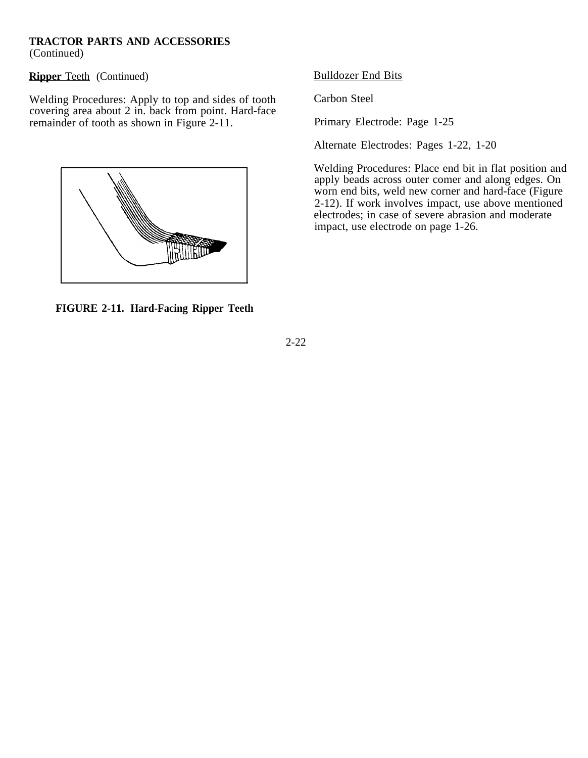**TRACTOR PARTS AND ACCESSORIES**
(Continued)

**Ripper** Teeth (Continued)

Welding Procedures: Apply to top and sides of tooth covering area about 2 in. back from point. Hard-face remainder of tooth as shown in Figure 2-11.

**FIGURE 2-11. Hard-Facing Ripper Teeth**

Bulldozer End Bits

Carbon Steel

Primary Electrode: Page 1-25

Alternate Electrodes: Pages 1-22, 1-20

Welding Procedures: Place end bit in flat position and apply beads across outer comer and along edges. On worn end bits, weld new corner and hard-face (Figure 2-12). If work involves impact, use above mentioned electrodes; in case of severe abrasion and moderate impact, use electrode on page 1-26.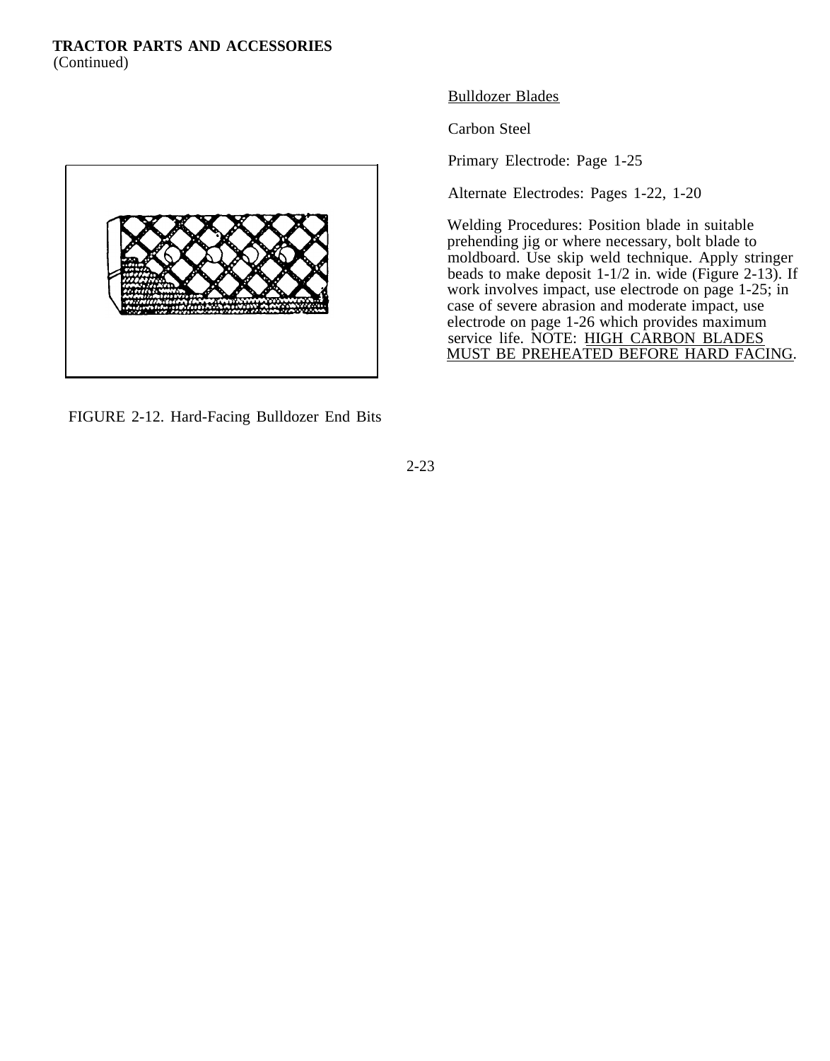**TRACTOR PARTS AND ACCESSORIES**
(Continued)

FIGURE 2-12. Hard-Facing Bulldozer End Bits

Bulldozer Blades

Carbon Steel

Primary Electrode: Page 1-25

Alternate Electrodes: Pages 1-22, 1-20

Welding Procedures: Position blade in suitable prehending jig or where necessary, bolt blade to moldboard. Use skip weld technique. Apply stringer beads to make deposit 1-1/2 in. wide (Figure 2-13). If work involves impact, use electrode on page 1-25; in case of severe abrasion and moderate impact, use electrode on page 1-26 which provides maximum service life. NOTE: HIGH CARBON BLADES MUST BE PREHEATED BEFORE HARD FACING.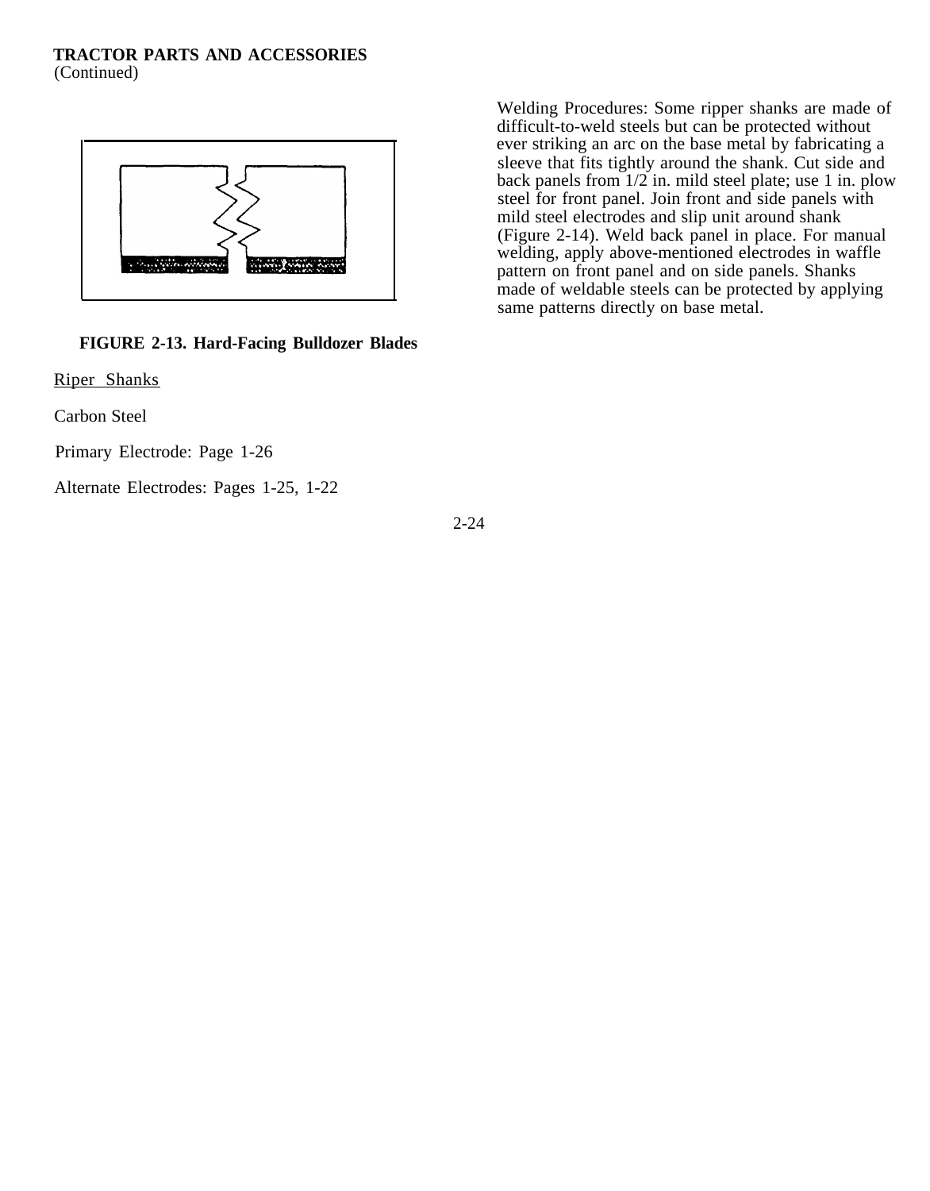**TRACTOR PARTS AND ACCESSORIES**
(Continued)

**FIGURE 2-13. Hard-Facing Bulldozer Blades**

Riper Shanks

Carbon Steel

Primary Electrode: Page 1-26

Alternate Electrodes: Pages 1-25, 1-22

Welding Procedures: Some ripper shanks are made of difficult-to-weld steels but can be protected without ever striking an arc on the base metal by fabricating a sleeve that fits tightly around the shank. Cut side and back panels from 1/2 in. mild steel plate; use 1 in. plow steel for front panel. Join front and side panels with mild steel electrodes and slip unit around shank (Figure 2-14). Weld back panel in place. For manual welding, apply above-mentioned electrodes in waffle pattern on front panel and on side panels. Shanks made of weldable steels can be protected by applying same patterns directly on base metal.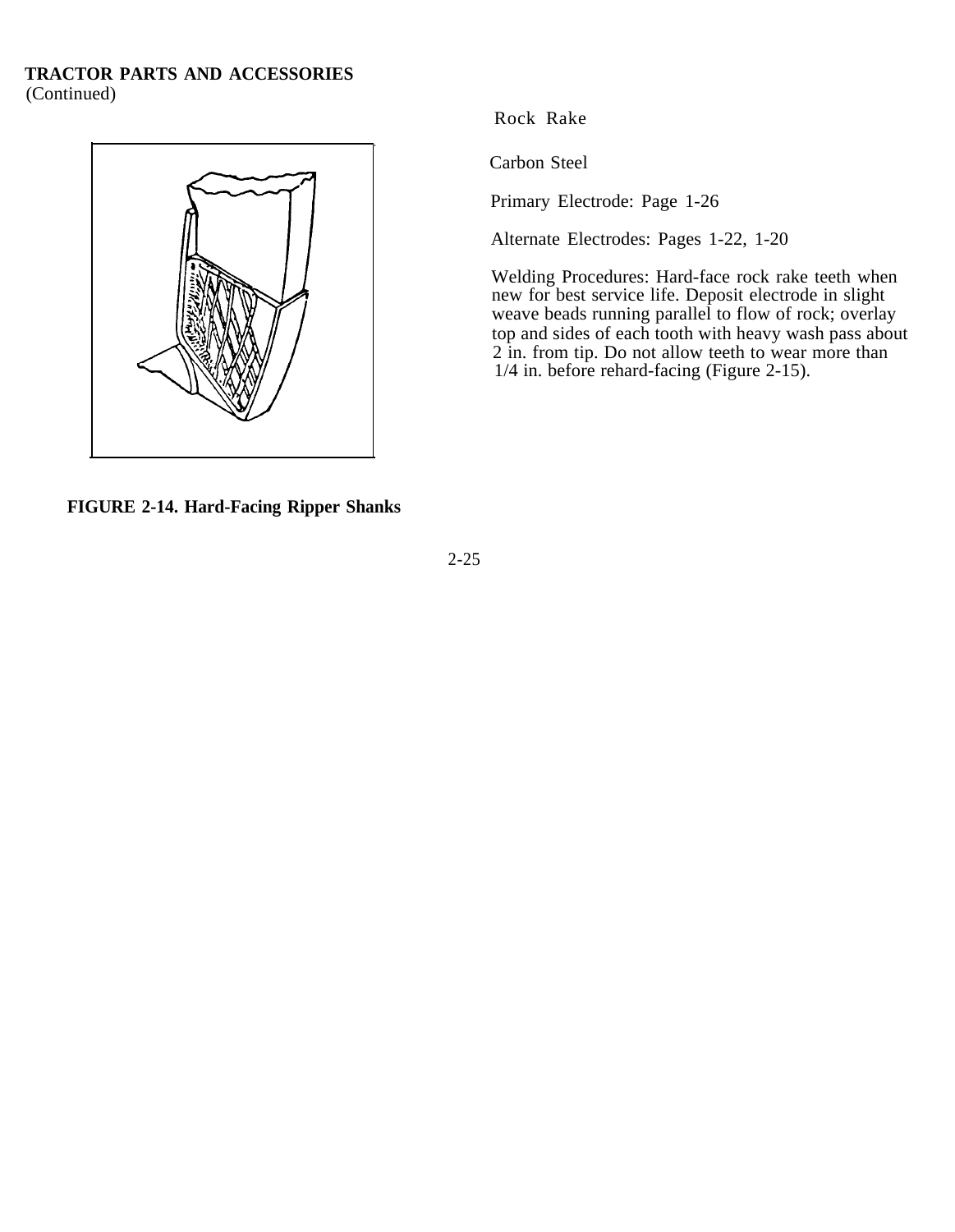**TRACTOR PARTS AND ACCESSORIES**
(Continued)

FIGURE 2-14. Hard-Facing Ripper Shanks

Rock Rake

Carbon Steel

Primary Electrode: Page 1-26

Alternate Electrodes: Pages 1-22, 1-20

Welding Procedures: Hard-face rock rake teeth when new for best service life. Deposit electrode in slight weave beads running parallel to flow of rock; overlay top and sides of each tooth with heavy wash pass about 2 in. from tip. Do not allow teeth to wear more than 1/4 in. before rehard-facing (Figure 2-15).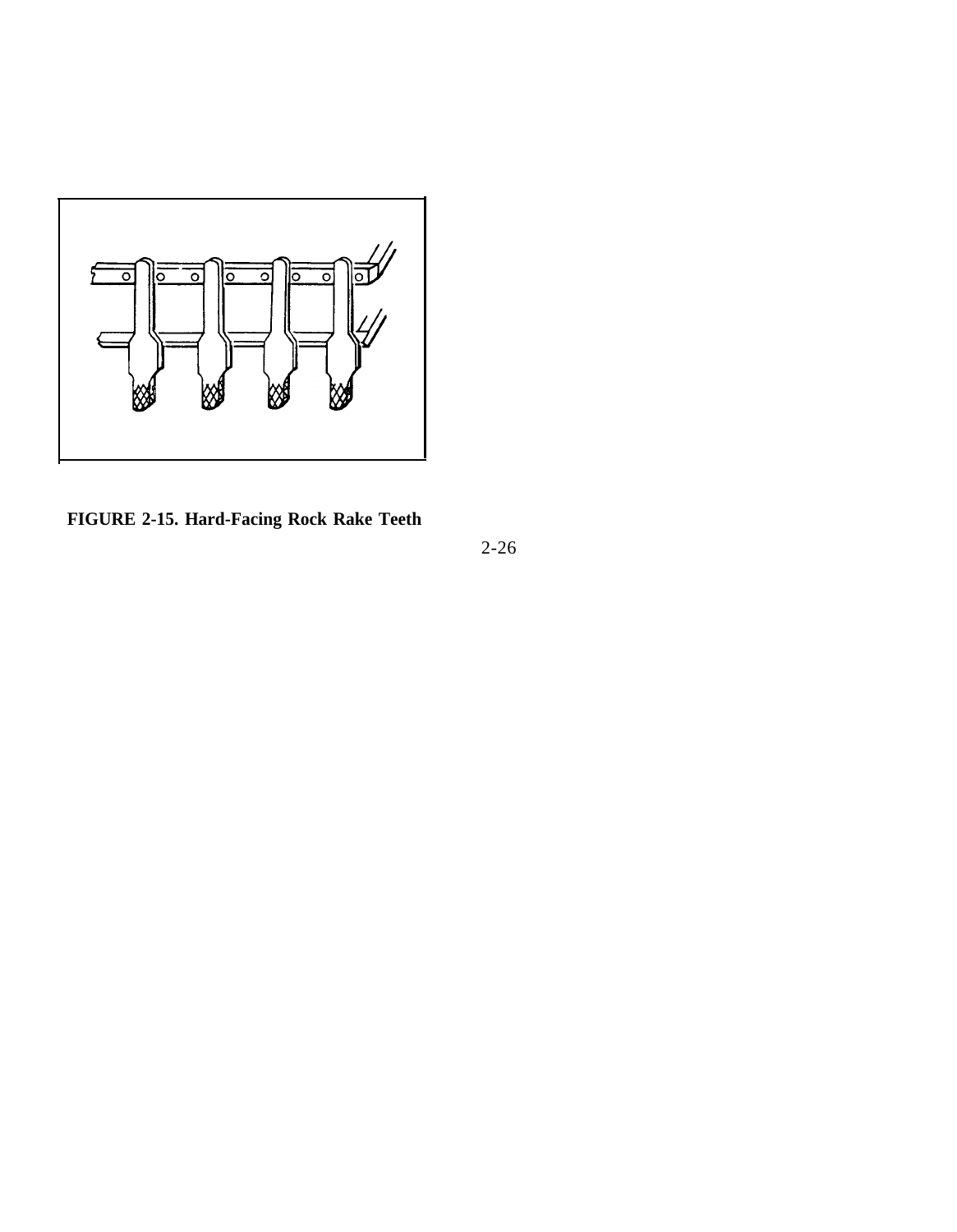**FIGURE 2-15. Hard-Facing Rock Rake Teeth**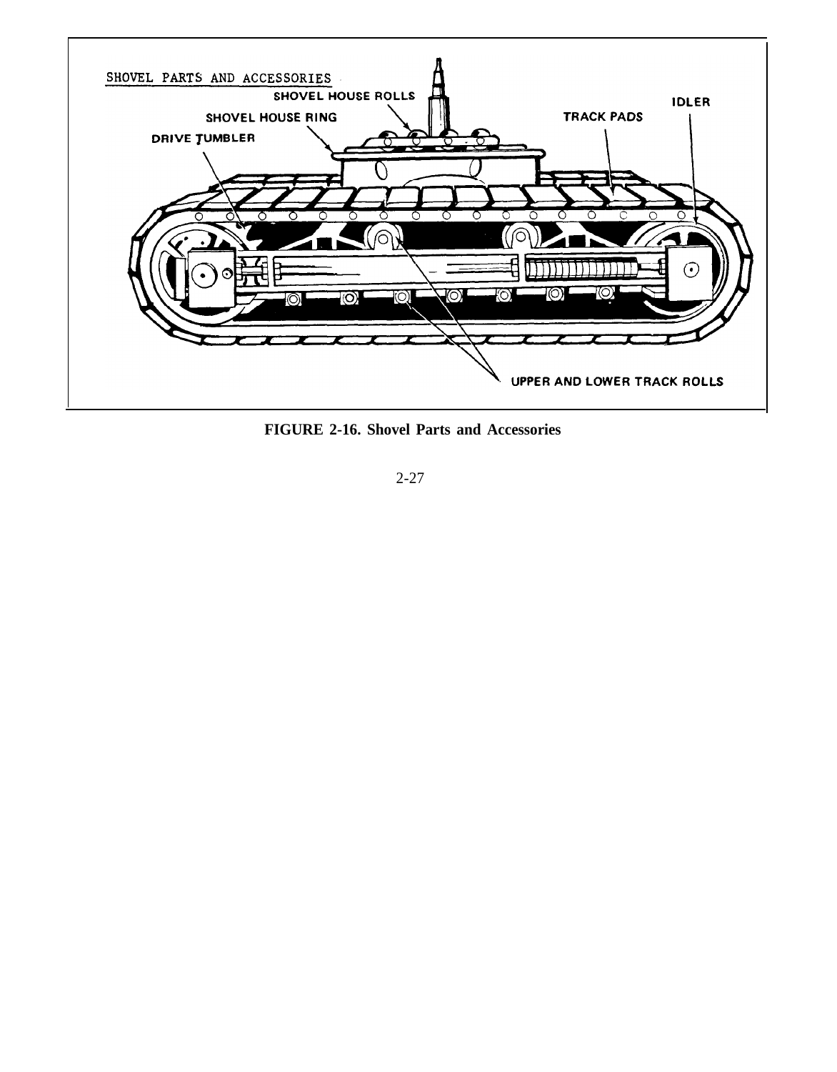SHOVEL PARTS AND ACCESSORIES

SHOVEL HOUSE ROLLS

SHOVEL HOUSE RING

DRIVE TUMBLER

TRACK PADS

IDLER

UPPER AND LOWER TRACK ROLLS

**FIGURE 2-16. Shovel Parts and Accessories**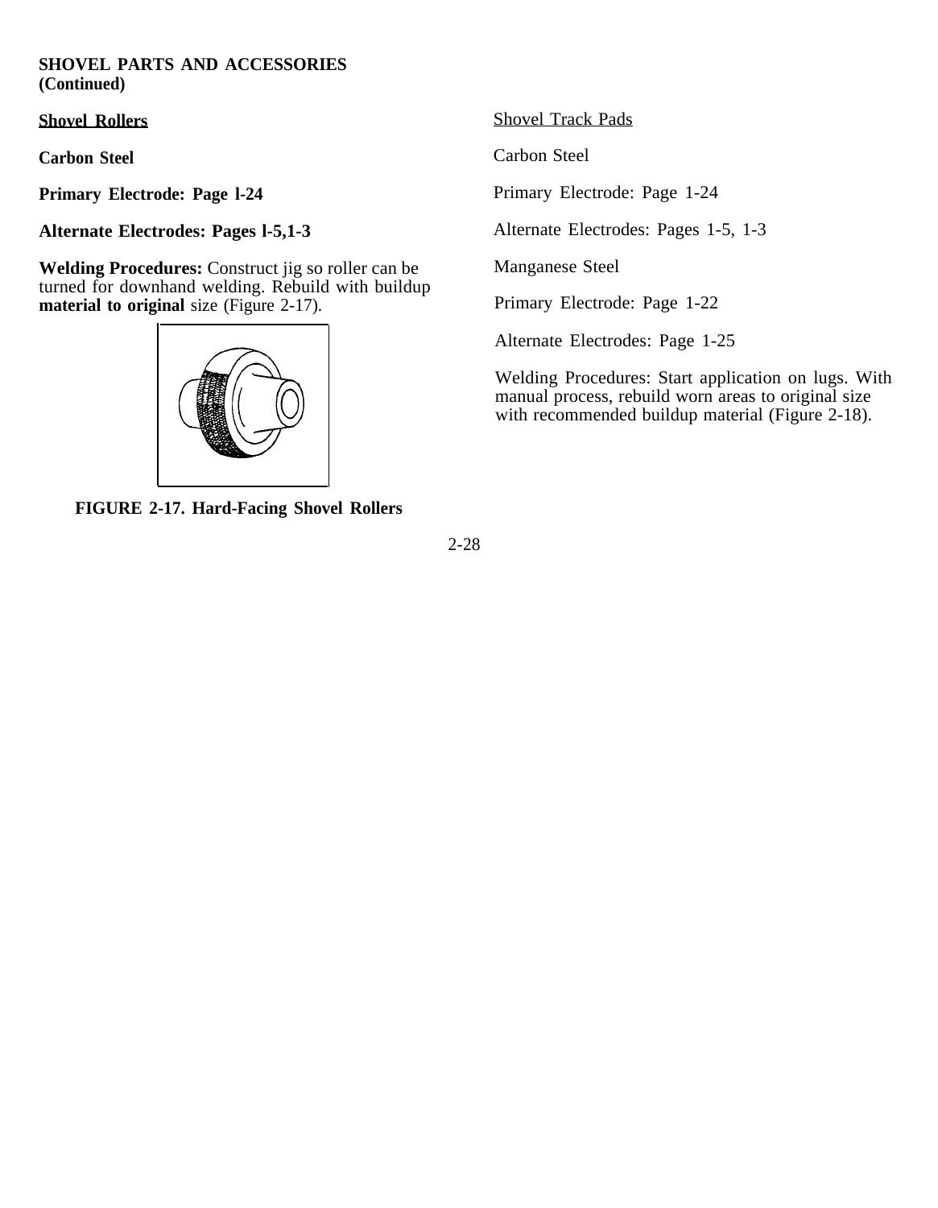**SHOVEL PARTS AND ACCESSORIES (Continued)**

**Shovel Rollers**

**Carbon Steel**

**Primary Electrode: Page l-24**

**Alternate Electrodes: Pages l-5,1-3**

**Welding Procedures:** Construct jig so roller can be turned for downhand welding. Rebuild with buildup **material to original** size (Figure 2-17).

**FIGURE 2-17. Hard-Facing Shovel Rollers**

Shovel Track Pads

Carbon Steel

Primary Electrode: Page 1-24

Alternate Electrodes: Pages 1-5, 1-3

Manganese Steel

Primary Electrode: Page 1-22

Alternate Electrodes: Page 1-25

Welding Procedures: Start application on lugs. With manual process, rebuild worn areas to original size with recommended buildup material (Figure 2-18).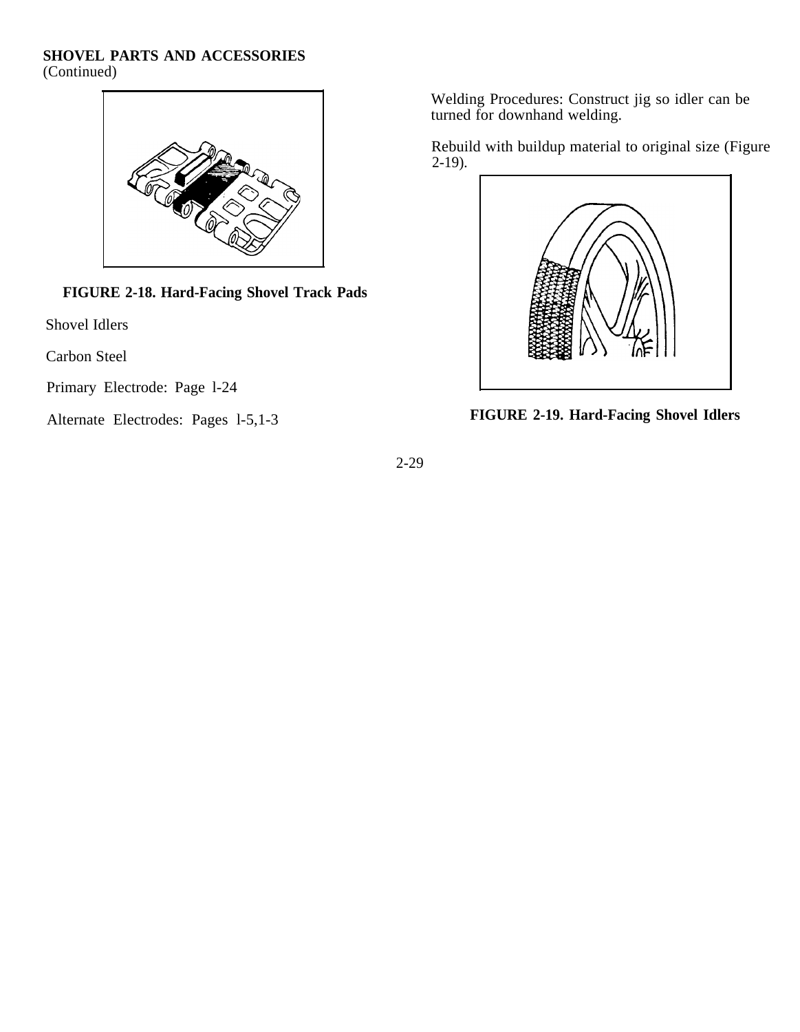**SHOVEL PARTS AND ACCESSORIES**
(Continued)

**FIGURE 2-18. Hard-Facing Shovel Track Pads**

Shovel Idlers

Carbon Steel

Primary Electrode: Page l-24

Alternate Electrodes: Pages l-5,1-3

Welding Procedures: Construct jig so idler can be turned for downhand welding.

Rebuild with buildup material to original size (Figure 2-19).

**FIGURE 2-19. Hard-Facing Shovel Idlers**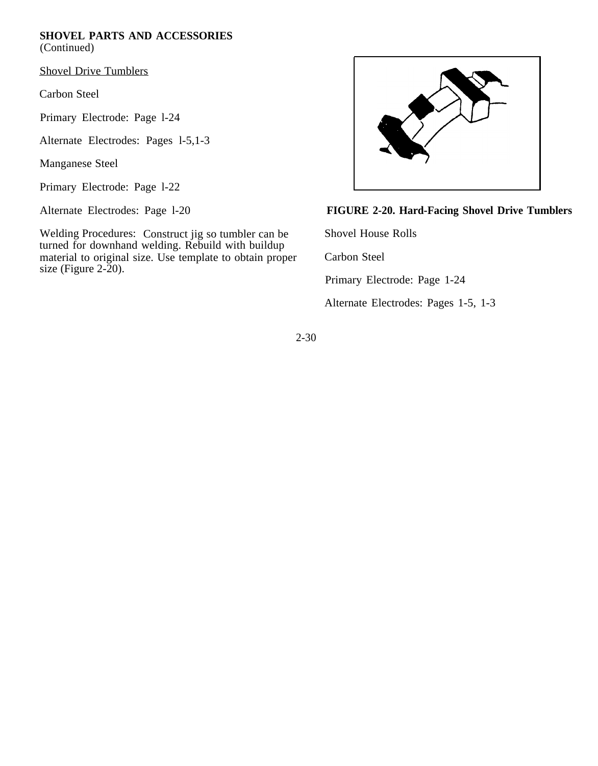**SHOVEL PARTS AND ACCESSORIES**
(Continued)

Shovel Drive Tumblers

Carbon Steel

Primary Electrode: Page l-24

Alternate Electrodes: Pages l-5,1-3

Manganese Steel

Primary Electrode: Page l-22

Alternate Electrodes: Page l-20

Welding Procedures: Construct jig so tumbler can be turned for downhand welding. Rebuild with buildup material to original size. Use template to obtain proper size (Figure 2-20).

**FIGURE 2-20. Hard-Facing Shovel Drive Tumblers**

Shovel House Rolls

Carbon Steel

Primary Electrode: Page 1-24

Alternate Electrodes: Pages 1-5, 1-3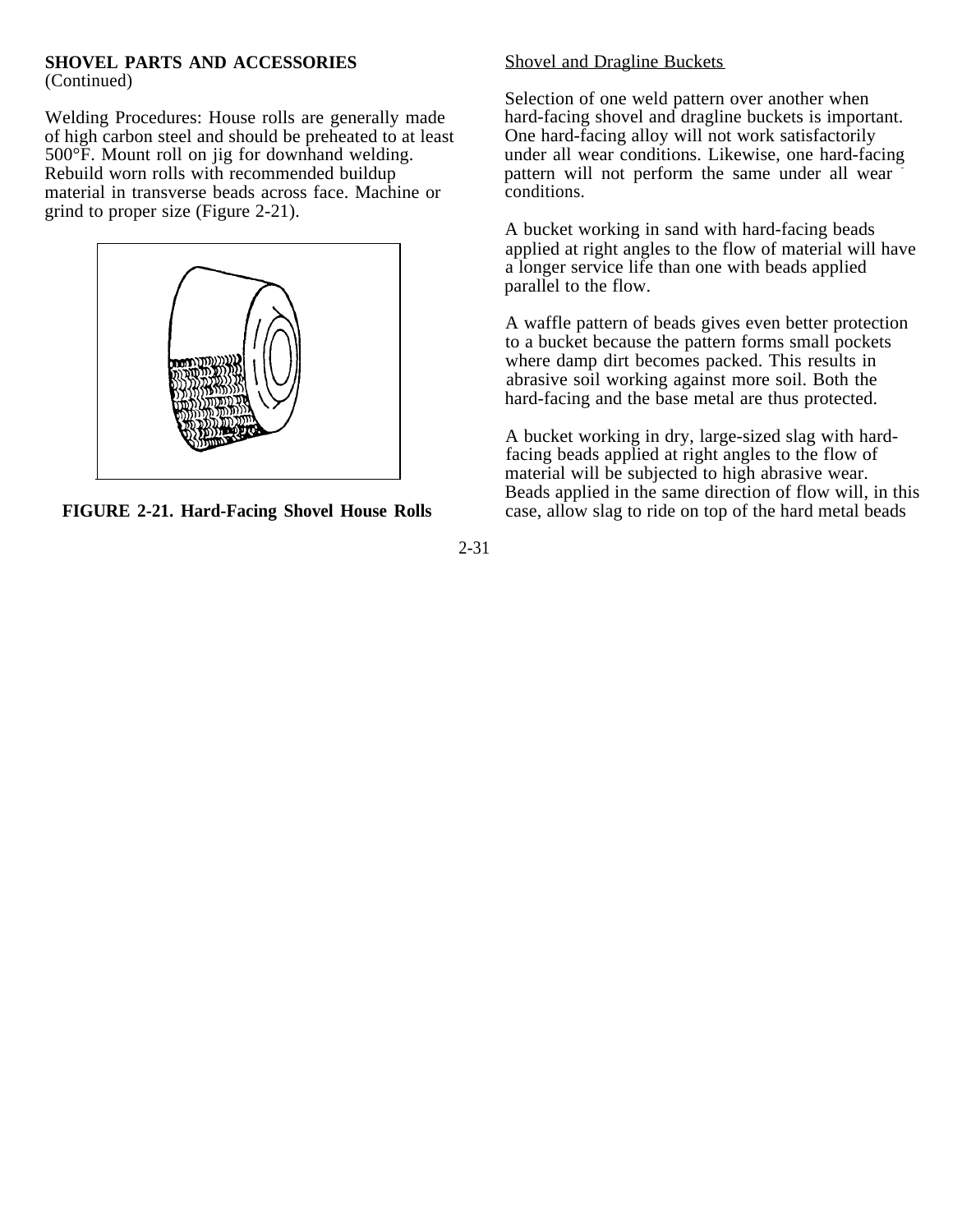**SHOVEL PARTS AND ACCESSORIES**
(Continued)

Welding Procedures: House rolls are generally made of high carbon steel and should be preheated to at least 500°F. Mount roll on jig for downhand welding. Rebuild worn rolls with recommended buildup material in transverse beads across face. Machine or grind to proper size (Figure 2-21).

**FIGURE 2-21. Hard-Facing Shovel House Rolls**

Shovel and Dragline Buckets

Selection of one weld pattern over another when hard-facing shovel and dragline buckets is important. One hard-facing alloy will not work satisfactorily under all wear conditions. Likewise, one hard-facing pattern will not perform the same under all wear conditions.

A bucket working in sand with hard-facing beads applied at right angles to the flow of material will have a longer service life than one with beads applied parallel to the flow.

A waffle pattern of beads gives even better protection to a bucket because the pattern forms small pockets where damp dirt becomes packed. This results in abrasive soil working against more soil. Both the hard-facing and the base metal are thus protected.

A bucket working in dry, large-sized slag with hard-facing beads applied at right angles to the flow of material will be subjected to high abrasive wear. Beads applied in the same direction of flow will, in this case, allow slag to ride on top of the hard metal beads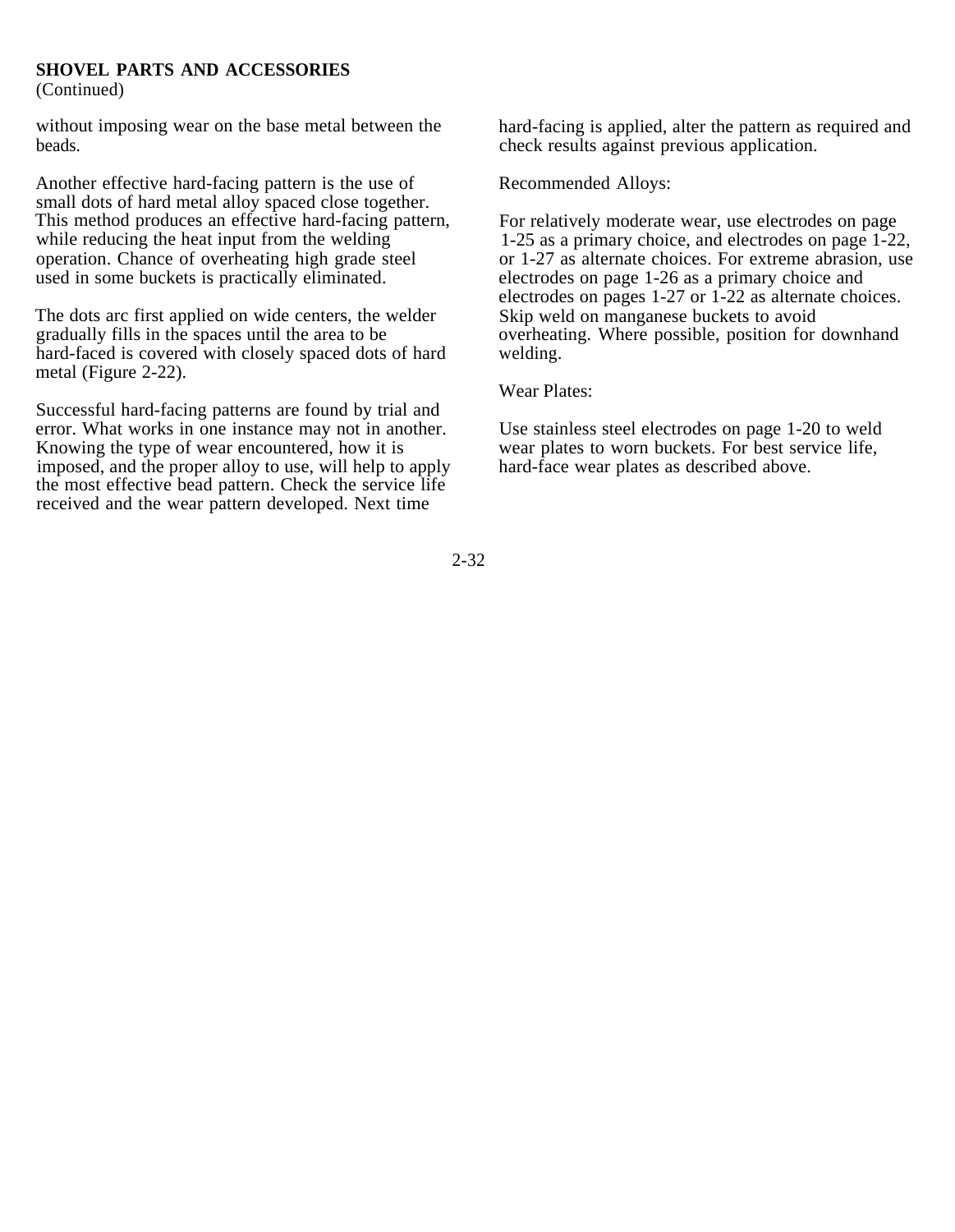**SHOVEL PARTS AND ACCESSORIES**
(Continued)

without imposing wear on the base metal between the beads.

Another effective hard-facing pattern is the use of small dots of hard metal alloy spaced close together. This method produces an effective hard-facing pattern, while reducing the heat input from the welding operation. Chance of overheating high grade steel used in some buckets is practically eliminated.

The dots arc first applied on wide centers, the welder gradually fills in the spaces until the area to be hard-faced is covered with closely spaced dots of hard metal (Figure 2-22).

Successful hard-facing patterns are found by trial and error. What works in one instance may not in another. Knowing the type of wear encountered, how it is imposed, and the proper alloy to use, will help to apply the most effective bead pattern. Check the service life received and the wear pattern developed. Next time hard-facing is applied, alter the pattern as required and check results against previous application.

Recommended Alloys:

For relatively moderate wear, use electrodes on page 1-25 as a primary choice, and electrodes on page 1-22, or 1-27 as alternate choices. For extreme abrasion, use electrodes on page 1-26 as a primary choice and electrodes on pages 1-27 or 1-22 as alternate choices. Skip weld on manganese buckets to avoid overheating. Where possible, position for downhand welding.

Wear Plates:

Use stainless steel electrodes on page 1-20 to weld wear plates to worn buckets. For best service life, hard-face wear plates as described above.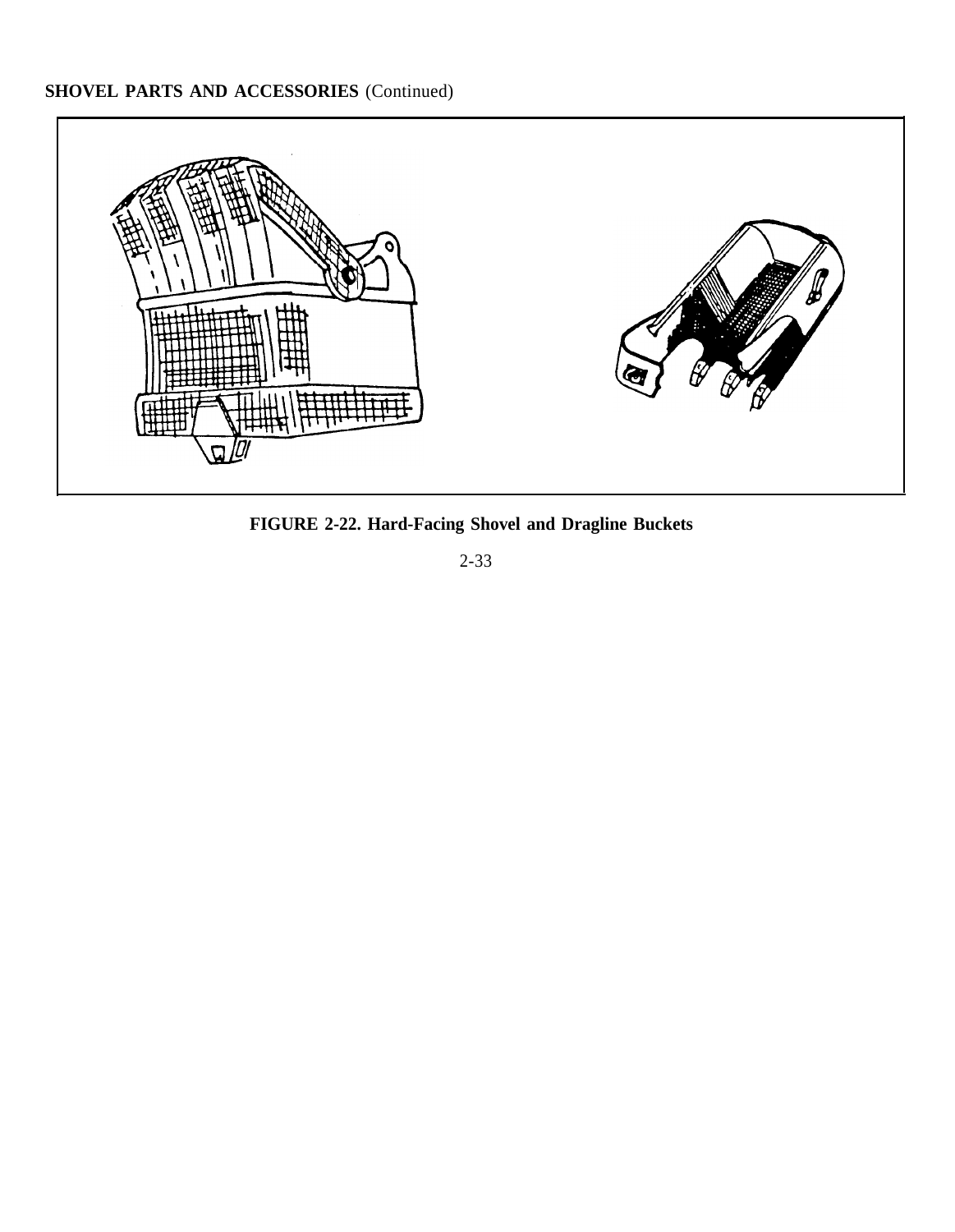**SHOVEL PARTS AND ACCESSORIES** (Continued)

**FIGURE 2-22. Hard-Facing Shovel and Dragline Buckets**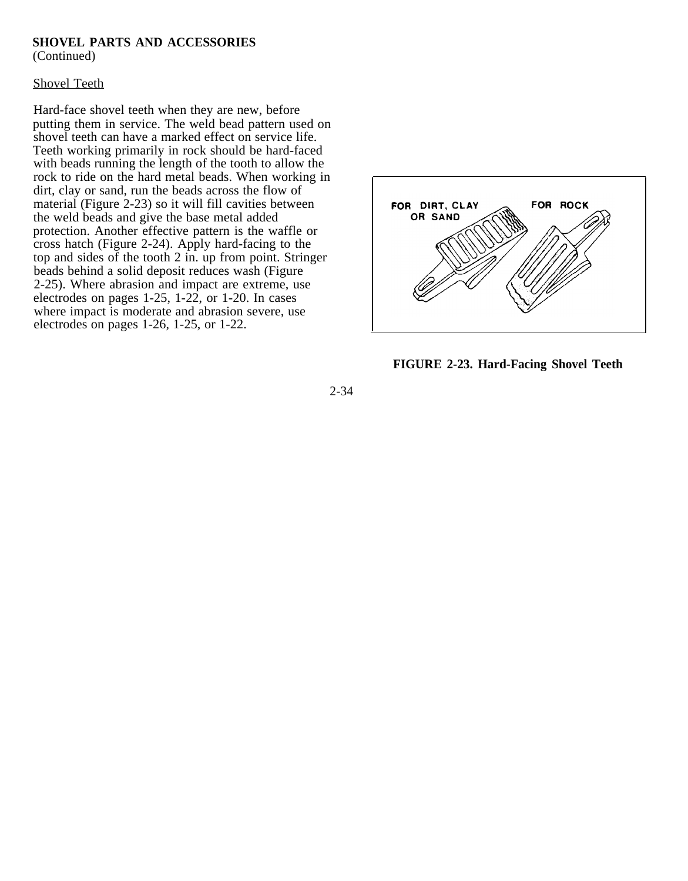**SHOVEL PARTS AND ACCESSORIES**
(Continued)

<u>Shovel Teeth</u>

Hard-face shovel teeth when they are new, before putting them in service. The weld bead pattern used on shovel teeth can have a marked effect on service life. Teeth working primarily in rock should be hard-faced with beads running the length of the tooth to allow the rock to ride on the hard metal beads. When working in dirt, clay or sand, run the beads across the flow of material (Figure 2-23) so it will fill cavities between the weld beads and give the base metal added protection. Another effective pattern is the waffle or cross hatch (Figure 2-24). Apply hard-facing to the top and sides of the tooth 2 in. up from point. Stringer beads behind a solid deposit reduces wash (Figure 2-25). Where abrasion and impact are extreme, use electrodes on pages 1-25, 1-22, or 1-20. In cases where impact is moderate and abrasion severe, use electrodes on pages 1-26, 1-25, or 1-22.

FOR DIRT, CLAY OR SAND

FOR ROCK

**FIGURE 2-23. Hard-Facing Shovel Teeth**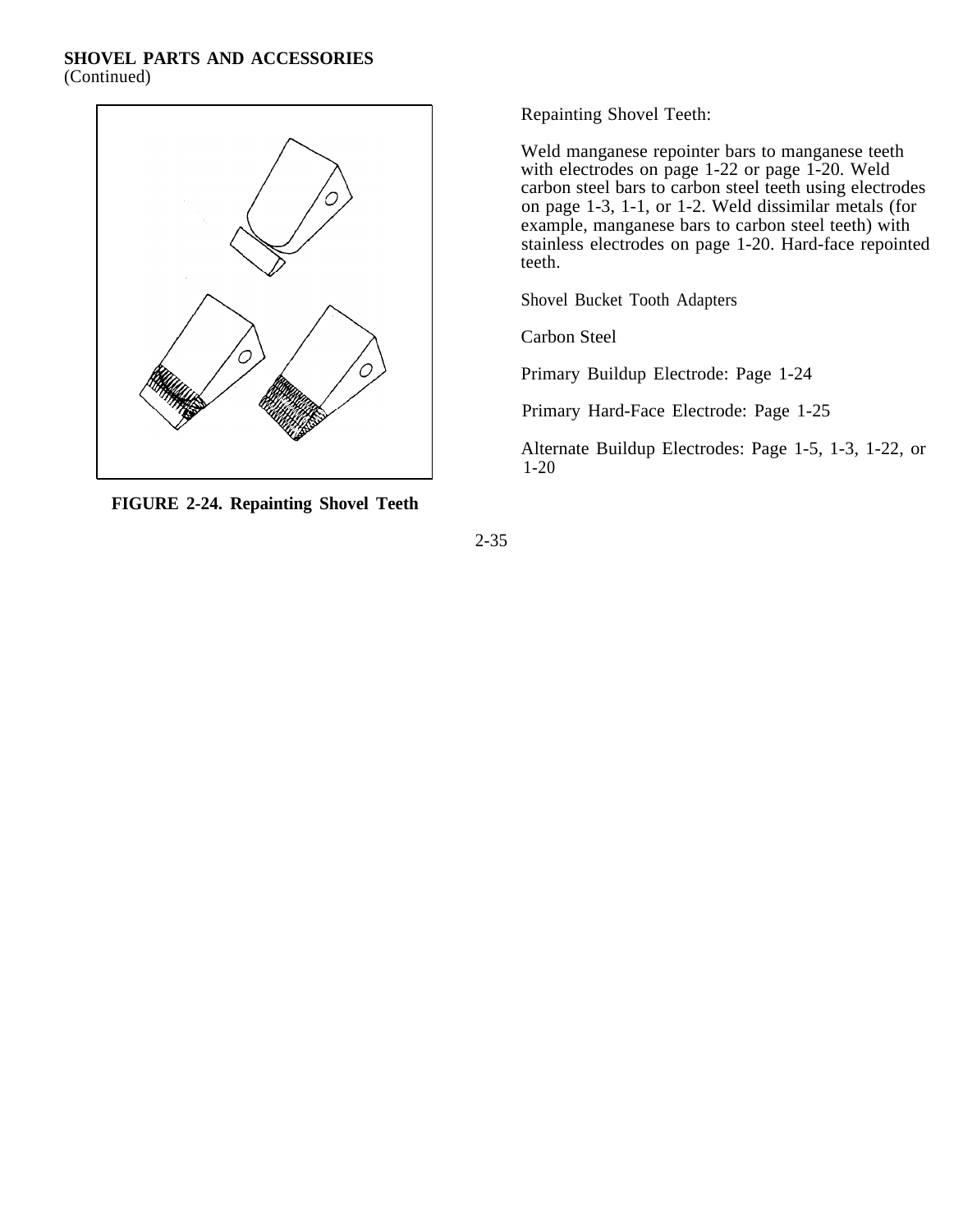**SHOVEL PARTS AND ACCESSORIES**
(Continued)

FIGURE 2-24. Repainting Shovel Teeth

Repainting Shovel Teeth:

Weld manganese repointer bars to manganese teeth with electrodes on page 1-22 or page 1-20. Weld carbon steel bars to carbon steel teeth using electrodes on page 1-3, 1-1, or 1-2. Weld dissimilar metals (for example, manganese bars to carbon steel teeth) with stainless electrodes on page 1-20. Hard-face repointed teeth.

Shovel Bucket Tooth Adapters

Carbon Steel

Primary Buildup Electrode: Page 1-24

Primary Hard-Face Electrode: Page 1-25

Alternate Buildup Electrodes: Page 1-5, 1-3, 1-22, or 1-20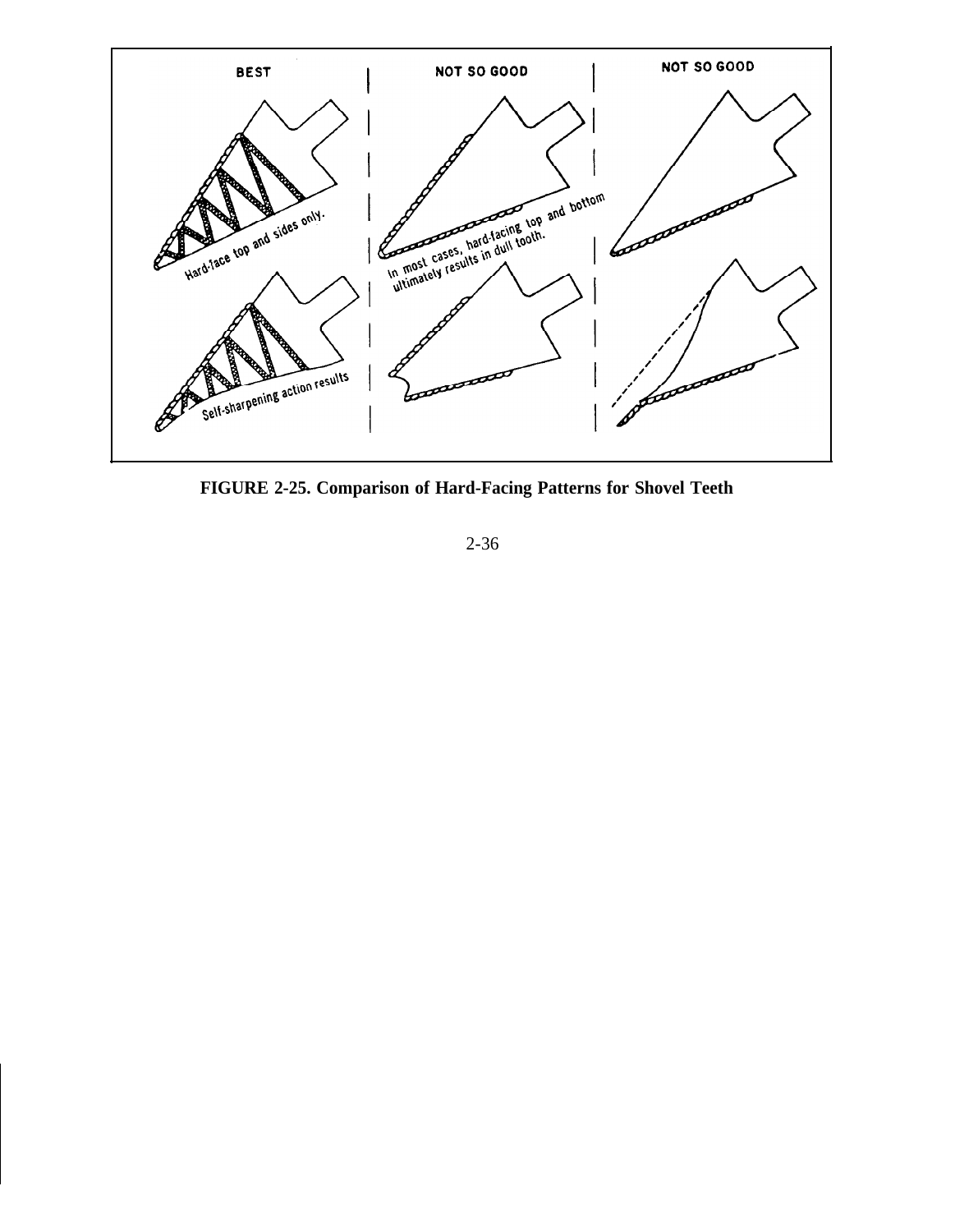BEST

Hard-face top and sides only.

Self-sharpening action results

NOT SO GOOD

In most cases, hard-facing top and bottom ultimately results in dull tooth.

NOT SO GOOD

**FIGURE 2-25. Comparison of Hard-Facing Patterns for Shovel Teeth**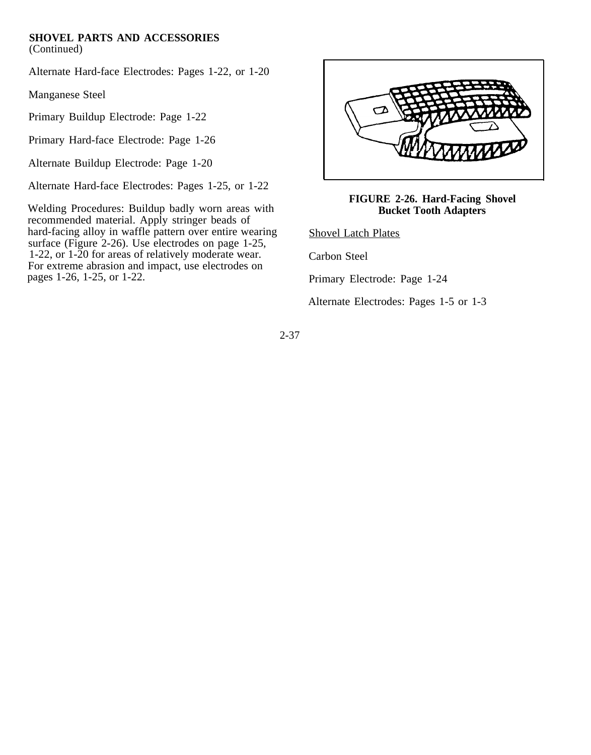**SHOVEL PARTS AND ACCESSORIES**
(Continued)

Alternate Hard-face Electrodes: Pages 1-22, or 1-20

Manganese Steel

Primary Buildup Electrode: Page 1-22

Primary Hard-face Electrode: Page 1-26

Alternate Buildup Electrode: Page 1-20

Alternate Hard-face Electrodes: Pages 1-25, or 1-22

Welding Procedures: Buildup badly worn areas with recommended material. Apply stringer beads of hard-facing alloy in waffle pattern over entire wearing surface (Figure 2-26). Use electrodes on page 1-25, 1-22, or 1-20 for areas of relatively moderate wear. For extreme abrasion and impact, use electrodes on pages 1-26, 1-25, or 1-22.

**FIGURE 2-26. Hard-Facing Shovel Bucket Tooth Adapters**

Shovel Latch Plates

Carbon Steel

Primary Electrode: Page 1-24

Alternate Electrodes: Pages 1-5 or 1-3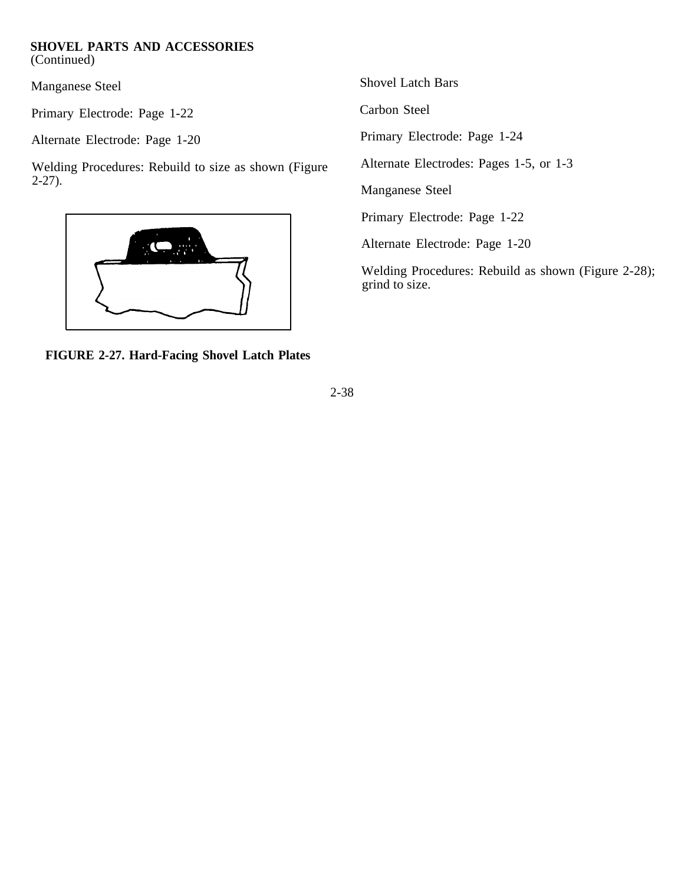**SHOVEL PARTS AND ACCESSORIES**
(Continued)

Manganese Steel

Primary Electrode: Page 1-22

Alternate Electrode: Page 1-20

Welding Procedures: Rebuild to size as shown (Figure 2-27).

**FIGURE 2-27. Hard-Facing Shovel Latch Plates**

Shovel Latch Bars

Carbon Steel

Primary Electrode: Page 1-24

Alternate Electrodes: Pages 1-5, or 1-3

Manganese Steel

Primary Electrode: Page 1-22

Alternate Electrode: Page 1-20

Welding Procedures: Rebuild as shown (Figure 2-28); grind to size.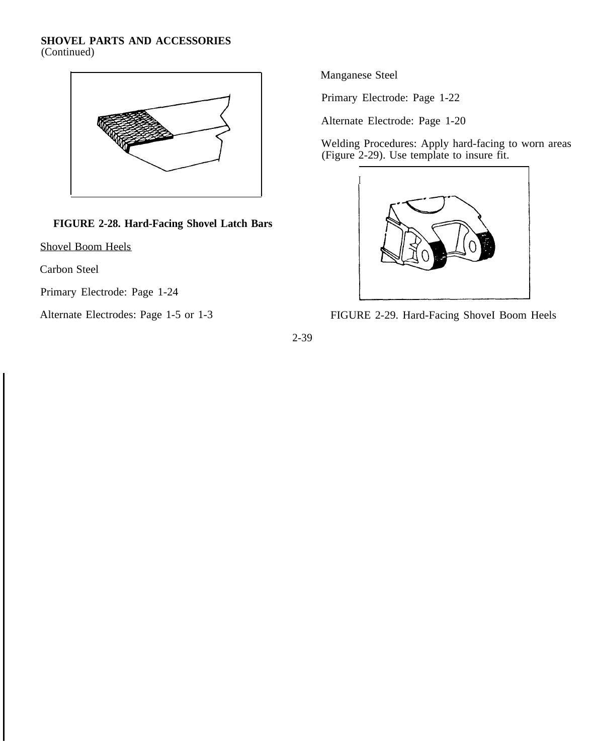## SHOVEL PARTS AND ACCESSORIES
(Continued)

**FIGURE 2-28. Hard-Facing Shovel Latch Bars**

Shovel Boom Heels

Carbon Steel

Primary Electrode: Page 1-24

Alternate Electrodes: Page 1-5 or 1-3

Manganese Steel

Primary Electrode: Page 1-22

Alternate Electrode: Page 1-20

Welding Procedures: Apply hard-facing to worn areas (Figure 2-29). Use template to insure fit.

FIGURE 2-29. Hard-Facing ShoveI Boom Heels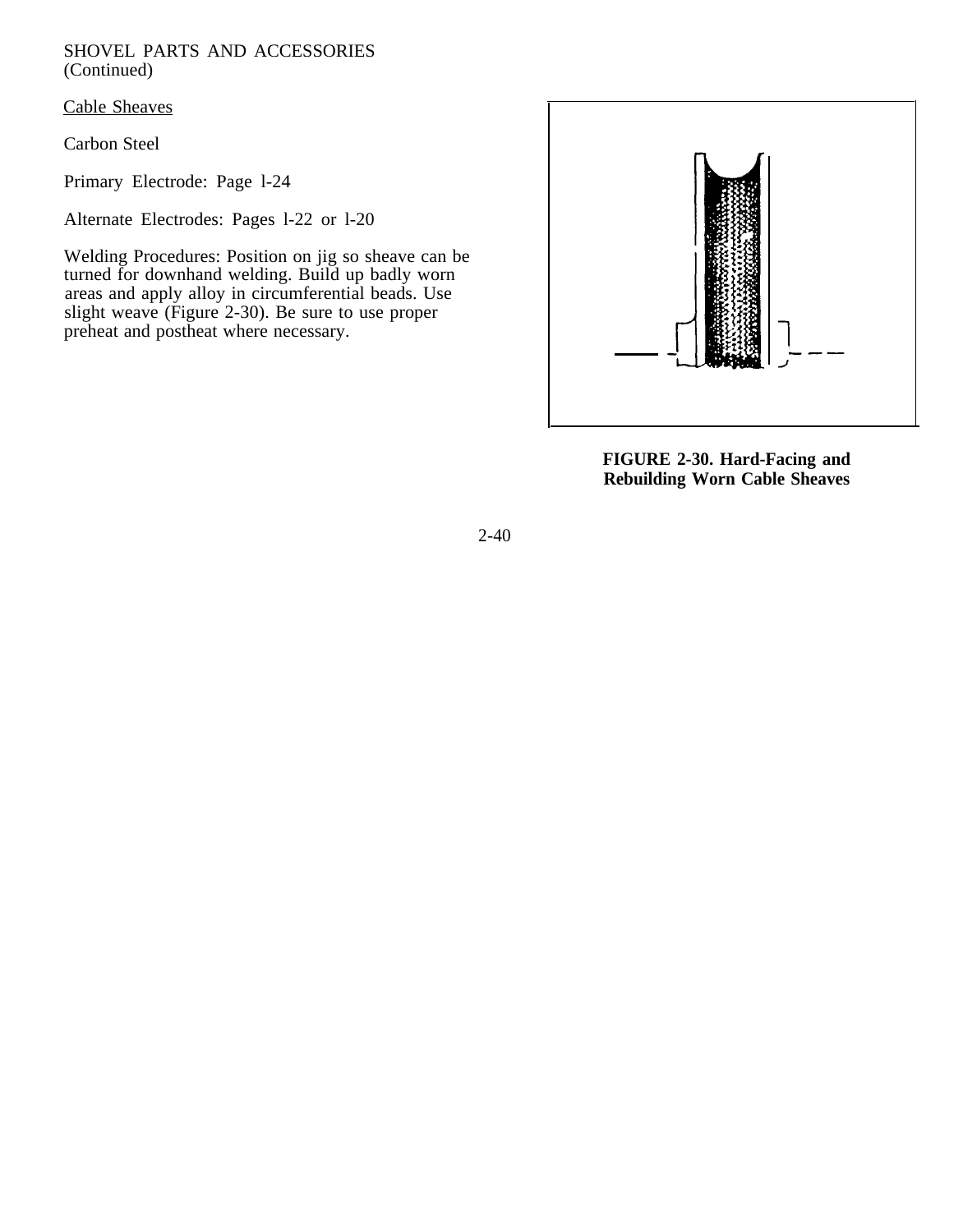SHOVEL PARTS AND ACCESSORIES (Continued)

Cable Sheaves

Carbon Steel

Primary Electrode: Page l-24

Alternate Electrodes: Pages l-22 or l-20

Welding Procedures: Position on jig so sheave can be turned for downhand welding. Build up badly worn areas and apply alloy in circumferential beads. Use slight weave (Figure 2-30). Be sure to use proper preheat and postheat where necessary.

**FIGURE 2-30. Hard-Facing and Rebuilding Worn Cable Sheaves**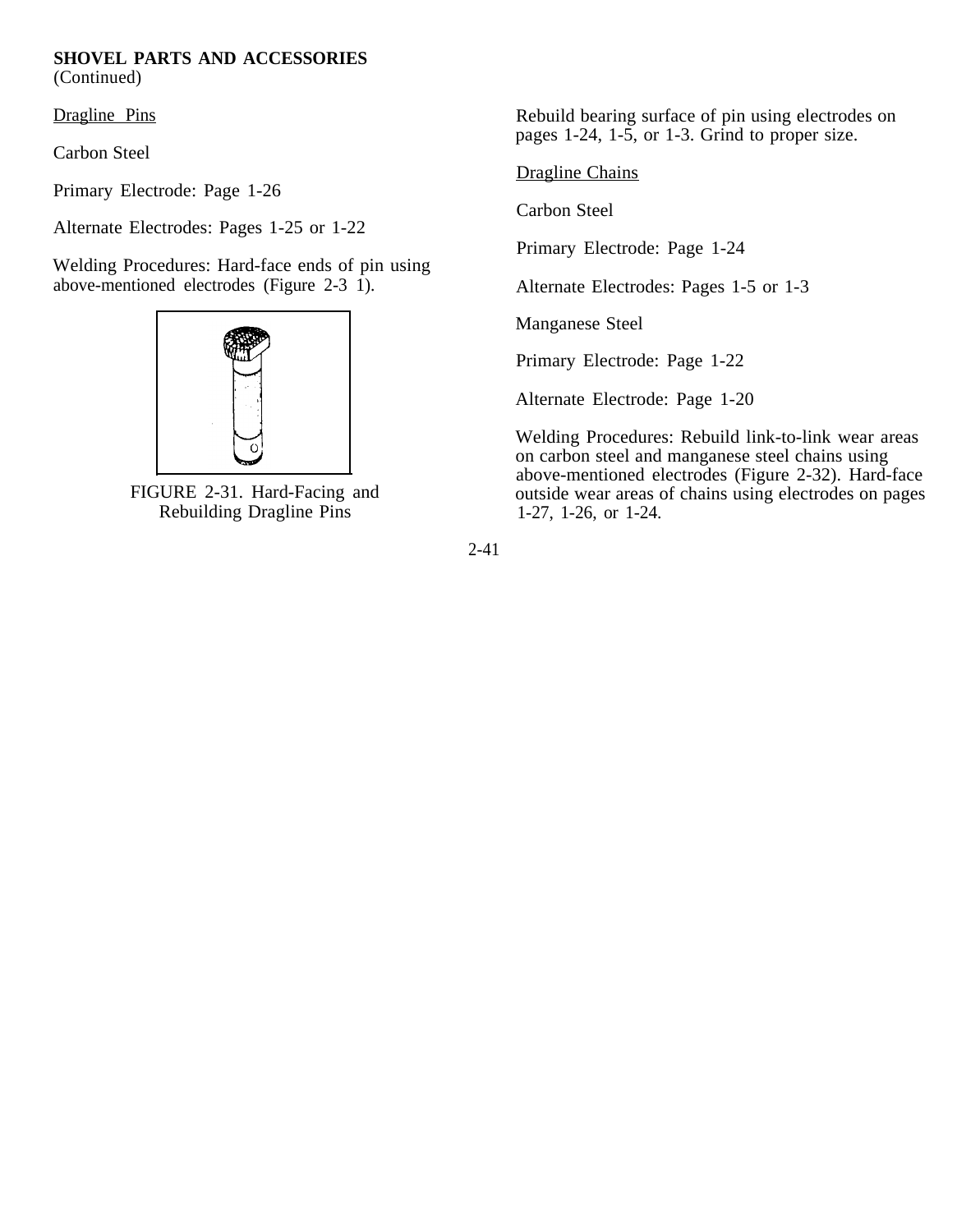**SHOVEL PARTS AND ACCESSORIES**
(Continued)

Dragline Pins

Carbon Steel

Primary Electrode: Page 1-26

Alternate Electrodes: Pages 1-25 or 1-22

Welding Procedures: Hard-face ends of pin using above-mentioned electrodes (Figure 2-31).

FIGURE 2-31. Hard-Facing and Rebuilding Dragline Pins

Rebuild bearing surface of pin using electrodes on pages 1-24, 1-5, or 1-3. Grind to proper size.

Dragline Chains

Carbon Steel

Primary Electrode: Page 1-24

Alternate Electrodes: Pages 1-5 or 1-3

Manganese Steel

Primary Electrode: Page 1-22

Alternate Electrode: Page 1-20

Welding Procedures: Rebuild link-to-link wear areas on carbon steel and manganese steel chains using above-mentioned electrodes (Figure 2-32). Hard-face outside wear areas of chains using electrodes on pages 1-27, 1-26, or 1-24.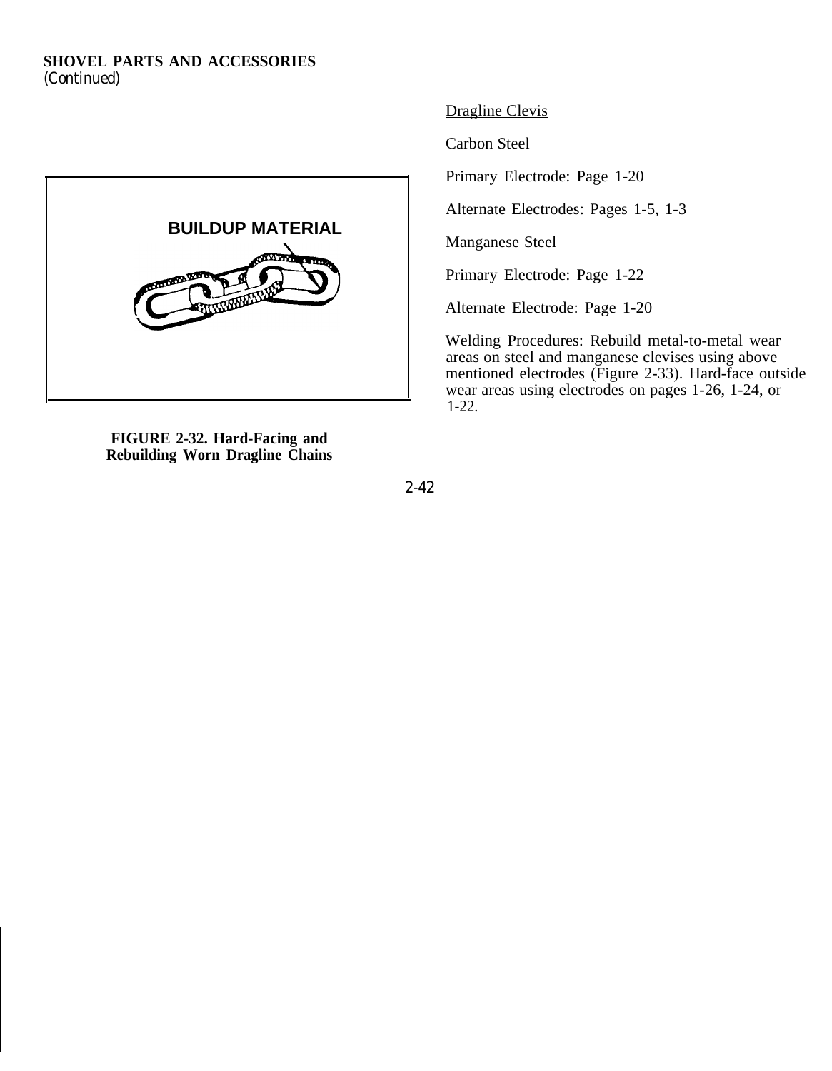**SHOVEL PARTS AND ACCESSORIES**
*(Continued)*

BUILDUP MATERIAL

**FIGURE 2-32. Hard-Facing and Rebuilding Worn Dragline Chains**

Dragline Clevis

Carbon Steel

Primary Electrode: Page 1-20

Alternate Electrodes: Pages 1-5, 1-3

Manganese Steel

Primary Electrode: Page 1-22

Alternate Electrode: Page 1-20

Welding Procedures: Rebuild metal-to-metal wear areas on steel and manganese clevises using above mentioned electrodes (Figure 2-33). Hard-face outside wear areas using electrodes on pages 1-26, 1-24, or 1-22.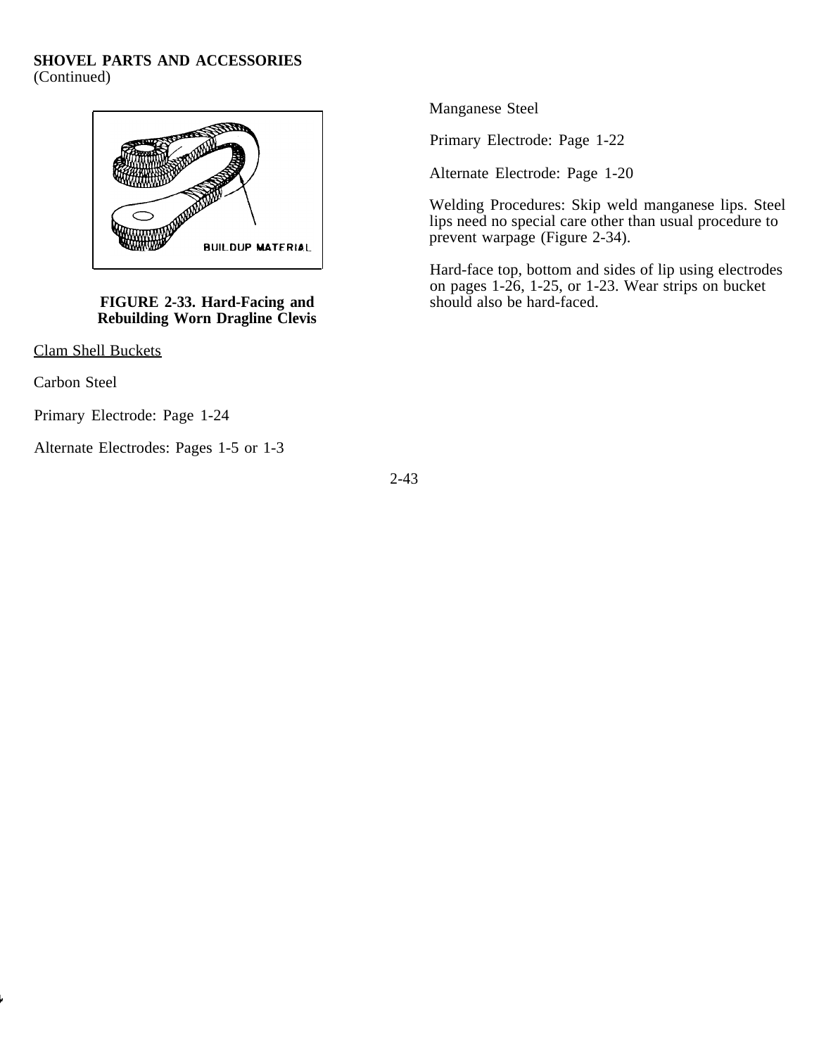**SHOVEL PARTS AND ACCESSORIES**
(Continued)

FIGURE 2-33. Hard-Facing and Rebuilding Worn Dragline Clevis

Clam Shell Buckets

Carbon Steel

Primary Electrode: Page 1-24

Alternate Electrodes: Pages 1-5 or 1-3

Manganese Steel

Primary Electrode: Page 1-22

Alternate Electrode: Page 1-20

Welding Procedures: Skip weld manganese lips. Steel lips need no special care other than usual procedure to prevent warpage (Figure 2-34).

Hard-face top, bottom and sides of lip using electrodes on pages 1-26, 1-25, or 1-23. Wear strips on bucket should also be hard-faced.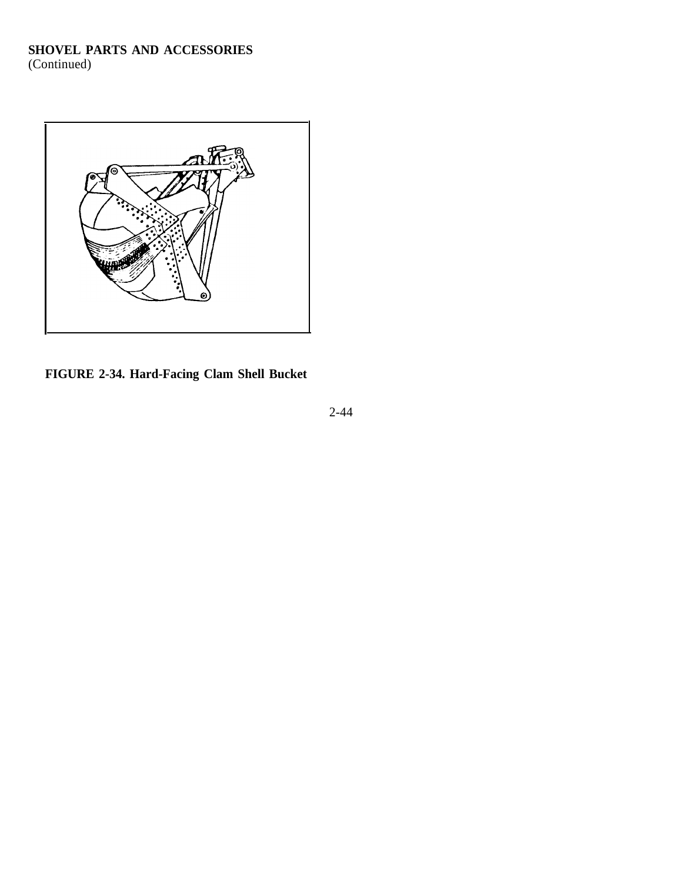**SHOVEL PARTS AND ACCESSORIES**
(Continued)

**FIGURE 2-34. Hard-Facing Clam Shell Bucket**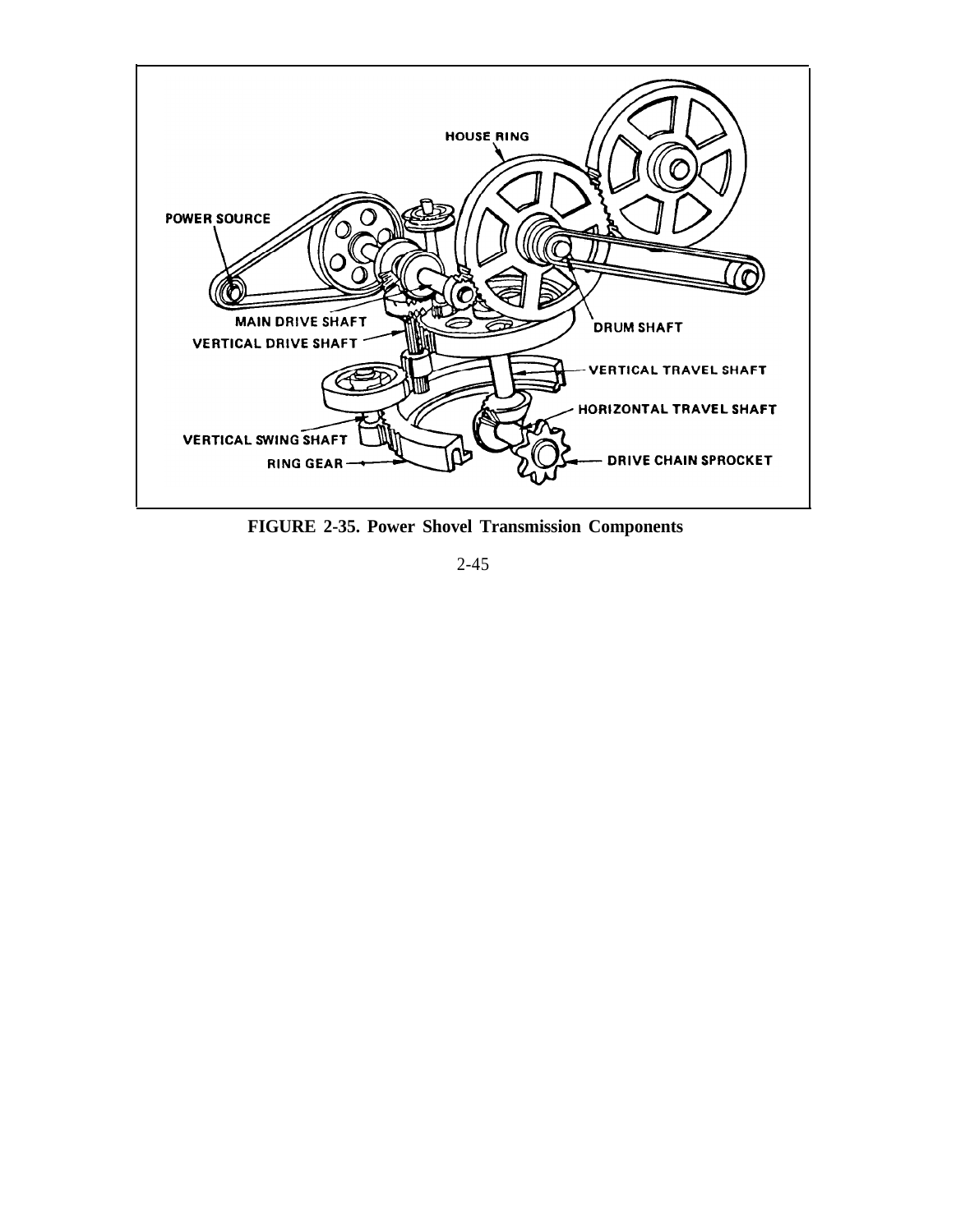**FIGURE 2-35. Power Shovel Transmission Components**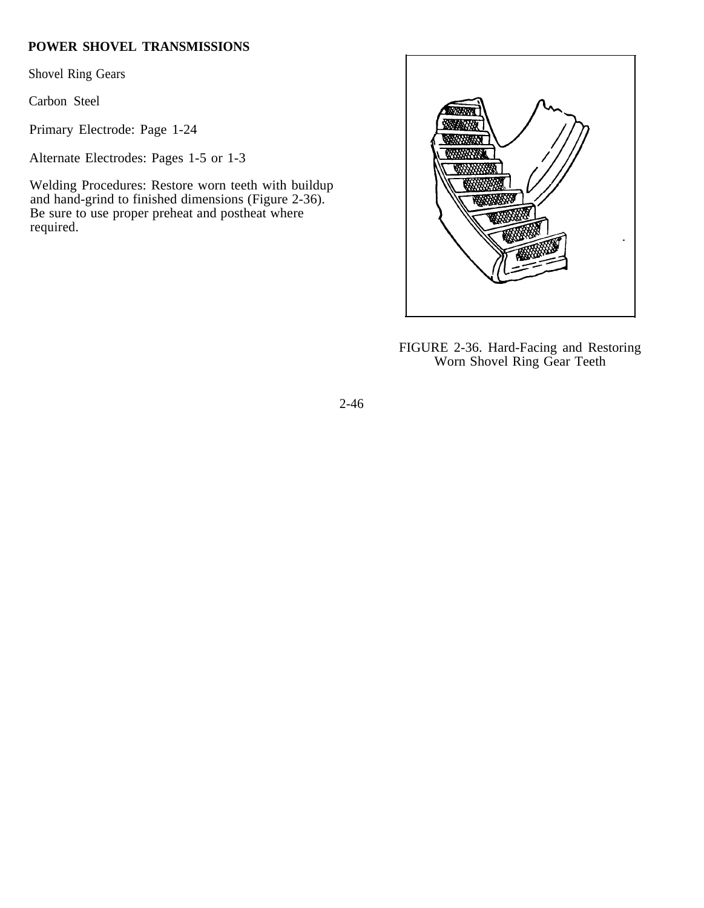## POWER SHOVEL TRANSMISSIONS

Shovel Ring Gears

Carbon Steel

Primary Electrode: Page 1-24

Alternate Electrodes: Pages 1-5 or 1-3

Welding Procedures: Restore worn teeth with buildup and hand-grind to finished dimensions (Figure 2-36). Be sure to use proper preheat and postheat where required.

FIGURE 2-36. Hard-Facing and Restoring Worn Shovel Ring Gear Teeth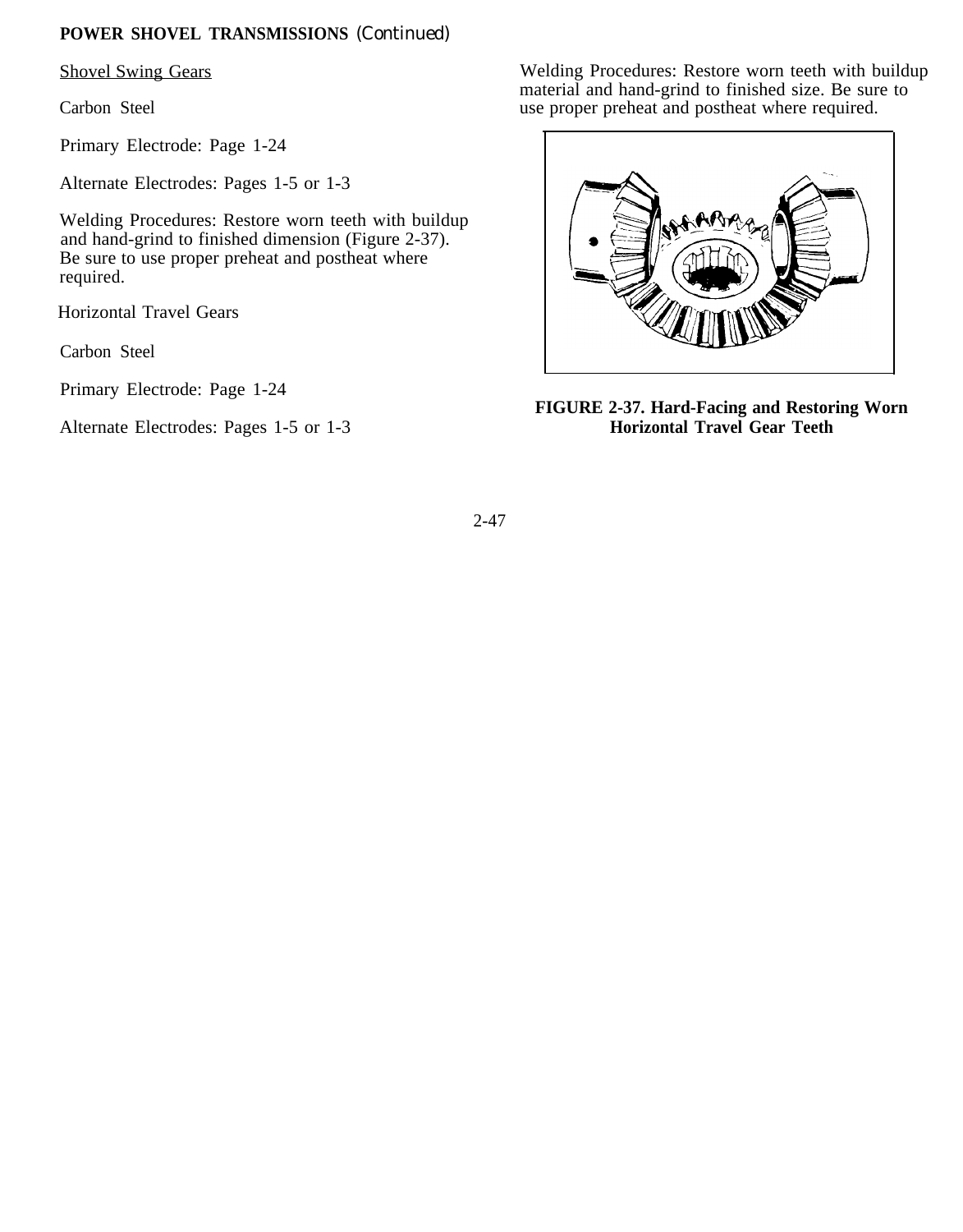**POWER SHOVEL TRANSMISSIONS** *(Continued)*

Shovel Swing Gears

Carbon Steel

Primary Electrode: Page 1-24

Alternate Electrodes: Pages 1-5 or 1-3

Welding Procedures: Restore worn teeth with buildup and hand-grind to finished dimension (Figure 2-37). Be sure to use proper preheat and postheat where required.

Horizontal Travel Gears

Carbon Steel

Primary Electrode: Page 1-24

Alternate Electrodes: Pages 1-5 or 1-3

Welding Procedures: Restore worn teeth with buildup material and hand-grind to finished size. Be sure to use proper preheat and postheat where required.

**FIGURE 2-37. Hard-Facing and Restoring Worn Horizontal Travel Gear Teeth**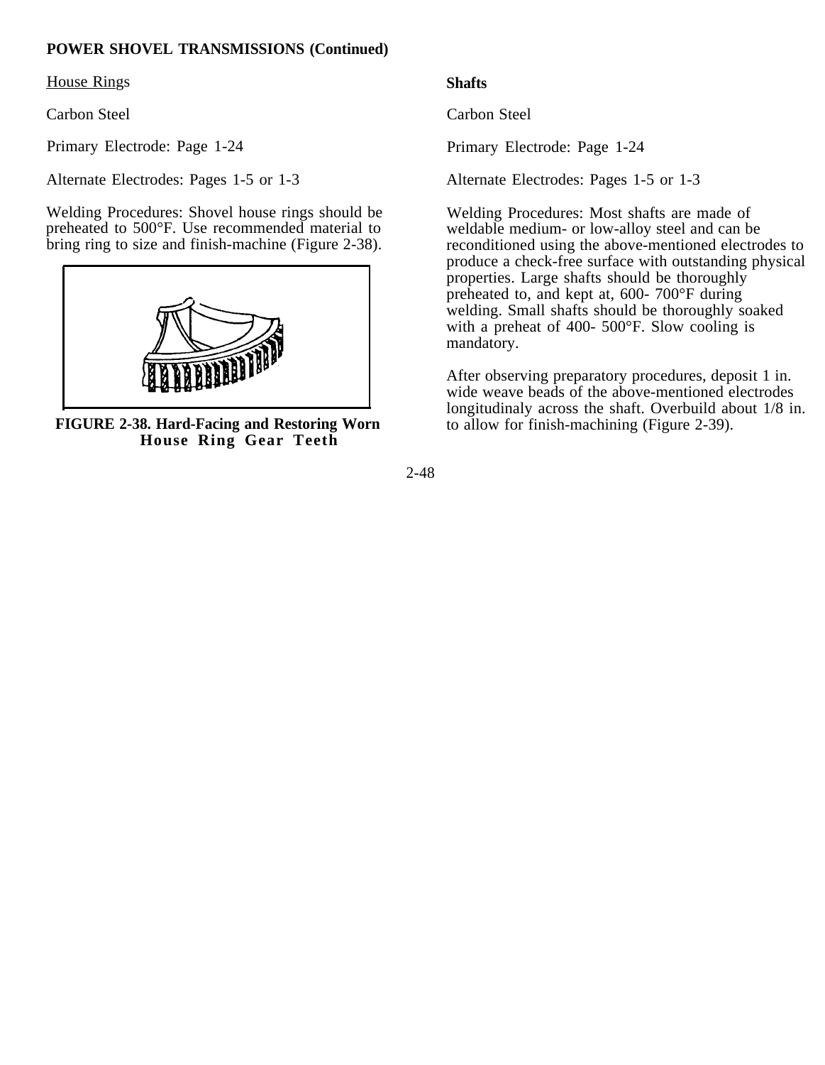**POWER SHOVEL TRANSMISSIONS (Continued)**

House Rings

Carbon Steel

Primary Electrode: Page 1-24

Alternate Electrodes: Pages 1-5 or 1-3

Welding Procedures: Shovel house rings should be preheated to 500°F. Use recommended material to bring ring to size and finish-machine (Figure 2-38).

**FIGURE 2-38. Hard-Facing and Restoring Worn House Ring Gear Teeth**

**Shafts**

Carbon Steel

Primary Electrode: Page 1-24

Alternate Electrodes: Pages 1-5 or 1-3

Welding Procedures: Most shafts are made of weldable medium- or low-alloy steel and can be reconditioned using the above-mentioned electrodes to produce a check-free surface with outstanding physical properties. Large shafts should be thoroughly preheated to, and kept at, 600- 700°F during welding. Small shafts should be thoroughly soaked with a preheat of 400- 500°F. Slow cooling is mandatory.

After observing preparatory procedures, deposit 1 in. wide weave beads of the above-mentioned electrodes longitudinaly across the shaft. Overbuild about 1/8 in. to allow for finish-machining (Figure 2-39).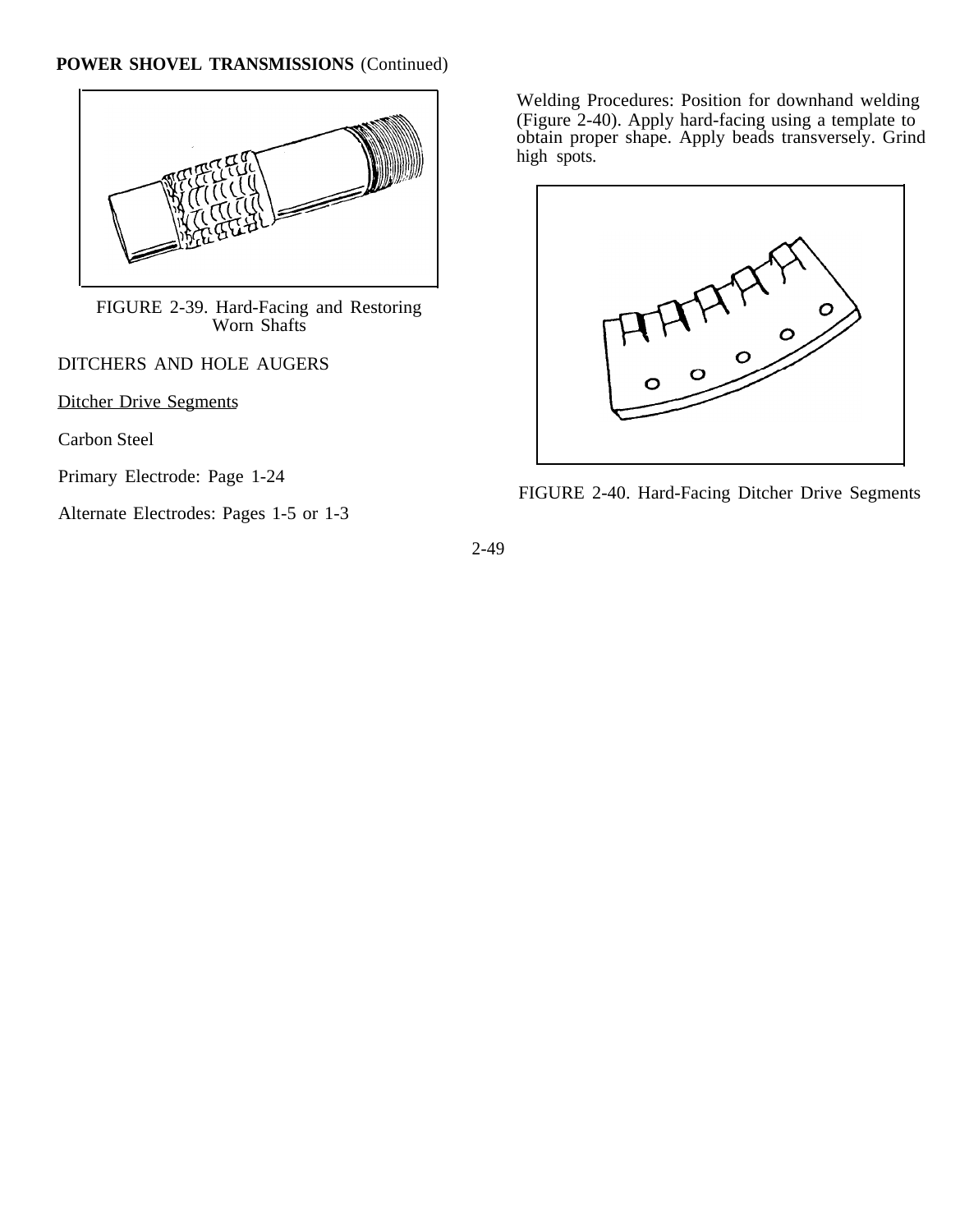**POWER SHOVEL TRANSMISSIONS** (Continued)

FIGURE 2-39. Hard-Facing and Restoring Worn Shafts

DITCHERS AND HOLE AUGERS

Ditcher Drive Segments

Carbon Steel

Primary Electrode: Page 1-24

Alternate Electrodes: Pages 1-5 or 1-3

Welding Procedures: Position for downhand welding (Figure 2-40). Apply hard-facing using a template to obtain proper shape. Apply beads transversely. Grind high spots.

FIGURE 2-40. Hard-Facing Ditcher Drive Segments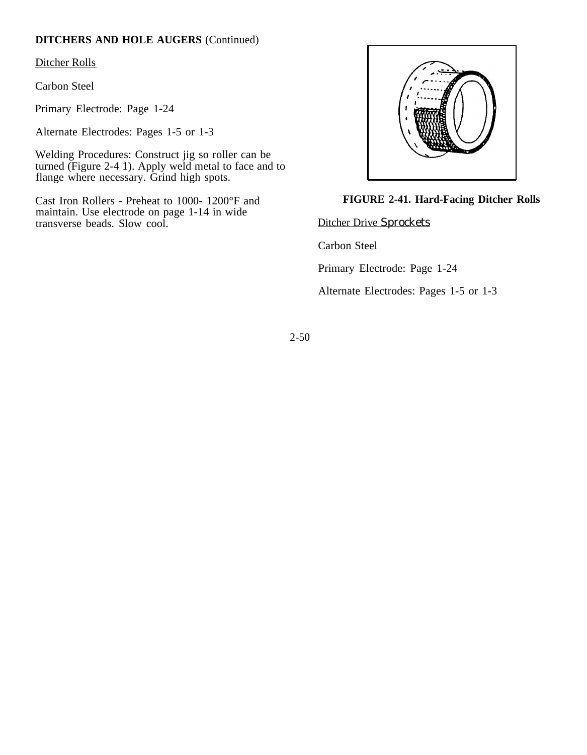**DITCHERS AND HOLE AUGERS** (Continued)

Ditcher Rolls

Carbon Steel

Primary Electrode: Page 1-24

Alternate Electrodes: Pages 1-5 or 1-3

Welding Procedures: Construct jig so roller can be turned (Figure 2-4 1). Apply weld metal to face and to flange where necessary. Grind high spots.

Cast Iron Rollers - Preheat to 1000- 1200°F and maintain. Use electrode on page 1-14 in wide transverse beads. Slow cool.

**FIGURE 2-41. Hard-Facing Ditcher Rolls**

Ditcher Drive Sprockets

Carbon Steel

Primary Electrode: Page 1-24

Alternate Electrodes: Pages 1-5 or 1-3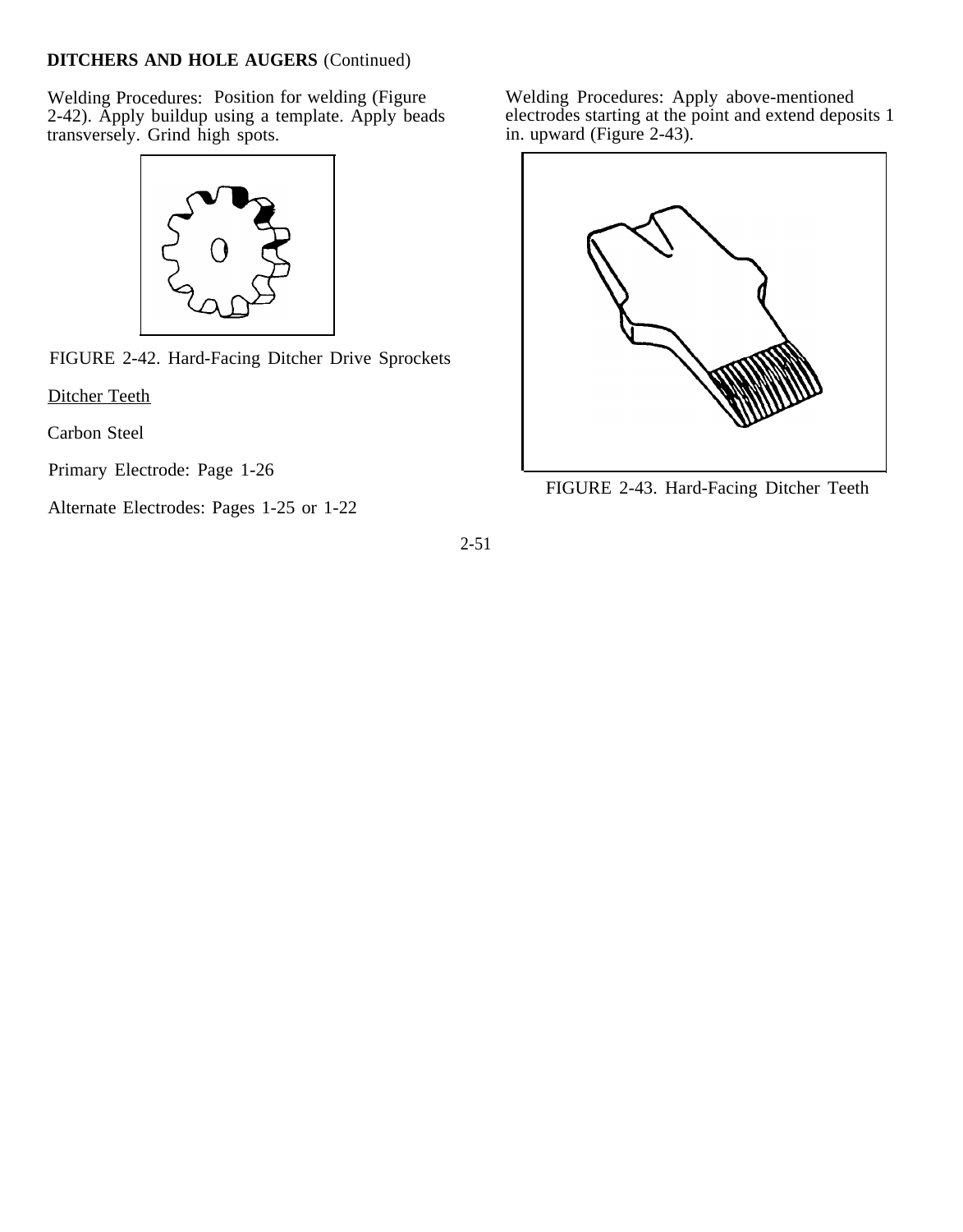**DITCHERS AND HOLE AUGERS** (Continued)

Welding Procedures: Position for welding (Figure 2-42). Apply buildup using a template. Apply beads transversely. Grind high spots.

FIGURE 2-42. Hard-Facing Ditcher Drive Sprockets

Ditcher Teeth

Carbon Steel

Primary Electrode: Page 1-26

Alternate Electrodes: Pages 1-25 or 1-22

Welding Procedures: Apply above-mentioned electrodes starting at the point and extend deposits 1 in. upward (Figure 2-43).

FIGURE 2-43. Hard-Facing Ditcher Teeth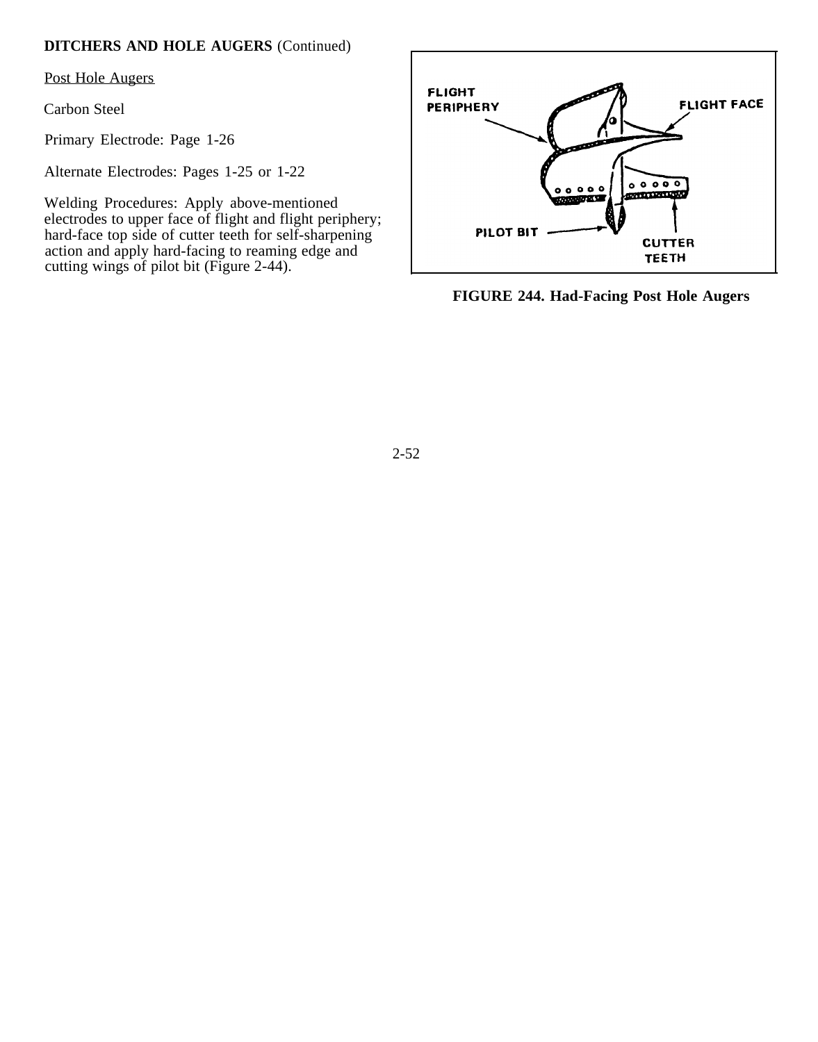**DITCHERS AND HOLE AUGERS** (Continued)

Post Hole Augers

Carbon Steel

Primary Electrode: Page 1-26

Alternate Electrodes: Pages 1-25 or 1-22

Welding Procedures: Apply above-mentioned electrodes to upper face of flight and flight periphery; hard-face top side of cutter teeth for self-sharpening action and apply hard-facing to reaming edge and cutting wings of pilot bit (Figure 2-44).

FLIGHT PERIPHERY

FLIGHT FACE

PILOT BIT

CUTTER TEETH

**FIGURE 244. Had-Facing Post Hole Augers**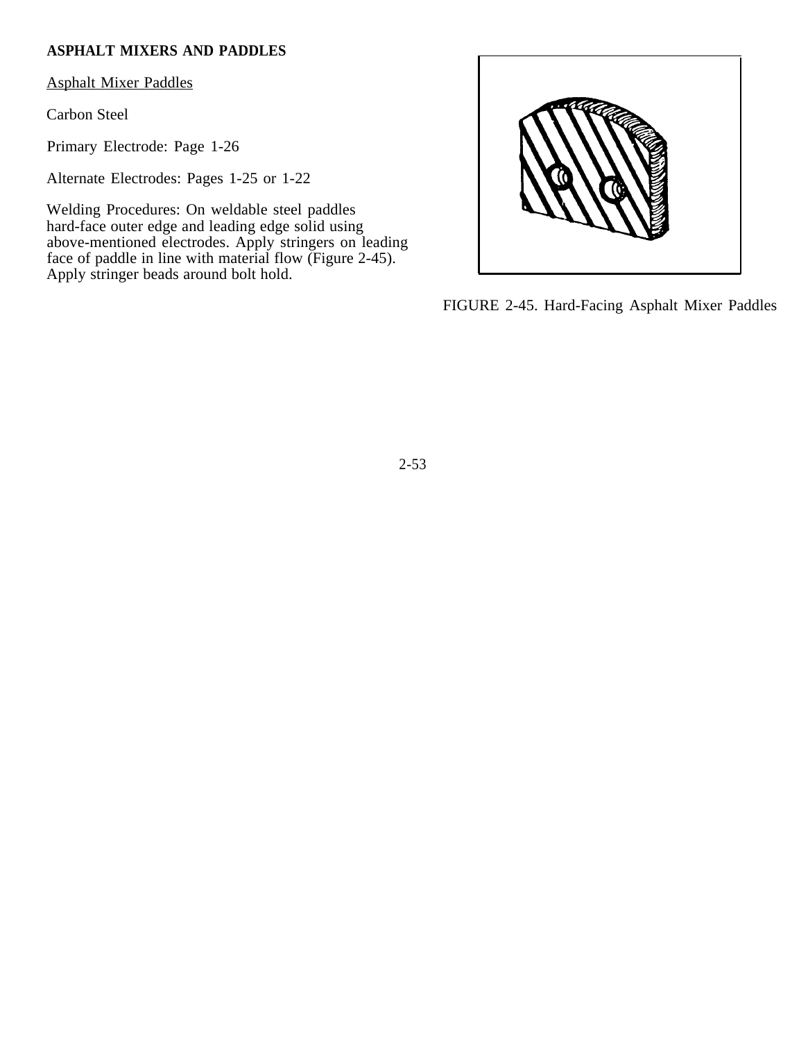## ASPHALT MIXERS AND PADDLES

Asphalt Mixer Paddles

Carbon Steel

Primary Electrode: Page 1-26

Alternate Electrodes: Pages 1-25 or 1-22

Welding Procedures: On weldable steel paddles hard-face outer edge and leading edge solid using above-mentioned electrodes. Apply stringers on leading face of paddle in line with material flow (Figure 2-45). Apply stringer beads around bolt hold.

FIGURE 2-45. Hard-Facing Asphalt Mixer Paddles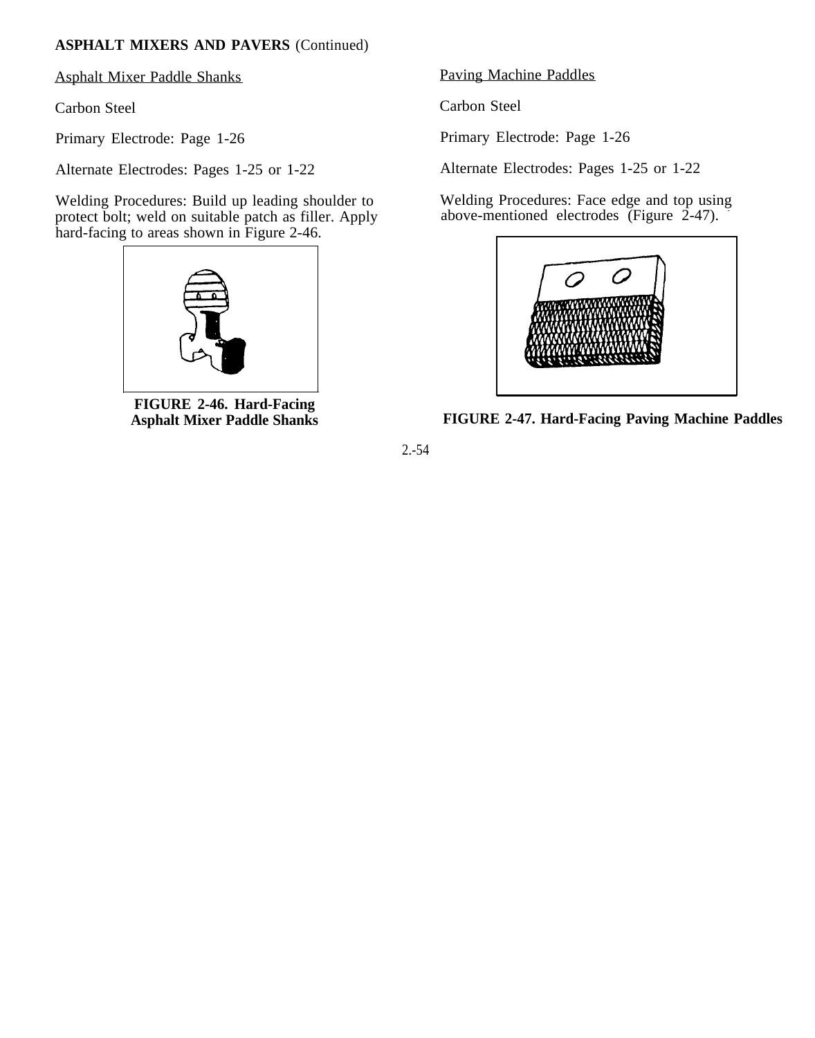**ASPHALT MIXERS AND PAVERS** (Continued)

Asphalt Mixer Paddle Shanks

Carbon Steel

Primary Electrode: Page 1-26

Alternate Electrodes: Pages 1-25 or 1-22

Welding Procedures: Build up leading shoulder to protect bolt; weld on suitable patch as filler. Apply hard-facing to areas shown in Figure 2-46.

**FIGURE 2-46. Hard-Facing Asphalt Mixer Paddle Shanks**

Paving Machine Paddles

Carbon Steel

Primary Electrode: Page 1-26

Alternate Electrodes: Pages 1-25 or 1-22

Welding Procedures: Face edge and top using above-mentioned electrodes (Figure 2-47).

**FIGURE 2-47. Hard-Facing Paving Machine Paddles**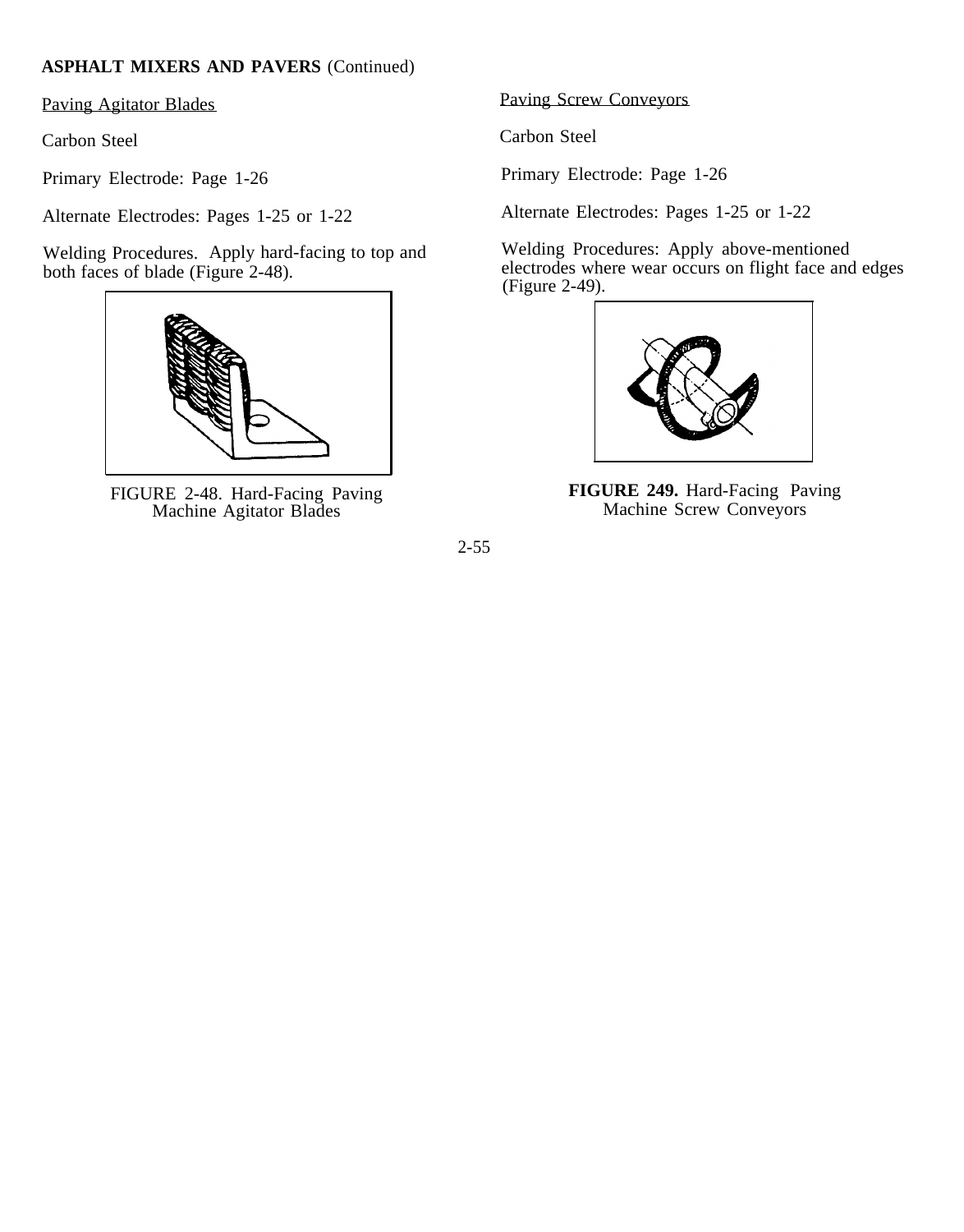**ASPHALT MIXERS AND PAVERS** (Continued)

Paving Agitator Blades

Carbon Steel

Primary Electrode: Page 1-26

Alternate Electrodes: Pages 1-25 or 1-22

Welding Procedures. Apply hard-facing to top and both faces of blade (Figure 2-48).

FIGURE 2-48. Hard-Facing Paving Machine Agitator Blades

Paving Screw Conveyors

Carbon Steel

Primary Electrode: Page 1-26

Alternate Electrodes: Pages 1-25 or 1-22

Welding Procedures: Apply above-mentioned electrodes where wear occurs on flight face and edges (Figure 2-49).

**FIGURE 249.** Hard-Facing Paving Machine Screw Conveyors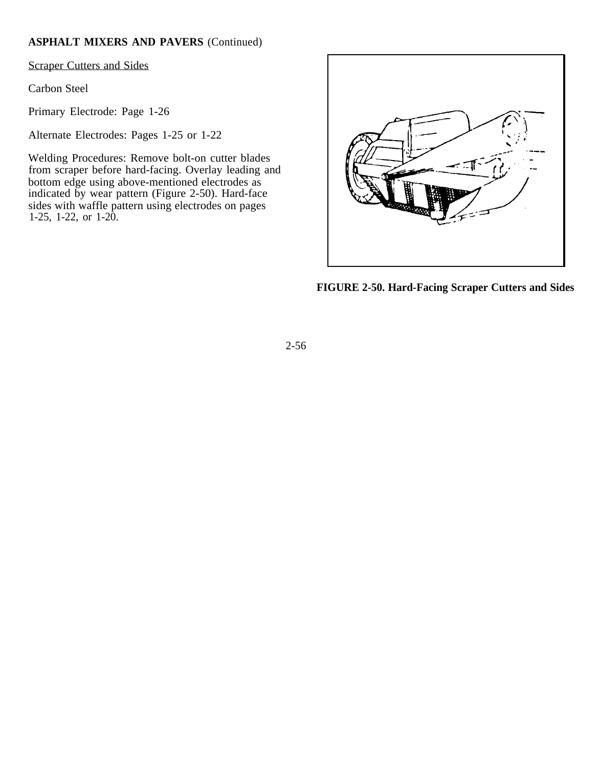**ASPHALT MIXERS AND PAVERS** (Continued)

<u>Scraper Cutters and Sides</u>

Carbon Steel

Primary Electrode: Page 1-26

Alternate Electrodes: Pages 1-25 or 1-22

Welding Procedures: Remove bolt-on cutter blades from scraper before hard-facing. Overlay leading and bottom edge using above-mentioned electrodes as indicated by wear pattern (Figure 2-50). Hard-face sides with waffle pattern using electrodes on pages 1-25, 1-22, or 1-20.

**FIGURE 2-50. Hard-Facing Scraper Cutters and Sides**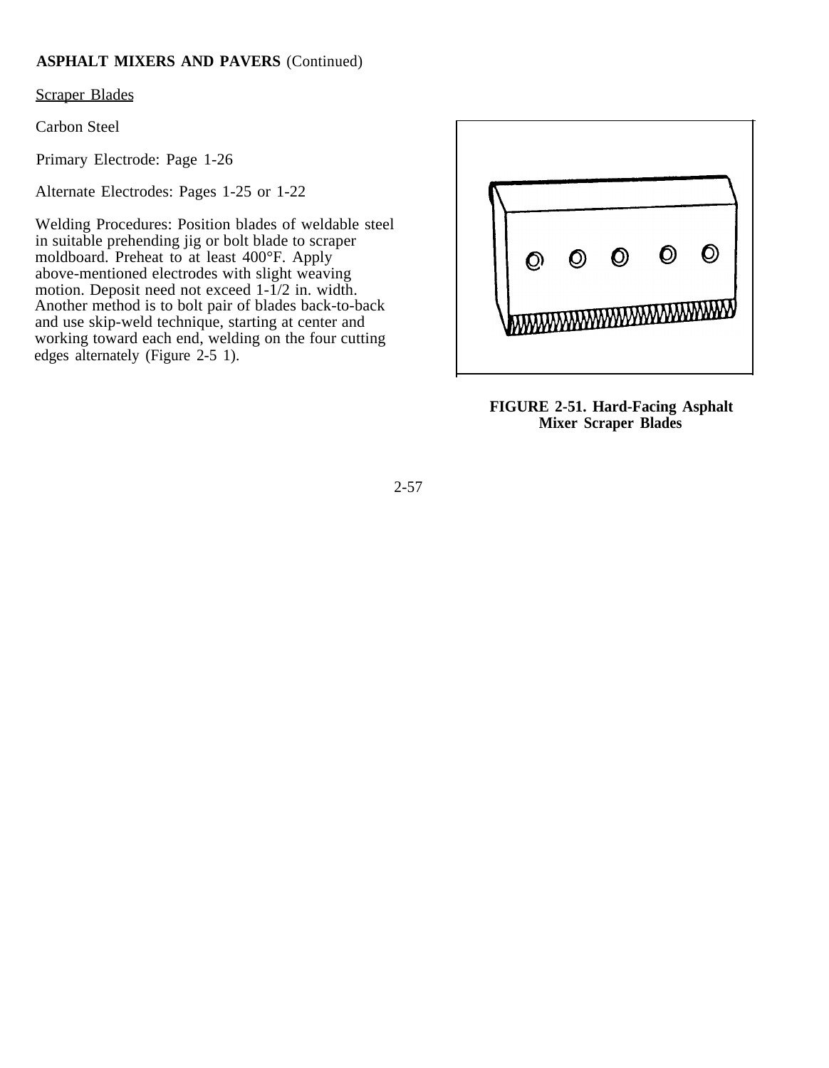**ASPHALT MIXERS AND PAVERS** (Continued)

Scraper Blades

Carbon Steel

Primary Electrode: Page 1-26

Alternate Electrodes: Pages 1-25 or 1-22

Welding Procedures: Position blades of weldable steel in suitable prehending jig or bolt blade to scraper moldboard. Preheat to at least 400°F. Apply above-mentioned electrodes with slight weaving motion. Deposit need not exceed 1-1/2 in. width. Another method is to bolt pair of blades back-to-back and use skip-weld technique, starting at center and working toward each end, welding on the four cutting edges alternately (Figure 2-5 1).

**FIGURE 2-51. Hard-Facing Asphalt Mixer Scraper Blades**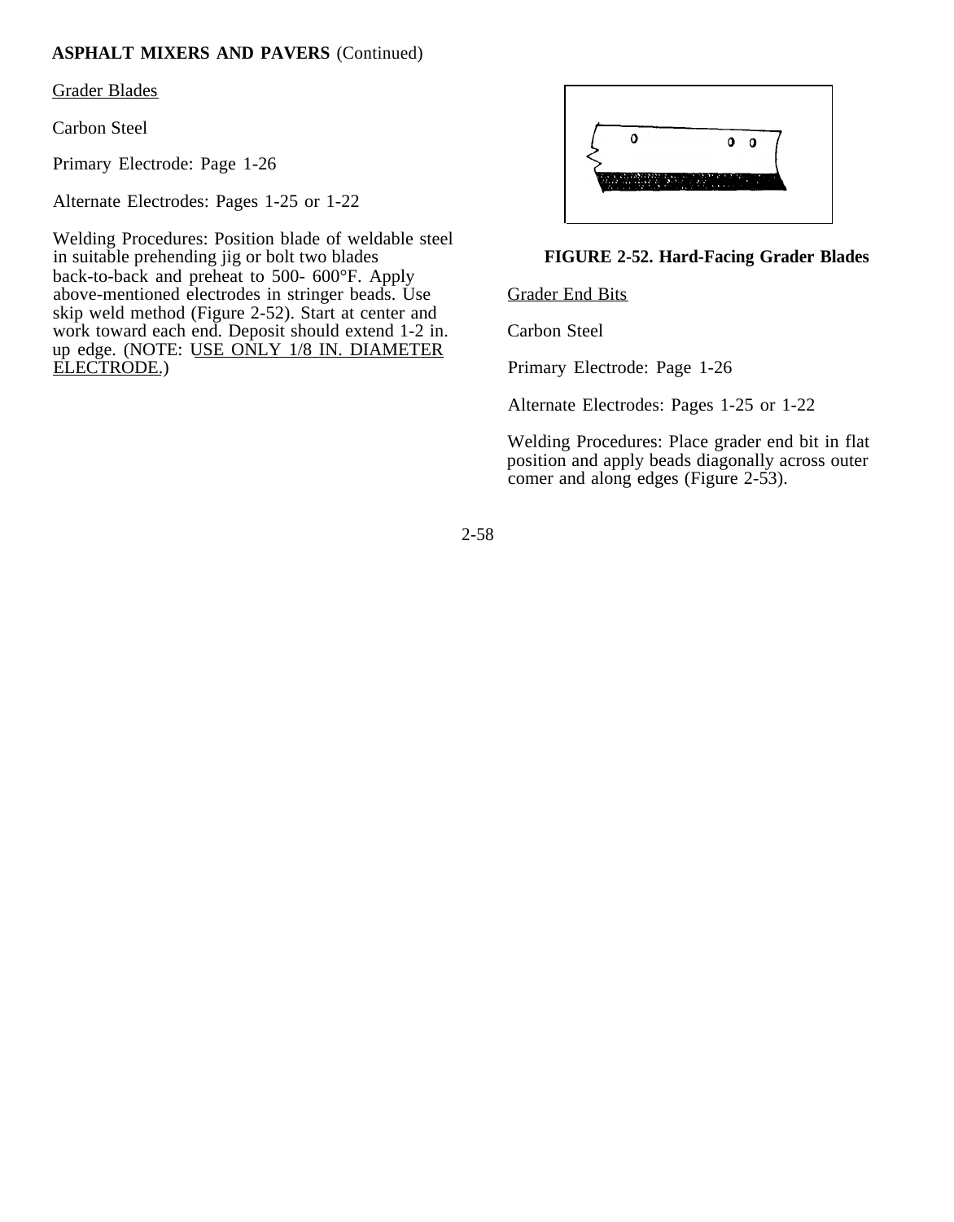**ASPHALT MIXERS AND PAVERS** (Continued)

Grader Blades

Carbon Steel

Primary Electrode: Page 1-26

Alternate Electrodes: Pages 1-25 or 1-22

Welding Procedures: Position blade of weldable steel in suitable prehending jig or bolt two blades back-to-back and preheat to 500- 600°F. Apply above-mentioned electrodes in stringer beads. Use skip weld method (Figure 2-52). Start at center and work toward each end. Deposit should extend 1-2 in. up edge. (NOTE: USE ONLY 1/8 IN. DIAMETER ELECTRODE.)

**FIGURE 2-52. Hard-Facing Grader Blades**

Grader End Bits

Carbon Steel

Primary Electrode: Page 1-26

Alternate Electrodes: Pages 1-25 or 1-22

Welding Procedures: Place grader end bit in flat position and apply beads diagonally across outer comer and along edges (Figure 2-53).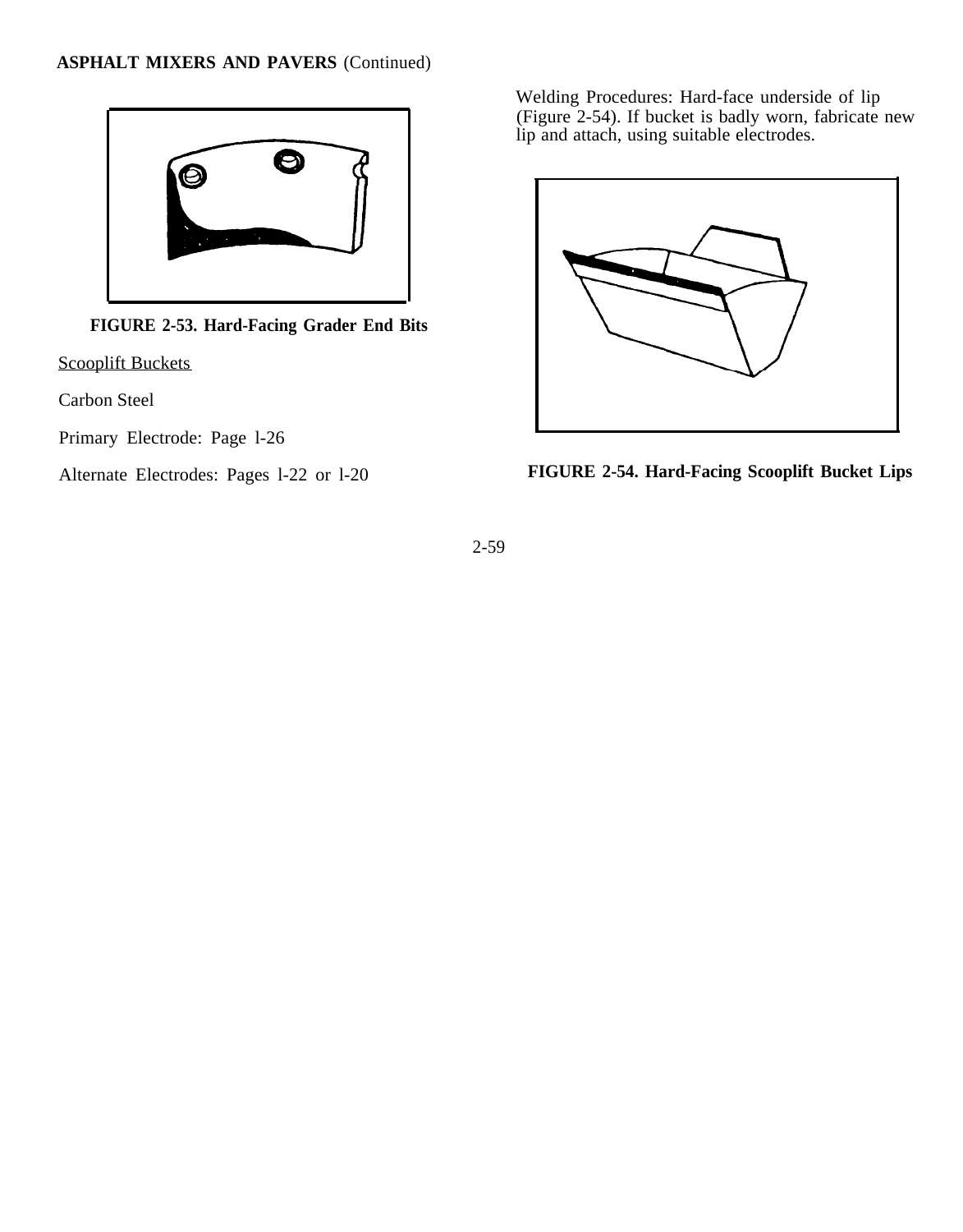**ASPHALT MIXERS AND PAVERS** (Continued)

**FIGURE 2-53. Hard-Facing Grader End Bits**

<u>Scooplift Buckets</u>

Carbon Steel

Primary Electrode: Page l-26

Alternate Electrodes: Pages l-22 or l-20

Welding Procedures: Hard-face underside of lip (Figure 2-54). If bucket is badly worn, fabricate new lip and attach, using suitable electrodes.

**FIGURE 2-54. Hard-Facing Scooplift Bucket Lips**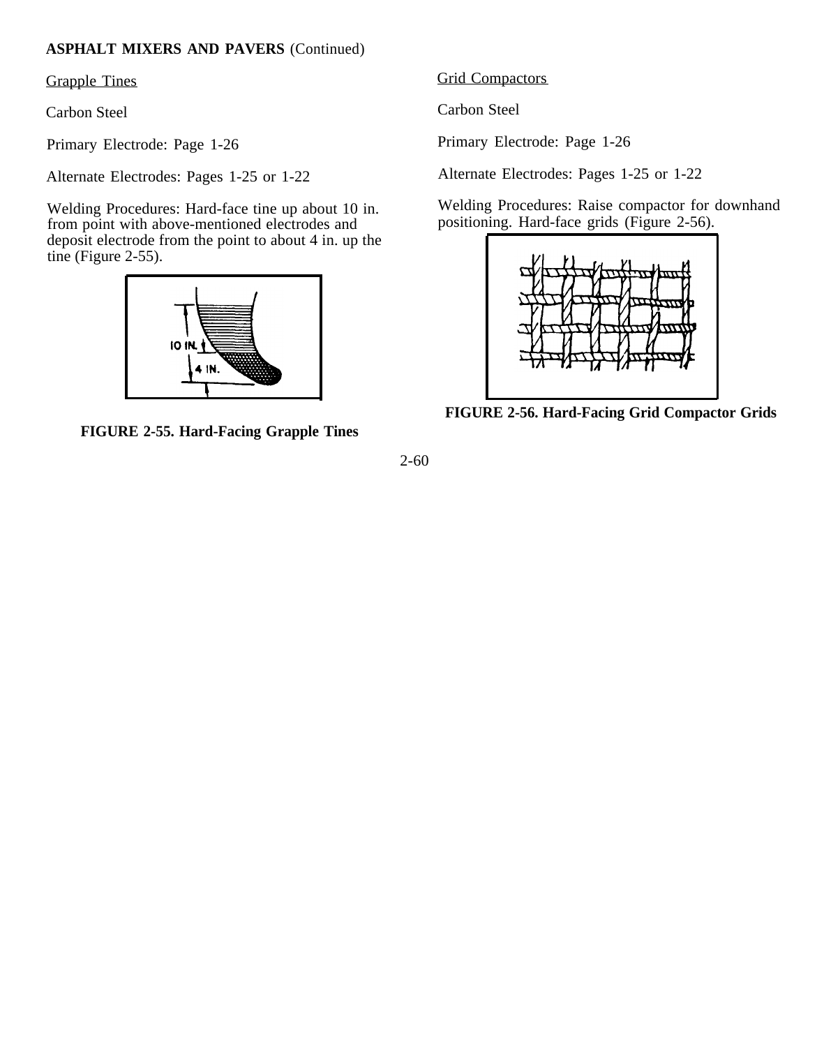**ASPHALT MIXERS AND PAVERS** (Continued)

Grapple Tines

Carbon Steel

Primary Electrode: Page 1-26

Alternate Electrodes: Pages 1-25 or 1-22

Welding Procedures: Hard-face tine up about 10 in. from point with above-mentioned electrodes and deposit electrode from the point to about 4 in. up the tine (Figure 2-55).

**FIGURE 2-55. Hard-Facing Grapple Tines**

Grid Compactors

Carbon Steel

Primary Electrode: Page 1-26

Alternate Electrodes: Pages 1-25 or 1-22

Welding Procedures: Raise compactor for downhand positioning. Hard-face grids (Figure 2-56).

**FIGURE 2-56. Hard-Facing Grid Compactor Grids**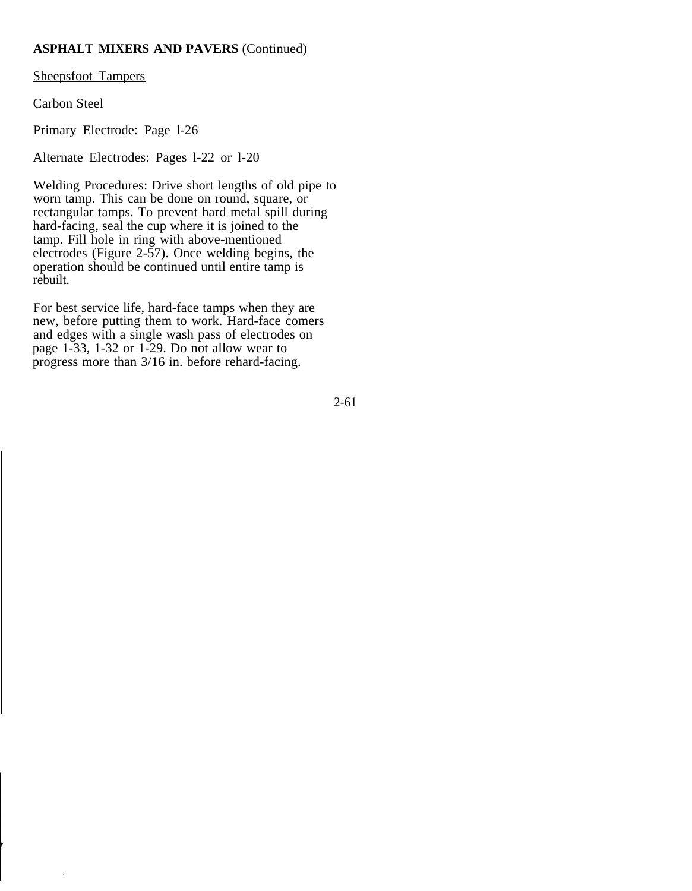**ASPHALT MIXERS AND PAVERS** (Continued)

Sheepsfoot Tampers

Carbon Steel

Primary Electrode: Page l-26

Alternate Electrodes: Pages l-22 or l-20

Welding Procedures: Drive short lengths of old pipe to worn tamp. This can be done on round, square, or rectangular tamps. To prevent hard metal spill during hard-facing, seal the cup where it is joined to the tamp. Fill hole in ring with above-mentioned electrodes (Figure 2-57). Once welding begins, the operation should be continued until entire tamp is rebuilt.

For best service life, hard-face tamps when they are new, before putting them to work. Hard-face comers and edges with a single wash pass of electrodes on page 1-33, 1-32 or 1-29. Do not allow wear to progress more than 3/16 in. before rehard-facing.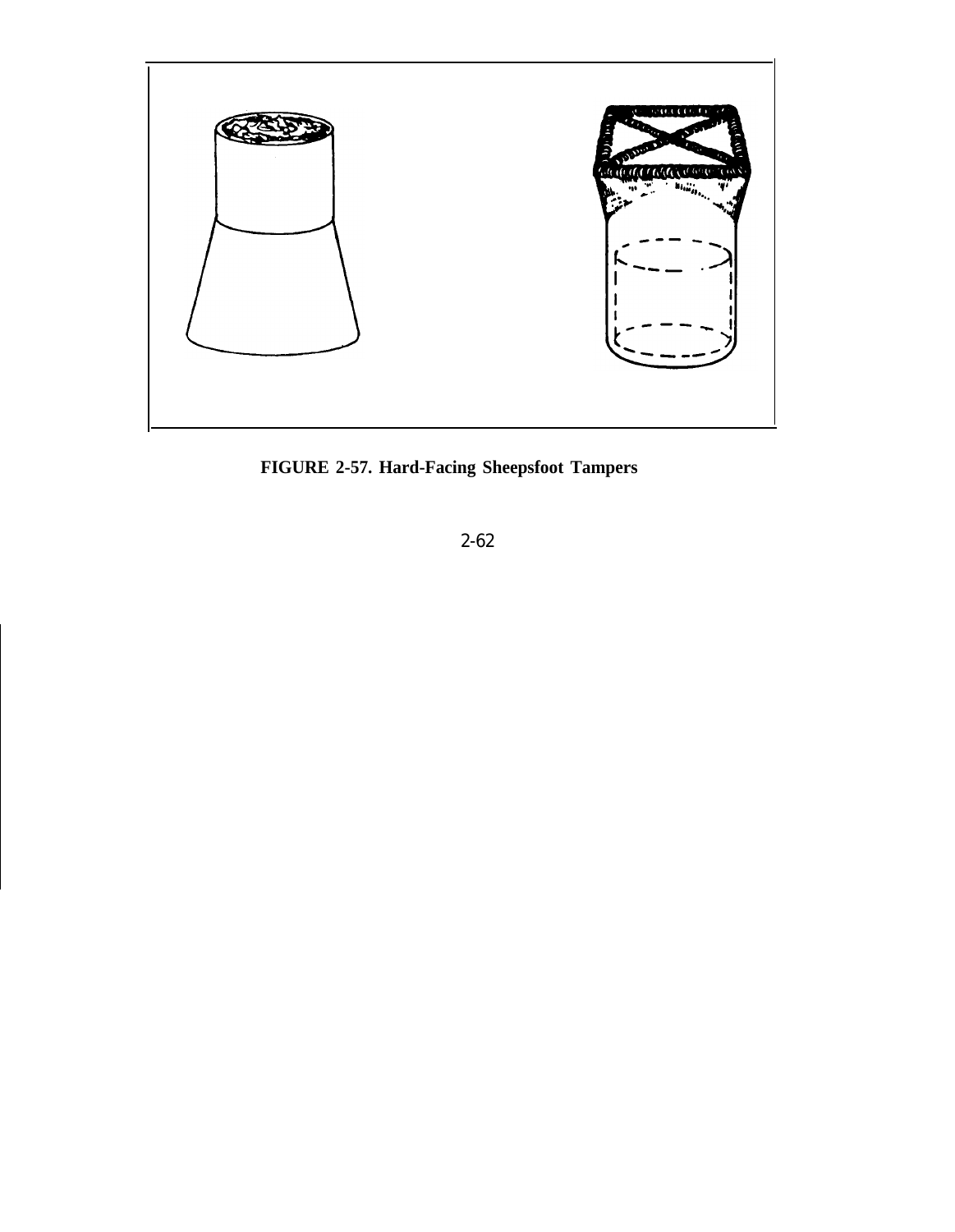**FIGURE 2-57. Hard-Facing Sheepsfoot Tampers**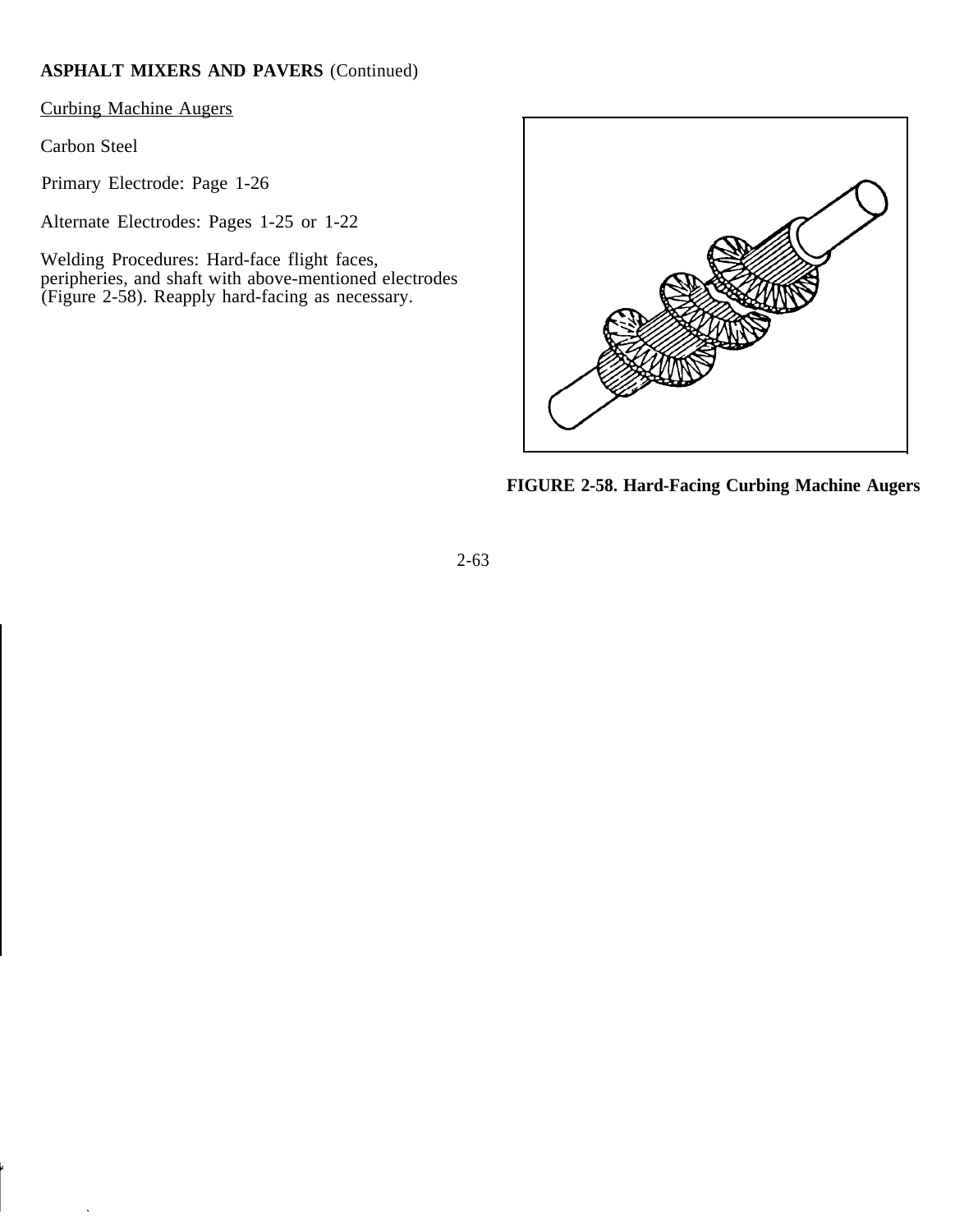**ASPHALT MIXERS AND PAVERS** (Continued)

Curbing Machine Augers

Carbon Steel

Primary Electrode: Page 1-26

Alternate Electrodes: Pages 1-25 or 1-22

Welding Procedures: Hard-face flight faces, peripheries, and shaft with above-mentioned electrodes (Figure 2-58). Reapply hard-facing as necessary.

**FIGURE 2-58. Hard-Facing Curbing Machine Augers**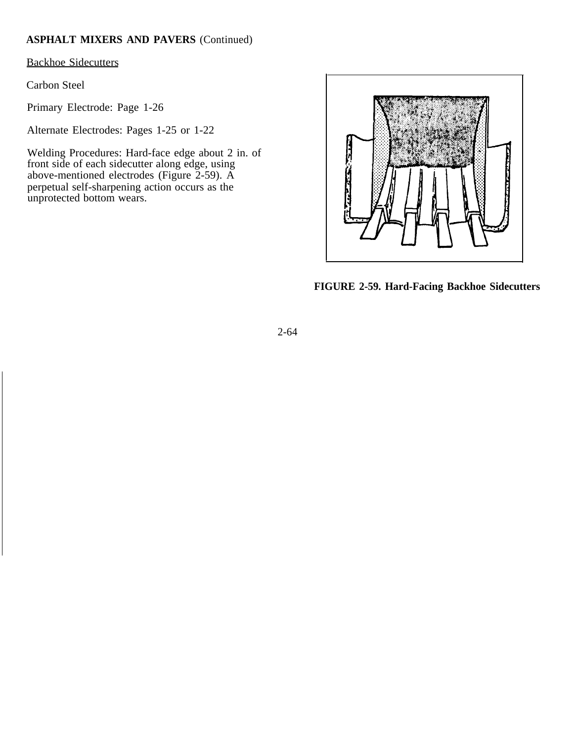**ASPHALT MIXERS AND PAVERS** (Continued)

Backhoe Sidecutters

Carbon Steel

Primary Electrode: Page 1-26

Alternate Electrodes: Pages 1-25 or 1-22

Welding Procedures: Hard-face edge about 2 in. of front side of each sidecutter along edge, using above-mentioned electrodes (Figure 2-59). A perpetual self-sharpening action occurs as the unprotected bottom wears.

**FIGURE 2-59. Hard-Facing Backhoe Sidecutters**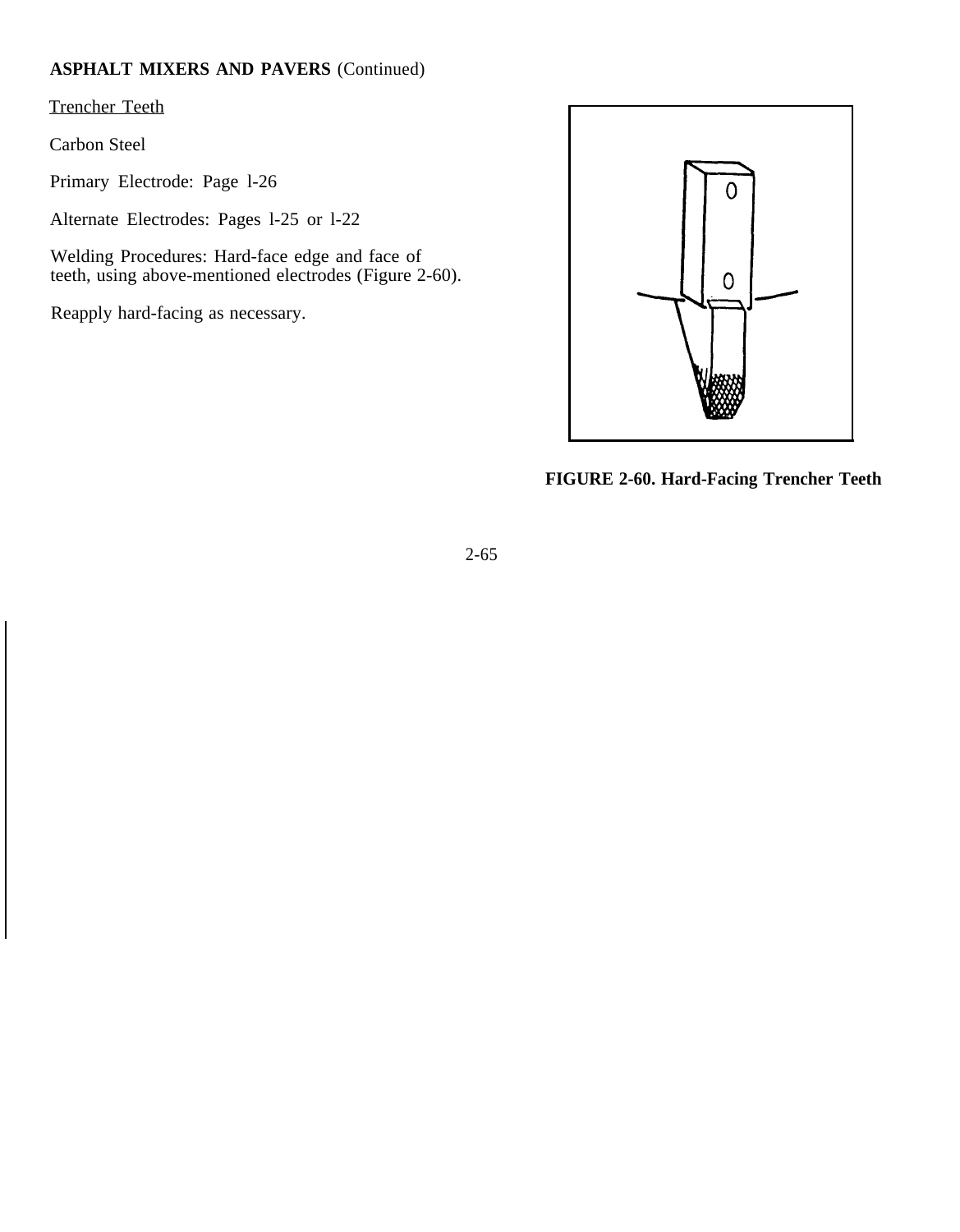**ASPHALT MIXERS AND PAVERS** (Continued)

Trencher Teeth

Carbon Steel

Primary Electrode: Page l-26

Alternate Electrodes: Pages l-25 or l-22

Welding Procedures: Hard-face edge and face of teeth, using above-mentioned electrodes (Figure 2-60).

Reapply hard-facing as necessary.

**FIGURE 2-60. Hard-Facing Trencher Teeth**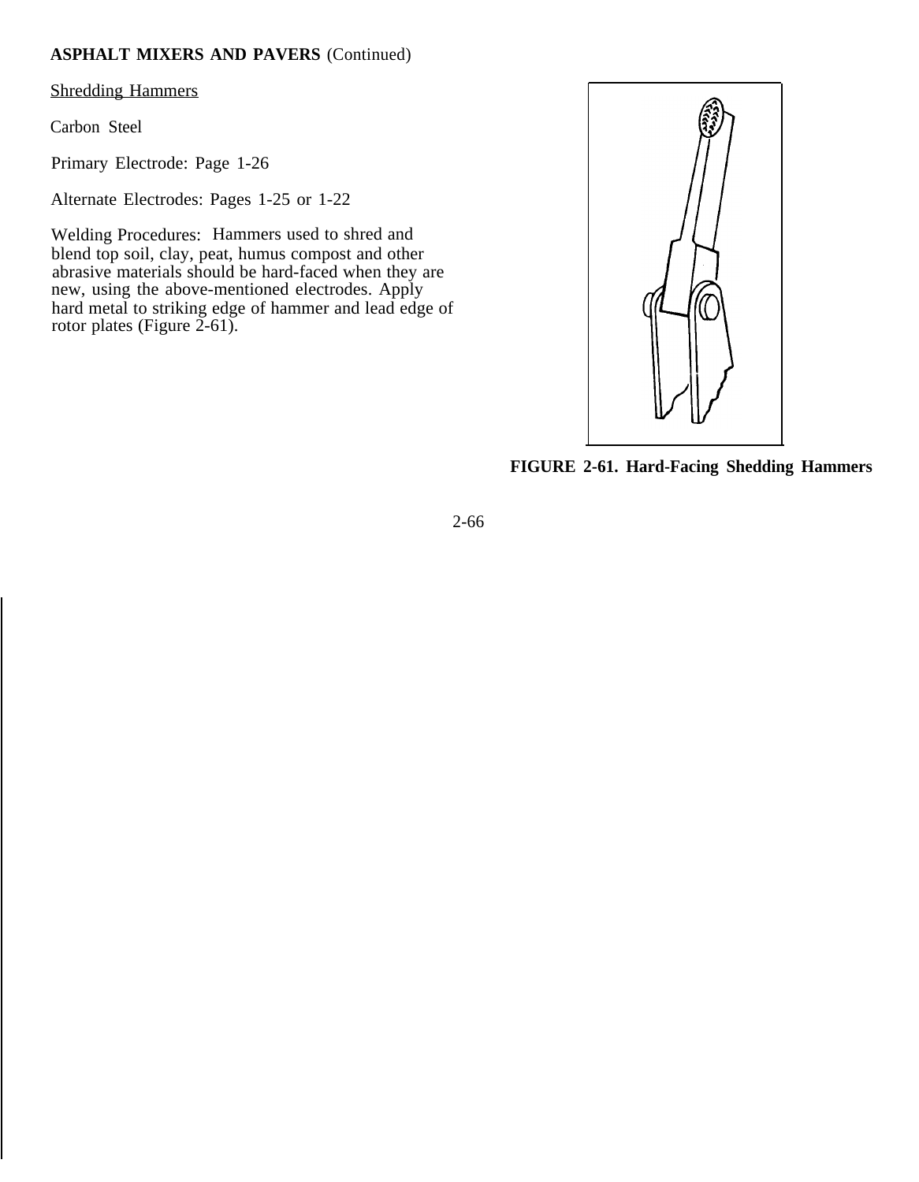**ASPHALT MIXERS AND PAVERS** (Continued)

Shredding Hammers

Carbon Steel

Primary Electrode: Page 1-26

Alternate Electrodes: Pages 1-25 or 1-22

Welding Procedures: Hammers used to shred and blend top soil, clay, peat, humus compost and other abrasive materials should be hard-faced when they are new, using the above-mentioned electrodes. Apply hard metal to striking edge of hammer and lead edge of rotor plates (Figure 2-61).

**FIGURE 2-61. Hard-Facing Shedding Hammers**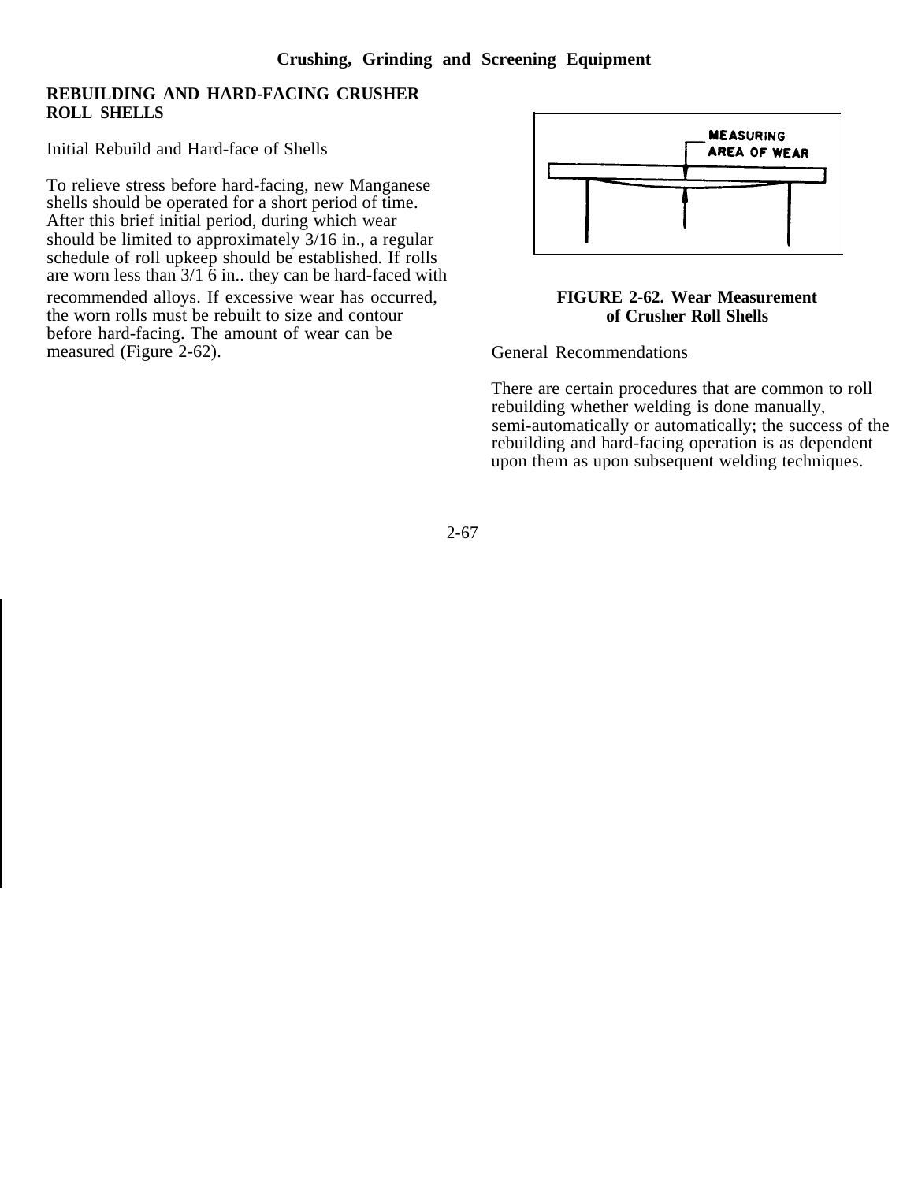## REBUILDING AND HARD-FACING CRUSHER ROLL SHELLS

Initial Rebuild and Hard-face of Shells

To relieve stress before hard-facing, new Manganese shells should be operated for a short period of time. After this brief initial period, during which wear should be limited to approximately 3/16 in., a regular schedule of roll upkeep should be established. If rolls are worn less than 3/1 6 in.. they can be hard-faced with recommended alloys. If excessive wear has occurred, the worn rolls must be rebuilt to size and contour before hard-facing. The amount of wear can be measured (Figure 2-62).

MEASURING AREA OF WEAR

**FIGURE 2-62. Wear Measurement of Crusher Roll Shells**

General Recommendations

There are certain procedures that are common to roll rebuilding whether welding is done manually, semi-automatically or automatically; the success of the rebuilding and hard-facing operation is as dependent upon them as upon subsequent welding techniques.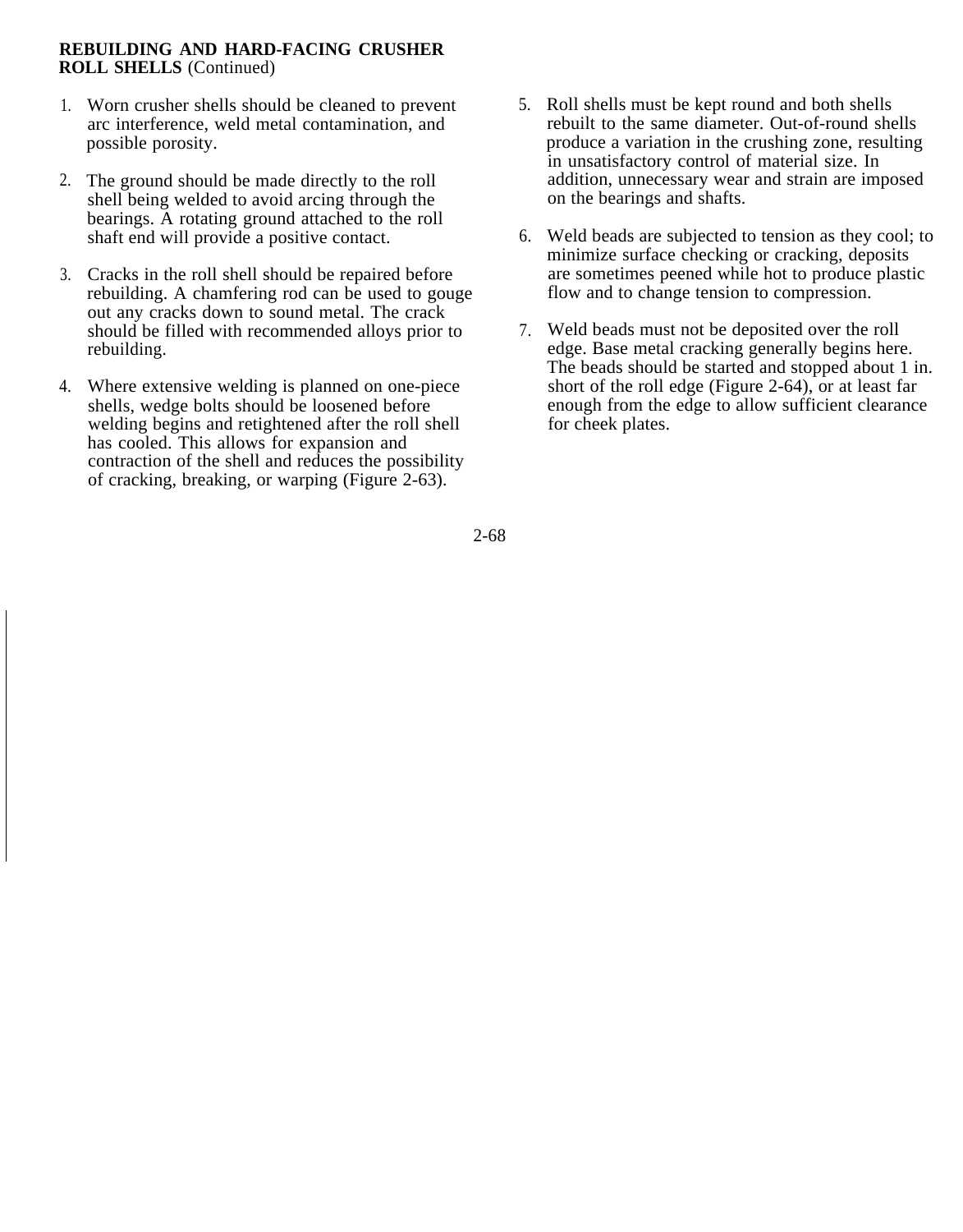**REBUILDING AND HARD-FACING CRUSHER ROLL SHELLS** (Continued)

1. Worn crusher shells should be cleaned to prevent arc interference, weld metal contamination, and possible porosity.

2. The ground should be made directly to the roll shell being welded to avoid arcing through the bearings. A rotating ground attached to the roll shaft end will provide a positive contact.

3. Cracks in the roll shell should be repaired before rebuilding. A chamfering rod can be used to gouge out any cracks down to sound metal. The crack should be filled with recommended alloys prior to rebuilding.

4. Where extensive welding is planned on one-piece shells, wedge bolts should be loosened before welding begins and retightened after the roll shell has cooled. This allows for expansion and contraction of the shell and reduces the possibility of cracking, breaking, or warping (Figure 2-63).

5. Roll shells must be kept round and both shells rebuilt to the same diameter. Out-of-round shells produce a variation in the crushing zone, resulting in unsatisfactory control of material size. In addition, unnecessary wear and strain are imposed on the bearings and shafts.

6. Weld beads are subjected to tension as they cool; to minimize surface checking or cracking, deposits are sometimes peened while hot to produce plastic flow and to change tension to compression.

7. Weld beads must not be deposited over the roll edge. Base metal cracking generally begins here. The beads should be started and stopped about 1 in. short of the roll edge (Figure 2-64), or at least far enough from the edge to allow sufficient clearance for cheek plates.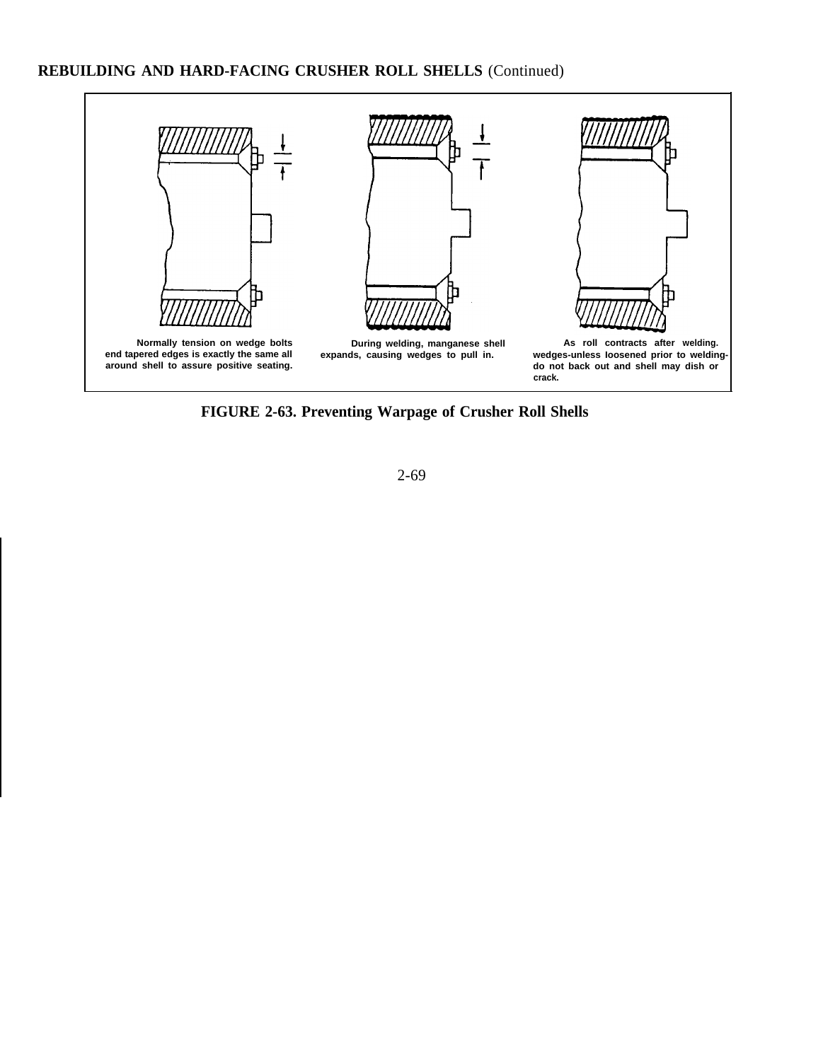**REBUILDING AND HARD-FACING CRUSHER ROLL SHELLS** (Continued)

Normally tension on wedge bolts end tapered edges is exactly the same all around shell to assure positive seating.

During welding, manganese shell expands, causing wedges to pull in.

As roll contracts after welding. wedges-unless loosened prior to welding-do not back out and shell may dish or crack.

**FIGURE 2-63. Preventing Warpage of Crusher Roll Shells**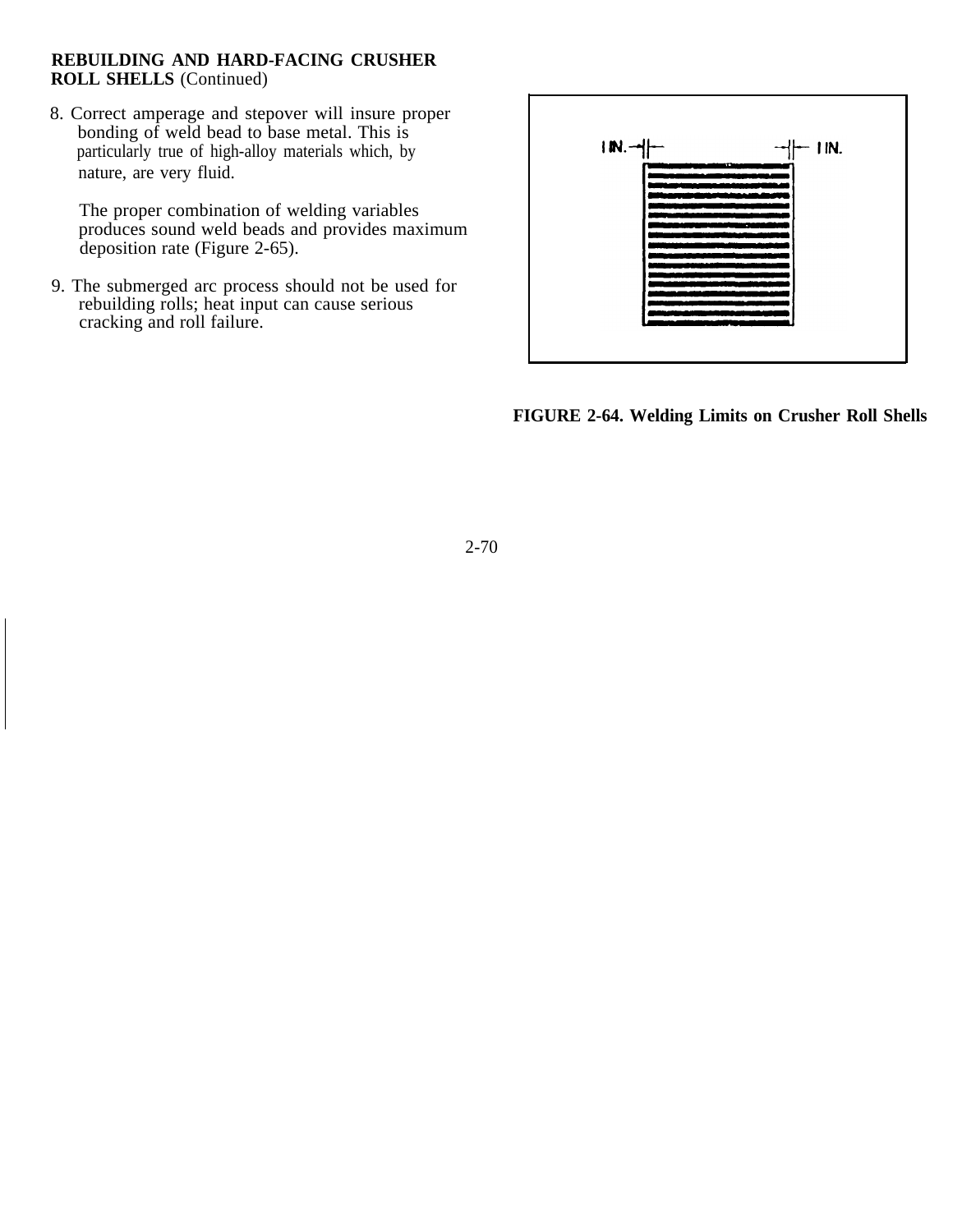**REBUILDING AND HARD-FACING CRUSHER ROLL SHELLS** (Continued)

8. Correct amperage and stepover will insure proper bonding of weld bead to base metal. This is particularly true of high-alloy materials which, by nature, are very fluid.

   The proper combination of welding variables produces sound weld beads and provides maximum deposition rate (Figure 2-65).

9. The submerged arc process should not be used for rebuilding rolls; heat input can cause serious cracking and roll failure.

**FIGURE 2-64. Welding Limits on Crusher Roll Shells**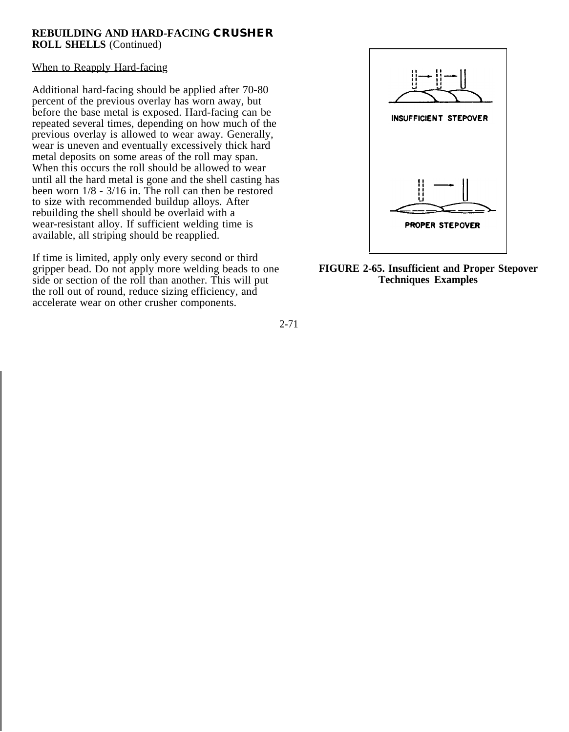**REBUILDING AND HARD-FACING CRUSHER ROLL SHELLS** (Continued)

When to Reapply Hard-facing

Additional hard-facing should be applied after 70-80 percent of the previous overlay has worn away, but before the base metal is exposed. Hard-facing can be repeated several times, depending on how much of the previous overlay is allowed to wear away. Generally, wear is uneven and eventually excessively thick hard metal deposits on some areas of the roll may span. When this occurs the roll should be allowed to wear until all the hard metal is gone and the shell casting has been worn 1/8 - 3/16 in. The roll can then be restored to size with recommended buildup alloys. After rebuilding the shell should be overlaid with a wear-resistant alloy. If sufficient welding time is available, all striping should be reapplied.

If time is limited, apply only every second or third gripper bead. Do not apply more welding beads to one side or section of the roll than another. This will put the roll out of round, reduce sizing efficiency, and accelerate wear on other crusher components.

INSUFFICIENT STEPOVER

PROPER STEPOVER

**FIGURE 2-65. Insufficient and Proper Stepover Techniques Examples**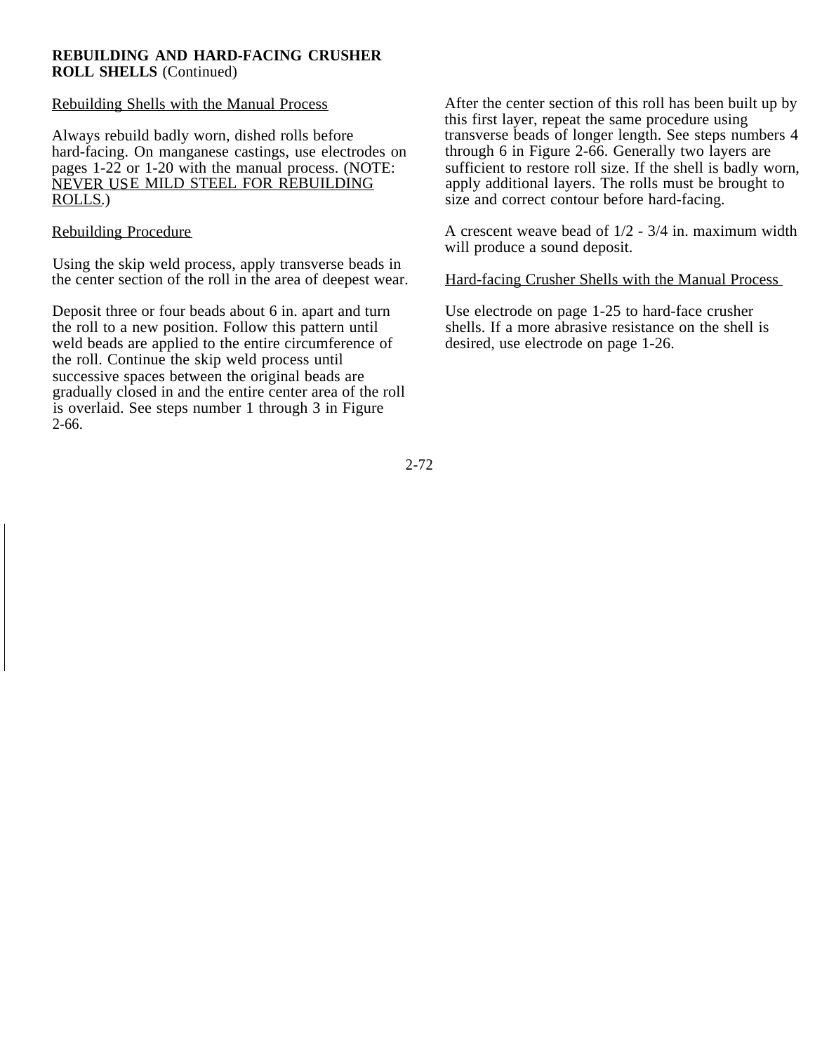**REBUILDING AND HARD-FACING CRUSHER ROLL SHELLS** (Continued)

Rebuilding Shells with the Manual Process

Always rebuild badly worn, dished rolls before hard-facing. On manganese castings, use electrodes on pages 1-22 or 1-20 with the manual process. (NOTE: NEVER USE MILD STEEL FOR REBUILDING ROLLS.)

Rebuilding Procedure

Using the skip weld process, apply transverse beads in the center section of the roll in the area of deepest wear.

Deposit three or four beads about 6 in. apart and turn the roll to a new position. Follow this pattern until weld beads are applied to the entire circumference of the roll. Continue the skip weld process until successive spaces between the original beads are gradually closed in and the entire center area of the roll is overlaid. See steps number 1 through 3 in Figure 2-66.

After the center section of this roll has been built up by this first layer, repeat the same procedure using transverse beads of longer length. See steps numbers 4 through 6 in Figure 2-66. Generally two layers are sufficient to restore roll size. If the shell is badly worn, apply additional layers. The rolls must be brought to size and correct contour before hard-facing.

A crescent weave bead of 1/2 - 3/4 in. maximum width will produce a sound deposit.

Hard-facing Crusher Shells with the Manual Process

Use electrode on page 1-25 to hard-face crusher shells. If a more abrasive resistance on the shell is desired, use electrode on page 1-26.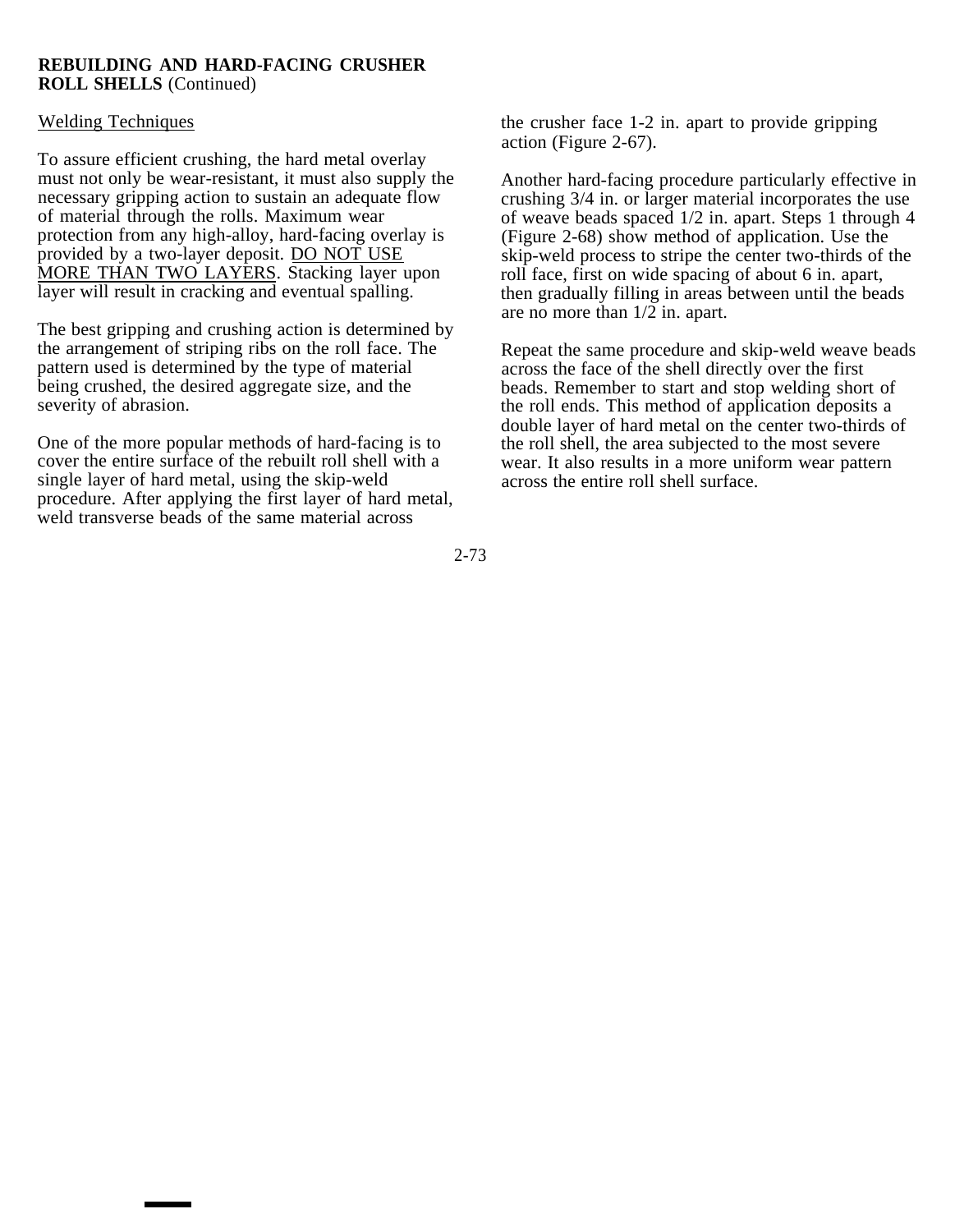**REBUILDING AND HARD-FACING CRUSHER ROLL SHELLS** (Continued)

Welding Techniques

To assure efficient crushing, the hard metal overlay must not only be wear-resistant, it must also supply the necessary gripping action to sustain an adequate flow of material through the rolls. Maximum wear protection from any high-alloy, hard-facing overlay is provided by a two-layer deposit. DO NOT USE MORE THAN TWO LAYERS. Stacking layer upon layer will result in cracking and eventual spalling.

The best gripping and crushing action is determined by the arrangement of striping ribs on the roll face. The pattern used is determined by the type of material being crushed, the desired aggregate size, and the severity of abrasion.

One of the more popular methods of hard-facing is to cover the entire surface of the rebuilt roll shell with a single layer of hard metal, using the skip-weld procedure. After applying the first layer of hard metal, weld transverse beads of the same material across the crusher face 1-2 in. apart to provide gripping action (Figure 2-67).

Another hard-facing procedure particularly effective in crushing 3/4 in. or larger material incorporates the use of weave beads spaced 1/2 in. apart. Steps 1 through 4 (Figure 2-68) show method of application. Use the skip-weld process to stripe the center two-thirds of the roll face, first on wide spacing of about 6 in. apart, then gradually filling in areas between until the beads are no more than 1/2 in. apart.

Repeat the same procedure and skip-weld weave beads across the face of the shell directly over the first beads. Remember to start and stop welding short of the roll ends. This method of application deposits a double layer of hard metal on the center two-thirds of the roll shell, the area subjected to the most severe wear. It also results in a more uniform wear pattern across the entire roll shell surface.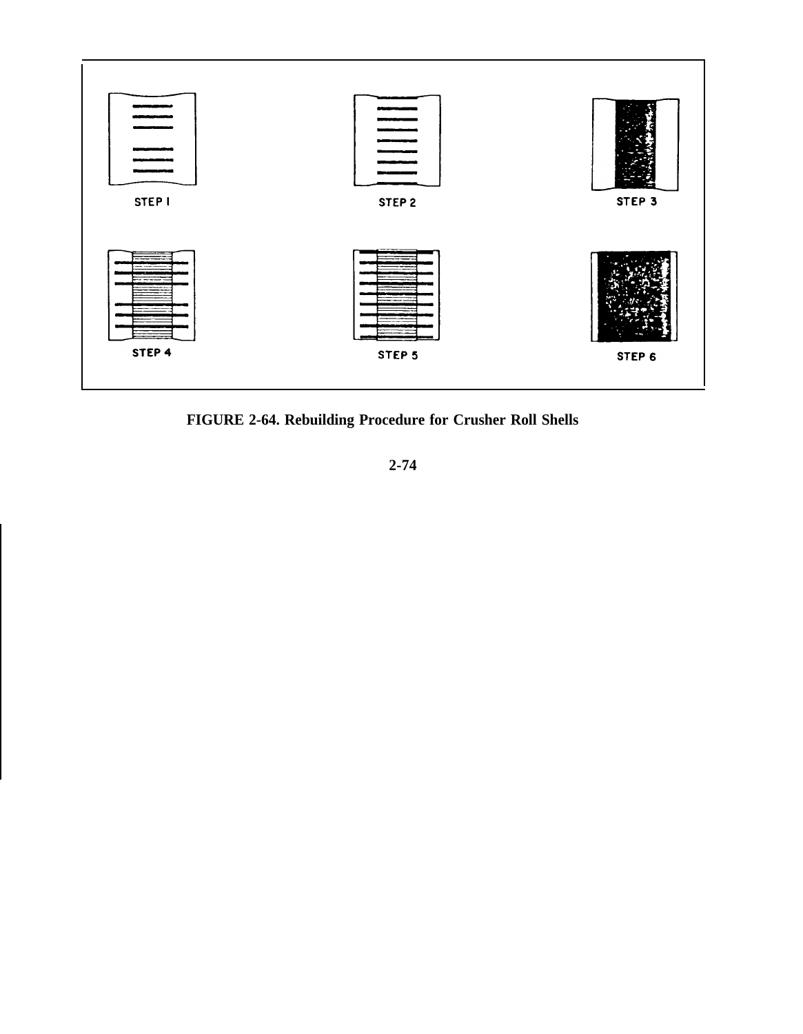STEP 1

STEP 2

STEP 3

STEP 4

STEP 5

STEP 6

**FIGURE 2-64. Rebuilding Procedure for Crusher Roll Shells**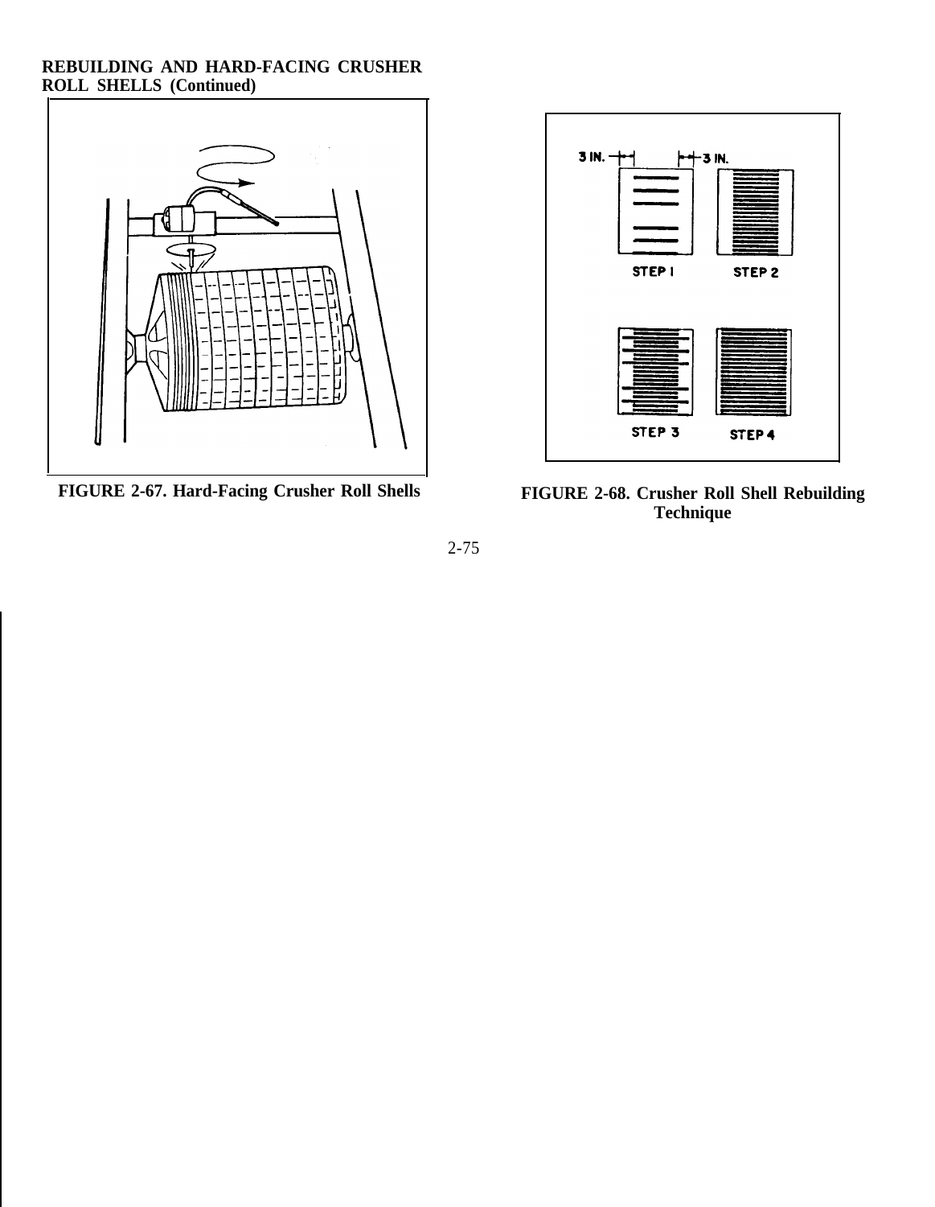**REBUILDING AND HARD-FACING CRUSHER ROLL SHELLS (Continued)**

FIGURE 2-67. Hard-Facing Crusher Roll Shells

FIGURE 2-68. Crusher Roll Shell Rebuilding Technique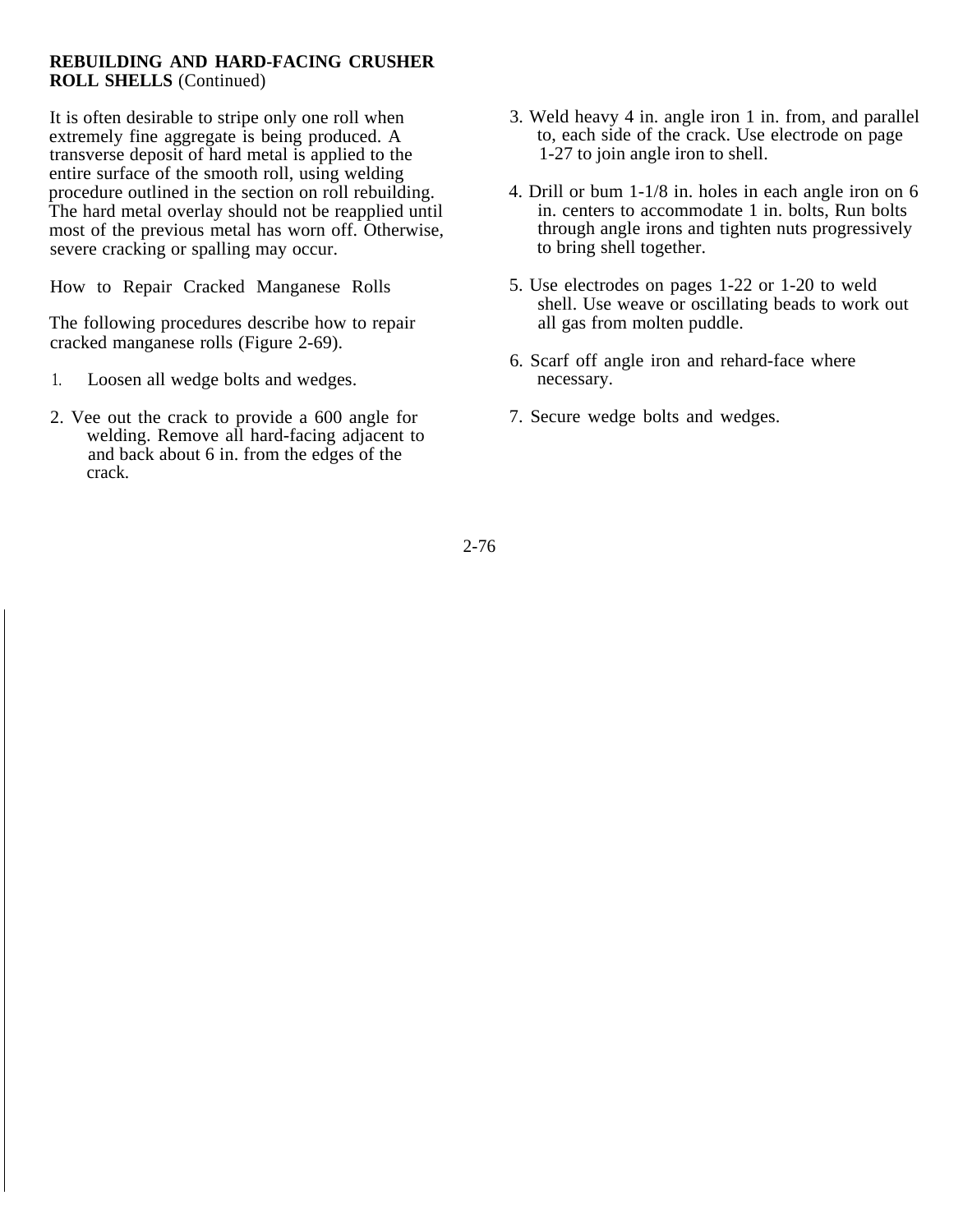**REBUILDING AND HARD-FACING CRUSHER ROLL SHELLS** (Continued)

It is often desirable to stripe only one roll when extremely fine aggregate is being produced. A transverse deposit of hard metal is applied to the entire surface of the smooth roll, using welding procedure outlined in the section on roll rebuilding. The hard metal overlay should not be reapplied until most of the previous metal has worn off. Otherwise, severe cracking or spalling may occur.

How to Repair Cracked Manganese Rolls

The following procedures describe how to repair cracked manganese rolls (Figure 2-69).

1. Loosen all wedge bolts and wedges.
2. Vee out the crack to provide a 600 angle for welding. Remove all hard-facing adjacent to and back about 6 in. from the edges of the crack.
3. Weld heavy 4 in. angle iron 1 in. from, and parallel to, each side of the crack. Use electrode on page 1-27 to join angle iron to shell.
4. Drill or bum 1-1/8 in. holes in each angle iron on 6 in. centers to accommodate 1 in. bolts, Run bolts through angle irons and tighten nuts progressively to bring shell together.
5. Use electrodes on pages 1-22 or 1-20 to weld shell. Use weave or oscillating beads to work out all gas from molten puddle.
6. Scarf off angle iron and rehard-face where necessary.
7. Secure wedge bolts and wedges.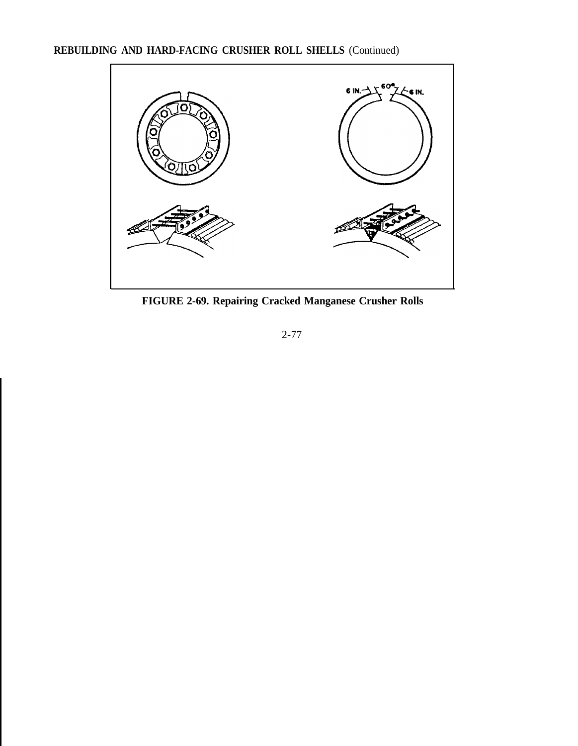**REBUILDING AND HARD-FACING CRUSHER ROLL SHELLS** (Continued)

**FIGURE 2-69. Repairing Cracked Manganese Crusher Rolls**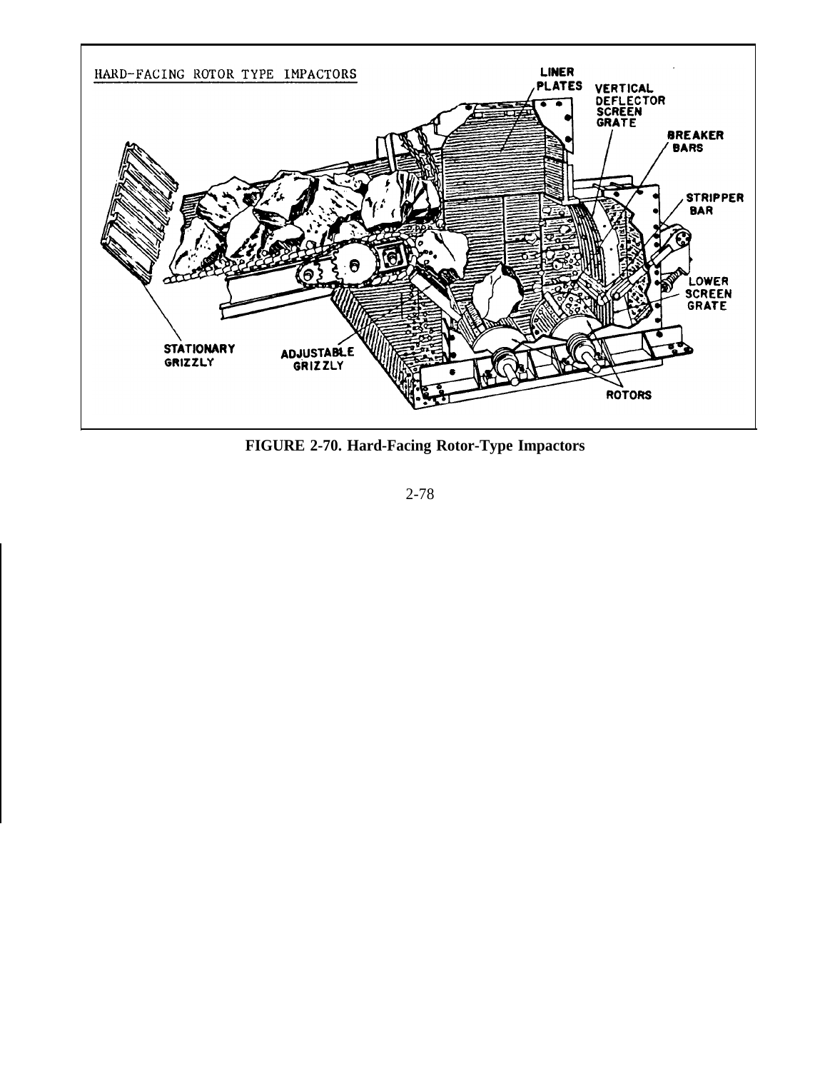**FIGURE 2-70. Hard-Facing Rotor-Type Impactors**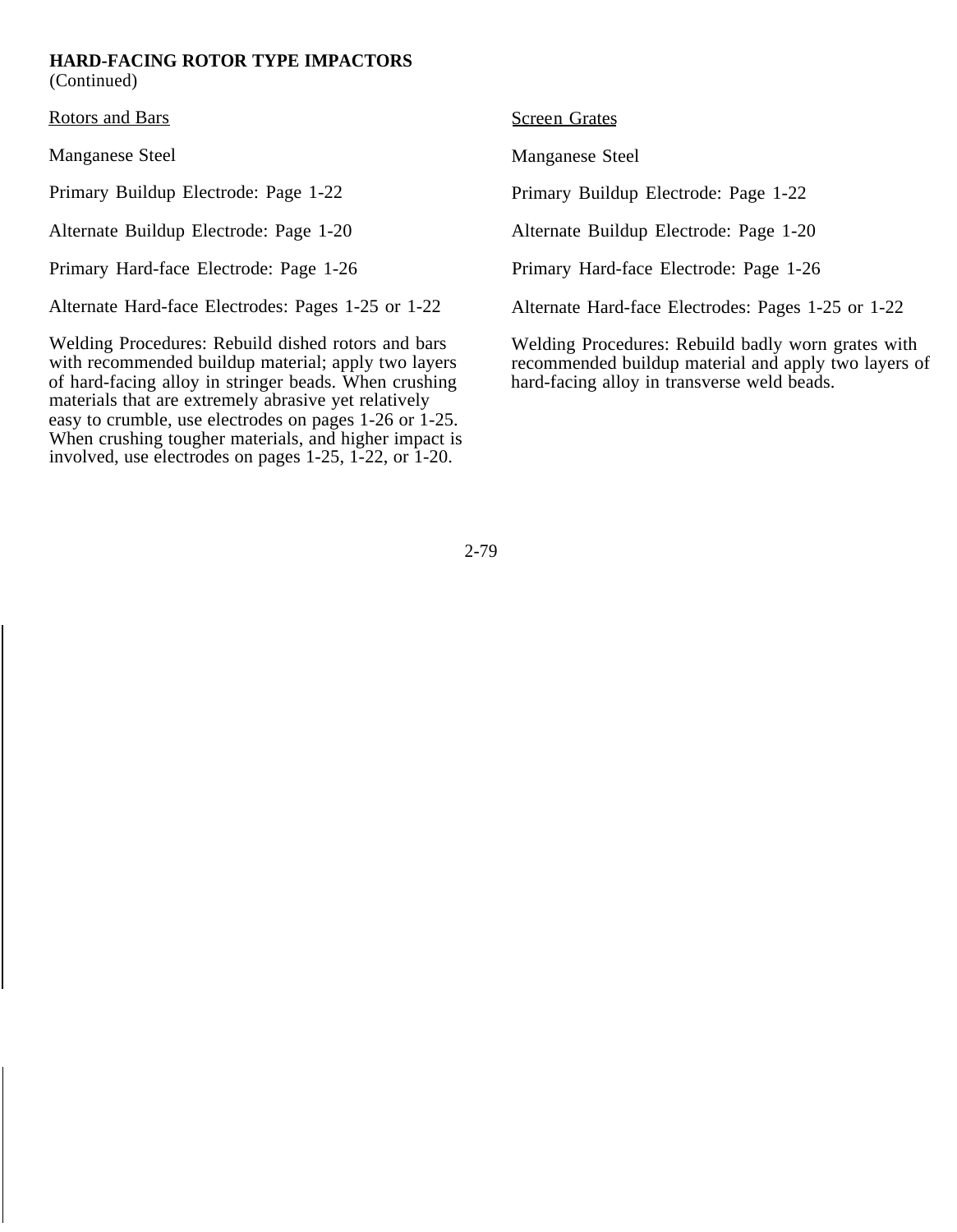**HARD-FACING ROTOR TYPE IMPACTORS**
(Continued)

Rotors and Bars

Manganese Steel

Primary Buildup Electrode: Page 1-22

Alternate Buildup Electrode: Page 1-20

Primary Hard-face Electrode: Page 1-26

Alternate Hard-face Electrodes: Pages 1-25 or 1-22

Welding Procedures: Rebuild dished rotors and bars with recommended buildup material; apply two layers of hard-facing alloy in stringer beads. When crushing materials that are extremely abrasive yet relatively easy to crumble, use electrodes on pages 1-26 or 1-25. When crushing tougher materials, and higher impact is involved, use electrodes on pages 1-25, 1-22, or 1-20.

Screen Grates

Manganese Steel

Primary Buildup Electrode: Page 1-22

Alternate Buildup Electrode: Page 1-20

Primary Hard-face Electrode: Page 1-26

Alternate Hard-face Electrodes: Pages 1-25 or 1-22

Welding Procedures: Rebuild badly worn grates with recommended buildup material and apply two layers of hard-facing alloy in transverse weld beads.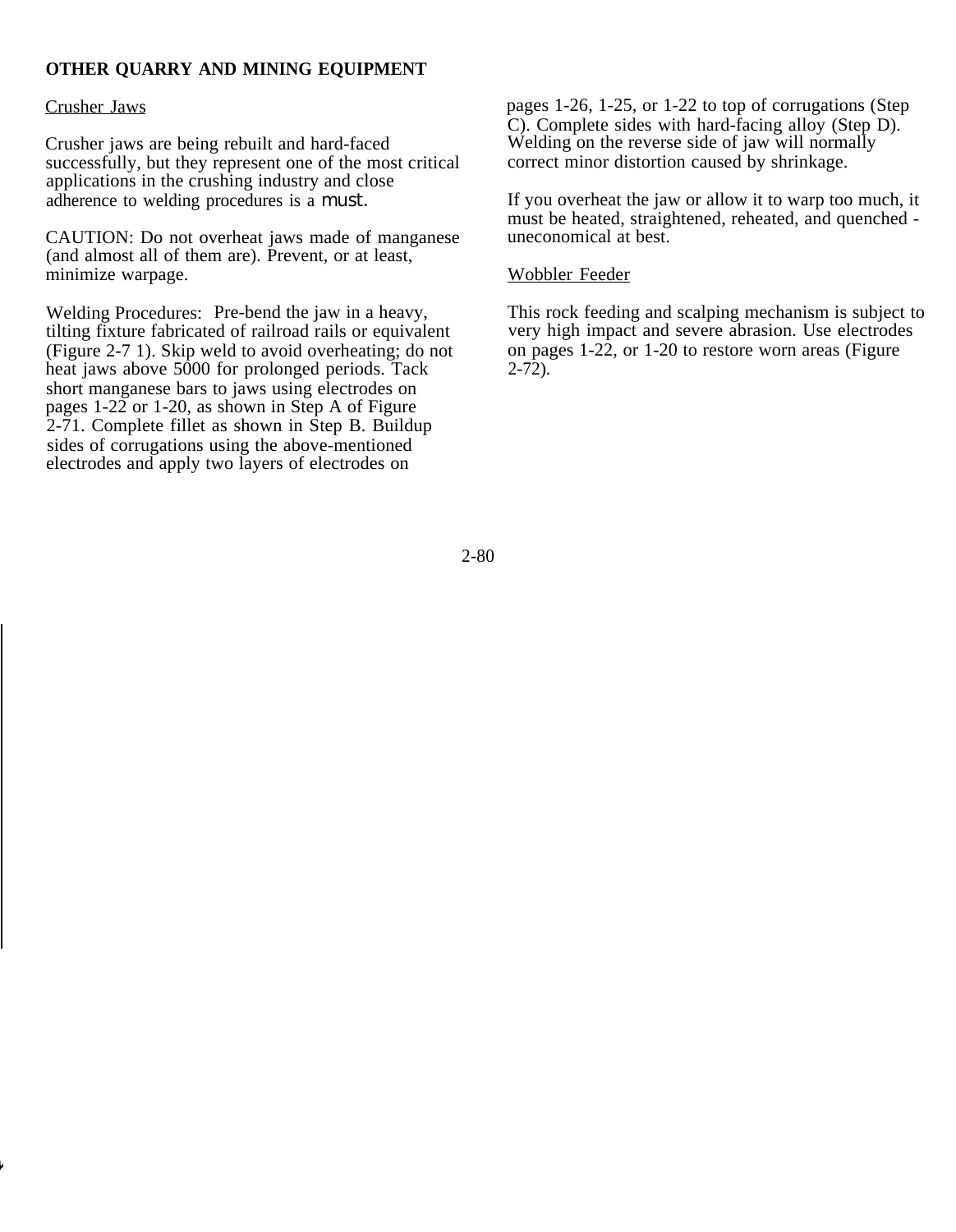## OTHER QUARRY AND MINING EQUIPMENT

### Crusher Jaws

Crusher jaws are being rebuilt and hard-faced successfully, but they represent one of the most critical applications in the crushing industry and close adherence to welding procedures is a must.

CAUTION: Do not overheat jaws made of manganese (and almost all of them are). Prevent, or at least, minimize warpage.

Welding Procedures: Pre-bend the jaw in a heavy, tilting fixture fabricated of railroad rails or equivalent (Figure 2-7 1). Skip weld to avoid overheating; do not heat jaws above 5000 for prolonged periods. Tack short manganese bars to jaws using electrodes on pages 1-22 or 1-20, as shown in Step A of Figure 2-71. Complete fillet as shown in Step B. Buildup sides of corrugations using the above-mentioned electrodes and apply two layers of electrodes on pages 1-26, 1-25, or 1-22 to top of corrugations (Step C). Complete sides with hard-facing alloy (Step D). Welding on the reverse side of jaw will normally correct minor distortion caused by shrinkage.

If you overheat the jaw or allow it to warp too much, it must be heated, straightened, reheated, and quenched - uneconomical at best.

### Wobbler Feeder

This rock feeding and scalping mechanism is subject to very high impact and severe abrasion. Use electrodes on pages 1-22, or 1-20 to restore worn areas (Figure 2-72).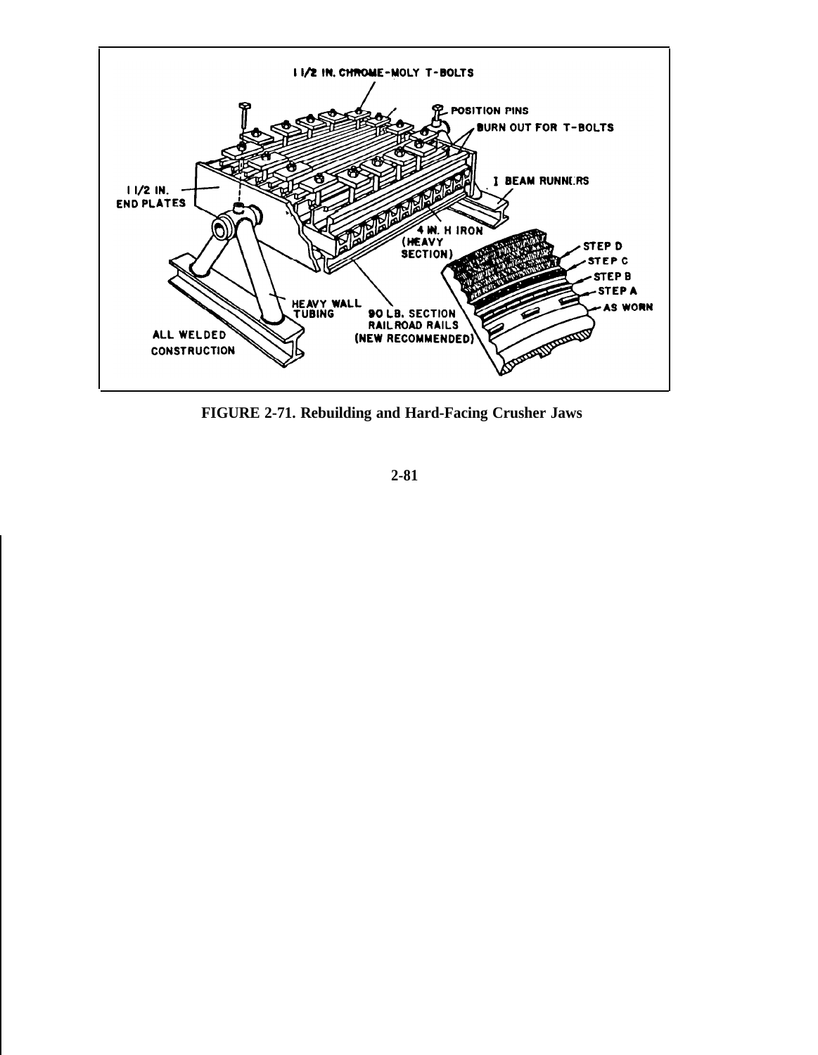FIGURE 2-71. Rebuilding and Hard-Facing Crusher Jaws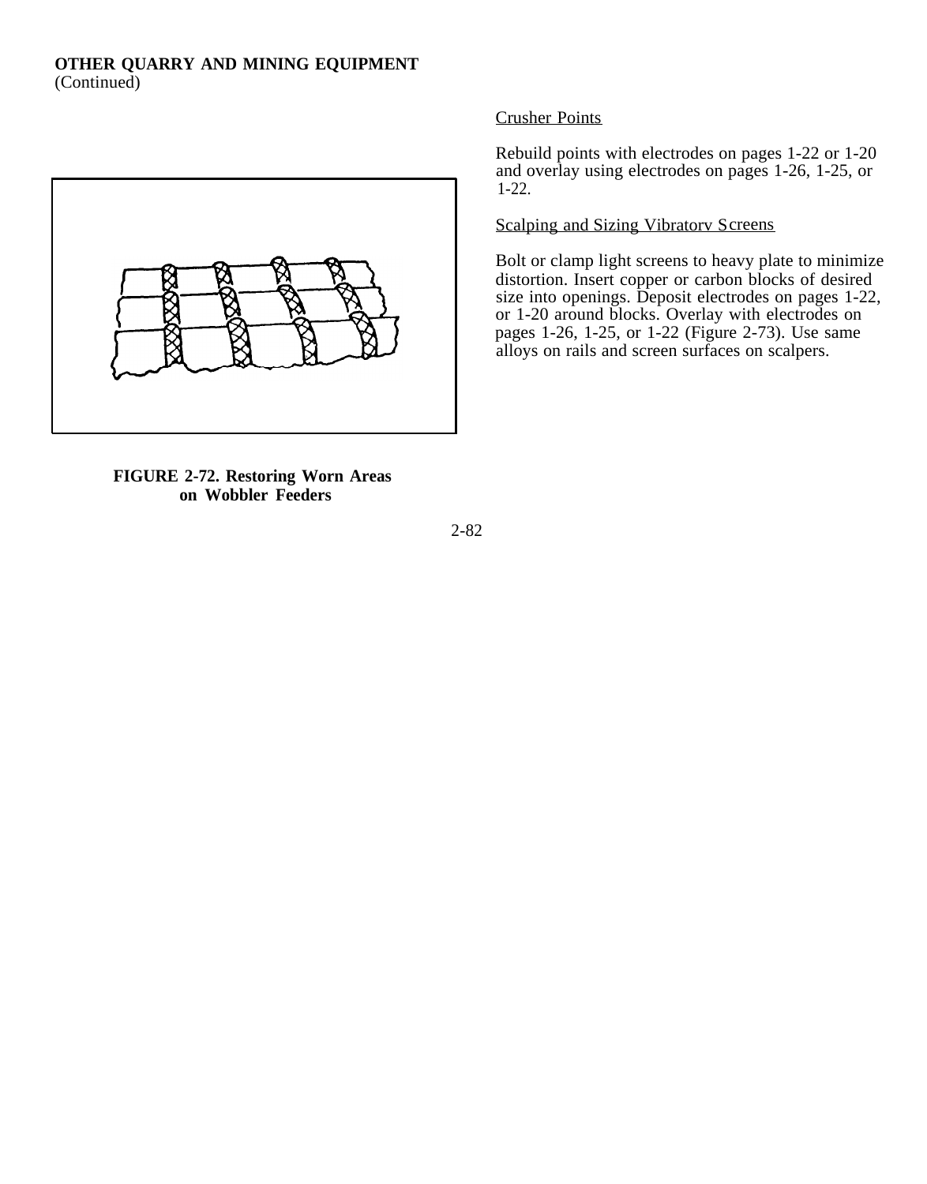**OTHER QUARRY AND MINING EQUIPMENT**
(Continued)

FIGURE 2-72. Restoring Worn Areas on Wobbler Feeders

Crusher Points

Rebuild points with electrodes on pages 1-22 or 1-20 and overlay using electrodes on pages 1-26, 1-25, or 1-22.

Scalping and Sizing Vibratorv Screens

Bolt or clamp light screens to heavy plate to minimize distortion. Insert copper or carbon blocks of desired size into openings. Deposit electrodes on pages 1-22, or 1-20 around blocks. Overlay with electrodes on pages 1-26, 1-25, or 1-22 (Figure 2-73). Use same alloys on rails and screen surfaces on scalpers.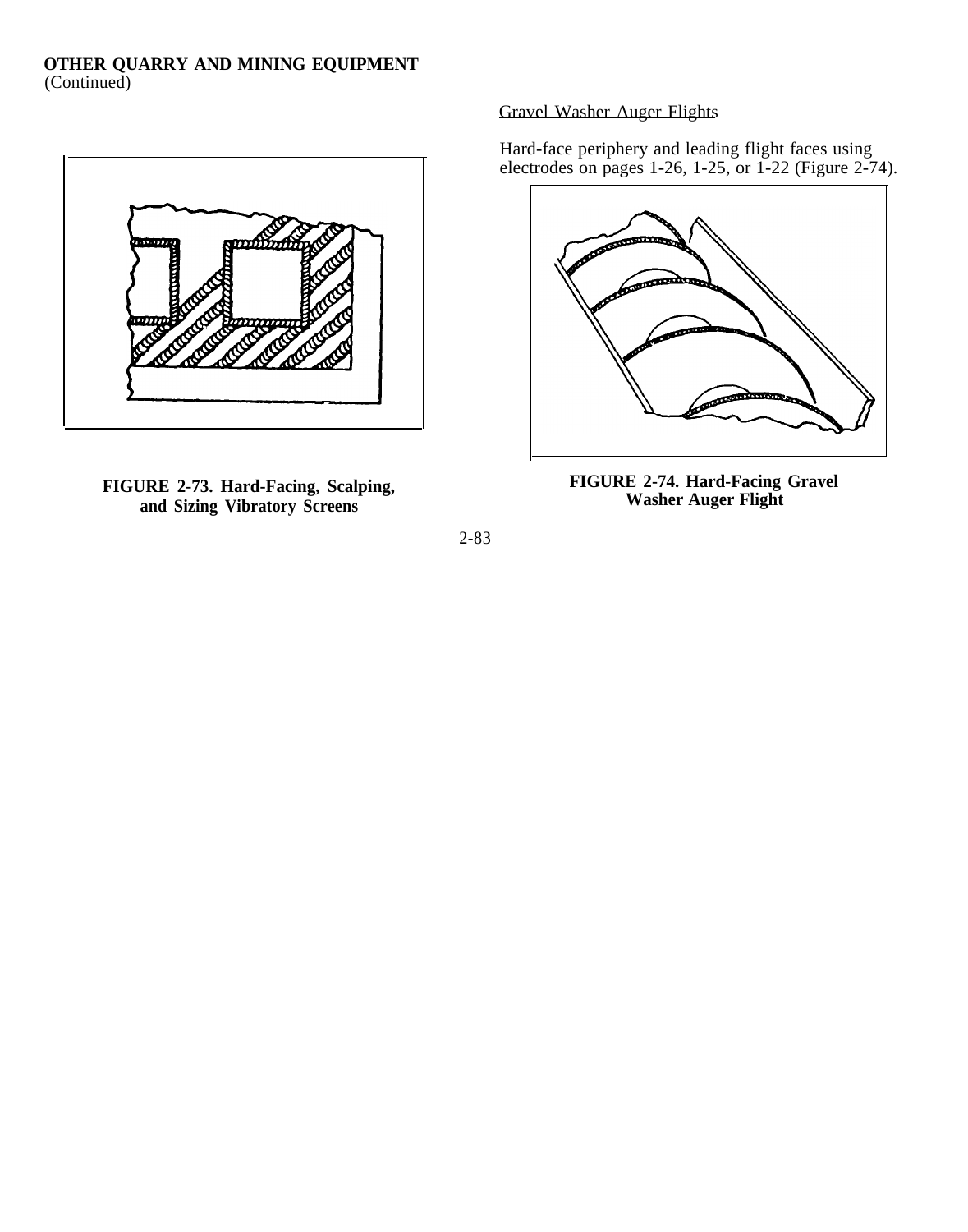**OTHER QUARRY AND MINING EQUIPMENT**
(Continued)

Gravel Washer Auger Flights

Hard-face periphery and leading flight faces using electrodes on pages 1-26, 1-25, or 1-22 (Figure 2-74).

**FIGURE 2-73. Hard-Facing, Scalping, and Sizing Vibratory Screens**

**FIGURE 2-74. Hard-Facing Gravel Washer Auger Flight**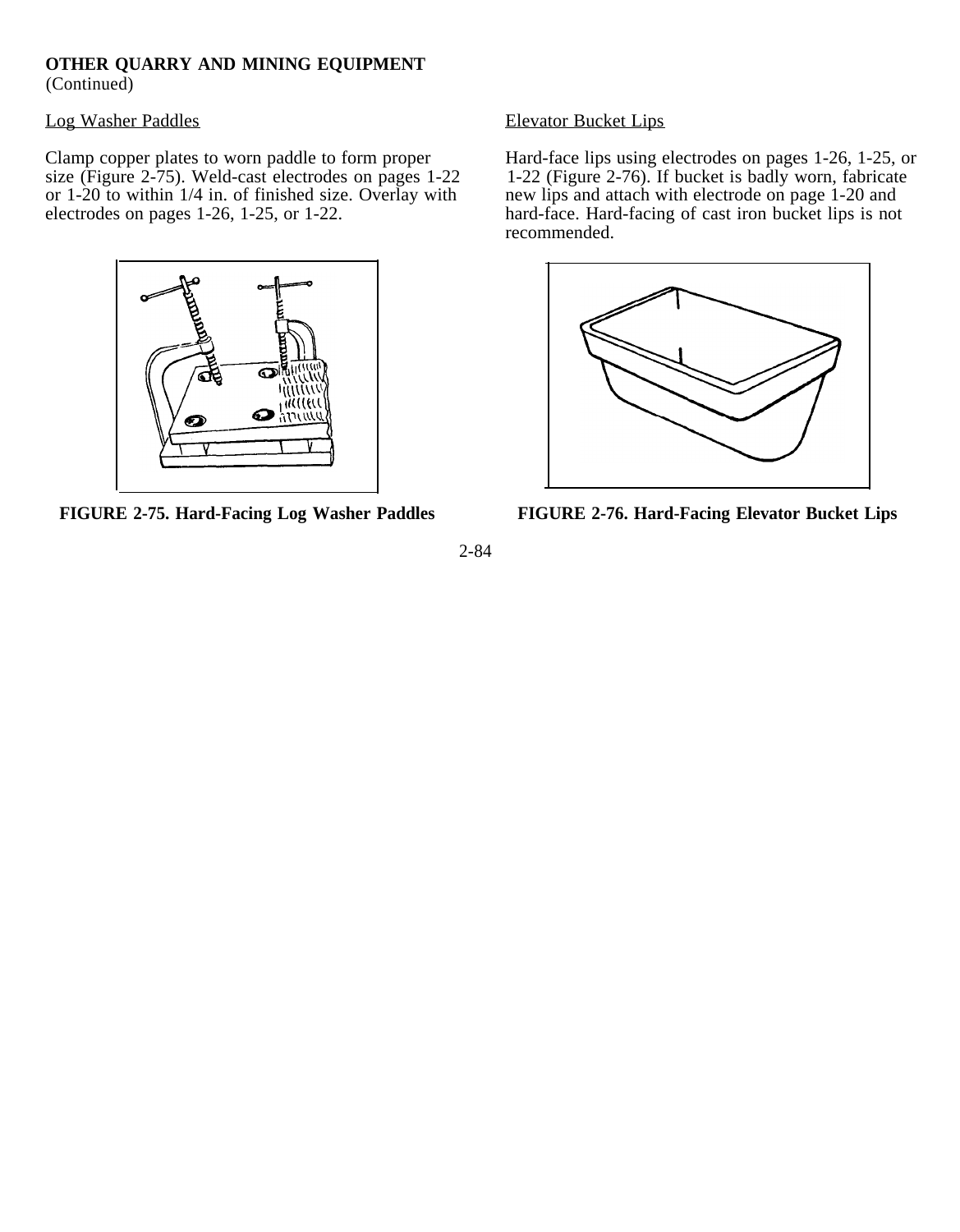**OTHER QUARRY AND MINING EQUIPMENT**
(Continued)

Log Washer Paddles

Clamp copper plates to worn paddle to form proper size (Figure 2-75). Weld-cast electrodes on pages 1-22 or 1-20 to within 1/4 in. of finished size. Overlay with electrodes on pages 1-26, 1-25, or 1-22.

**FIGURE 2-75. Hard-Facing Log Washer Paddles**

Elevator Bucket Lips

Hard-face lips using electrodes on pages 1-26, 1-25, or 1-22 (Figure 2-76). If bucket is badly worn, fabricate new lips and attach with electrode on page 1-20 and hard-face. Hard-facing of cast iron bucket lips is not recommended.

**FIGURE 2-76. Hard-Facing Elevator Bucket Lips**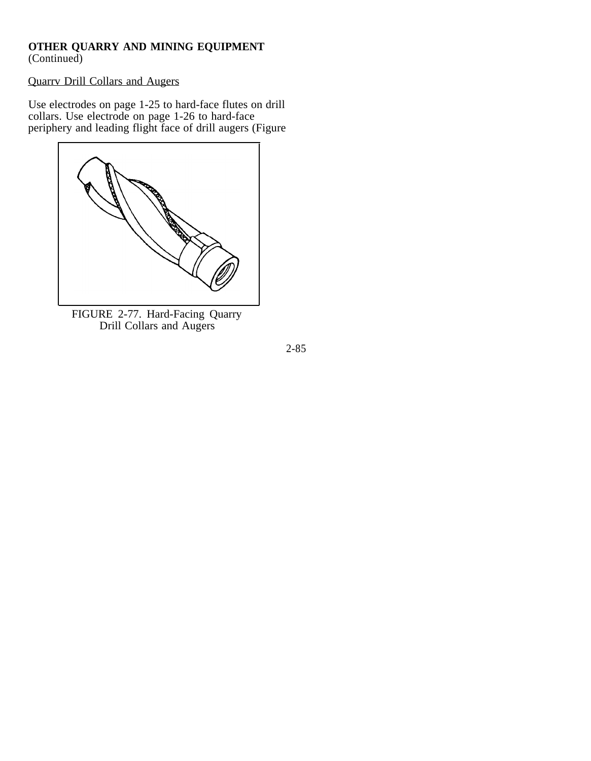**OTHER QUARRY AND MINING EQUIPMENT**
(Continued)

Quarrv Drill Collars and Augers

Use electrodes on page 1-25 to hard-face flutes on drill collars. Use electrode on page 1-26 to hard-face periphery and leading flight face of drill augers (Figure

FIGURE 2-77. Hard-Facing Quarry Drill Collars and Augers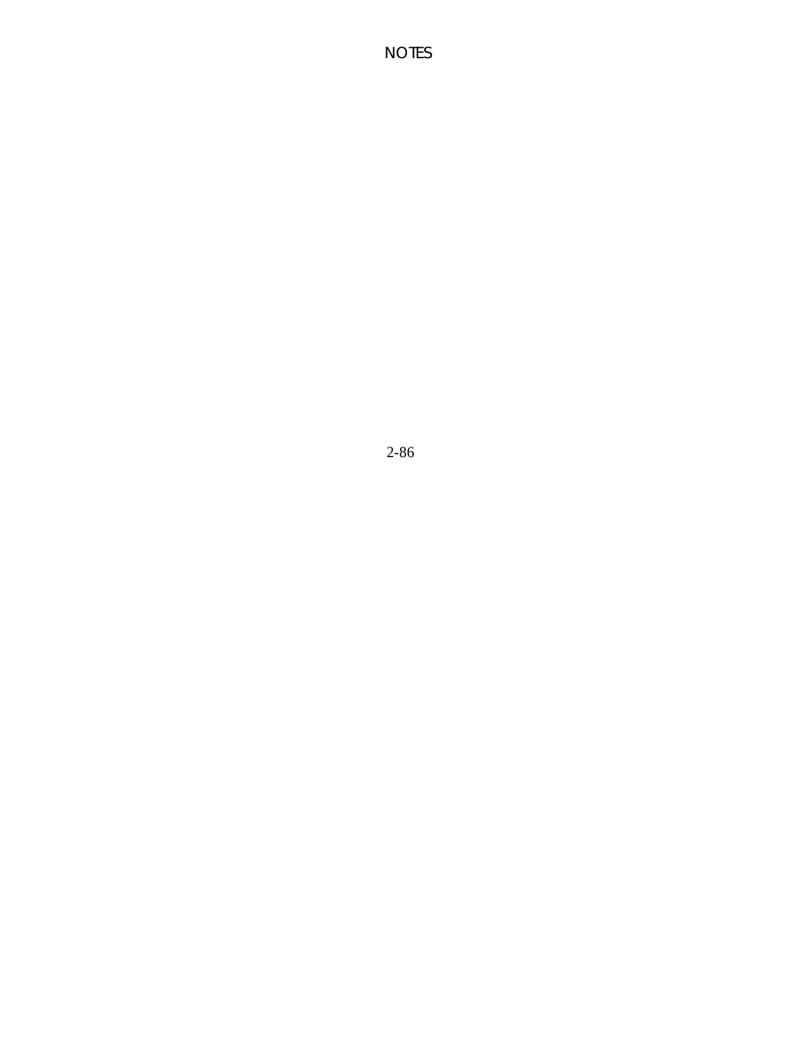NOTES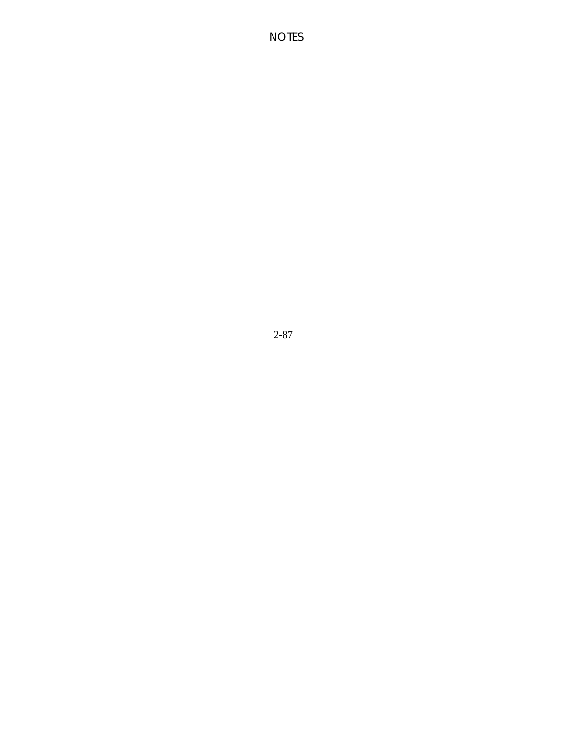# NOTES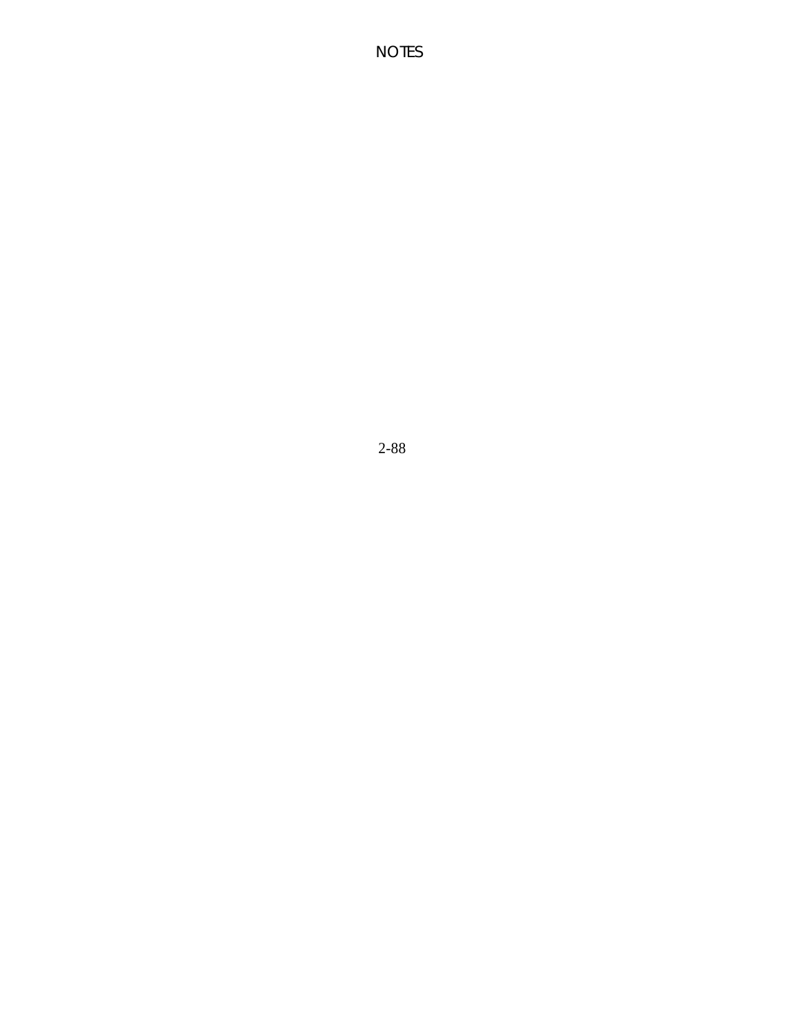NOTES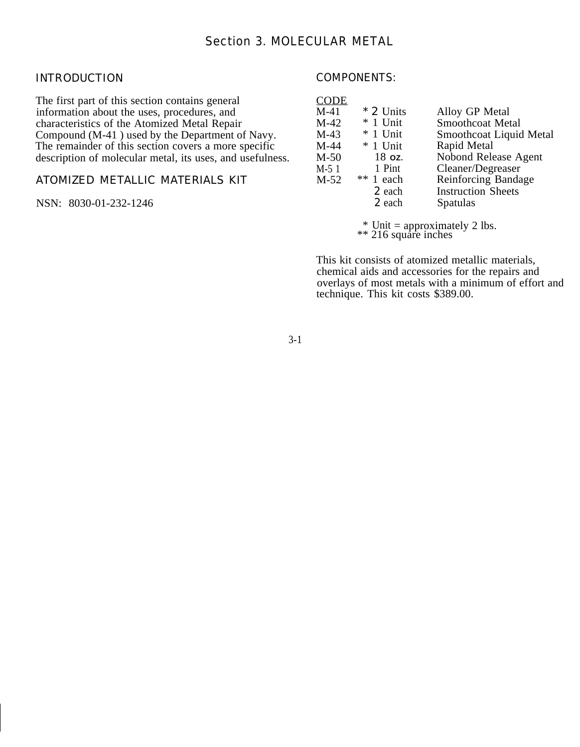# Section 3. MOLECULAR METAL

## INTRODUCTION

The first part of this section contains general information about the uses, procedures, and characteristics of the Atomized Metal Repair Compound (M-41 ) used by the Department of Navy. The remainder of this section covers a more specific description of molecular metal, its uses, and usefulness.

## ATOMIZED METALLIC MATERIALS KIT

NSN: 8030-01-232-1246

## COMPONENTS:

| CODE | | |
|---|---|---|
| M-41 | * 2 Units | Alloy GP Metal |
| M-42 | * 1 Unit | Smoothcoat Metal |
| M-43 | * 1 Unit | Smoothcoat Liquid Metal |
| M-44 | * 1 Unit | Rapid Metal |
| M-50 | 18 oz. | Nobond Release Agent |
| M-5 1 | 1 Pint | Cleaner/Degreaser |
| M-52 | ** 1 each | Reinforcing Bandage |
| | 2 each | Instruction Sheets |
| | 2 each | Spatulas |

* Unit = approximately 2 lbs.
** 216 square inches

This kit consists of atomized metallic materials, chemical aids and accessories for the repairs and overlays of most metals with a minimum of effort and technique. This kit costs $389.00.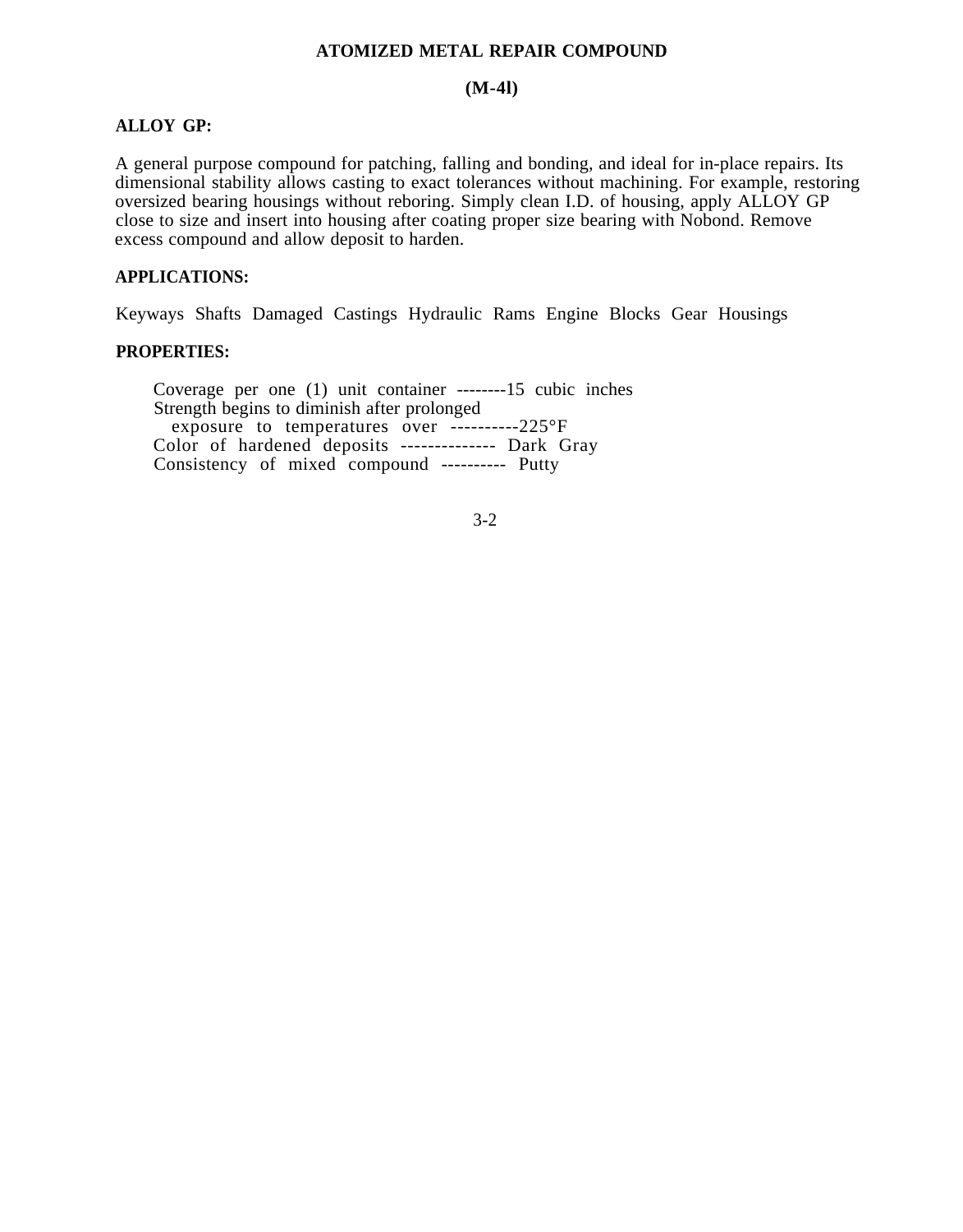# ATOMIZED METAL REPAIR COMPOUND

## (M-4l)

**ALLOY GP:**

A general purpose compound for patching, falling and bonding, and ideal for in-place repairs. Its dimensional stability allows casting to exact tolerances without machining. For example, restoring oversized bearing housings without reboring. Simply clean I.D. of housing, apply ALLOY GP close to size and insert into housing after coating proper size bearing with Nobond. Remove excess compound and allow deposit to harden.

**APPLICATIONS:**

Keyways Shafts Damaged Castings Hydraulic Rams Engine Blocks Gear Housings

**PROPERTIES:**

Coverage per one (1) unit container --------15 cubic inches
Strength begins to diminish after prolonged
exposure to temperatures over ----------225°F
Color of hardened deposits -------------- Dark Gray
Consistency of mixed compound ---------- Putty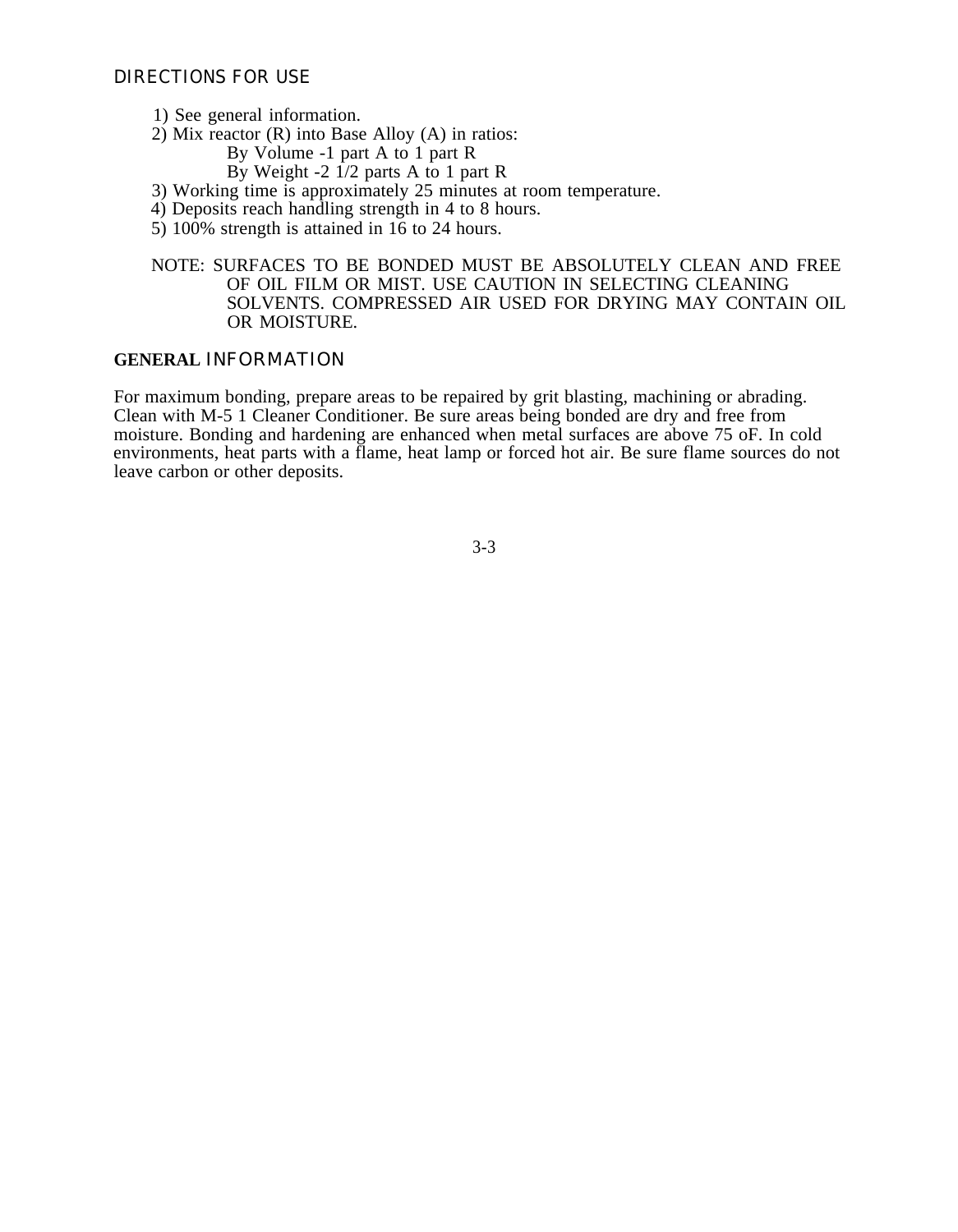## DIRECTIONS FOR USE

1) See general information.
2) Mix reactor (R) into Base Alloy (A) in ratios:
   By Volume -1 part A to 1 part R
   By Weight -2 1/2 parts A to 1 part R
3) Working time is approximately 25 minutes at room temperature.
4) Deposits reach handling strength in 4 to 8 hours.
5) 100% strength is attained in 16 to 24 hours.

NOTE: SURFACES TO BE BONDED MUST BE ABSOLUTELY CLEAN AND FREE OF OIL FILM OR MIST. USE CAUTION IN SELECTING CLEANING SOLVENTS. COMPRESSED AIR USED FOR DRYING MAY CONTAIN OIL OR MOISTURE.

## GENERAL INFORMATION

For maximum bonding, prepare areas to be repaired by grit blasting, machining or abrading. Clean with M-5 1 Cleaner Conditioner. Be sure areas being bonded are dry and free from moisture. Bonding and hardening are enhanced when metal surfaces are above 75 oF. In cold environments, heat parts with a flame, heat lamp or forced hot air. Be sure flame sources do not leave carbon or other deposits.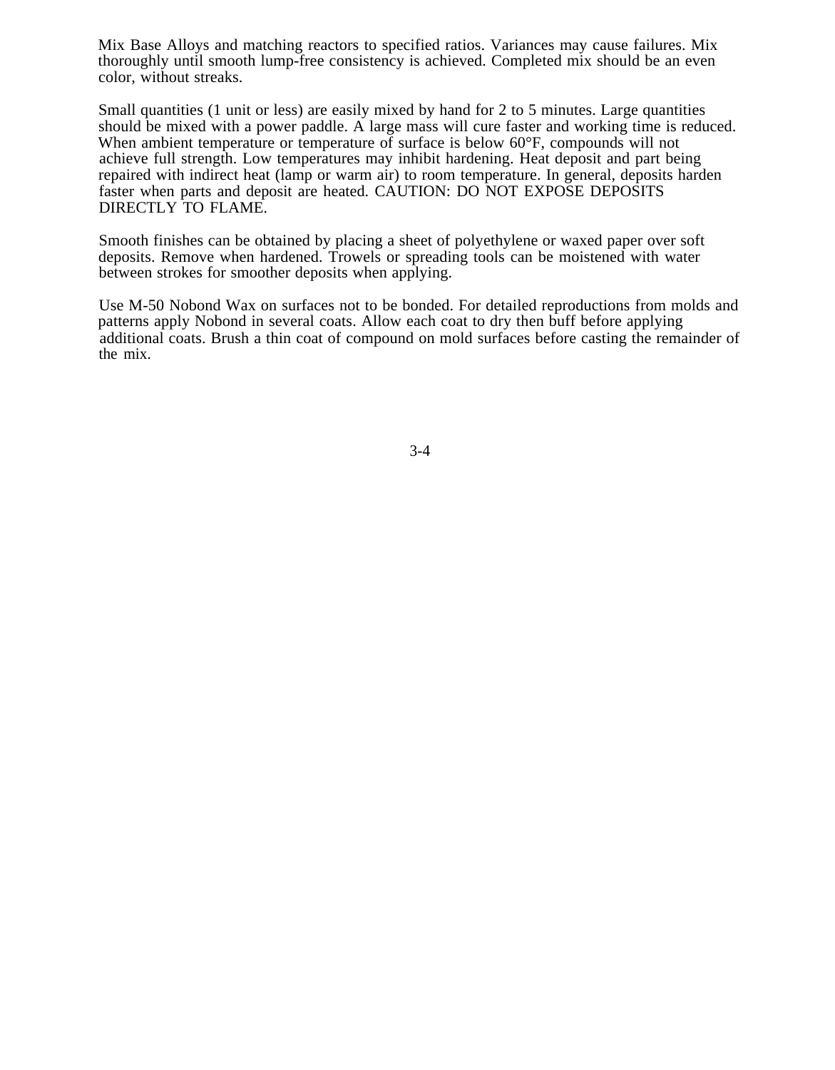Mix Base Alloys and matching reactors to specified ratios. Variances may cause failures. Mix thoroughly until smooth lump-free consistency is achieved. Completed mix should be an even color, without streaks.

Small quantities (1 unit or less) are easily mixed by hand for 2 to 5 minutes. Large quantities should be mixed with a power paddle. A large mass will cure faster and working time is reduced. When ambient temperature or temperature of surface is below 60°F, compounds will not achieve full strength. Low temperatures may inhibit hardening. Heat deposit and part being repaired with indirect heat (lamp or warm air) to room temperature. In general, deposits harden faster when parts and deposit are heated. CAUTION: DO NOT EXPOSE DEPOSITS DIRECTLY TO FLAME.

Smooth finishes can be obtained by placing a sheet of polyethylene or waxed paper over soft deposits. Remove when hardened. Trowels or spreading tools can be moistened with water between strokes for smoother deposits when applying.

Use M-50 Nobond Wax on surfaces not to be bonded. For detailed reproductions from molds and patterns apply Nobond in several coats. Allow each coat to dry then buff before applying additional coats. Brush a thin coat of compound on mold surfaces before casting the remainder of the mix.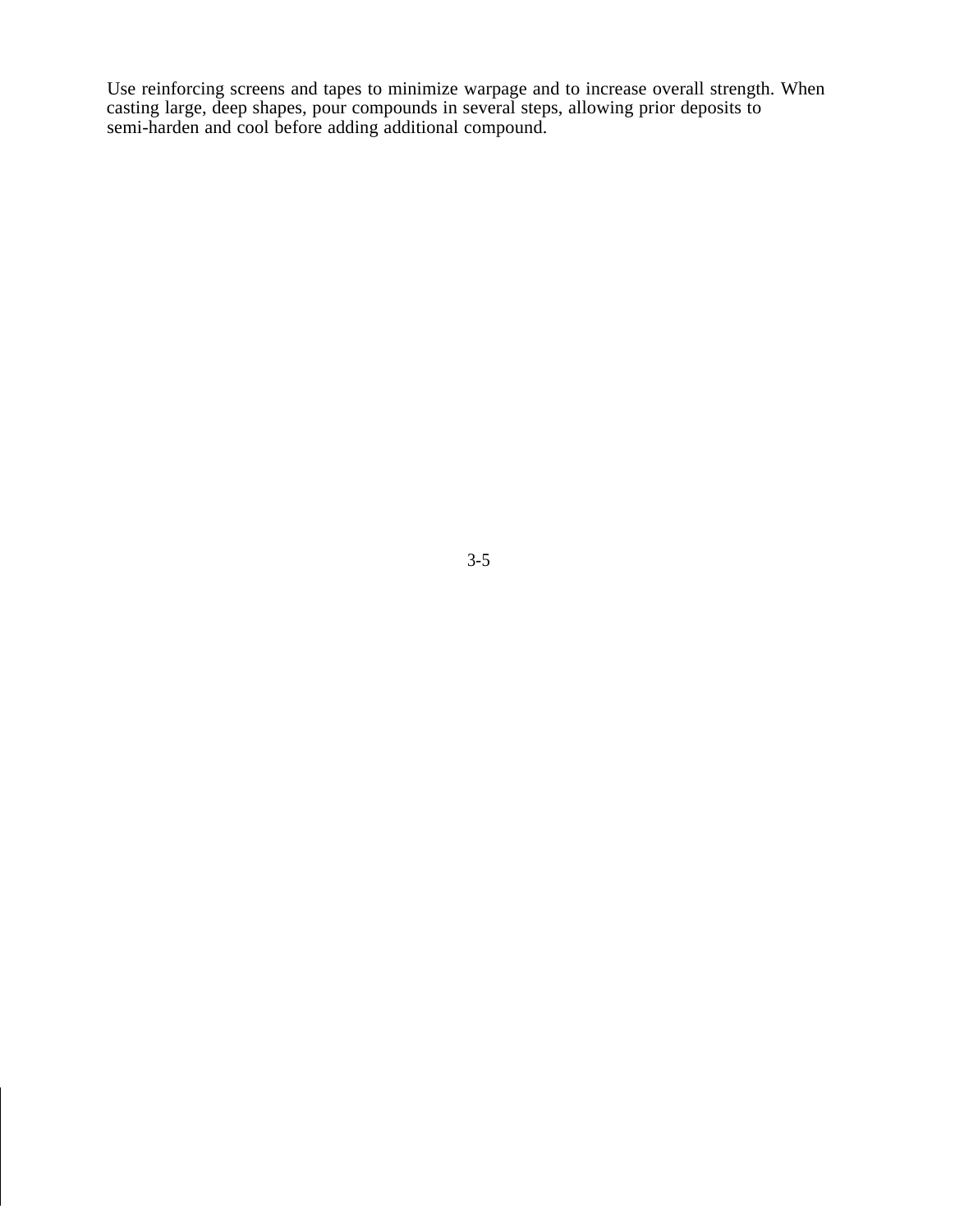Use reinforcing screens and tapes to minimize warpage and to increase overall strength. When casting large, deep shapes, pour compounds in several steps, allowing prior deposits to semi-harden and cool before adding additional compound.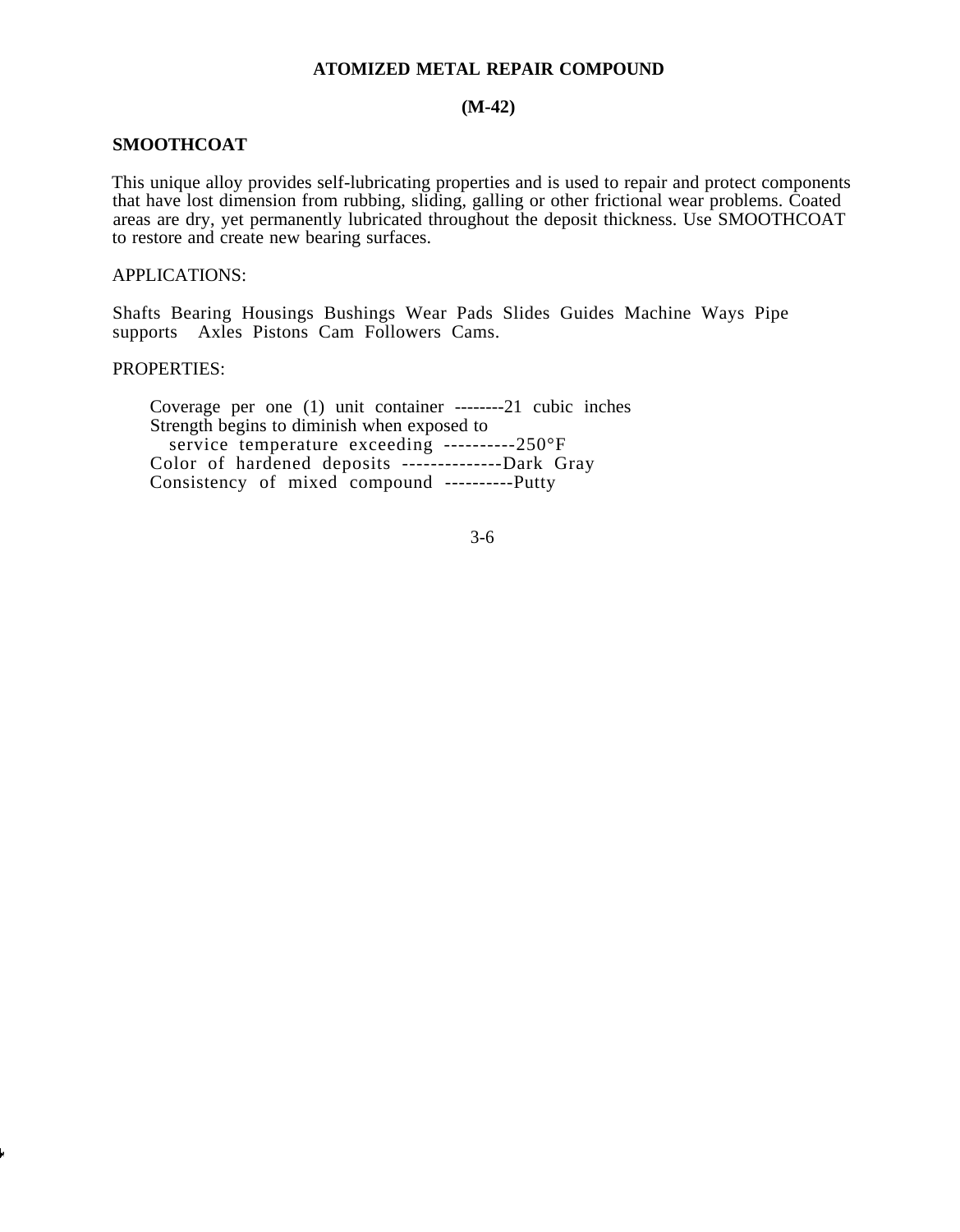# ATOMIZED METAL REPAIR COMPOUND

**(M-42)**

## SMOOTHCOAT

This unique alloy provides self-lubricating properties and is used to repair and protect components that have lost dimension from rubbing, sliding, galling or other frictional wear problems. Coated areas are dry, yet permanently lubricated throughout the deposit thickness. Use SMOOTHCOAT to restore and create new bearing surfaces.

APPLICATIONS:

Shafts Bearing Housings Bushings Wear Pads Slides Guides Machine Ways Pipe supports Axles Pistons Cam Followers Cams.

PROPERTIES:

Coverage per one (1) unit container --------21 cubic inches
Strength begins to diminish when exposed to
service temperature exceeding ----------250°F
Color of hardened deposits --------------Dark Gray
Consistency of mixed compound ----------Putty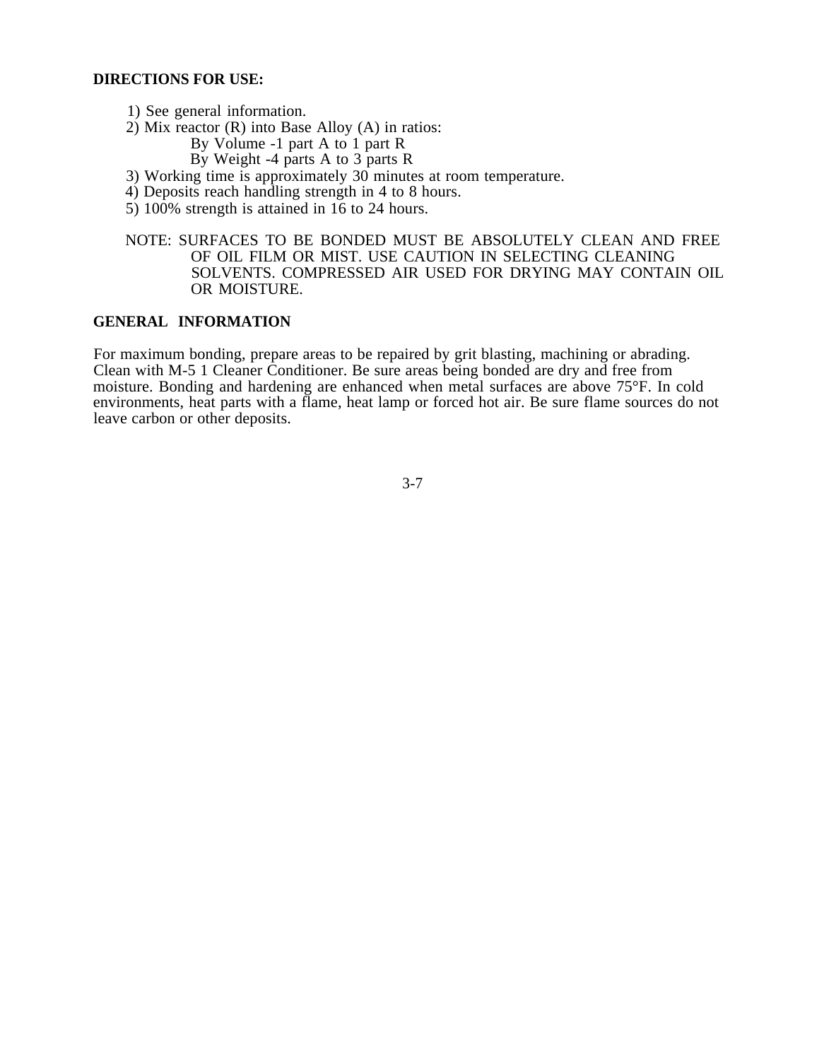**DIRECTIONS FOR USE:**

1) See general information.
2) Mix reactor (R) into Base Alloy (A) in ratios:
   - By Volume -1 part A to 1 part R
   - By Weight -4 parts A to 3 parts R
3) Working time is approximately 30 minutes at room temperature.
4) Deposits reach handling strength in 4 to 8 hours.
5) 100% strength is attained in 16 to 24 hours.

NOTE: SURFACES TO BE BONDED MUST BE ABSOLUTELY CLEAN AND FREE OF OIL FILM OR MIST. USE CAUTION IN SELECTING CLEANING SOLVENTS. COMPRESSED AIR USED FOR DRYING MAY CONTAIN OIL OR MOISTURE.

**GENERAL INFORMATION**

For maximum bonding, prepare areas to be repaired by grit blasting, machining or abrading. Clean with M-5 1 Cleaner Conditioner. Be sure areas being bonded are dry and free from moisture. Bonding and hardening are enhanced when metal surfaces are above 75°F. In cold environments, heat parts with a flame, heat lamp or forced hot air. Be sure flame sources do not leave carbon or other deposits.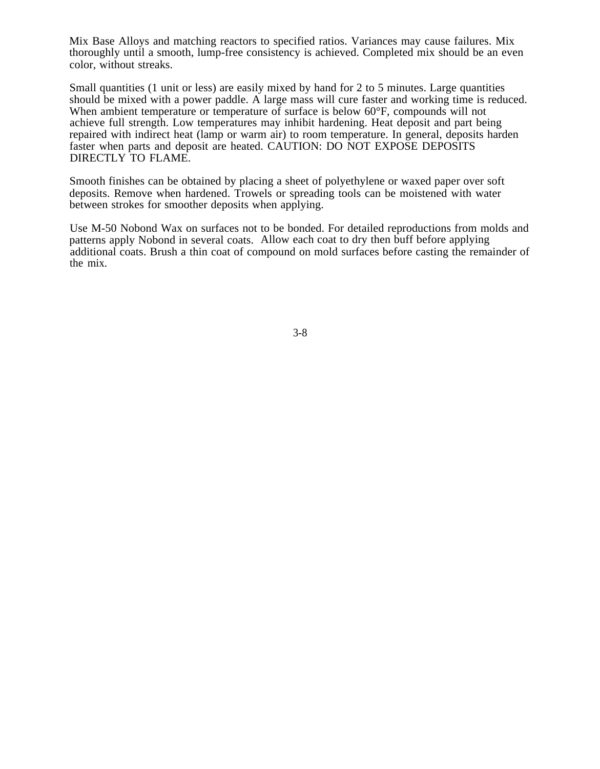Mix Base Alloys and matching reactors to specified ratios. Variances may cause failures. Mix thoroughly until a smooth, lump-free consistency is achieved. Completed mix should be an even color, without streaks.

Small quantities (1 unit or less) are easily mixed by hand for 2 to 5 minutes. Large quantities should be mixed with a power paddle. A large mass will cure faster and working time is reduced. When ambient temperature or temperature of surface is below 60°F, compounds will not achieve full strength. Low temperatures may inhibit hardening. Heat deposit and part being repaired with indirect heat (lamp or warm air) to room temperature. In general, deposits harden faster when parts and deposit are heated. CAUTION: DO NOT EXPOSE DEPOSITS DIRECTLY TO FLAME.

Smooth finishes can be obtained by placing a sheet of polyethylene or waxed paper over soft deposits. Remove when hardened. Trowels or spreading tools can be moistened with water between strokes for smoother deposits when applying.

Use M-50 Nobond Wax on surfaces not to be bonded. For detailed reproductions from molds and patterns apply Nobond in several coats. Allow each coat to dry then buff before applying additional coats. Brush a thin coat of compound on mold surfaces before casting the remainder of the mix.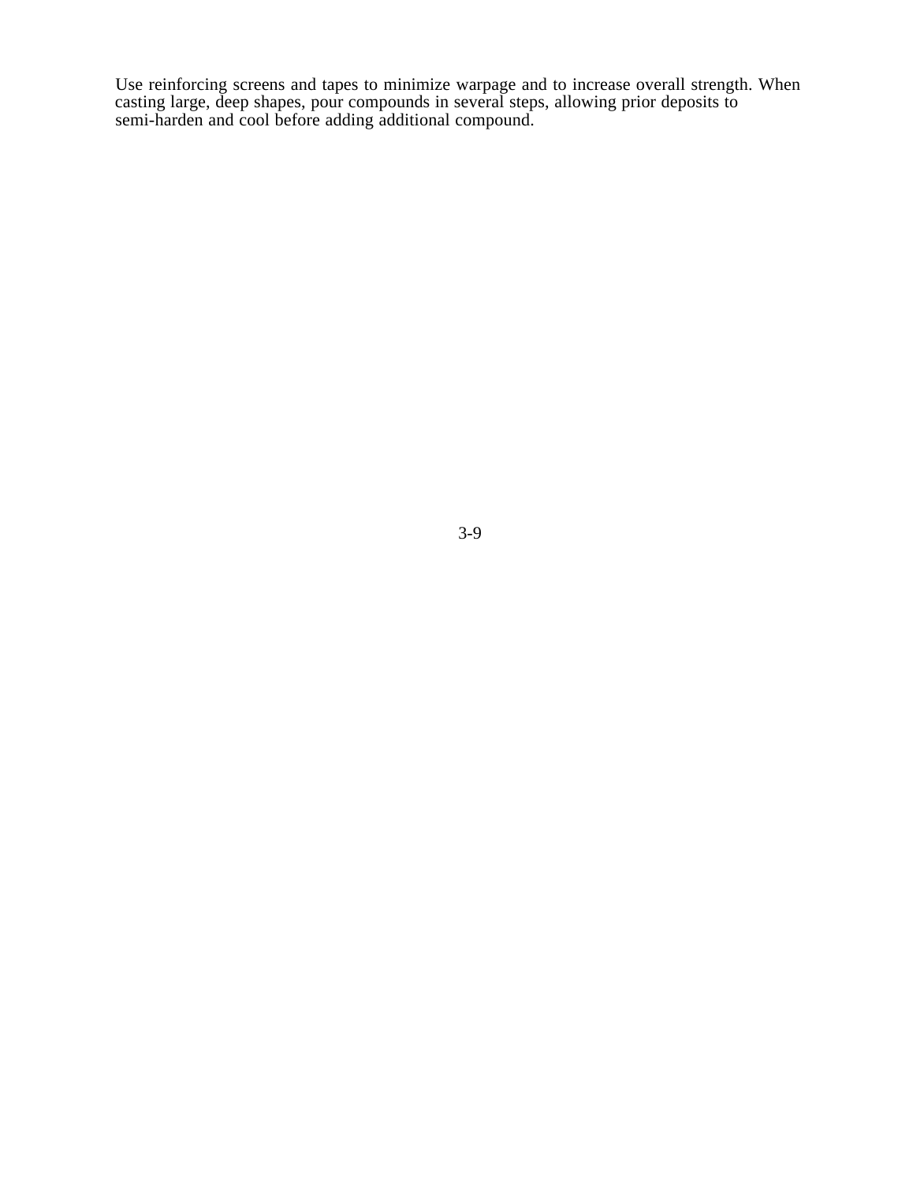Use reinforcing screens and tapes to minimize warpage and to increase overall strength. When casting large, deep shapes, pour compounds in several steps, allowing prior deposits to semi-harden and cool before adding additional compound.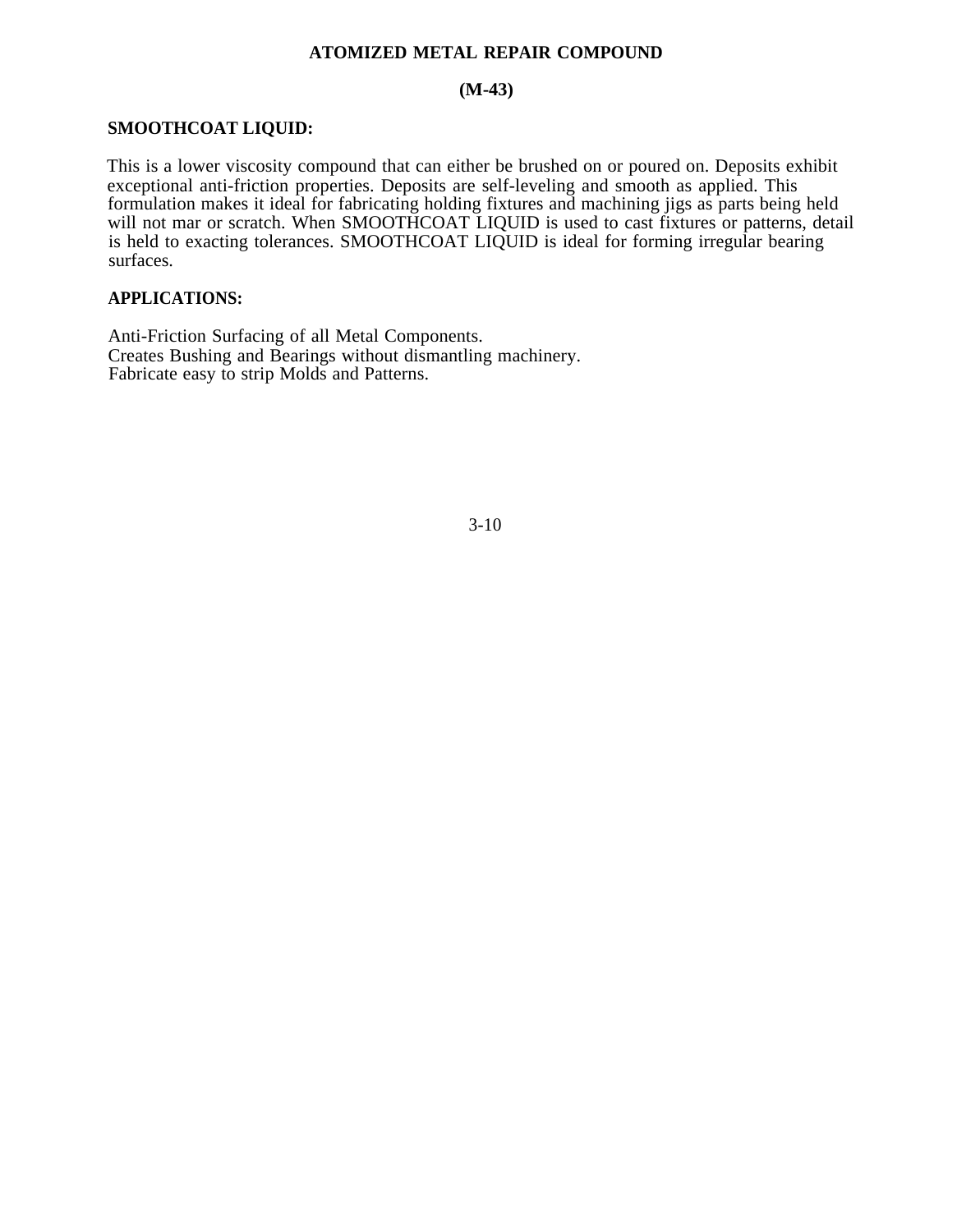# ATOMIZED METAL REPAIR COMPOUND

## (M-43)

### SMOOTHCOAT LIQUID:

This is a lower viscosity compound that can either be brushed on or poured on. Deposits exhibit exceptional anti-friction properties. Deposits are self-leveling and smooth as applied. This formulation makes it ideal for fabricating holding fixtures and machining jigs as parts being held will not mar or scratch. When SMOOTHCOAT LIQUID is used to cast fixtures or patterns, detail is held to exacting tolerances. SMOOTHCOAT LIQUID is ideal for forming irregular bearing surfaces.

### APPLICATIONS:

Anti-Friction Surfacing of all Metal Components.
Creates Bushing and Bearings without dismantling machinery.
Fabricate easy to strip Molds and Patterns.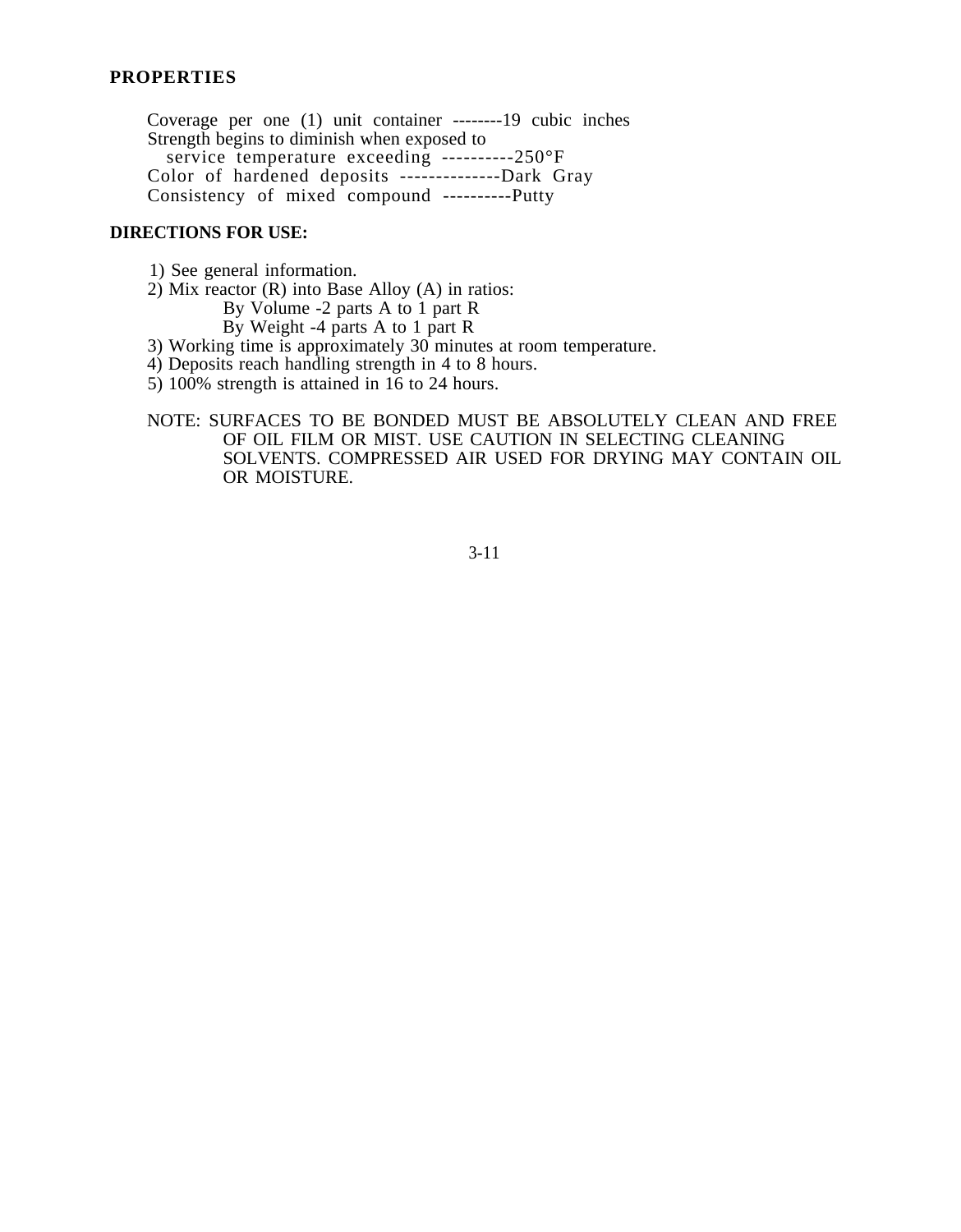**PROPERTIES**

Coverage per one (1) unit container --------19 cubic inches
Strength begins to diminish when exposed to
service temperature exceeding ----------250°F
Color of hardened deposits --------------Dark Gray
Consistency of mixed compound ----------Putty

**DIRECTIONS FOR USE:**

1) See general information.
2) Mix reactor (R) into Base Alloy (A) in ratios:
   By Volume -2 parts A to 1 part R
   By Weight -4 parts A to 1 part R
3) Working time is approximately 30 minutes at room temperature.
4) Deposits reach handling strength in 4 to 8 hours.
5) 100% strength is attained in 16 to 24 hours.

NOTE: SURFACES TO BE BONDED MUST BE ABSOLUTELY CLEAN AND FREE OF OIL FILM OR MIST. USE CAUTION IN SELECTING CLEANING SOLVENTS. COMPRESSED AIR USED FOR DRYING MAY CONTAIN OIL OR MOISTURE.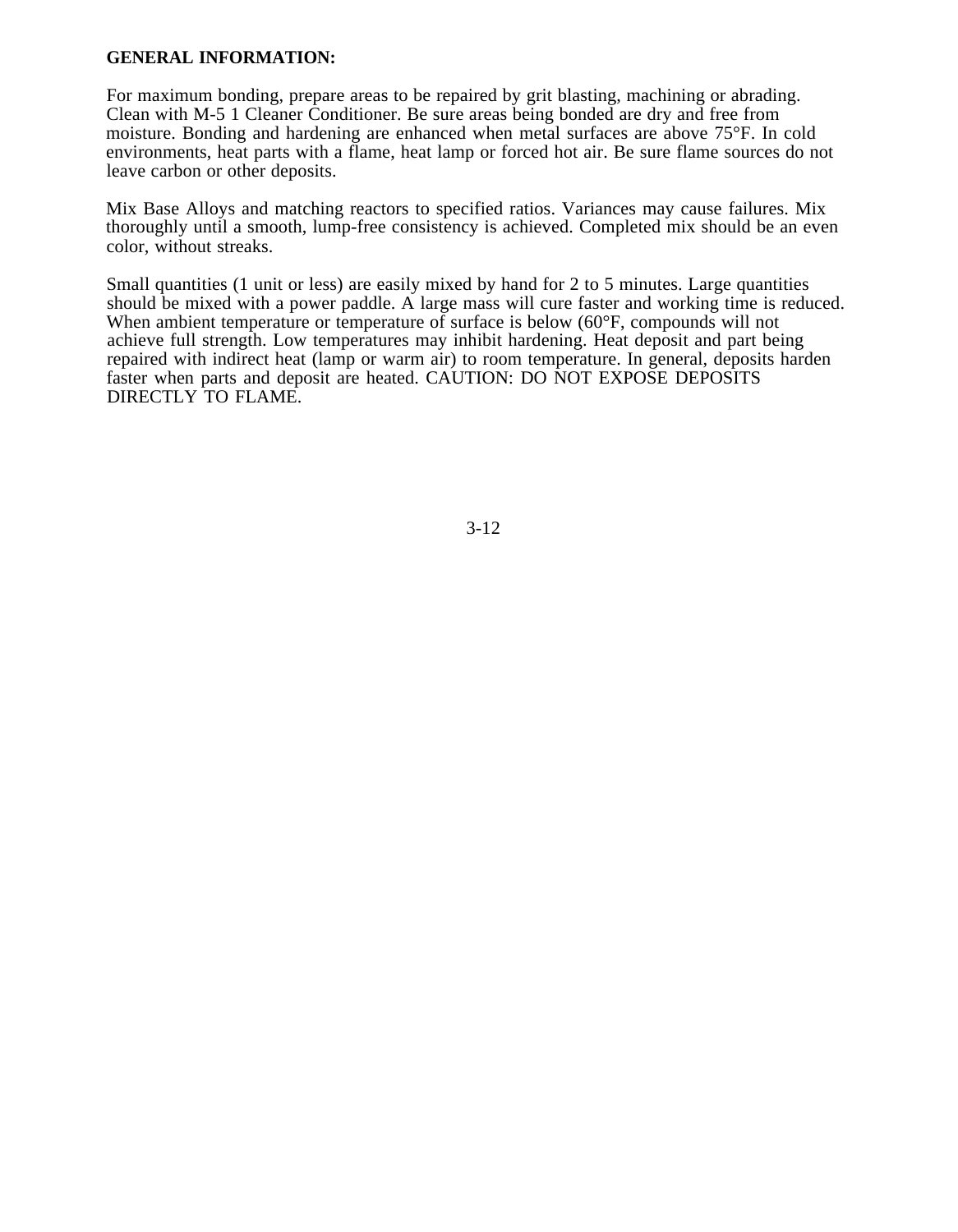**GENERAL INFORMATION:**

For maximum bonding, prepare areas to be repaired by grit blasting, machining or abrading. Clean with M-5 1 Cleaner Conditioner. Be sure areas being bonded are dry and free from moisture. Bonding and hardening are enhanced when metal surfaces are above 75°F. In cold environments, heat parts with a flame, heat lamp or forced hot air. Be sure flame sources do not leave carbon or other deposits.

Mix Base Alloys and matching reactors to specified ratios. Variances may cause failures. Mix thoroughly until a smooth, lump-free consistency is achieved. Completed mix should be an even color, without streaks.

Small quantities (1 unit or less) are easily mixed by hand for 2 to 5 minutes. Large quantities should be mixed with a power paddle. A large mass will cure faster and working time is reduced. When ambient temperature or temperature of surface is below (60°F, compounds will not achieve full strength. Low temperatures may inhibit hardening. Heat deposit and part being repaired with indirect heat (lamp or warm air) to room temperature. In general, deposits harden faster when parts and deposit are heated. CAUTION: DO NOT EXPOSE DEPOSITS DIRECTLY TO FLAME.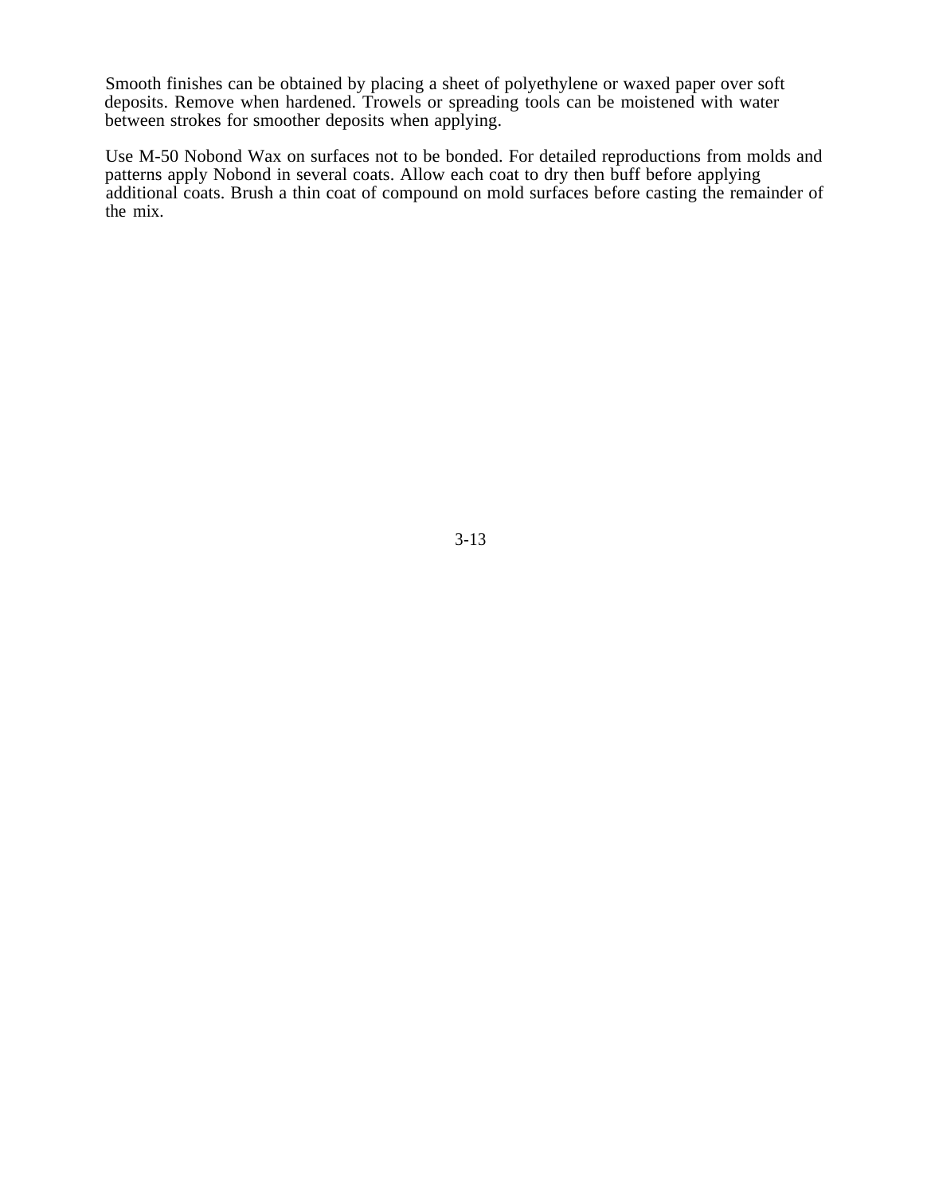Smooth finishes can be obtained by placing a sheet of polyethylene or waxed paper over soft deposits. Remove when hardened. Trowels or spreading tools can be moistened with water between strokes for smoother deposits when applying.

Use M-50 Nobond Wax on surfaces not to be bonded. For detailed reproductions from molds and patterns apply Nobond in several coats. Allow each coat to dry then buff before applying additional coats. Brush a thin coat of compound on mold surfaces before casting the remainder of the mix.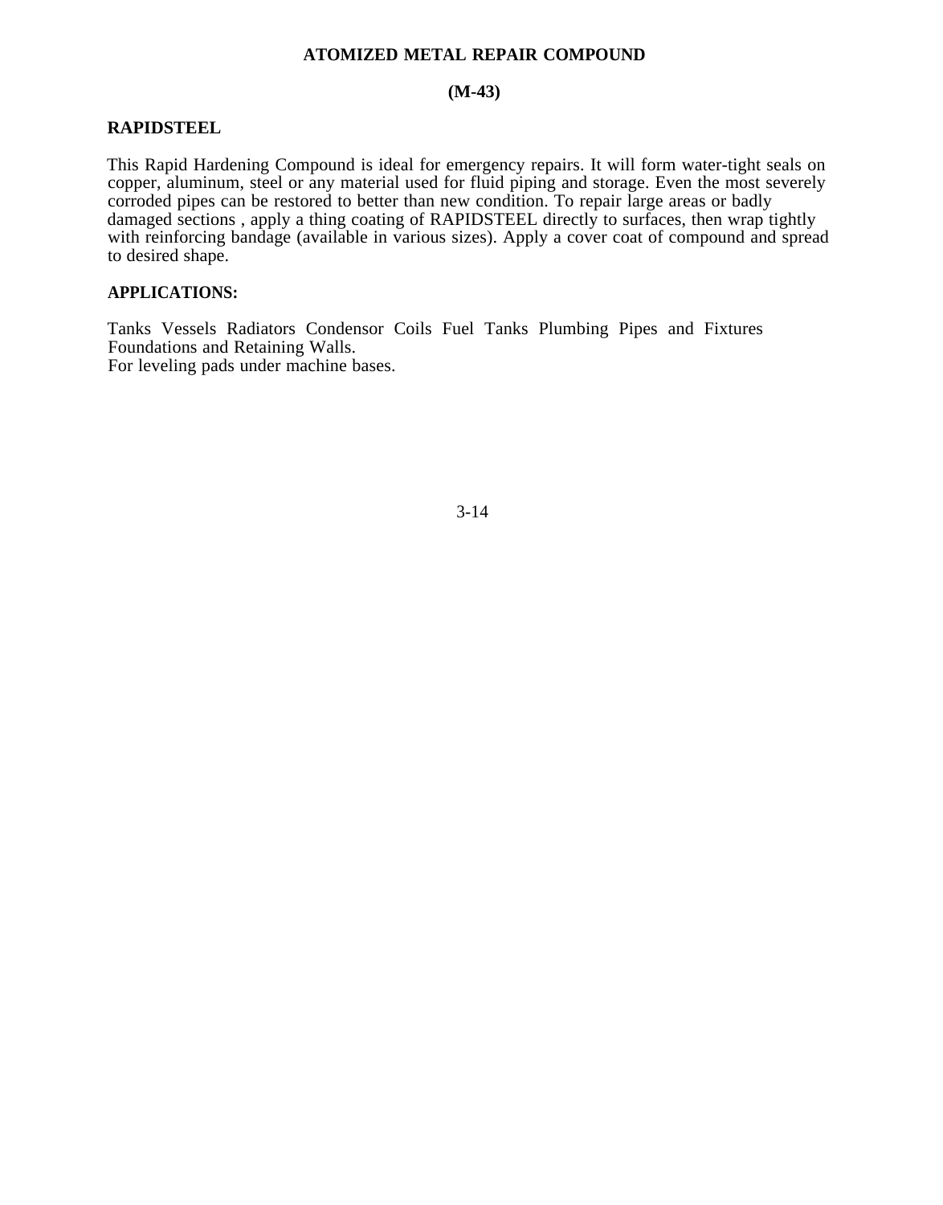# ATOMIZED METAL REPAIR COMPOUND

## (M-43)

### RAPIDSTEEL

This Rapid Hardening Compound is ideal for emergency repairs. It will form water-tight seals on copper, aluminum, steel or any material used for fluid piping and storage. Even the most severely corroded pipes can be restored to better than new condition. To repair large areas or badly damaged sections , apply a thing coating of RAPIDSTEEL directly to surfaces, then wrap tightly with reinforcing bandage (available in various sizes). Apply a cover coat of compound and spread to desired shape.

### APPLICATIONS:

Tanks Vessels Radiators Condensor Coils Fuel Tanks Plumbing Pipes and Fixtures Foundations and Retaining Walls.
For leveling pads under machine bases.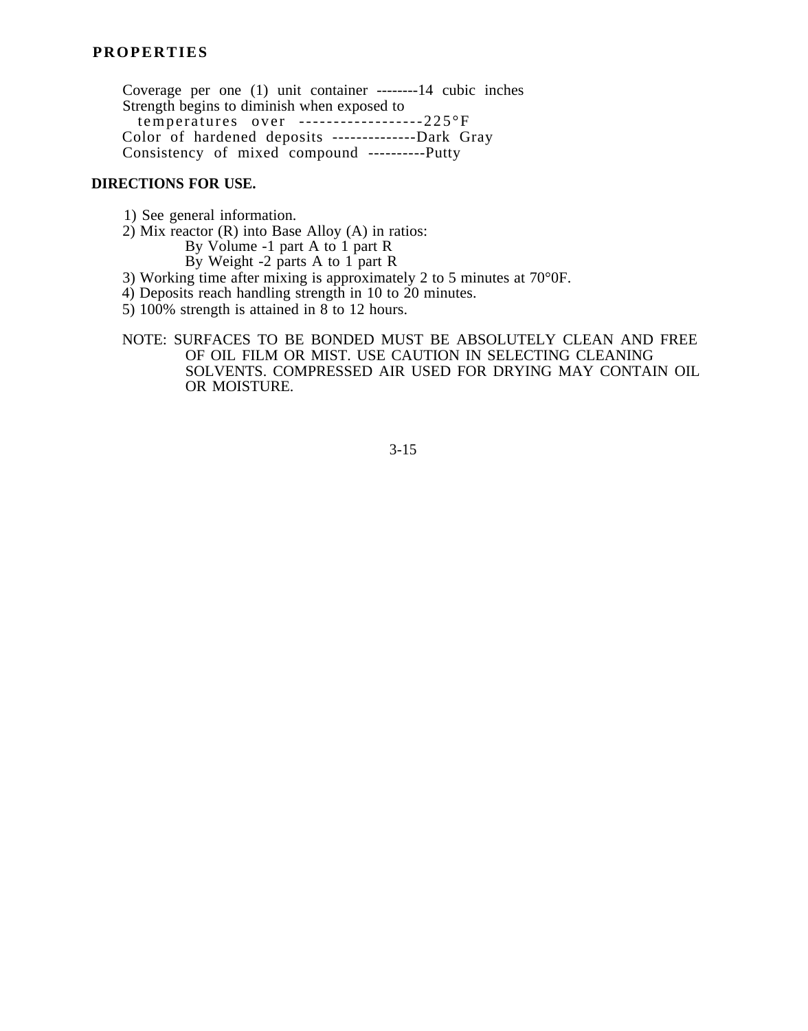## PROPERTIES

Coverage per one (1) unit container --------14 cubic inches
Strength begins to diminish when exposed to
temperatures over ------------------225°F
Color of hardened deposits --------------Dark Gray
Consistency of mixed compound ----------Putty

## DIRECTIONS FOR USE.

1) See general information.
2) Mix reactor (R) into Base Alloy (A) in ratios:
   By Volume -1 part A to 1 part R
   By Weight -2 parts A to 1 part R
3) Working time after mixing is approximately 2 to 5 minutes at 70°0F.
4) Deposits reach handling strength in 10 to 20 minutes.
5) 100% strength is attained in 8 to 12 hours.

NOTE: SURFACES TO BE BONDED MUST BE ABSOLUTELY CLEAN AND FREE OF OIL FILM OR MIST. USE CAUTION IN SELECTING CLEANING SOLVENTS. COMPRESSED AIR USED FOR DRYING MAY CONTAIN OIL OR MOISTURE.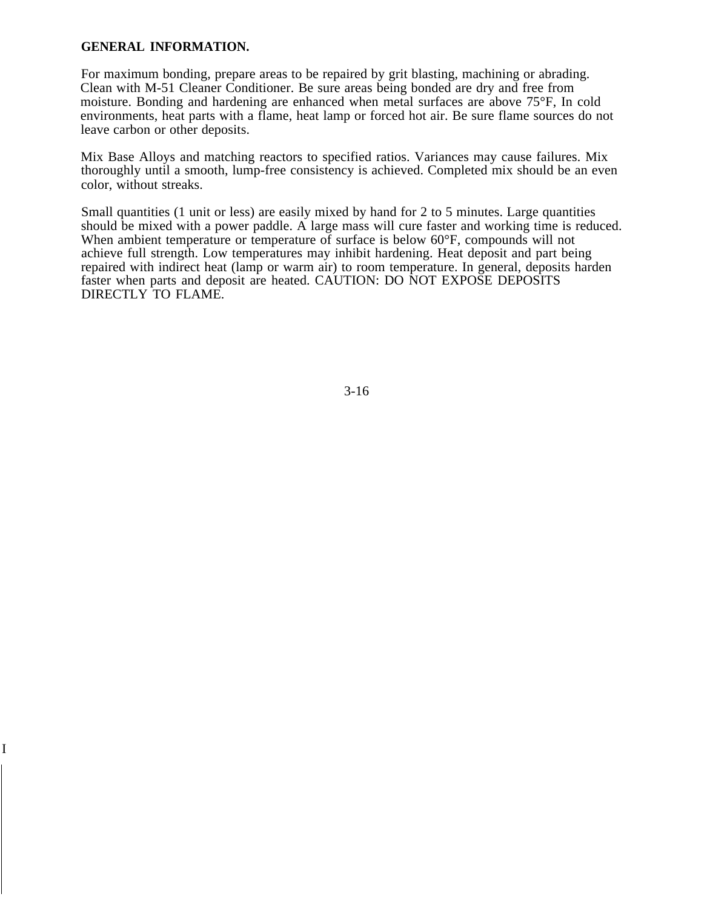**GENERAL INFORMATION.**

For maximum bonding, prepare areas to be repaired by grit blasting, machining or abrading. Clean with M-51 Cleaner Conditioner. Be sure areas being bonded are dry and free from moisture. Bonding and hardening are enhanced when metal surfaces are above 75°F, In cold environments, heat parts with a flame, heat lamp or forced hot air. Be sure flame sources do not leave carbon or other deposits.

Mix Base Alloys and matching reactors to specified ratios. Variances may cause failures. Mix thoroughly until a smooth, lump-free consistency is achieved. Completed mix should be an even color, without streaks.

Small quantities (1 unit or less) are easily mixed by hand for 2 to 5 minutes. Large quantities should be mixed with a power paddle. A large mass will cure faster and working time is reduced. When ambient temperature or temperature of surface is below 60°F, compounds will not achieve full strength. Low temperatures may inhibit hardening. Heat deposit and part being repaired with indirect heat (lamp or warm air) to room temperature. In general, deposits harden faster when parts and deposit are heated. CAUTION: DO NOT EXPOSE DEPOSITS DIRECTLY TO FLAME.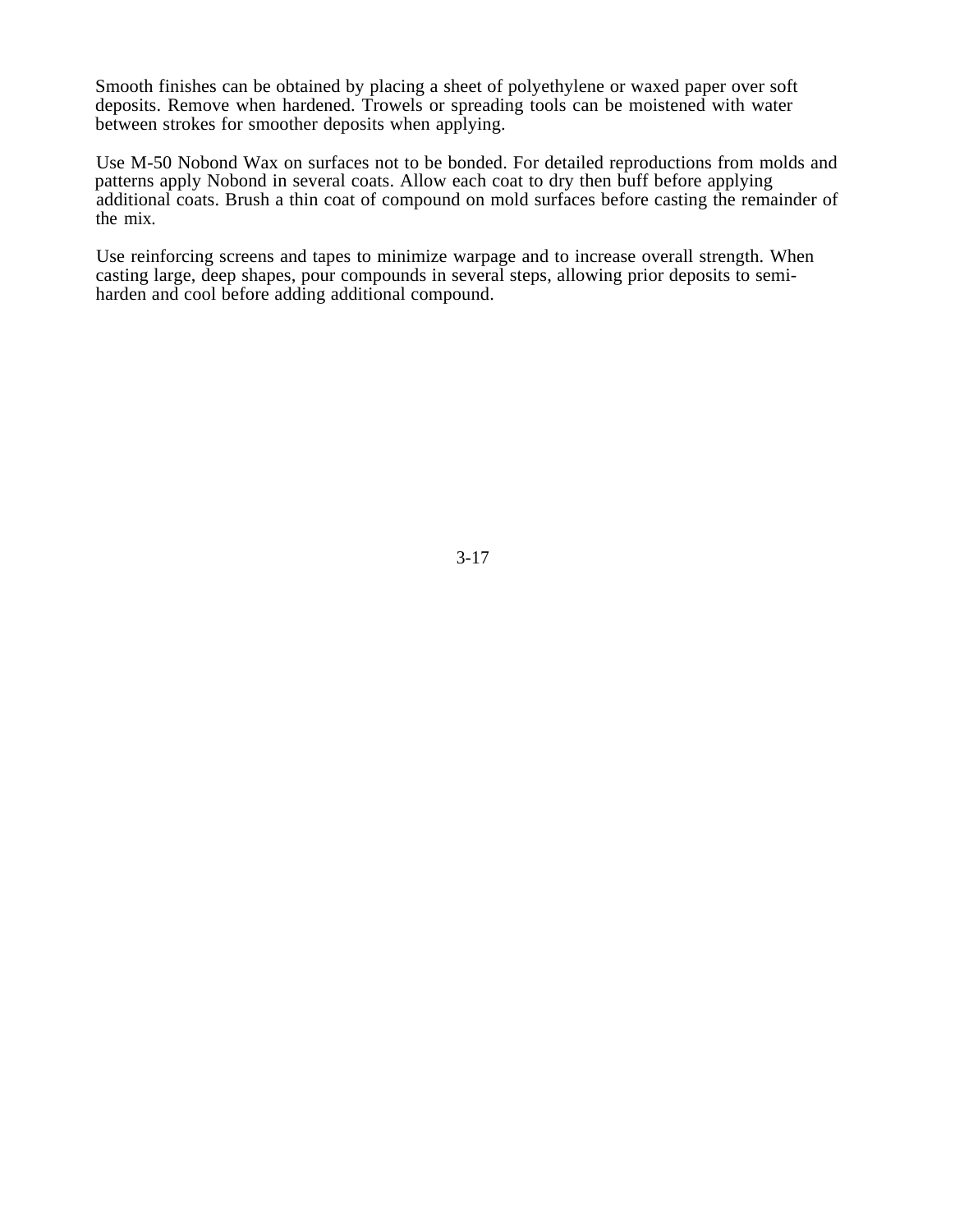Smooth finishes can be obtained by placing a sheet of polyethylene or waxed paper over soft deposits. Remove when hardened. Trowels or spreading tools can be moistened with water between strokes for smoother deposits when applying.

Use M-50 Nobond Wax on surfaces not to be bonded. For detailed reproductions from molds and patterns apply Nobond in several coats. Allow each coat to dry then buff before applying additional coats. Brush a thin coat of compound on mold surfaces before casting the remainder of the mix.

Use reinforcing screens and tapes to minimize warpage and to increase overall strength. When casting large, deep shapes, pour compounds in several steps, allowing prior deposits to semi-harden and cool before adding additional compound.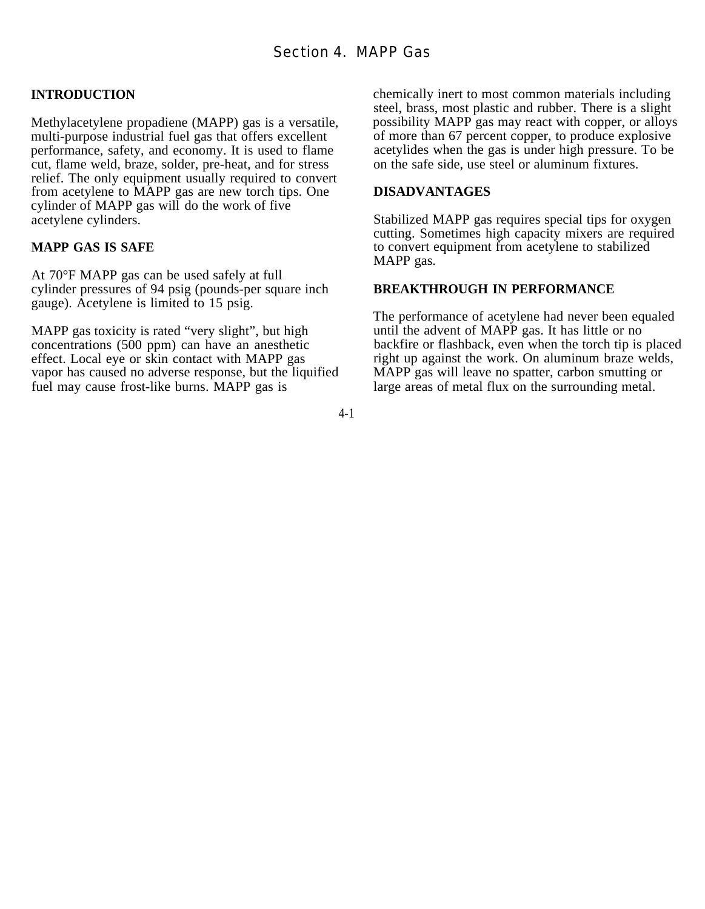# Section 4. MAPP Gas

## INTRODUCTION

Methylacetylene propadiene (MAPP) gas is a versatile, multi-purpose industrial fuel gas that offers excellent performance, safety, and economy. It is used to flame cut, flame weld, braze, solder, pre-heat, and for stress relief. The only equipment usually required to convert from acetylene to MAPP gas are new torch tips. One cylinder of MAPP gas will do the work of five acetylene cylinders.

## MAPP GAS IS SAFE

At 70°F MAPP gas can be used safely at full cylinder pressures of 94 psig (pounds-per square inch gauge). Acetylene is limited to 15 psig.

MAPP gas toxicity is rated "very slight", but high concentrations (500 ppm) can have an anesthetic effect. Local eye or skin contact with MAPP gas vapor has caused no adverse response, but the liquified fuel may cause frost-like burns. MAPP gas is chemically inert to most common materials including steel, brass, most plastic and rubber. There is a slight possibility MAPP gas may react with copper, or alloys of more than 67 percent copper, to produce explosive acetylides when the gas is under high pressure. To be on the safe side, use steel or aluminum fixtures.

## DISADVANTAGES

Stabilized MAPP gas requires special tips for oxygen cutting. Sometimes high capacity mixers are required to convert equipment from acetylene to stabilized MAPP gas.

## BREAKTHROUGH IN PERFORMANCE

The performance of acetylene had never been equaled until the advent of MAPP gas. It has little or no backfire or flashback, even when the torch tip is placed right up against the work. On aluminum braze welds, MAPP gas will leave no spatter, carbon smutting or large areas of metal flux on the surrounding metal.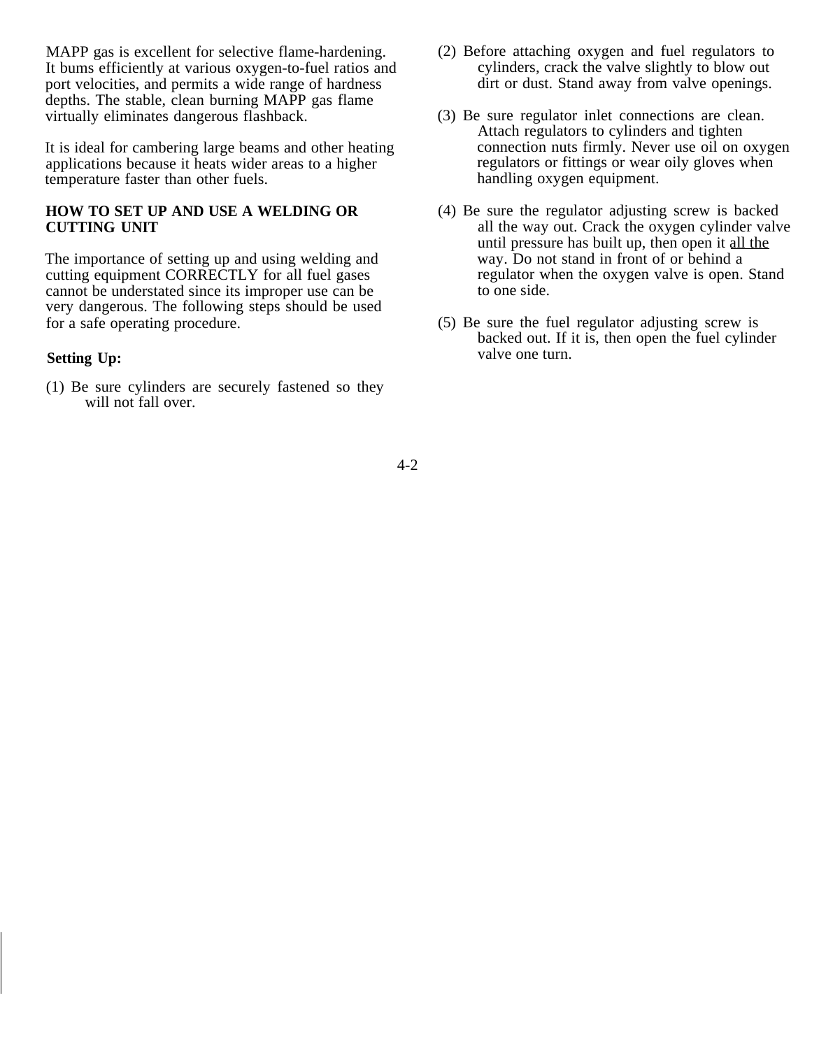MAPP gas is excellent for selective flame-hardening. It bums efficiently at various oxygen-to-fuel ratios and port velocities, and permits a wide range of hardness depths. The stable, clean burning MAPP gas flame virtually eliminates dangerous flashback.

It is ideal for cambering large beams and other heating applications because it heats wider areas to a higher temperature faster than other fuels.

## HOW TO SET UP AND USE A WELDING OR CUTTING UNIT

The importance of setting up and using welding and cutting equipment CORRECTLY for all fuel gases cannot be understated since its improper use can be very dangerous. The following steps should be used for a safe operating procedure.

### Setting Up:

(1) Be sure cylinders are securely fastened so they will not fall over.

(2) Before attaching oxygen and fuel regulators to cylinders, crack the valve slightly to blow out dirt or dust. Stand away from valve openings.

(3) Be sure regulator inlet connections are clean. Attach regulators to cylinders and tighten connection nuts firmly. Never use oil on oxygen regulators or fittings or wear oily gloves when handling oxygen equipment.

(4) Be sure the regulator adjusting screw is backed all the way out. Crack the oxygen cylinder valve until pressure has built up, then open it <u>all the</u> way. Do not stand in front of or behind a regulator when the oxygen valve is open. Stand to one side.

(5) Be sure the fuel regulator adjusting screw is backed out. If it is, then open the fuel cylinder valve one turn.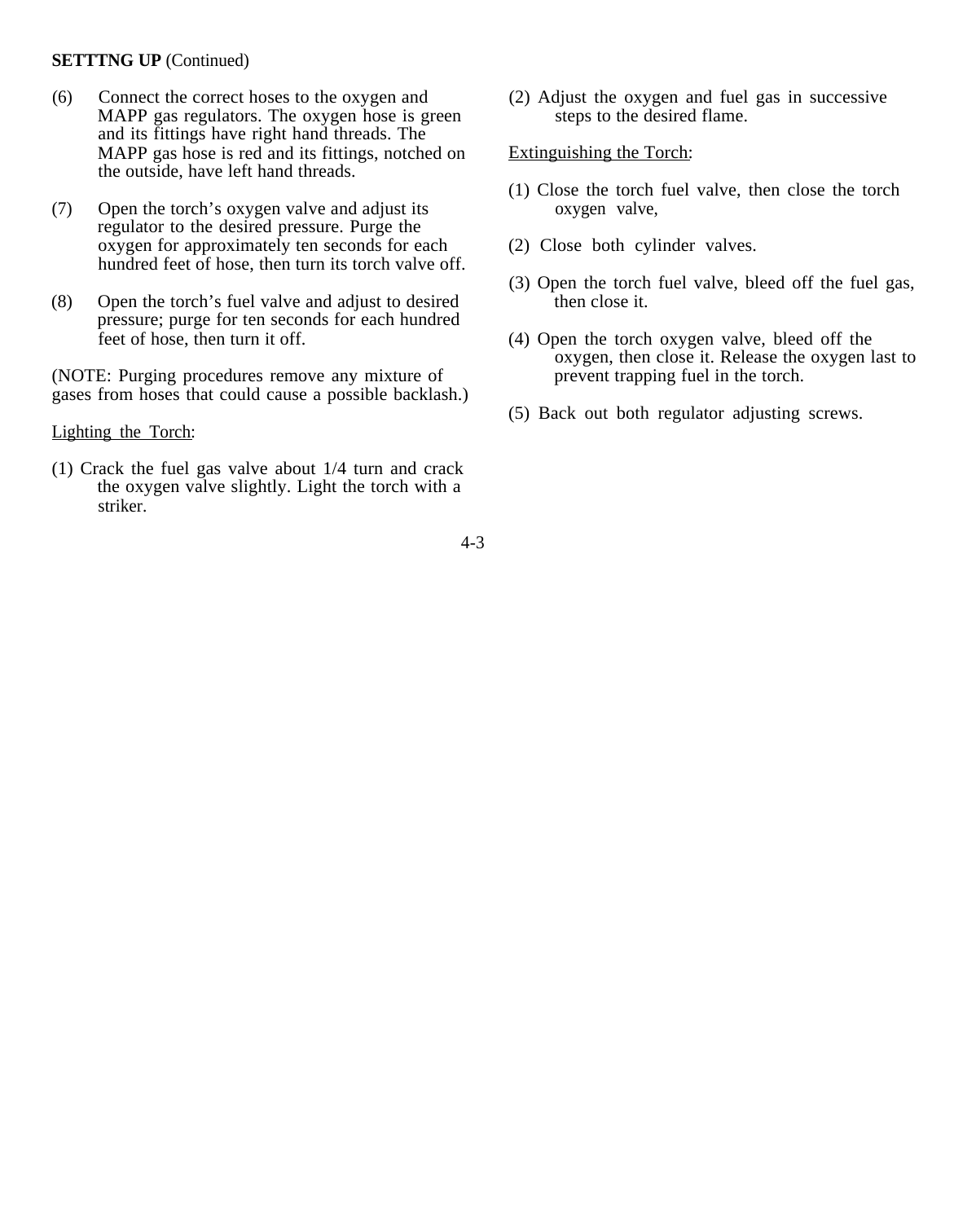**SETTTNG UP** (Continued)

(6) Connect the correct hoses to the oxygen and MAPP gas regulators. The oxygen hose is green and its fittings have right hand threads. The MAPP gas hose is red and its fittings, notched on the outside, have left hand threads.

(7) Open the torch's oxygen valve and adjust its regulator to the desired pressure. Purge the oxygen for approximately ten seconds for each hundred feet of hose, then turn its torch valve off.

(8) Open the torch's fuel valve and adjust to desired pressure; purge for ten seconds for each hundred feet of hose, then turn it off.

(NOTE: Purging procedures remove any mixture of gases from hoses that could cause a possible backlash.)

Lighting the Torch:

(1) Crack the fuel gas valve about 1/4 turn and crack the oxygen valve slightly. Light the torch with a striker.

(2) Adjust the oxygen and fuel gas in successive steps to the desired flame.

Extinguishing the Torch:

(1) Close the torch fuel valve, then close the torch oxygen valve,

(2) Close both cylinder valves.

(3) Open the torch fuel valve, bleed off the fuel gas, then close it.

(4) Open the torch oxygen valve, bleed off the oxygen, then close it. Release the oxygen last to prevent trapping fuel in the torch.

(5) Back out both regulator adjusting screws.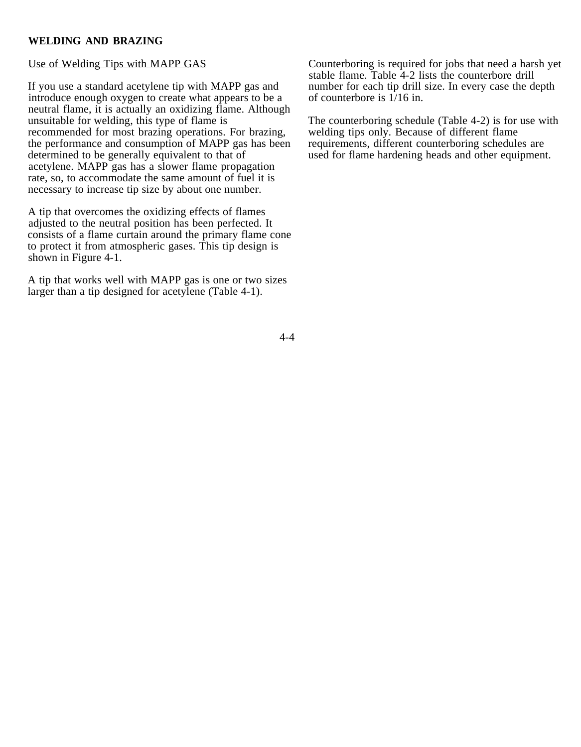# WELDING AND BRAZING

<u>Use of Welding Tips with MAPP GAS</u>

If you use a standard acetylene tip with MAPP gas and introduce enough oxygen to create what appears to be a neutral flame, it is actually an oxidizing flame. Although unsuitable for welding, this type of flame is recommended for most brazing operations. For brazing, the performance and consumption of MAPP gas has been determined to be generally equivalent to that of acetylene. MAPP gas has a slower flame propagation rate, so, to accommodate the same amount of fuel it is necessary to increase tip size by about one number.

A tip that overcomes the oxidizing effects of flames adjusted to the neutral position has been perfected. It consists of a flame curtain around the primary flame cone to protect it from atmospheric gases. This tip design is shown in Figure 4-1.

A tip that works well with MAPP gas is one or two sizes larger than a tip designed for acetylene (Table 4-1).

Counterboring is required for jobs that need a harsh yet stable flame. Table 4-2 lists the counterbore drill number for each tip drill size. In every case the depth of counterbore is 1/16 in.

The counterboring schedule (Table 4-2) is for use with welding tips only. Because of different flame requirements, different counterboring schedules are used for flame hardening heads and other equipment.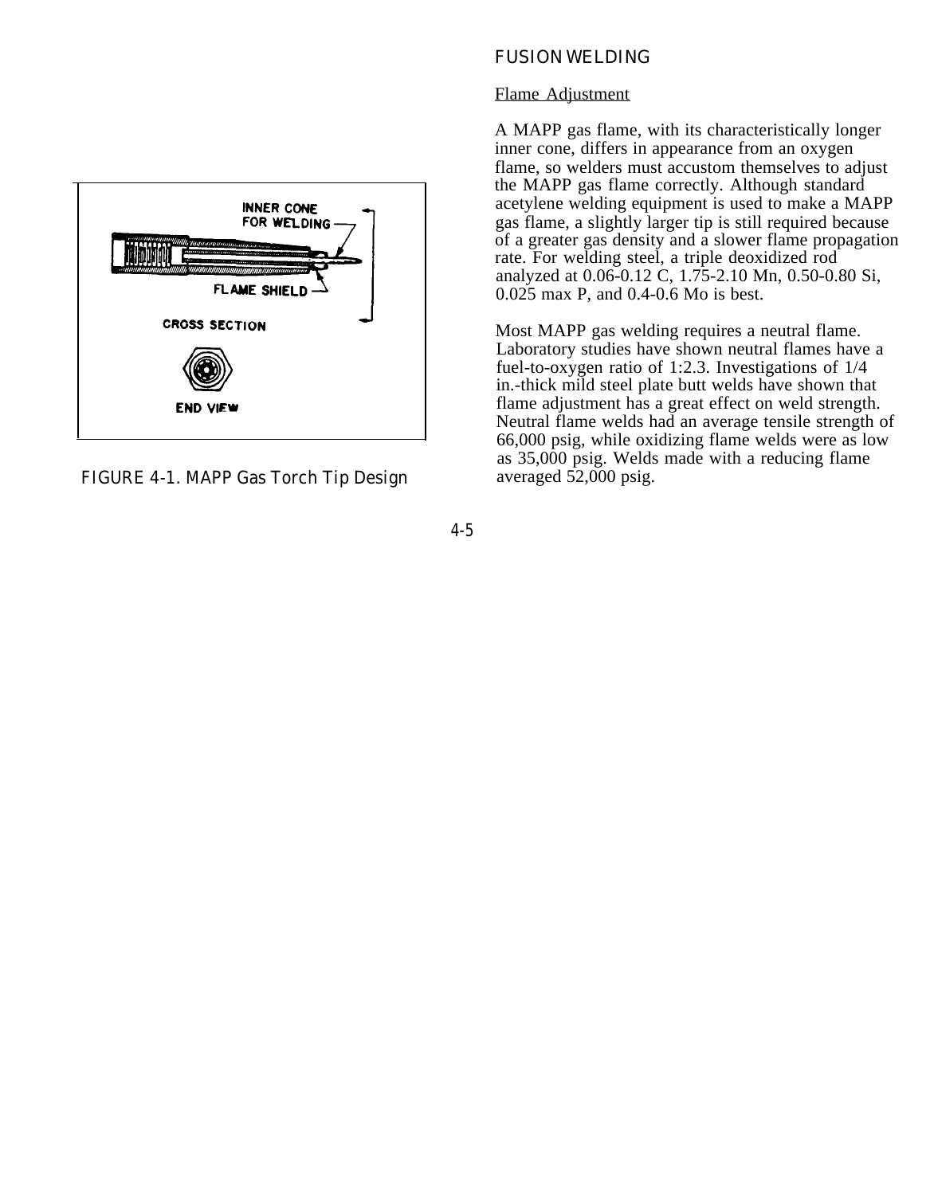FIGURE 4-1. MAPP Gas Torch Tip Design

## FUSION WELDING

### Flame Adjustment

A MAPP gas flame, with its characteristically longer inner cone, differs in appearance from an oxygen flame, so welders must accustom themselves to adjust the MAPP gas flame correctly. Although standard acetylene welding equipment is used to make a MAPP gas flame, a slightly larger tip is still required because of a greater gas density and a slower flame propagation rate. For welding steel, a triple deoxidized rod analyzed at 0.06-0.12 C, 1.75-2.10 Mn, 0.50-0.80 Si, 0.025 max P, and 0.4-0.6 Mo is best.

Most MAPP gas welding requires a neutral flame. Laboratory studies have shown neutral flames have a fuel-to-oxygen ratio of 1:2.3. Investigations of 1/4 in.-thick mild steel plate butt welds have shown that flame adjustment has a great effect on weld strength. Neutral flame welds had an average tensile strength of 66,000 psig, while oxidizing flame welds were as low as 35,000 psig. Welds made with a reducing flame averaged 52,000 psig.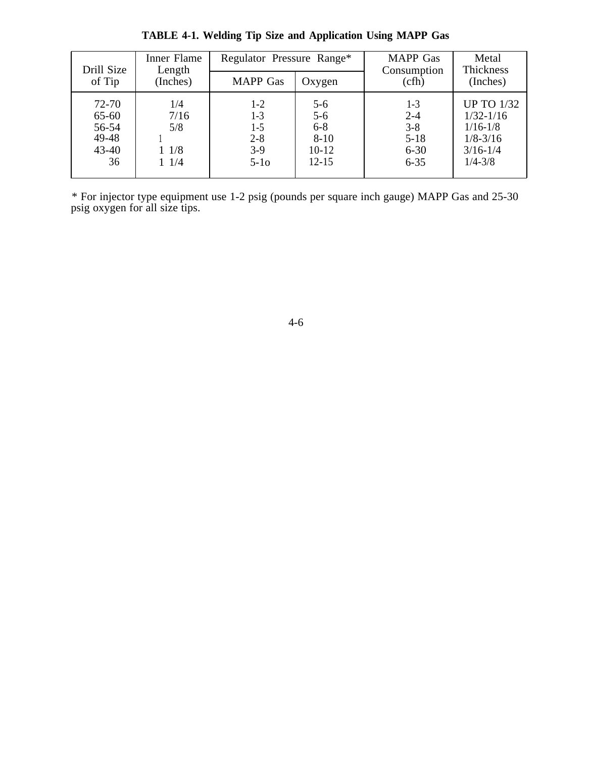**TABLE 4-1. Welding Tip Size and Application Using MAPP Gas**

| Drill Size of Tip | Inner Flame Length (Inches) | Regulator Pressure Range* | | MAPP Gas Consumption (cfh) | Metal Thickness (Inches) |
|---|---|---|---|---|---|
| | | MAPP Gas | Oxygen | | |
| 72-70 | 1/4 | 1-2 | 5-6 | 1-3 | UP TO 1/32 |
| 65-60 | 7/16 | 1-3 | 5-6 | 2-4 | 1/32-1/16 |
| 56-54 | 5/8 | 1-5 | 6-8 | 3-8 | 1/16-1/8 |
| 49-48 | 1 | 2-8 | 8-10 | 5-18 | 1/8-3/16 |
| 43-40 | 1 1/8 | 3-9 | 10-12 | 6-30 | 3/16-1/4 |
| 36 | 1 1/4 | 5-1o | 12-15 | 6-35 | 1/4-3/8 |

\* For injector type equipment use 1-2 psig (pounds per square inch gauge) MAPP Gas and 25-30 psig oxygen for all size tips.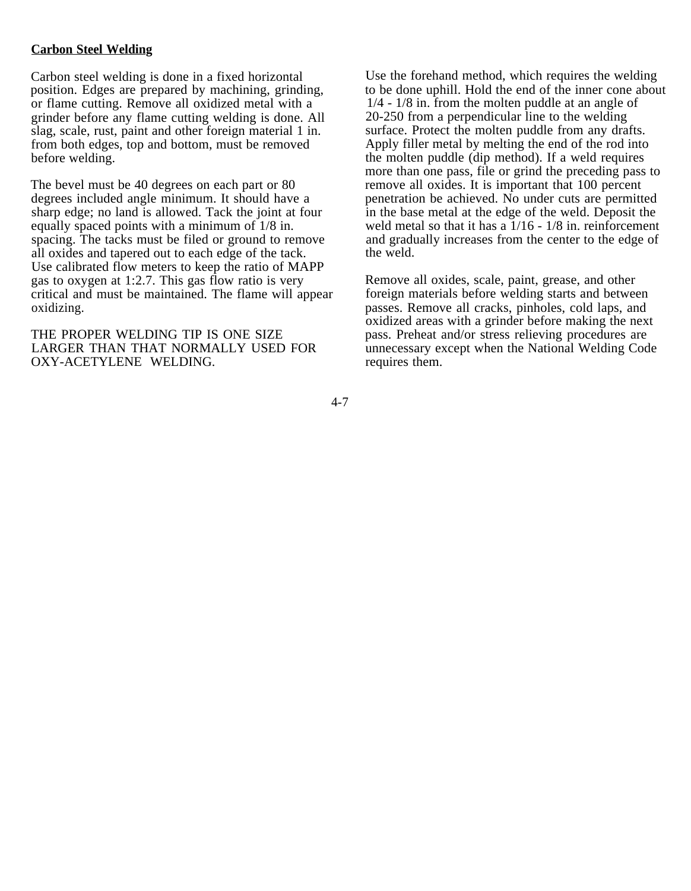**Carbon Steel Welding**

Carbon steel welding is done in a fixed horizontal position. Edges are prepared by machining, grinding, or flame cutting. Remove all oxidized metal with a grinder before any flame cutting welding is done. All slag, scale, rust, paint and other foreign material 1 in. from both edges, top and bottom, must be removed before welding.

The bevel must be 40 degrees on each part or 80 degrees included angle minimum. It should have a sharp edge; no land is allowed. Tack the joint at four equally spaced points with a minimum of 1/8 in. spacing. The tacks must be filed or ground to remove all oxides and tapered out to each edge of the tack. Use calibrated flow meters to keep the ratio of MAPP gas to oxygen at 1:2.7. This gas flow ratio is very critical and must be maintained. The flame will appear oxidizing.

THE PROPER WELDING TIP IS ONE SIZE LARGER THAN THAT NORMALLY USED FOR OXY-ACETYLENE WELDING.

Use the forehand method, which requires the welding to be done uphill. Hold the end of the inner cone about 1/4 - 1/8 in. from the molten puddle at an angle of 20-250 from a perpendicular line to the welding surface. Protect the molten puddle from any drafts. Apply filler metal by melting the end of the rod into the molten puddle (dip method). If a weld requires more than one pass, file or grind the preceding pass to remove all oxides. It is important that 100 percent penetration be achieved. No under cuts are permitted in the base metal at the edge of the weld. Deposit the weld metal so that it has a 1/16 - 1/8 in. reinforcement and gradually increases from the center to the edge of the weld.

Remove all oxides, scale, paint, grease, and other foreign materials before welding starts and between passes. Remove all cracks, pinholes, cold laps, and oxidized areas with a grinder before making the next pass. Preheat and/or stress relieving procedures are unnecessary except when the National Welding Code requires them.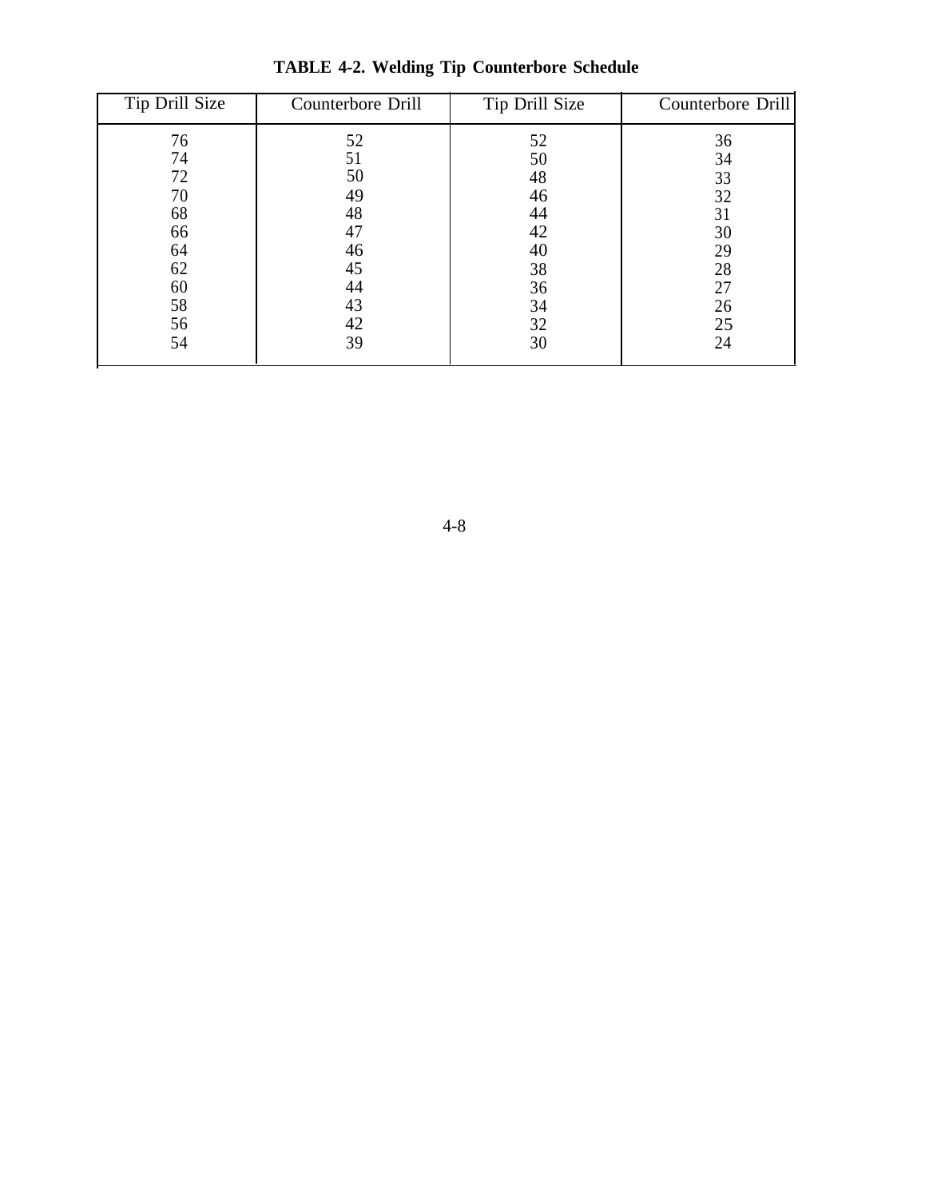**TABLE 4-2. Welding Tip Counterbore Schedule**

| Tip Drill Size | Counterbore Drill | Tip Drill Size | Counterbore Drill |
|---|---|---|---|
| 76 | 52 | 52 | 36 |
| 74 | 51 | 50 | 34 |
| 72 | 50 | 48 | 33 |
| 70 | 49 | 46 | 32 |
| 68 | 48 | 44 | 31 |
| 66 | 47 | 42 | 30 |
| 64 | 46 | 40 | 29 |
| 62 | 45 | 38 | 28 |
| 60 | 44 | 36 | 27 |
| 58 | 43 | 34 | 26 |
| 56 | 42 | 32 | 25 |
| 54 | 39 | 30 | 24 |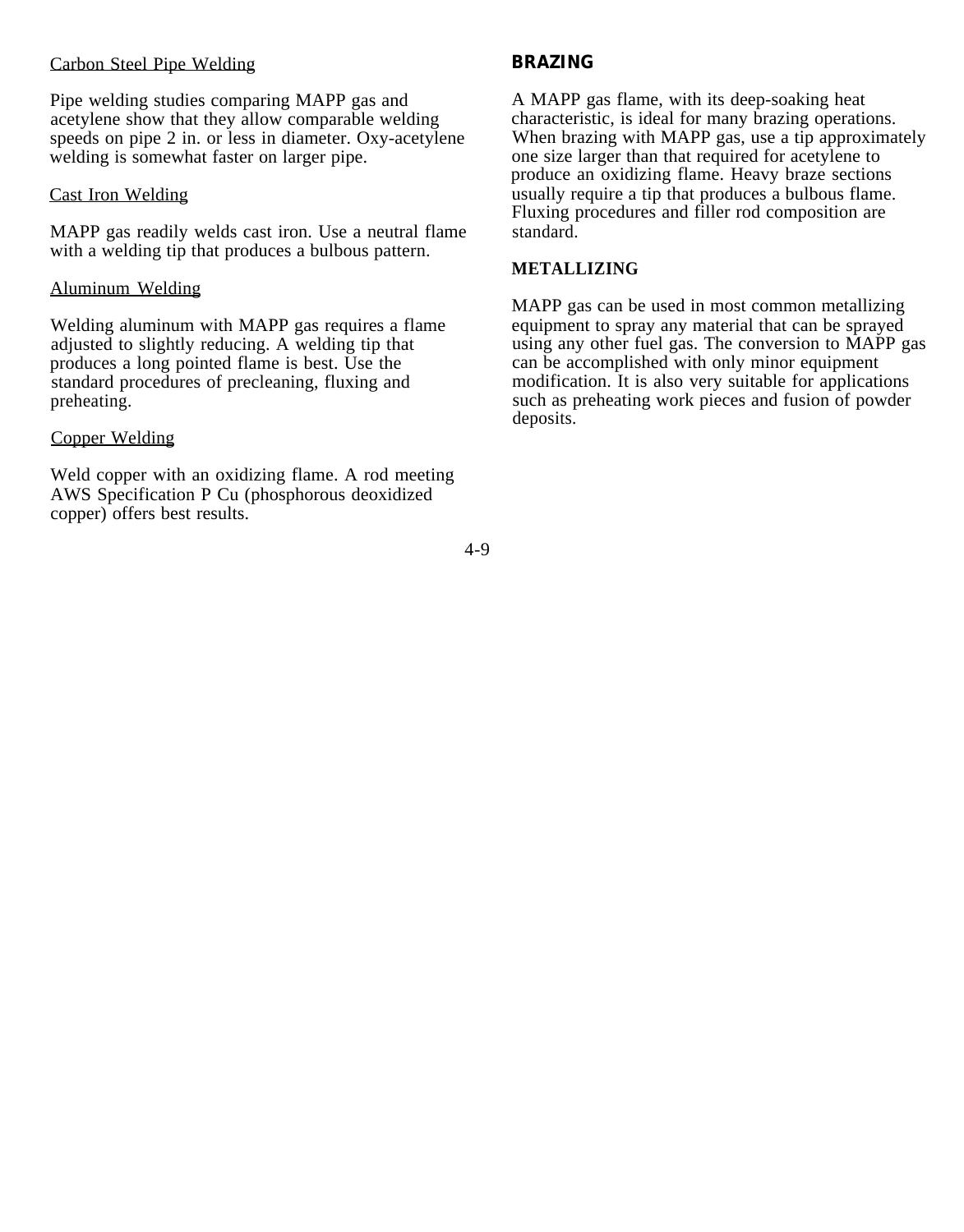Carbon Steel Pipe Welding

Pipe welding studies comparing MAPP gas and acetylene show that they allow comparable welding speeds on pipe 2 in. or less in diameter. Oxy-acetylene welding is somewhat faster on larger pipe.

Cast Iron Welding

MAPP gas readily welds cast iron. Use a neutral flame with a welding tip that produces a bulbous pattern.

Aluminum Welding

Welding aluminum with MAPP gas requires a flame adjusted to slightly reducing. A welding tip that produces a long pointed flame is best. Use the standard procedures of precleaning, fluxing and preheating.

Copper Welding

Weld copper with an oxidizing flame. A rod meeting AWS Specification P Cu (phosphorous deoxidized copper) offers best results.

## BRAZING

A MAPP gas flame, with its deep-soaking heat characteristic, is ideal for many brazing operations. When brazing with MAPP gas, use a tip approximately one size larger than that required for acetylene to produce an oxidizing flame. Heavy braze sections usually require a tip that produces a bulbous flame. Fluxing procedures and filler rod composition are standard.

## METALLIZING

MAPP gas can be used in most common metallizing equipment to spray any material that can be sprayed using any other fuel gas. The conversion to MAPP gas can be accomplished with only minor equipment modification. It is also very suitable for applications such as preheating work pieces and fusion of powder deposits.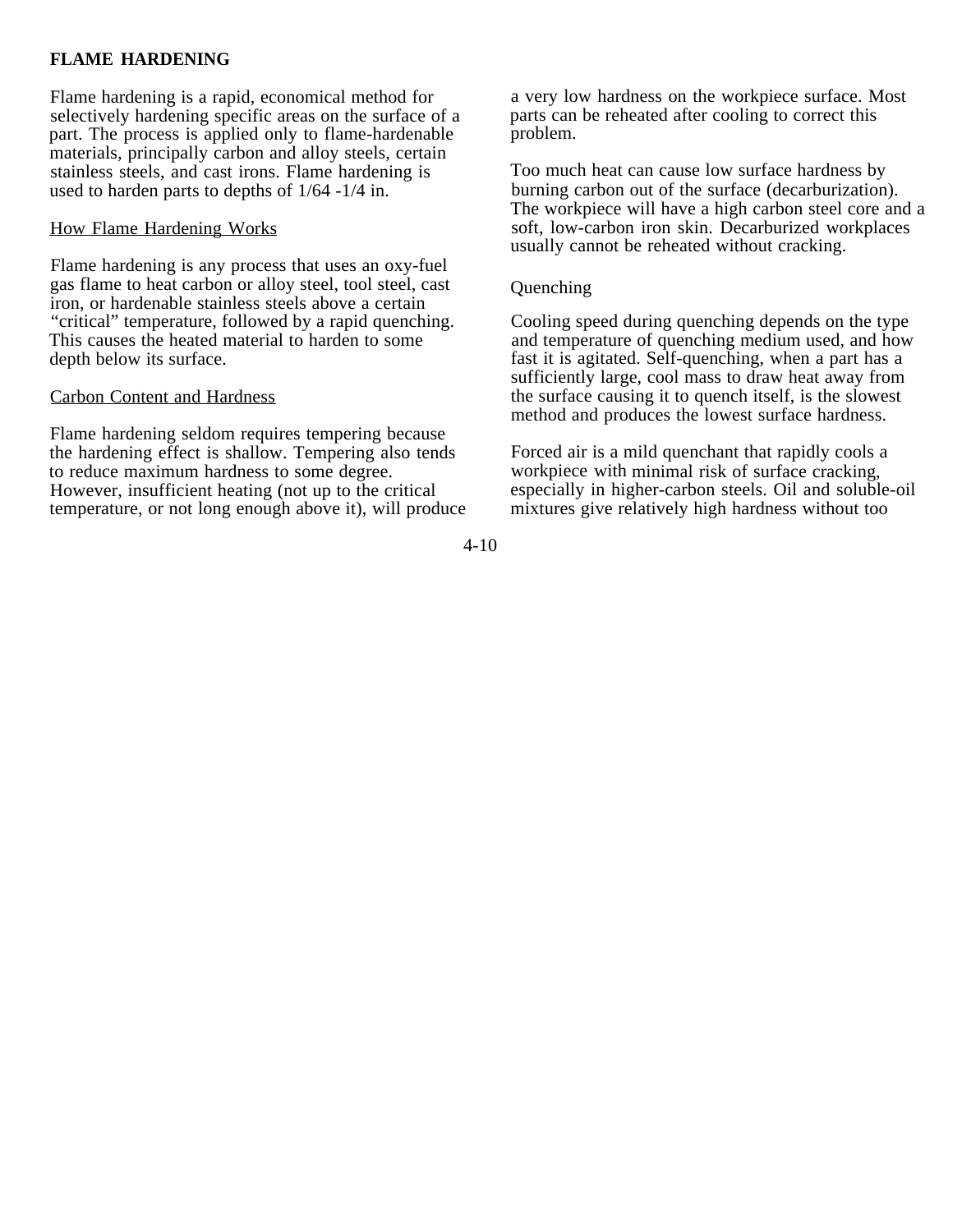# FLAME HARDENING

Flame hardening is a rapid, economical method for selectively hardening specific areas on the surface of a part. The process is applied only to flame-hardenable materials, principally carbon and alloy steels, certain stainless steels, and cast irons. Flame hardening is used to harden parts to depths of 1/64 -1/4 in.

## How Flame Hardening Works

Flame hardening is any process that uses an oxy-fuel gas flame to heat carbon or alloy steel, tool steel, cast iron, or hardenable stainless steels above a certain "critical" temperature, followed by a rapid quenching. This causes the heated material to harden to some depth below its surface.

## Carbon Content and Hardness

Flame hardening seldom requires tempering because the hardening effect is shallow. Tempering also tends to reduce maximum hardness to some degree. However, insufficient heating (not up to the critical temperature, or not long enough above it), will produce a very low hardness on the workpiece surface. Most parts can be reheated after cooling to correct this problem.

Too much heat can cause low surface hardness by burning carbon out of the surface (decarburization). The workpiece will have a high carbon steel core and a soft, low-carbon iron skin. Decarburized workplaces usually cannot be reheated without cracking.

## Quenching

Cooling speed during quenching depends on the type and temperature of quenching medium used, and how fast it is agitated. Self-quenching, when a part has a sufficiently large, cool mass to draw heat away from the surface causing it to quench itself, is the slowest method and produces the lowest surface hardness.

Forced air is a mild quenchant that rapidly cools a workpiece with minimal risk of surface cracking, especially in higher-carbon steels. Oil and soluble-oil mixtures give relatively high hardness without too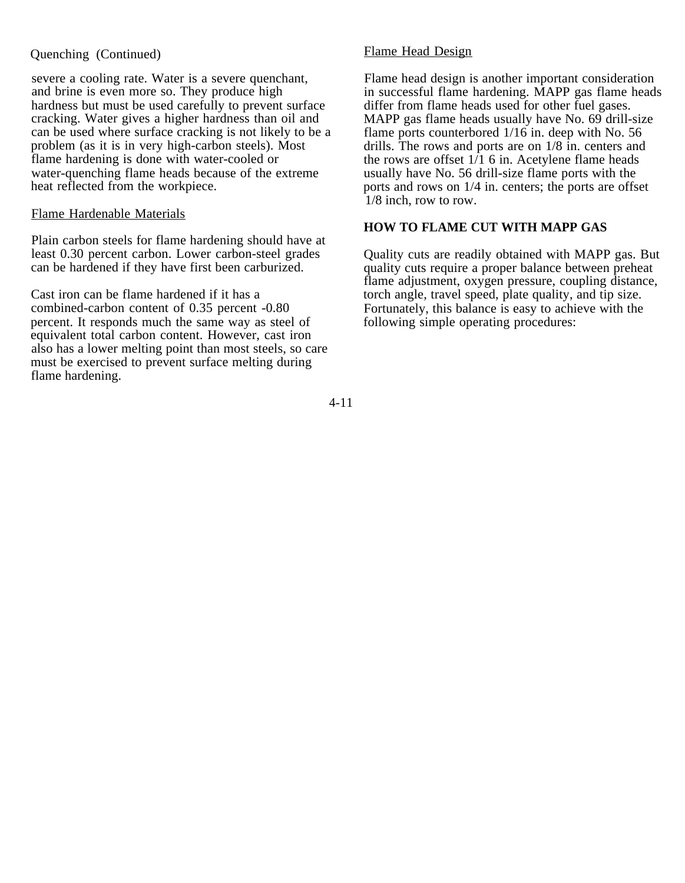Quenching (Continued)

severe a cooling rate. Water is a severe quenchant, and brine is even more so. They produce high hardness but must be used carefully to prevent surface cracking. Water gives a higher hardness than oil and can be used where surface cracking is not likely to be a problem (as it is in very high-carbon steels). Most flame hardening is done with water-cooled or water-quenching flame heads because of the extreme heat reflected from the workpiece.

Flame Hardenable Materials

Plain carbon steels for flame hardening should have at least 0.30 percent carbon. Lower carbon-steel grades can be hardened if they have first been carburized.

Cast iron can be flame hardened if it has a combined-carbon content of 0.35 percent -0.80 percent. It responds much the same way as steel of equivalent total carbon content. However, cast iron also has a lower melting point than most steels, so care must be exercised to prevent surface melting during flame hardening.

Flame Head Design

Flame head design is another important consideration in successful flame hardening. MAPP gas flame heads differ from flame heads used for other fuel gases. MAPP gas flame heads usually have No. 69 drill-size flame ports counterbored 1/16 in. deep with No. 56 drills. The rows and ports are on 1/8 in. centers and the rows are offset 1/1 6 in. Acetylene flame heads usually have No. 56 drill-size flame ports with the ports and rows on 1/4 in. centers; the ports are offset 1/8 inch, row to row.

**HOW TO FLAME CUT WITH MAPP GAS**

Quality cuts are readily obtained with MAPP gas. But quality cuts require a proper balance between preheat flame adjustment, oxygen pressure, coupling distance, torch angle, travel speed, plate quality, and tip size. Fortunately, this balance is easy to achieve with the following simple operating procedures: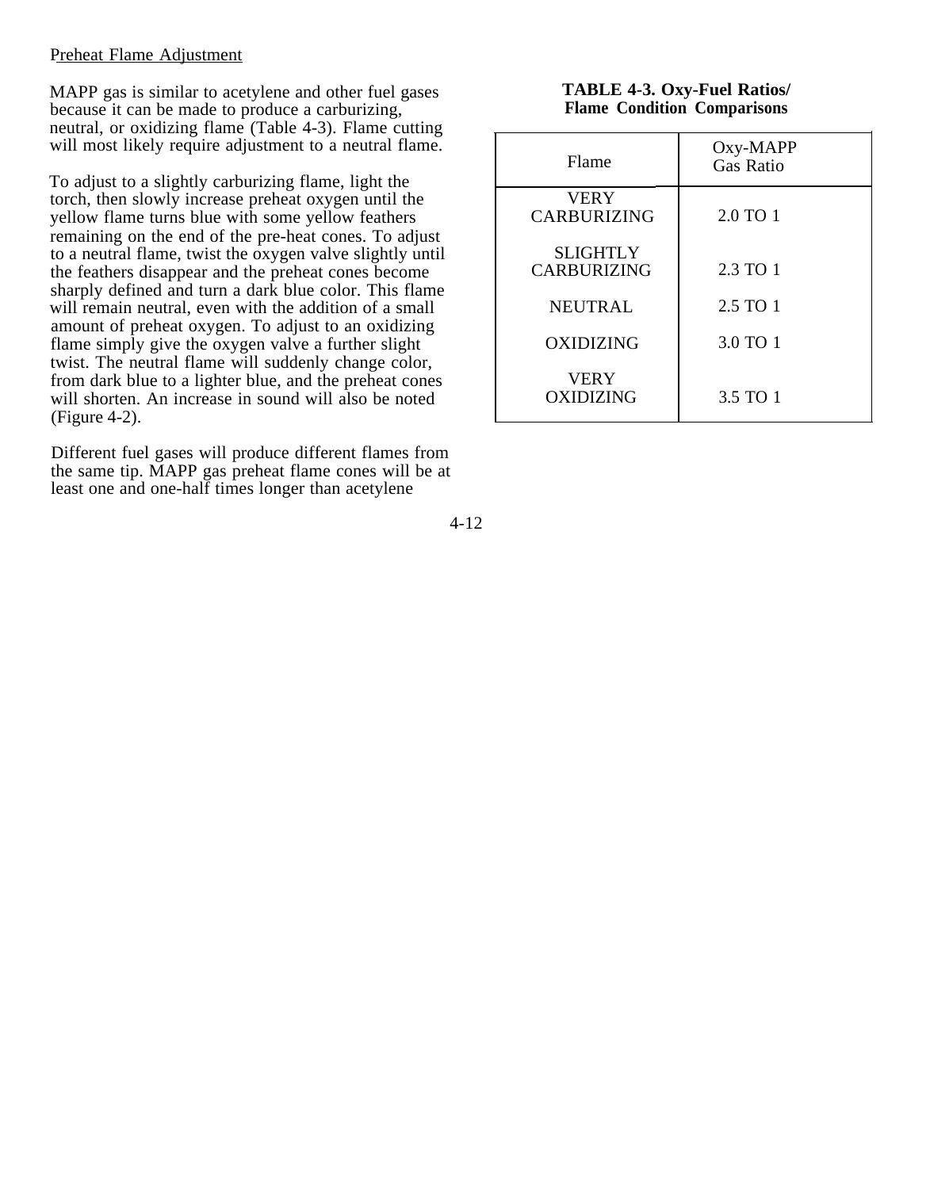Preheat Flame Adjustment

MAPP gas is similar to acetylene and other fuel gases because it can be made to produce a carburizing, neutral, or oxidizing flame (Table 4-3). Flame cutting will most likely require adjustment to a neutral flame.

To adjust to a slightly carburizing flame, light the torch, then slowly increase preheat oxygen until the yellow flame turns blue with some yellow feathers remaining on the end of the pre-heat cones. To adjust to a neutral flame, twist the oxygen valve slightly until the feathers disappear and the preheat cones become sharply defined and turn a dark blue color. This flame will remain neutral, even with the addition of a small amount of preheat oxygen. To adjust to an oxidizing flame simply give the oxygen valve a further slight twist. The neutral flame will suddenly change color, from dark blue to a lighter blue, and the preheat cones will shorten. An increase in sound will also be noted (Figure 4-2).

Different fuel gases will produce different flames from the same tip. MAPP gas preheat flame cones will be at least one and one-half times longer than acetylene

**TABLE 4-3. Oxy-Fuel Ratios/ Flame Condition Comparisons**

| Flame | Oxy-MAPP Gas Ratio |
|---|---|
| VERY CARBURIZING | 2.0 TO 1 |
| SLIGHTLY CARBURIZING | 2.3 TO 1 |
| NEUTRAL | 2.5 TO 1 |
| OXIDIZING | 3.0 TO 1 |
| VERY OXIDIZING | 3.5 TO 1 |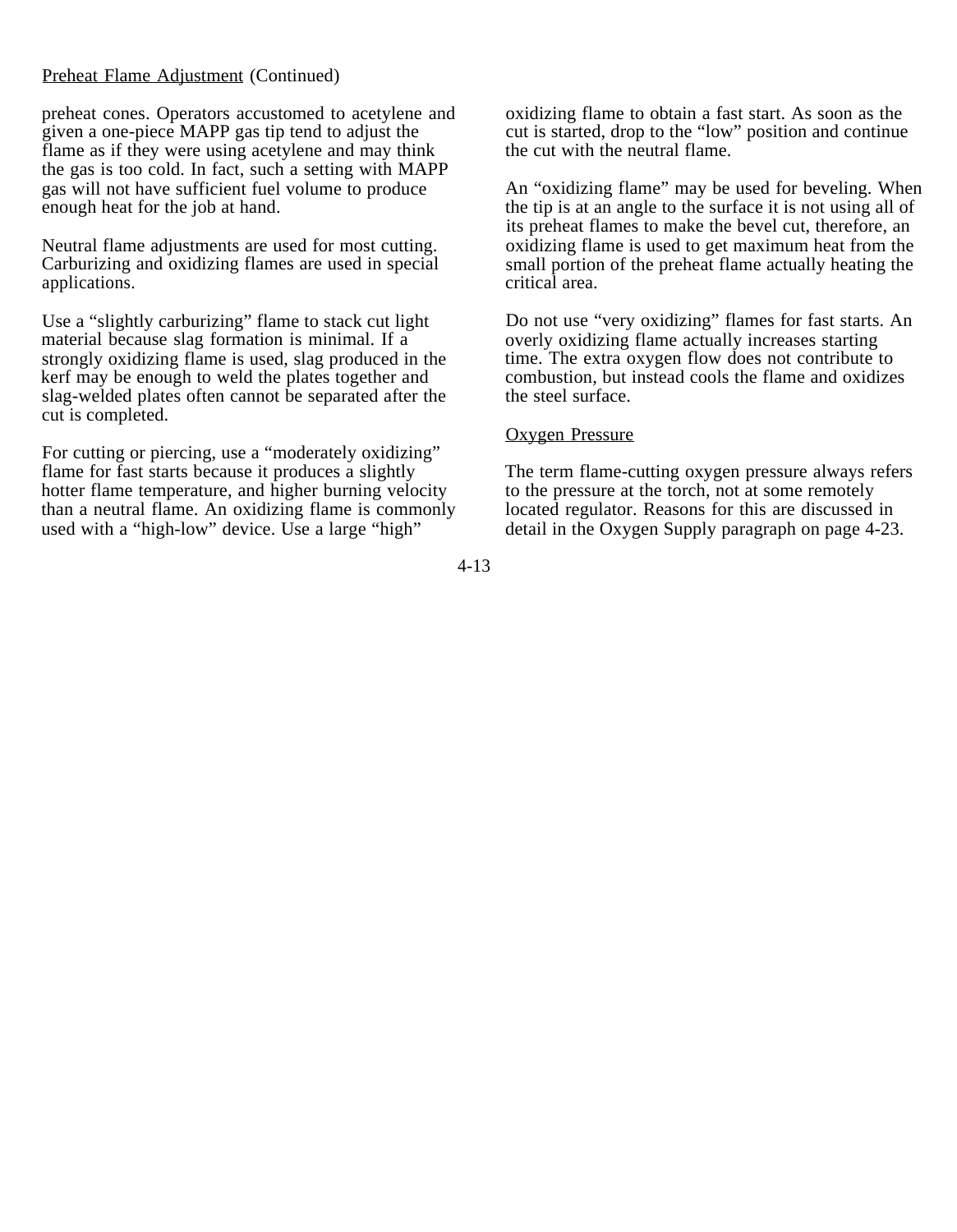Preheat Flame Adjustment (Continued)

preheat cones. Operators accustomed to acetylene and given a one-piece MAPP gas tip tend to adjust the flame as if they were using acetylene and may think the gas is too cold. In fact, such a setting with MAPP gas will not have sufficient fuel volume to produce enough heat for the job at hand.

Neutral flame adjustments are used for most cutting. Carburizing and oxidizing flames are used in special applications.

Use a "slightly carburizing" flame to stack cut light material because slag formation is minimal. If a strongly oxidizing flame is used, slag produced in the kerf may be enough to weld the plates together and slag-welded plates often cannot be separated after the cut is completed.

For cutting or piercing, use a "moderately oxidizing" flame for fast starts because it produces a slightly hotter flame temperature, and higher burning velocity than a neutral flame. An oxidizing flame is commonly used with a "high-low" device. Use a large "high" oxidizing flame to obtain a fast start. As soon as the cut is started, drop to the "low" position and continue the cut with the neutral flame.

An "oxidizing flame" may be used for beveling. When the tip is at an angle to the surface it is not using all of its preheat flames to make the bevel cut, therefore, an oxidizing flame is used to get maximum heat from the small portion of the preheat flame actually heating the critical area.

Do not use "very oxidizing" flames for fast starts. An overly oxidizing flame actually increases starting time. The extra oxygen flow does not contribute to combustion, but instead cools the flame and oxidizes the steel surface.

Oxygen Pressure

The term flame-cutting oxygen pressure always refers to the pressure at the torch, not at some remotely located regulator. Reasons for this are discussed in detail in the Oxygen Supply paragraph on page 4-23.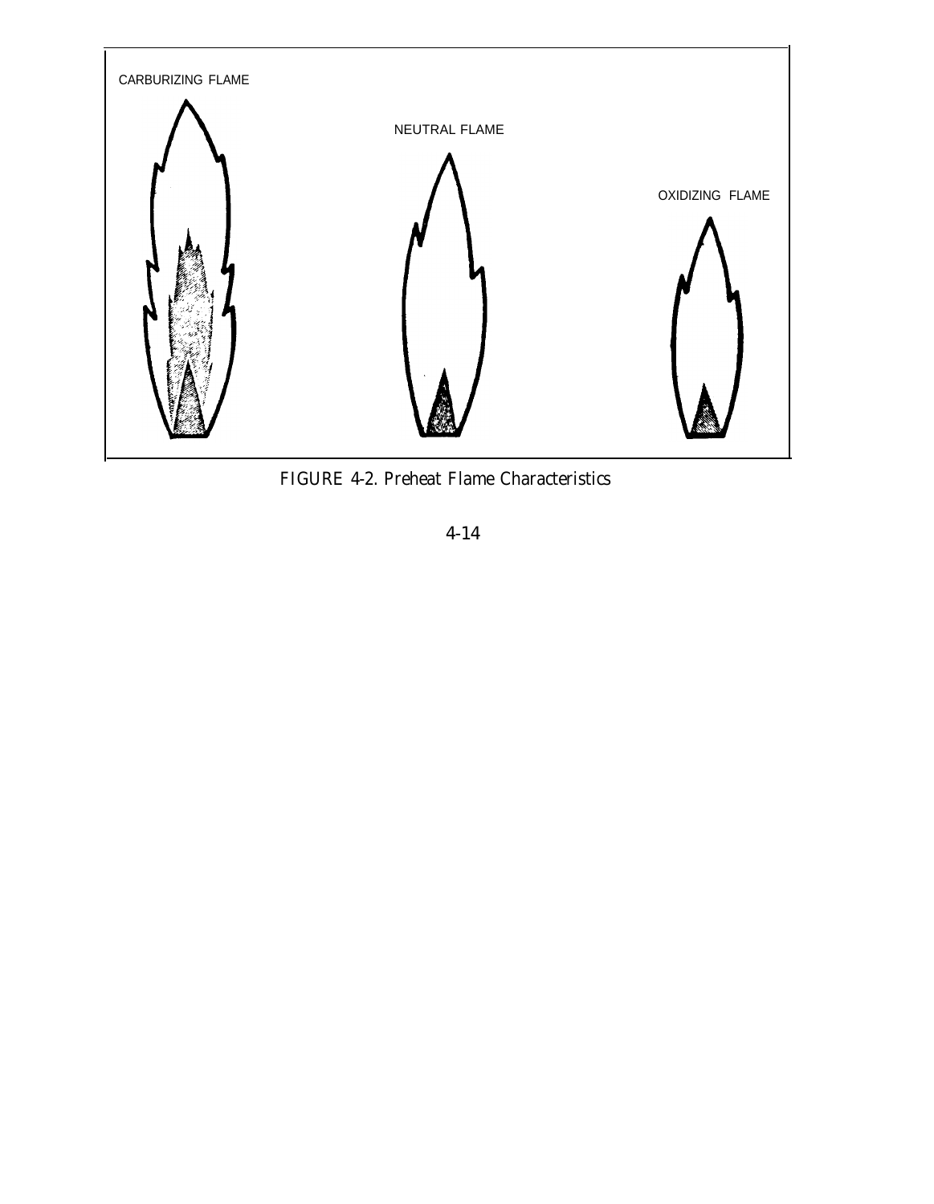CARBURIZING FLAME

NEUTRAL FLAME

OXIDIZING FLAME

FIGURE 4-2. Preheat Flame Characteristics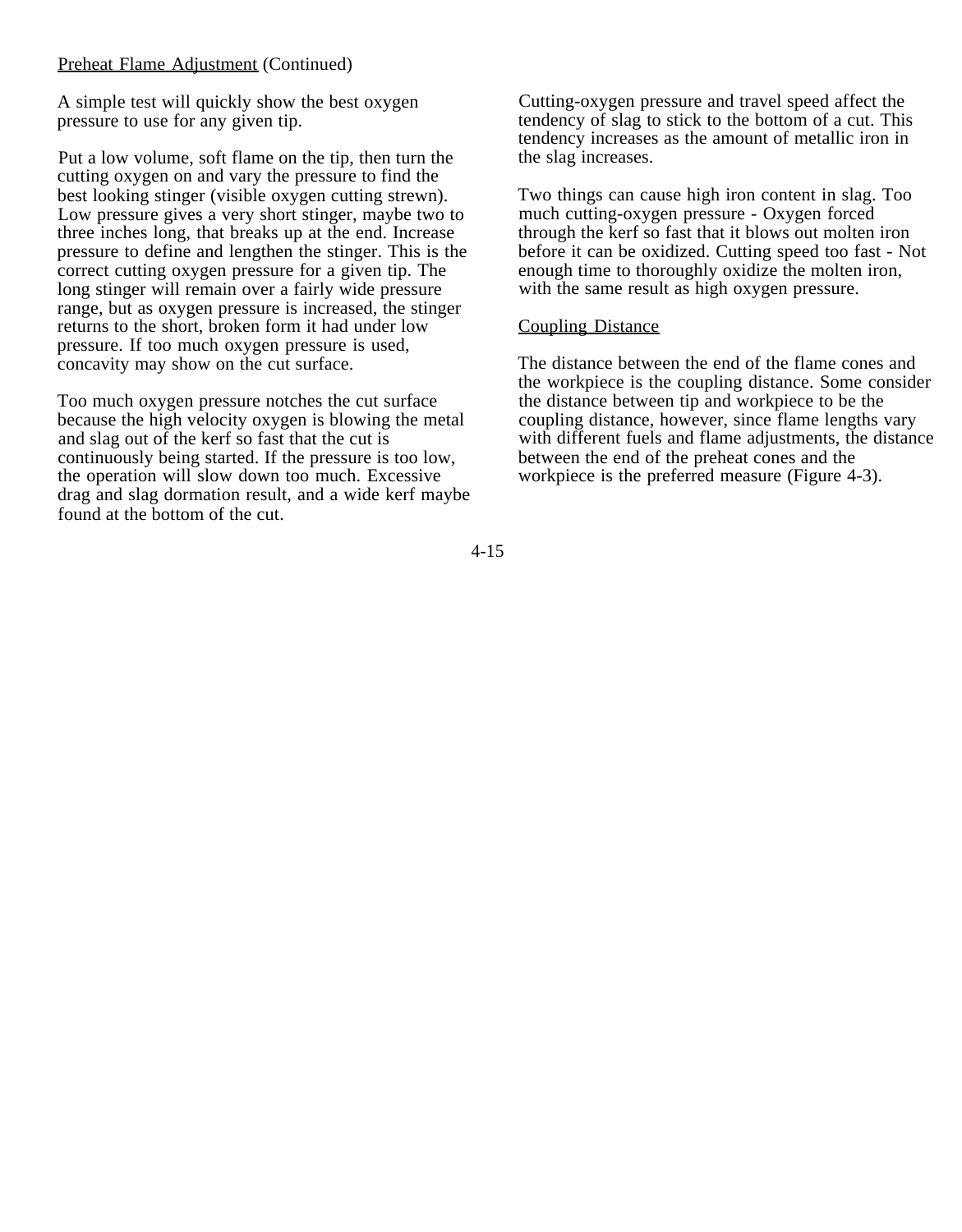Preheat Flame Adjustment (Continued)

A simple test will quickly show the best oxygen pressure to use for any given tip.

Put a low volume, soft flame on the tip, then turn the cutting oxygen on and vary the pressure to find the best looking stinger (visible oxygen cutting strewn). Low pressure gives a very short stinger, maybe two to three inches long, that breaks up at the end. Increase pressure to define and lengthen the stinger. This is the correct cutting oxygen pressure for a given tip. The long stinger will remain over a fairly wide pressure range, but as oxygen pressure is increased, the stinger returns to the short, broken form it had under low pressure. If too much oxygen pressure is used, concavity may show on the cut surface.

Too much oxygen pressure notches the cut surface because the high velocity oxygen is blowing the metal and slag out of the kerf so fast that the cut is continuously being started. If the pressure is too low, the operation will slow down too much. Excessive drag and slag dormation result, and a wide kerf maybe found at the bottom of the cut.

Cutting-oxygen pressure and travel speed affect the tendency of slag to stick to the bottom of a cut. This tendency increases as the amount of metallic iron in the slag increases.

Two things can cause high iron content in slag. Too much cutting-oxygen pressure - Oxygen forced through the kerf so fast that it blows out molten iron before it can be oxidized. Cutting speed too fast - Not enough time to thoroughly oxidize the molten iron, with the same result as high oxygen pressure.

Coupling Distance

The distance between the end of the flame cones and the workpiece is the coupling distance. Some consider the distance between tip and workpiece to be the coupling distance, however, since flame lengths vary with different fuels and flame adjustments, the distance between the end of the preheat cones and the workpiece is the preferred measure (Figure 4-3).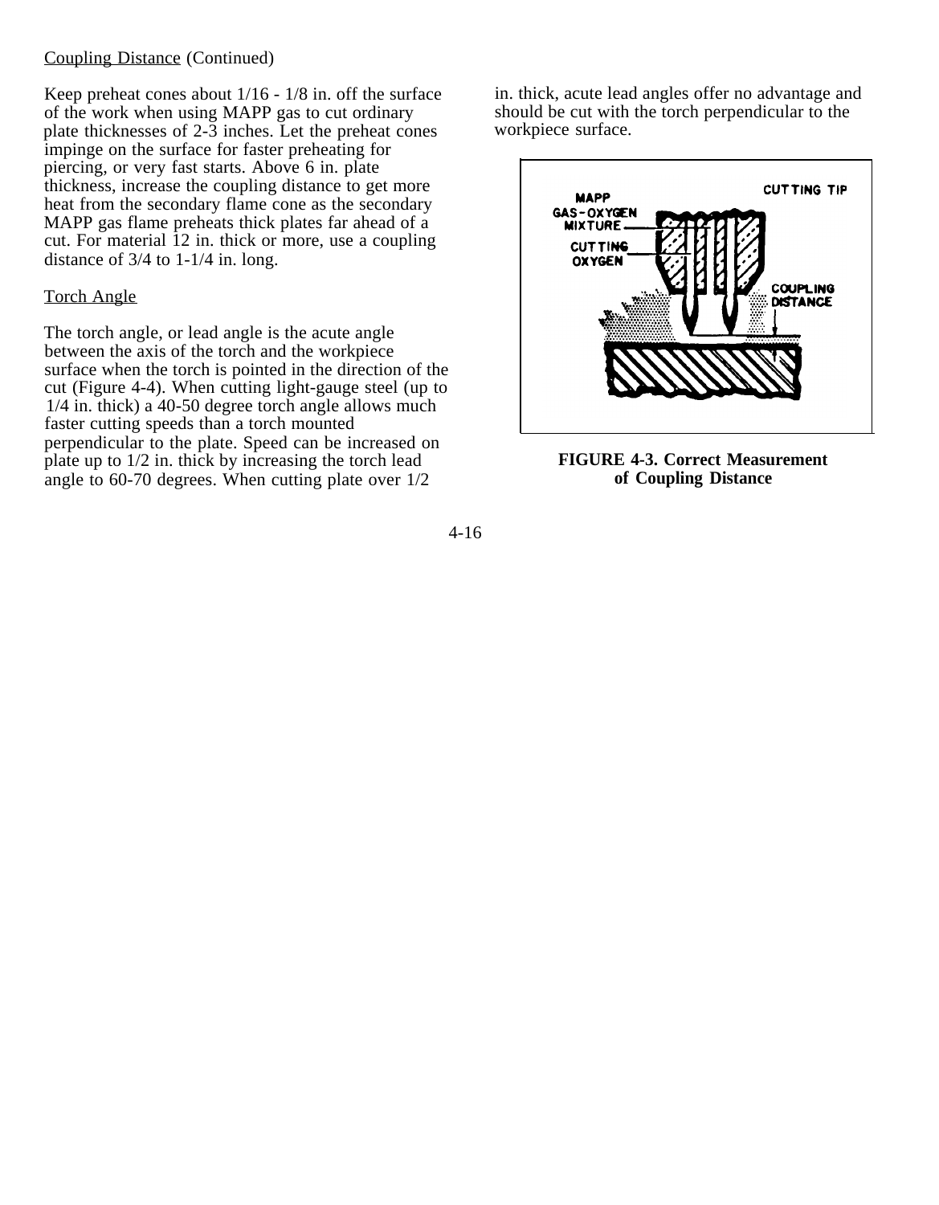Coupling Distance (Continued)

Keep preheat cones about 1/16 - 1/8 in. off the surface of the work when using MAPP gas to cut ordinary plate thicknesses of 2-3 inches. Let the preheat cones impinge on the surface for faster preheating for piercing, or very fast starts. Above 6 in. plate thickness, increase the coupling distance to get more heat from the secondary flame cone as the secondary MAPP gas flame preheats thick plates far ahead of a cut. For material 12 in. thick or more, use a coupling distance of 3/4 to 1-1/4 in. long.

Torch Angle

The torch angle, or lead angle is the acute angle between the axis of the torch and the workpiece surface when the torch is pointed in the direction of the cut (Figure 4-4). When cutting light-gauge steel (up to 1/4 in. thick) a 40-50 degree torch angle allows much faster cutting speeds than a torch mounted perpendicular to the plate. Speed can be increased on plate up to 1/2 in. thick by increasing the torch lead angle to 60-70 degrees. When cutting plate over 1/2 in. thick, acute lead angles offer no advantage and should be cut with the torch perpendicular to the workpiece surface.

**FIGURE 4-3. Correct Measurement of Coupling Distance**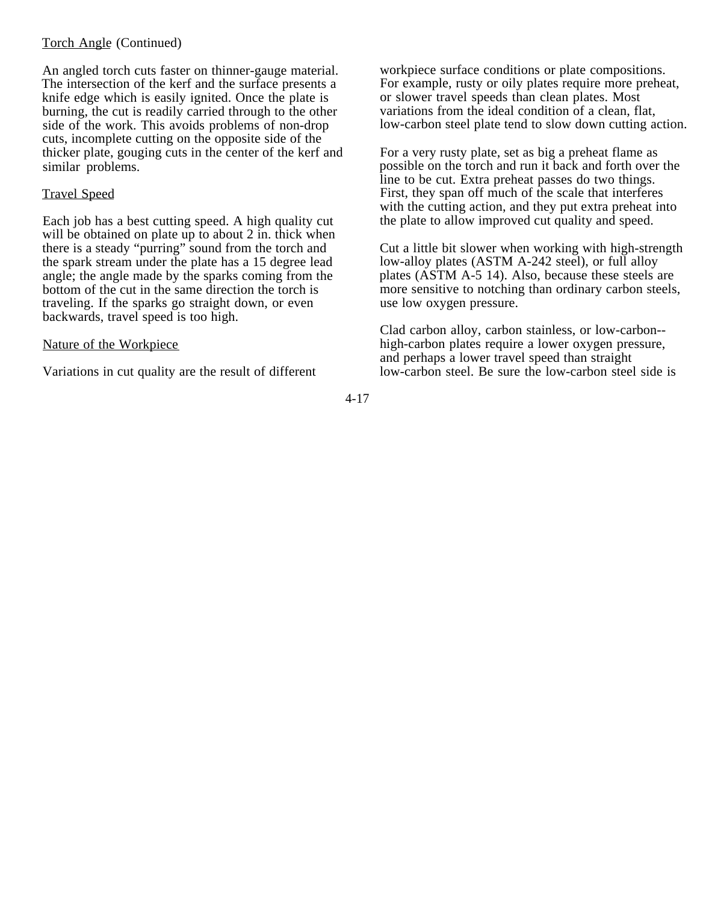Torch Angle (Continued)

An angled torch cuts faster on thinner-gauge material. The intersection of the kerf and the surface presents a knife edge which is easily ignited. Once the plate is burning, the cut is readily carried through to the other side of the work. This avoids problems of non-drop cuts, incomplete cutting on the opposite side of the thicker plate, gouging cuts in the center of the kerf and similar problems.

Travel Speed

Each job has a best cutting speed. A high quality cut will be obtained on plate up to about 2 in. thick when there is a steady "purring" sound from the torch and the spark stream under the plate has a 15 degree lead angle; the angle made by the sparks coming from the bottom of the cut in the same direction the torch is traveling. If the sparks go straight down, or even backwards, travel speed is too high.

Nature of the Workpiece

Variations in cut quality are the result of different workpiece surface conditions or plate compositions. For example, rusty or oily plates require more preheat, or slower travel speeds than clean plates. Most variations from the ideal condition of a clean, flat, low-carbon steel plate tend to slow down cutting action.

For a very rusty plate, set as big a preheat flame as possible on the torch and run it back and forth over the line to be cut. Extra preheat passes do two things. First, they span off much of the scale that interferes with the cutting action, and they put extra preheat into the plate to allow improved cut quality and speed.

Cut a little bit slower when working with high-strength low-alloy plates (ASTM A-242 steel), or full alloy plates (ASTM A-5 14). Also, because these steels are more sensitive to notching than ordinary carbon steels, use low oxygen pressure.

Clad carbon alloy, carbon stainless, or low-carbon--high-carbon plates require a lower oxygen pressure, and perhaps a lower travel speed than straight low-carbon steel. Be sure the low-carbon steel side is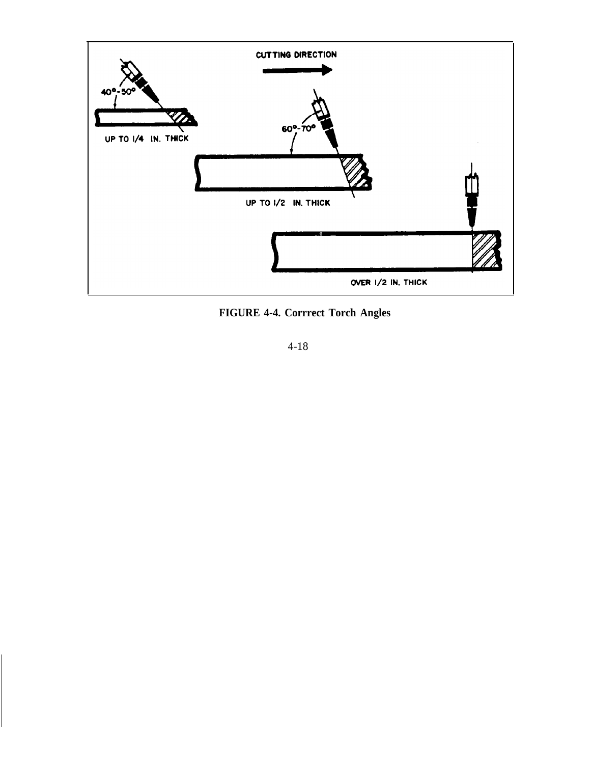CUTTING DIRECTION

40°-50°

UP TO 1/4 IN. THICK

60°-70°

UP TO 1/2 IN. THICK

OVER 1/2 IN. THICK

**FIGURE 4-4. Corrrect Torch Angles**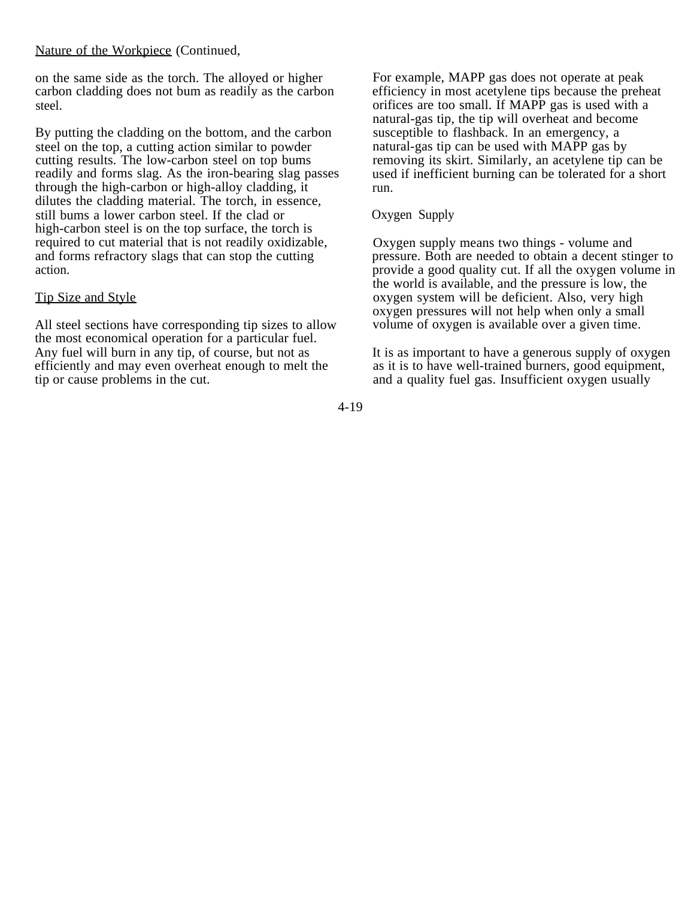Nature of the Workpiece (Continued,

on the same side as the torch. The alloyed or higher carbon cladding does not bum as readily as the carbon steel.

By putting the cladding on the bottom, and the carbon steel on the top, a cutting action similar to powder cutting results. The low-carbon steel on top bums readily and forms slag. As the iron-bearing slag passes through the high-carbon or high-alloy cladding, it dilutes the cladding material. The torch, in essence, still bums a lower carbon steel. If the clad or high-carbon steel is on the top surface, the torch is required to cut material that is not readily oxidizable, and forms refractory slags that can stop the cutting action.

## Tip Size and Style

All steel sections have corresponding tip sizes to allow the most economical operation for a particular fuel. Any fuel will burn in any tip, of course, but not as efficiently and may even overheat enough to melt the tip or cause problems in the cut.

For example, MAPP gas does not operate at peak efficiency in most acetylene tips because the preheat orifices are too small. If MAPP gas is used with a natural-gas tip, the tip will overheat and become susceptible to flashback. In an emergency, a natural-gas tip can be used with MAPP gas by removing its skirt. Similarly, an acetylene tip can be used if inefficient burning can be tolerated for a short run.

## Oxygen Supply

Oxygen supply means two things - volume and pressure. Both are needed to obtain a decent stinger to provide a good quality cut. If all the oxygen volume in the world is available, and the pressure is low, the oxygen system will be deficient. Also, very high oxygen pressures will not help when only a small volume of oxygen is available over a given time.

It is as important to have a generous supply of oxygen as it is to have well-trained burners, good equipment, and a quality fuel gas. Insufficient oxygen usually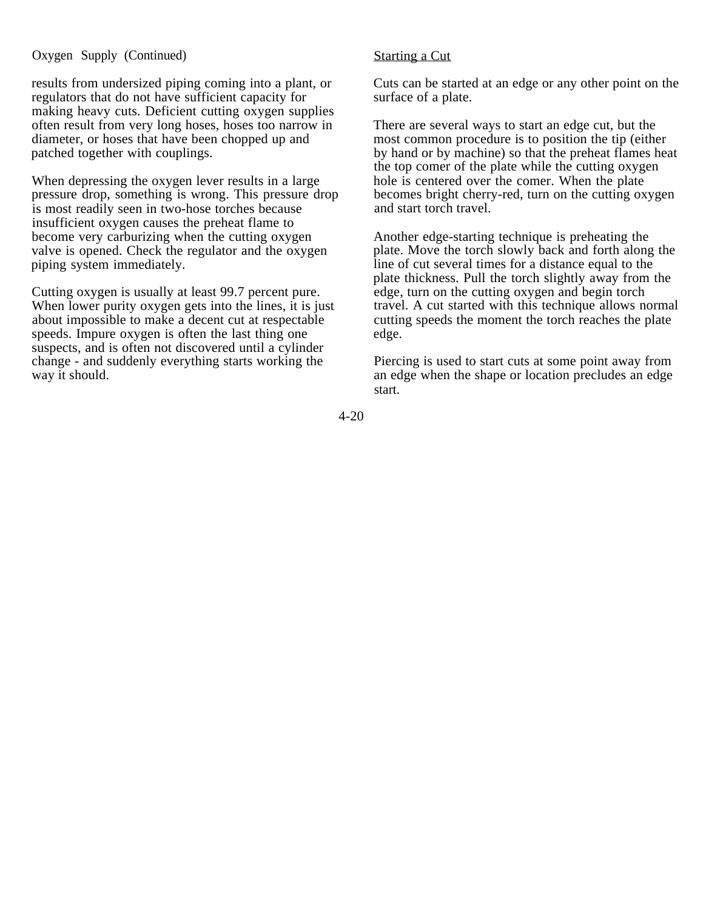Oxygen Supply (Continued)

results from undersized piping coming into a plant, or regulators that do not have sufficient capacity for making heavy cuts. Deficient cutting oxygen supplies often result from very long hoses, hoses too narrow in diameter, or hoses that have been chopped up and patched together with couplings.

When depressing the oxygen lever results in a large pressure drop, something is wrong. This pressure drop is most readily seen in two-hose torches because insufficient oxygen causes the preheat flame to become very carburizing when the cutting oxygen valve is opened. Check the regulator and the oxygen piping system immediately.

Cutting oxygen is usually at least 99.7 percent pure. When lower purity oxygen gets into the lines, it is just about impossible to make a decent cut at respectable speeds. Impure oxygen is often the last thing one suspects, and is often not discovered until a cylinder change - and suddenly everything starts working the way it should.

## Starting a Cut

Cuts can be started at an edge or any other point on the surface of a plate.

There are several ways to start an edge cut, but the most common procedure is to position the tip (either by hand or by machine) so that the preheat flames heat the top comer of the plate while the cutting oxygen hole is centered over the comer. When the plate becomes bright cherry-red, turn on the cutting oxygen and start torch travel.

Another edge-starting technique is preheating the plate. Move the torch slowly back and forth along the line of cut several times for a distance equal to the plate thickness. Pull the torch slightly away from the edge, turn on the cutting oxygen and begin torch travel. A cut started with this technique allows normal cutting speeds the moment the torch reaches the plate edge.

Piercing is used to start cuts at some point away from an edge when the shape or location precludes an edge start.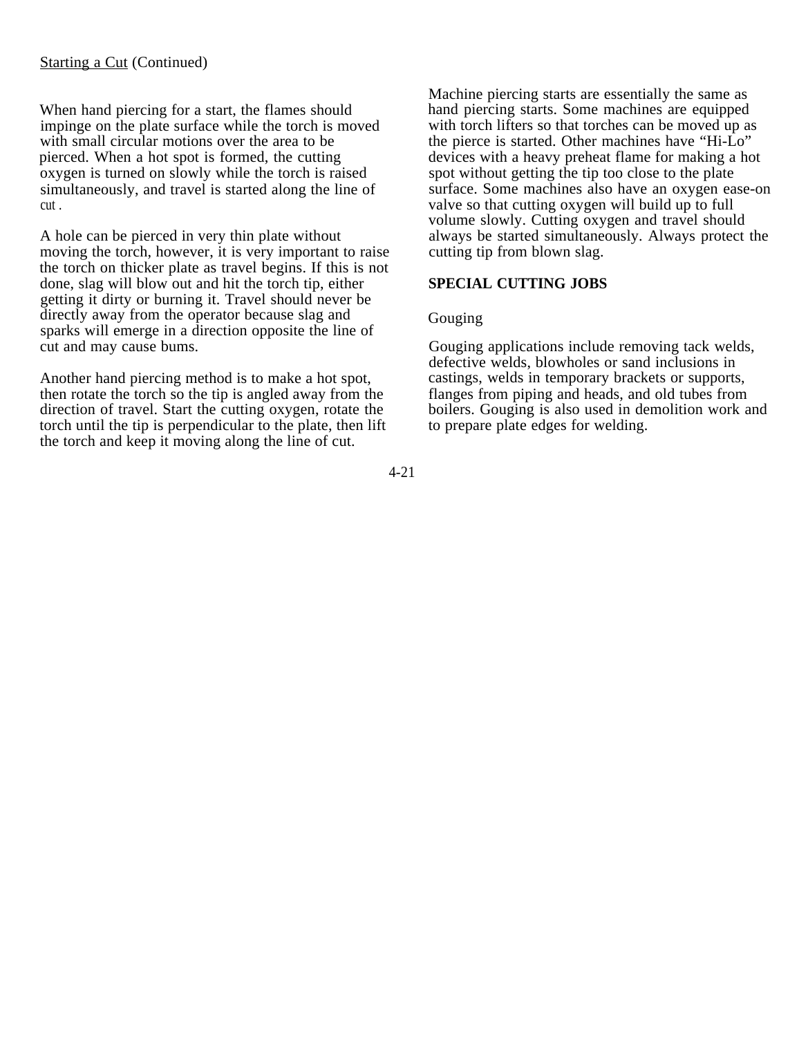Starting a Cut (Continued)

When hand piercing for a start, the flames should impinge on the plate surface while the torch is moved with small circular motions over the area to be pierced. When a hot spot is formed, the cutting oxygen is turned on slowly while the torch is raised simultaneously, and travel is started along the line of cut .

A hole can be pierced in very thin plate without moving the torch, however, it is very important to raise the torch on thicker plate as travel begins. If this is not done, slag will blow out and hit the torch tip, either getting it dirty or burning it. Travel should never be directly away from the operator because slag and sparks will emerge in a direction opposite the line of cut and may cause bums.

Another hand piercing method is to make a hot spot, then rotate the torch so the tip is angled away from the direction of travel. Start the cutting oxygen, rotate the torch until the tip is perpendicular to the plate, then lift the torch and keep it moving along the line of cut.

Machine piercing starts are essentially the same as hand piercing starts. Some machines are equipped with torch lifters so that torches can be moved up as the pierce is started. Other machines have "Hi-Lo" devices with a heavy preheat flame for making a hot spot without getting the tip too close to the plate surface. Some machines also have an oxygen ease-on valve so that cutting oxygen will build up to full volume slowly. Cutting oxygen and travel should always be started simultaneously. Always protect the cutting tip from blown slag.

## SPECIAL CUTTING JOBS

### Gouging

Gouging applications include removing tack welds, defective welds, blowholes or sand inclusions in castings, welds in temporary brackets or supports, flanges from piping and heads, and old tubes from boilers. Gouging is also used in demolition work and to prepare plate edges for welding.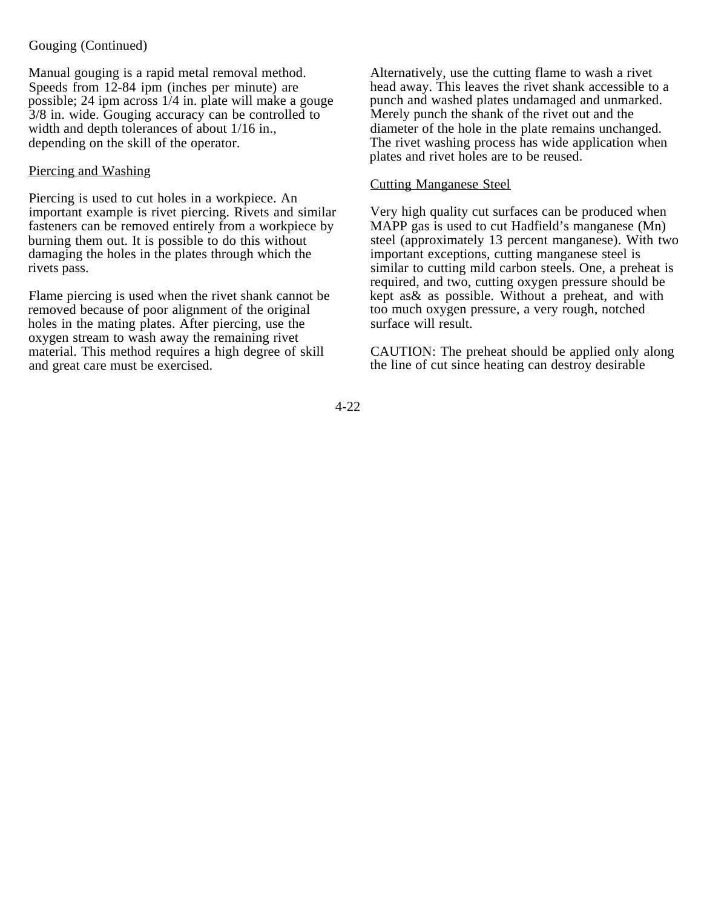Gouging (Continued)

Manual gouging is a rapid metal removal method. Speeds from 12-84 ipm (inches per minute) are possible; 24 ipm across 1/4 in. plate will make a gouge 3/8 in. wide. Gouging accuracy can be controlled to width and depth tolerances of about 1/16 in., depending on the skill of the operator.

Piercing and Washing

Piercing is used to cut holes in a workpiece. An important example is rivet piercing. Rivets and similar fasteners can be removed entirely from a workpiece by burning them out. It is possible to do this without damaging the holes in the plates through which the rivets pass.

Flame piercing is used when the rivet shank cannot be removed because of poor alignment of the original holes in the mating plates. After piercing, use the oxygen stream to wash away the remaining rivet material. This method requires a high degree of skill and great care must be exercised.

Alternatively, use the cutting flame to wash a rivet head away. This leaves the rivet shank accessible to a punch and washed plates undamaged and unmarked. Merely punch the shank of the rivet out and the diameter of the hole in the plate remains unchanged. The rivet washing process has wide application when plates and rivet holes are to be reused.

Cutting Manganese Steel

Very high quality cut surfaces can be produced when MAPP gas is used to cut Hadfield's manganese (Mn) steel (approximately 13 percent manganese). With two important exceptions, cutting manganese steel is similar to cutting mild carbon steels. One, a preheat is required, and two, cutting oxygen pressure should be kept as& as possible. Without a preheat, and with too much oxygen pressure, a very rough, notched surface will result.

CAUTION: The preheat should be applied only along the line of cut since heating can destroy desirable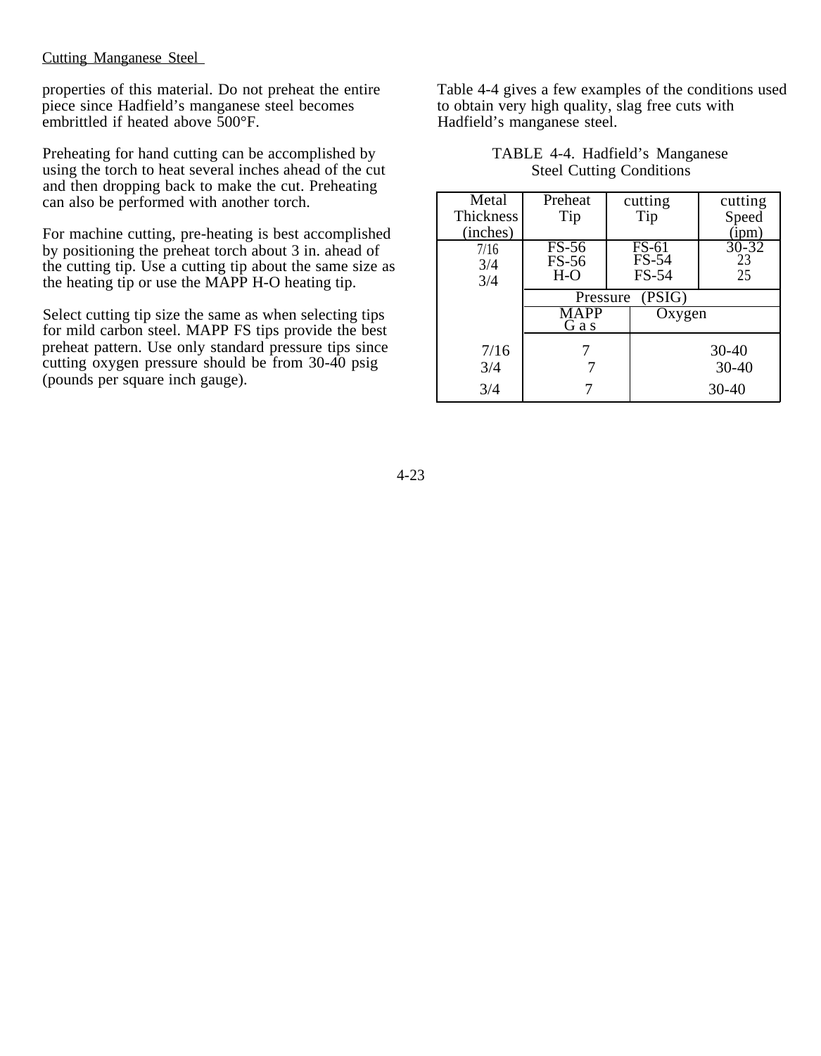Cutting Manganese Steel

properties of this material. Do not preheat the entire piece since Hadfield's manganese steel becomes embrittled if heated above 500°F.

Preheating for hand cutting can be accomplished by using the torch to heat several inches ahead of the cut and then dropping back to make the cut. Preheating can also be performed with another torch.

For machine cutting, pre-heating is best accomplished by positioning the preheat torch about 3 in. ahead of the cutting tip. Use a cutting tip about the same size as the heating tip or use the MAPP H-O heating tip.

Select cutting tip size the same as when selecting tips for mild carbon steel. MAPP FS tips provide the best preheat pattern. Use only standard pressure tips since cutting oxygen pressure should be from 30-40 psig (pounds per square inch gauge).

Table 4-4 gives a few examples of the conditions used to obtain very high quality, slag free cuts with Hadfield's manganese steel.

TABLE 4-4. Hadfield's Manganese Steel Cutting Conditions

| Metal Thickness (inches) | Preheat Tip | cutting Tip | cutting Speed (ipm) |
|---|---|---|---|
| 7/16 | FS-56 | FS-61 | 30-32 |
| 3/4 | FS-56 | FS-54 | 23 |
| 3/4 | H-O | FS-54 | 25 |
| | Pressure (PSIG) | | |
| | MAPP Gas | Oxygen | |
| 7/16 | 7 | 30-40 | |
| 3/4 | 7 | 30-40 | |
| 3/4 | 7 | 30-40 | |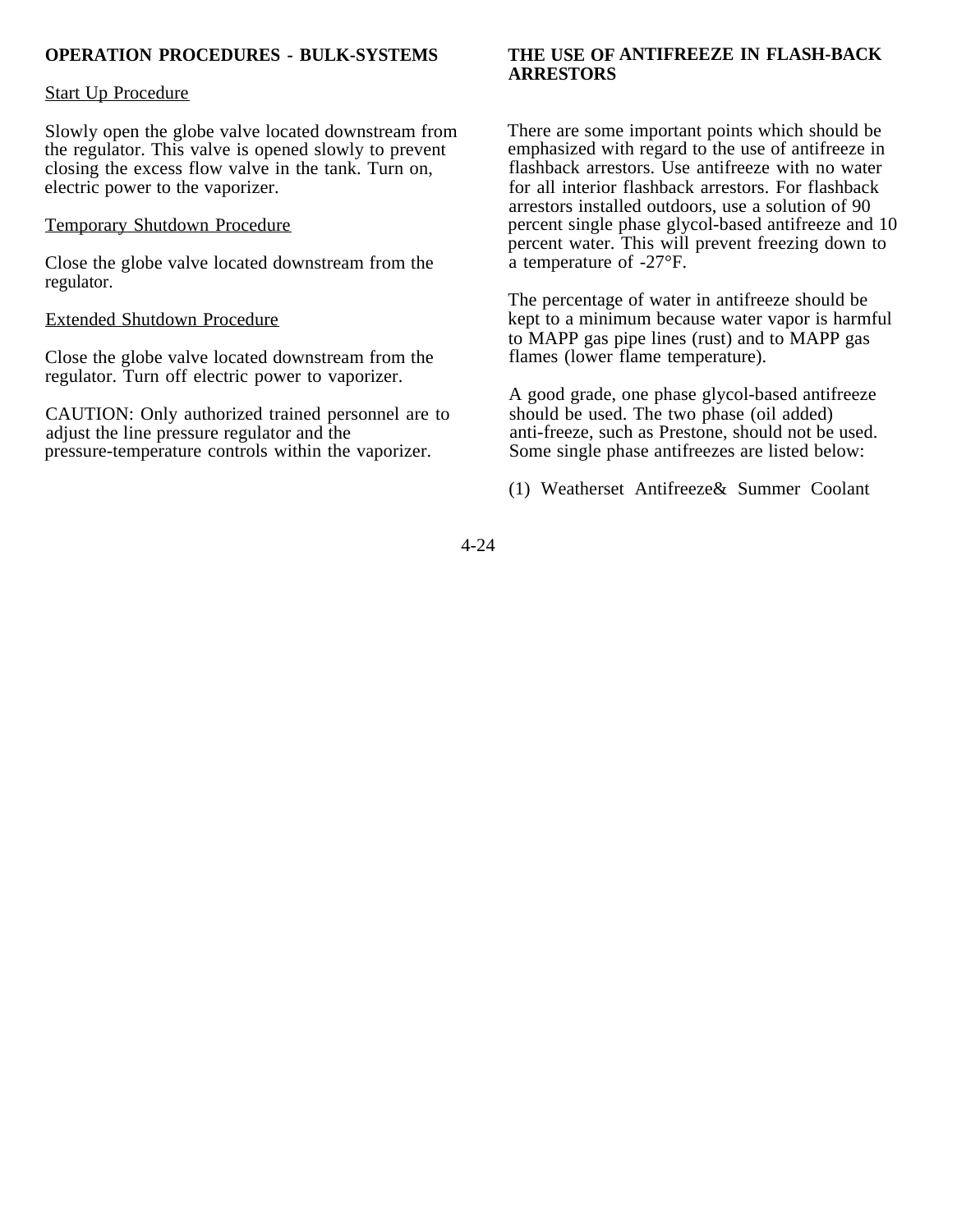## OPERATION PROCEDURES - BULK-SYSTEMS

Start Up Procedure

Slowly open the globe valve located downstream from the regulator. This valve is opened slowly to prevent closing the excess flow valve in the tank. Turn on, electric power to the vaporizer.

Temporary Shutdown Procedure

Close the globe valve located downstream from the regulator.

Extended Shutdown Procedure

Close the globe valve located downstream from the regulator. Turn off electric power to vaporizer.

CAUTION: Only authorized trained personnel are to adjust the line pressure regulator and the pressure-temperature controls within the vaporizer.

## THE USE OF ANTIFREEZE IN FLASH-BACK ARRESTORS

There are some important points which should be emphasized with regard to the use of antifreeze in flashback arrestors. Use antifreeze with no water for all interior flashback arrestors. For flashback arrestors installed outdoors, use a solution of 90 percent single phase glycol-based antifreeze and 10 percent water. This will prevent freezing down to a temperature of -27°F.

The percentage of water in antifreeze should be kept to a minimum because water vapor is harmful to MAPP gas pipe lines (rust) and to MAPP gas flames (lower flame temperature).

A good grade, one phase glycol-based antifreeze should be used. The two phase (oil added) anti-freeze, such as Prestone, should not be used. Some single phase antifreezes are listed below:

(1) Weatherset Antifreeze& Summer Coolant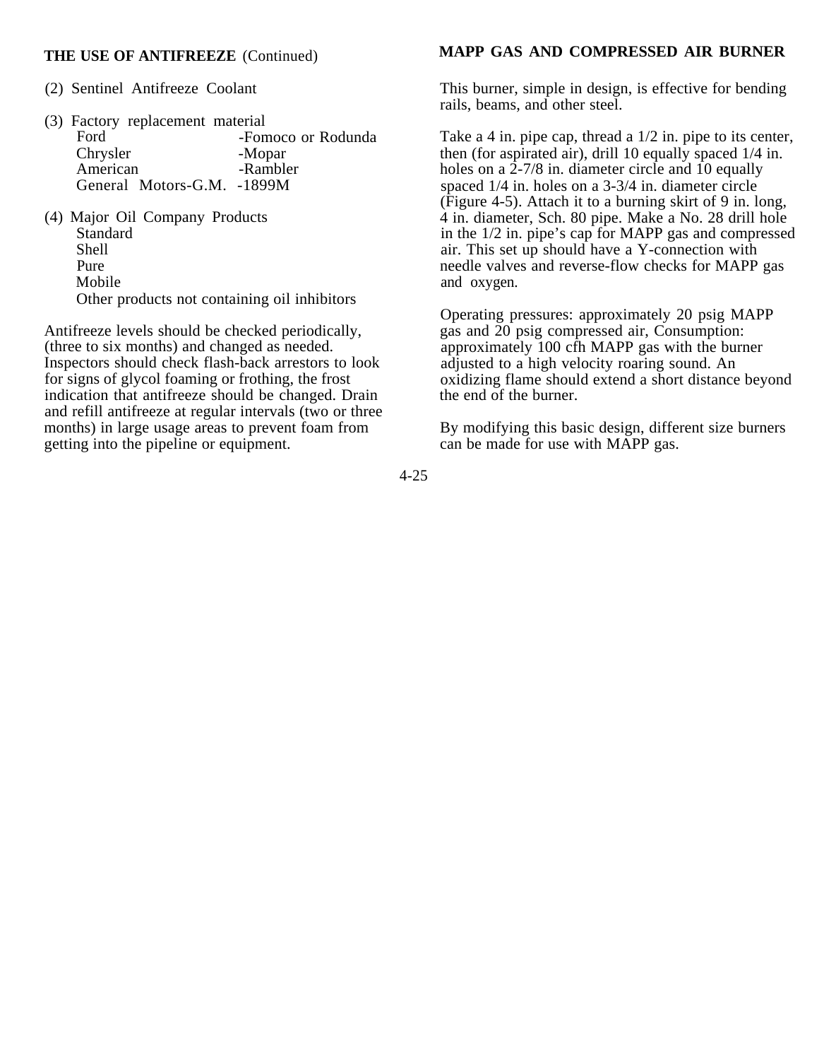**THE USE OF ANTIFREEZE** (Continued)

(2) Sentinel Antifreeze Coolant

(3) Factory replacement material

| | |
|---|---|
| Ford | -Fomoco or Rodunda |
| Chrysler | -Mopar |
| American | -Rambler |
| General Motors-G.M. | -1899M |

(4) Major Oil Company Products
- Standard
- Shell
- Pure
- Mobile
- Other products not containing oil inhibitors

Antifreeze levels should be checked periodically, (three to six months) and changed as needed. Inspectors should check flash-back arrestors to look for signs of glycol foaming or frothing, the frost indication that antifreeze should be changed. Drain and refill antifreeze at regular intervals (two or three months) in large usage areas to prevent foam from getting into the pipeline or equipment.

**MAPP GAS AND COMPRESSED AIR BURNER**

This burner, simple in design, is effective for bending rails, beams, and other steel.

Take a 4 in. pipe cap, thread a 1/2 in. pipe to its center, then (for aspirated air), drill 10 equally spaced 1/4 in. holes on a 2-7/8 in. diameter circle and 10 equally spaced 1/4 in. holes on a 3-3/4 in. diameter circle (Figure 4-5). Attach it to a burning skirt of 9 in. long, 4 in. diameter, Sch. 80 pipe. Make a No. 28 drill hole in the 1/2 in. pipe's cap for MAPP gas and compressed air. This set up should have a Y-connection with needle valves and reverse-flow checks for MAPP gas and oxygen.

Operating pressures: approximately 20 psig MAPP gas and 20 psig compressed air, Consumption: approximately 100 cfh MAPP gas with the burner adjusted to a high velocity roaring sound. An oxidizing flame should extend a short distance beyond the end of the burner.

By modifying this basic design, different size burners can be made for use with MAPP gas.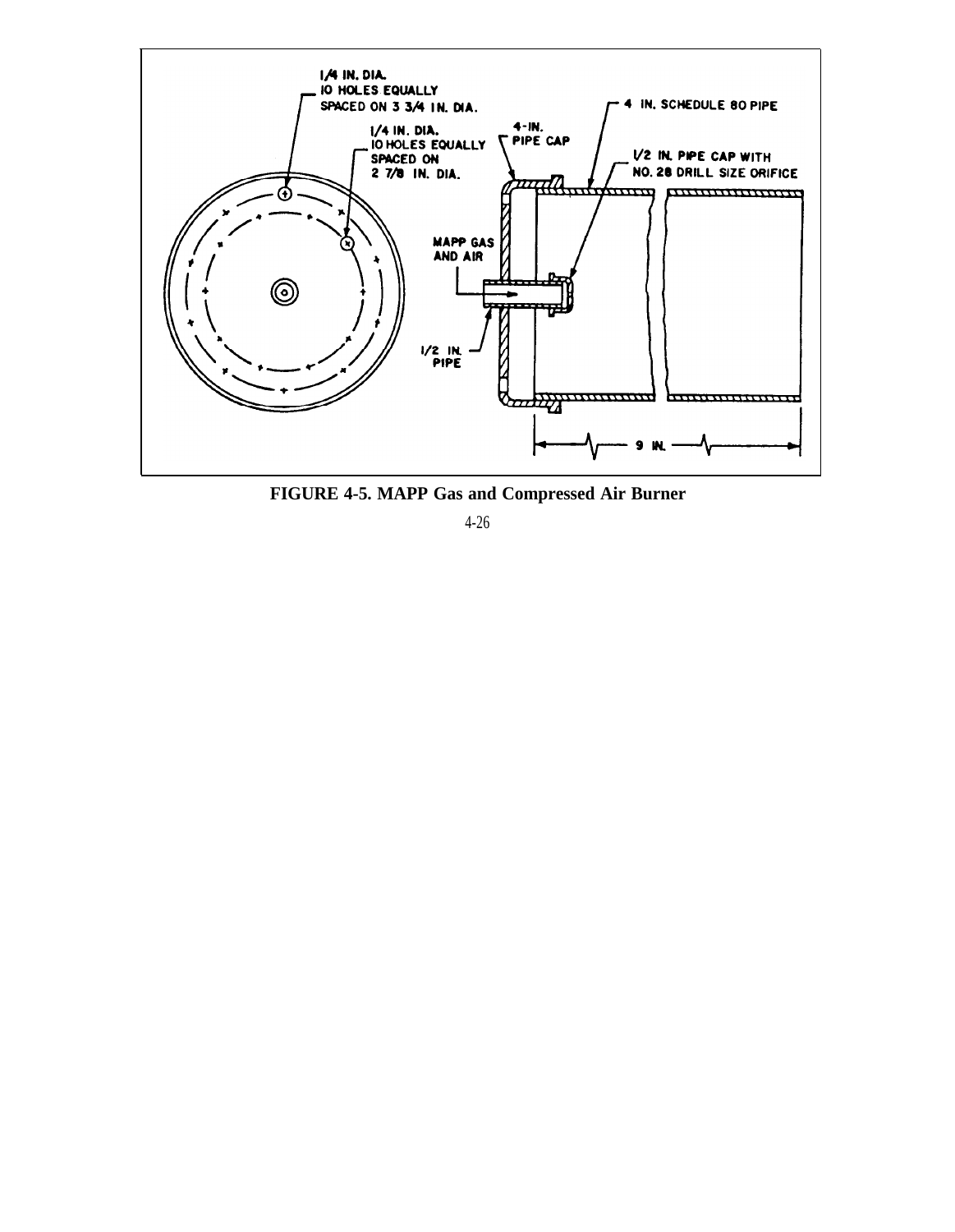**FIGURE 4-5. MAPP Gas and Compressed Air Burner**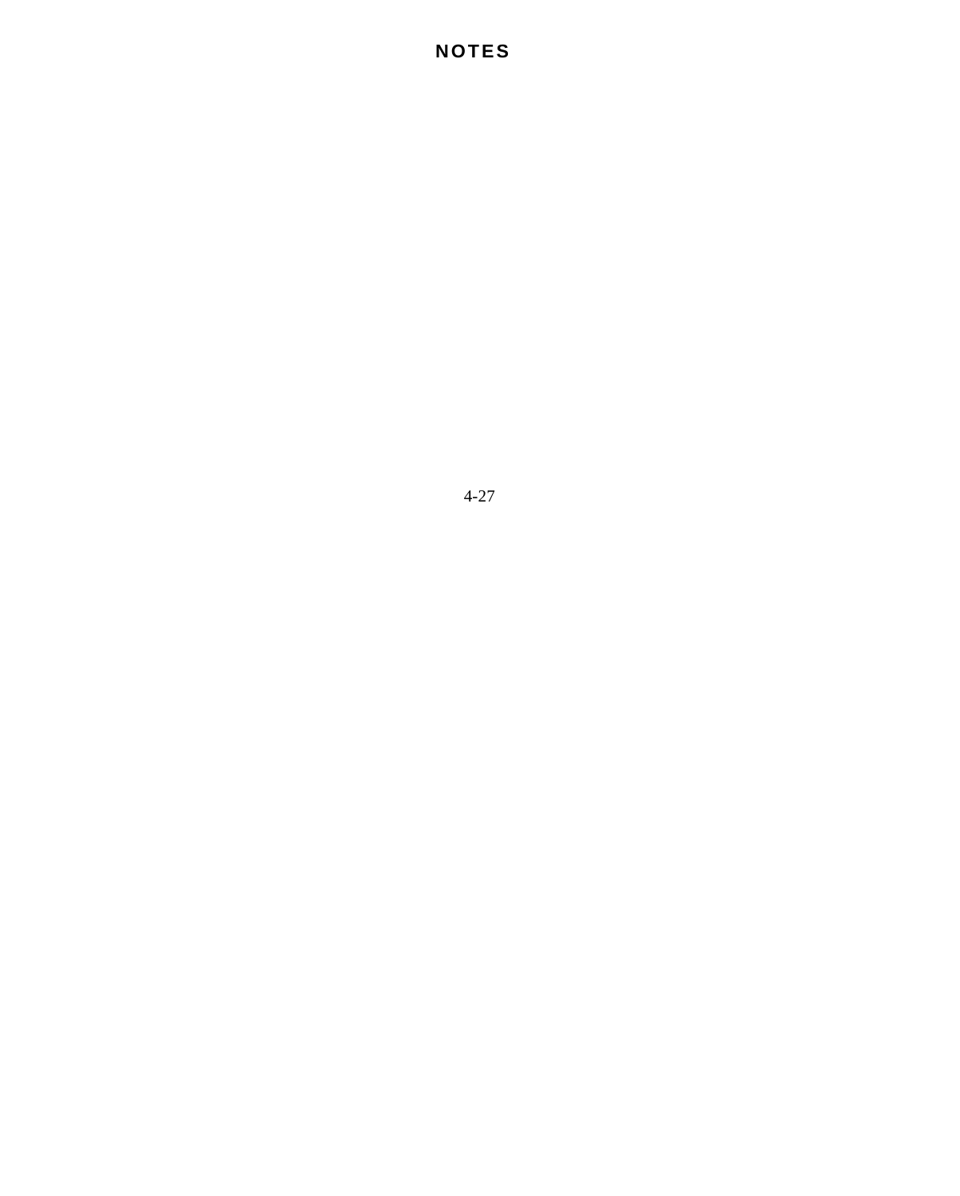# NOTES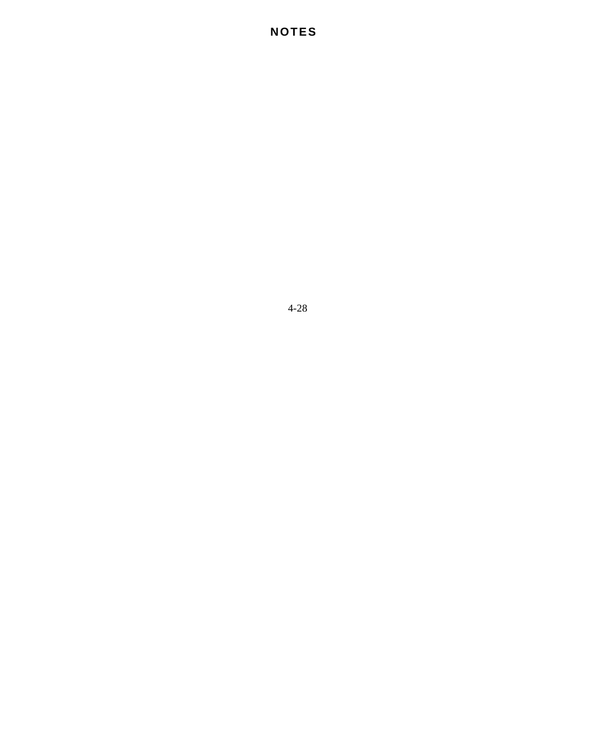# NOTES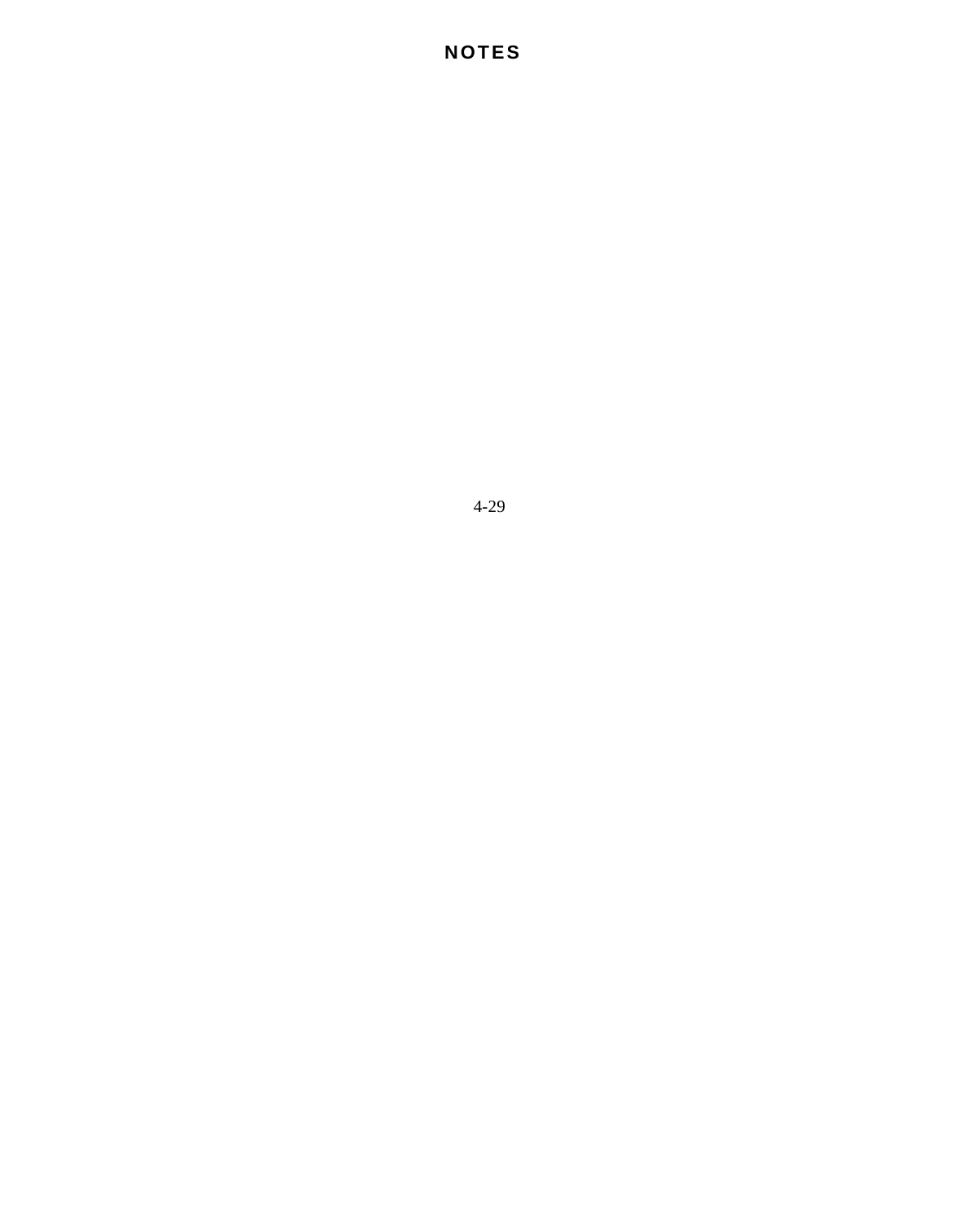# NOTES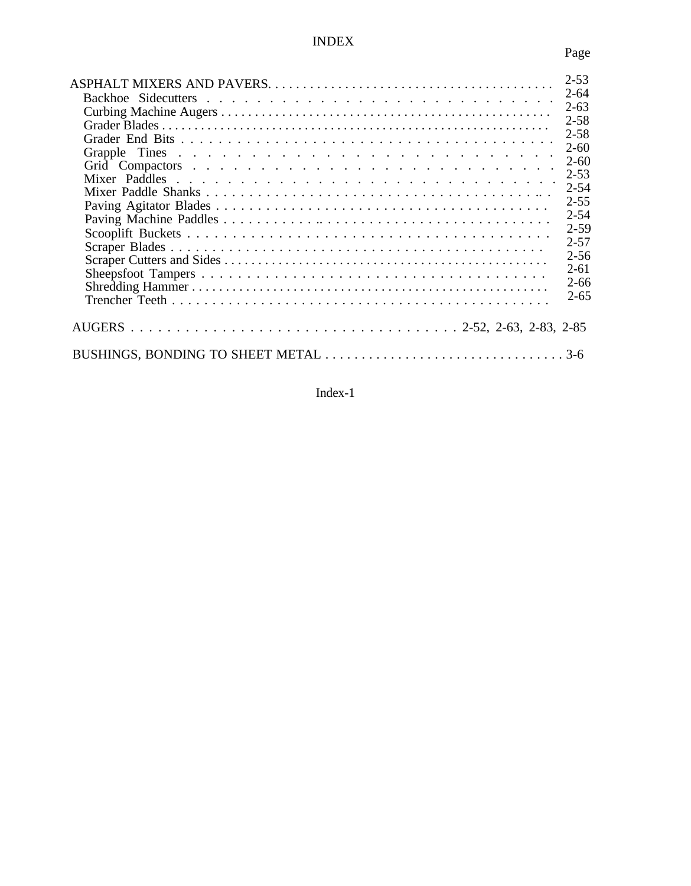# INDEX

| | Page |
|---|---|
| ASPHALT MIXERS AND PAVERS | 2-53 |
| Backhoe Sidecutters | 2-64 |
| Curbing Machine Augers | 2-63 |
| Grader Blades | 2-58 |
| Grader End Bits | 2-58 |
| Grapple Tines | 2-60 |
| Grid Compactors | 2-60 |
| Mixer Paddles | 2-53 |
| Mixer Paddle Shanks | 2-54 |
| Paving Agitator Blades | 2-55 |
| Paving Machine Paddles | 2-54 |
| Scooplift Buckets | 2-59 |
| Scraper Blades | 2-57 |
| Scraper Cutters and Sides | 2-56 |
| Sheepsfoot Tampers | 2-61 |
| Shredding Hammer | 2-66 |
| Trencher Teeth | 2-65 |
| AUGERS | 2-52, 2-63, 2-83, 2-85 |
| BUSHINGS, BONDING TO SHEET METAL | 3-6 |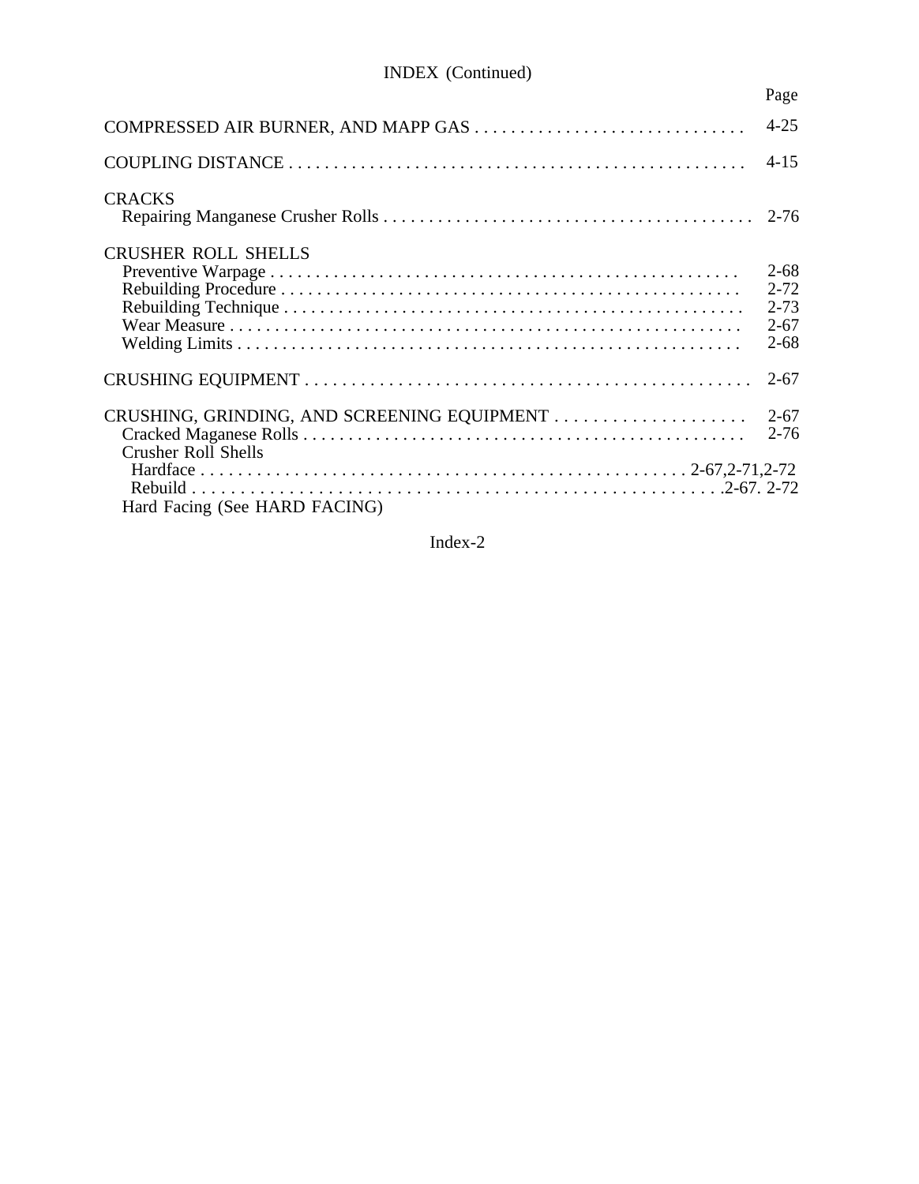INDEX (Continued)

| | Page |
|---|---|
| COMPRESSED AIR BURNER, AND MAPP GAS | 4-25 |
| COUPLING DISTANCE | 4-15 |
| CRACKS | |
| Repairing Manganese Crusher Rolls | 2-76 |
| CRUSHER ROLL SHELLS | |
| Preventive Warpage | 2-68 |
| Rebuilding Procedure | 2-72 |
| Rebuilding Technique | 2-73 |
| Wear Measure | 2-67 |
| Welding Limits | 2-68 |
| CRUSHING EQUIPMENT | 2-67 |
| CRUSHING, GRINDING, AND SCREENING EQUIPMENT | 2-67 |
| Cracked Maganese Rolls | 2-76 |
| Crusher Roll Shells | |
| Hardface | 2-67,2-71,2-72 |
| Rebuild | 2-67. 2-72 |
| Hard Facing (See HARD FACING) | |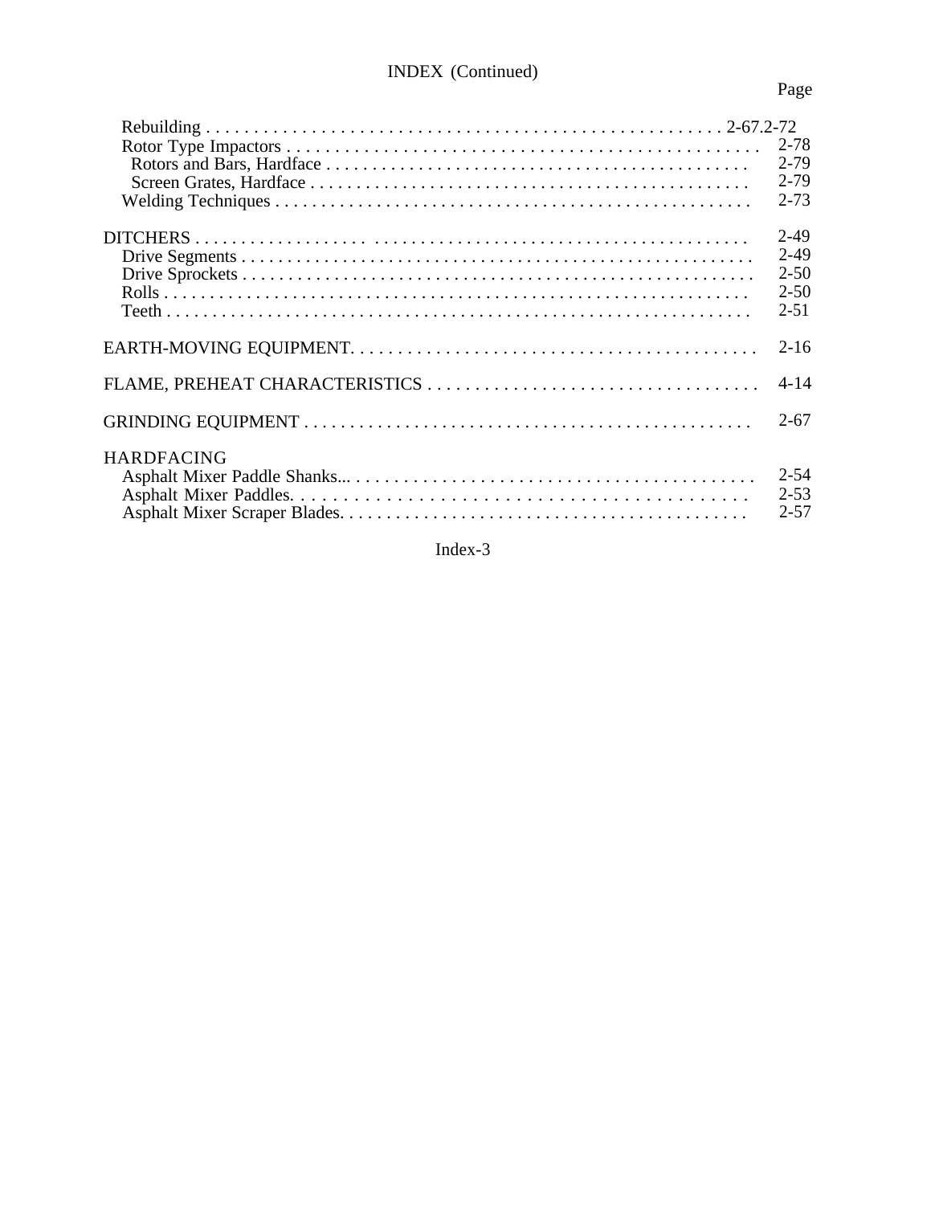# INDEX (Continued)

| | Page |
|---|---|
| Rebuilding | 2-67.2-72 |
| Rotor Type Impactors | 2-78 |
| Rotors and Bars, Hardface | 2-79 |
| Screen Grates, Hardface | 2-79 |
| Welding Techniques | 2-73 |
| | |
| DITCHERS | 2-49 |
| Drive Segments | 2-49 |
| Drive Sprockets | 2-50 |
| Rolls | 2-50 |
| Teeth | 2-51 |
| | |
| EARTH-MOVING EQUIPMENT | 2-16 |
| | |
| FLAME, PREHEAT CHARACTERISTICS | 4-14 |
| | |
| GRINDING EQUIPMENT | 2-67 |
| | |
| HARDFACING | |
| Asphalt Mixer Paddle Shanks | 2-54 |
| Asphalt Mixer Paddles | 2-53 |
| Asphalt Mixer Scraper Blades | 2-57 |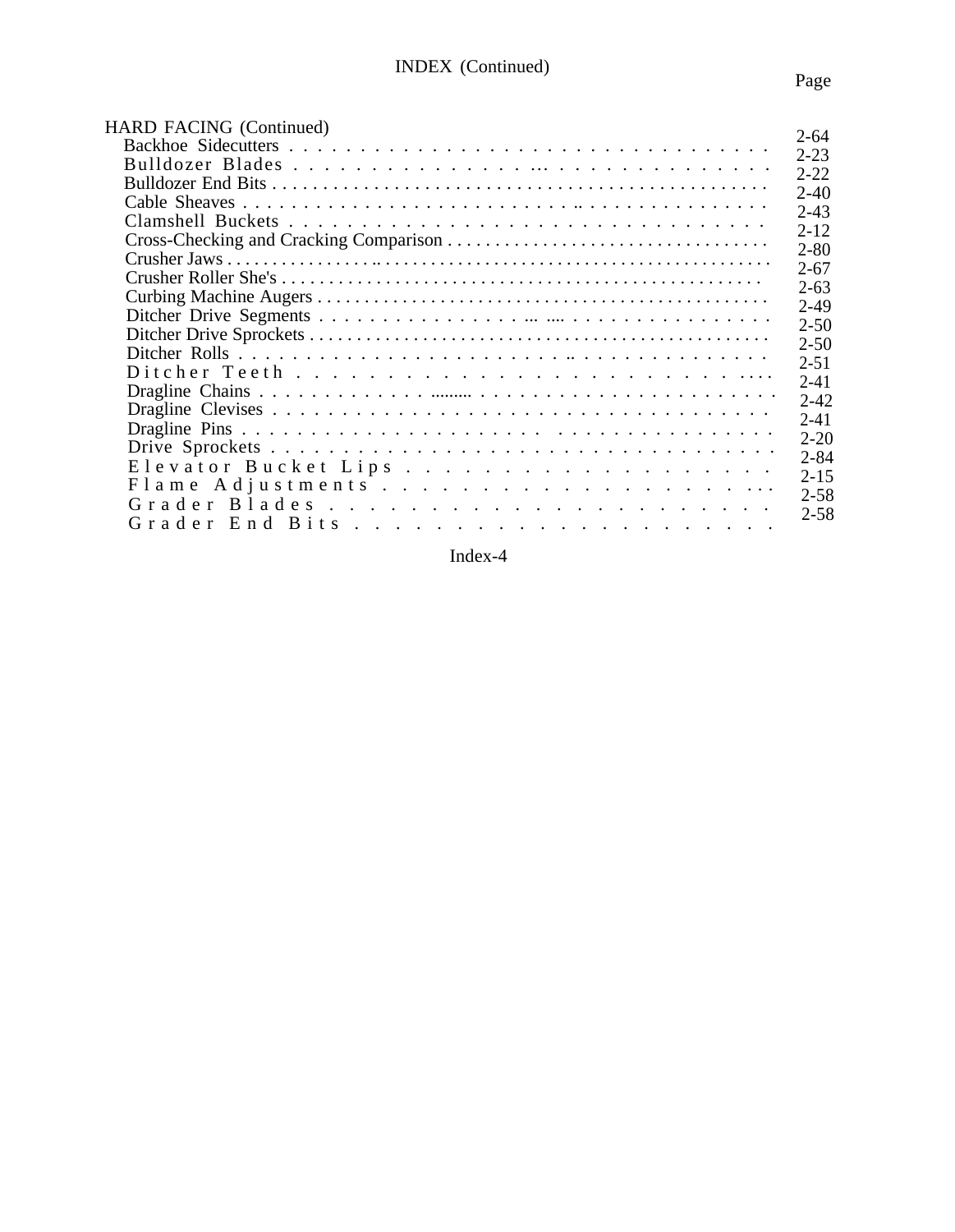# INDEX (Continued)

| | Page |
|---|---|
| HARD FACING (Continued) | |
| Backhoe Sidecutters | 2-64 |
| Bulldozer Blades | 2-23 |
| Bulldozer End Bits | 2-22 |
| Cable Sheaves | 2-40 |
| Clamshell Buckets | 2-43 |
| Cross-Checking and Cracking Comparison | 2-12 |
| Crusher Jaws | 2-80 |
| Crusher Roller She's | 2-67 |
| Curbing Machine Augers | 2-63 |
| Ditcher Drive Segments | 2-49 |
| Ditcher Drive Sprockets | 2-50 |
| Ditcher Rolls | 2-50 |
| Ditcher Teeth | 2-51 |
| Dragline Chains | 2-41 |
| Dragline Clevises | 2-42 |
| Dragline Pins | 2-41 |
| Drive Sprockets | 2-20 |
| Elevator Bucket Lips | 2-84 |
| Flame Adjustments | 2-15 |
| Grader Blades | 2-58 |
| Grader End Bits | 2-58 |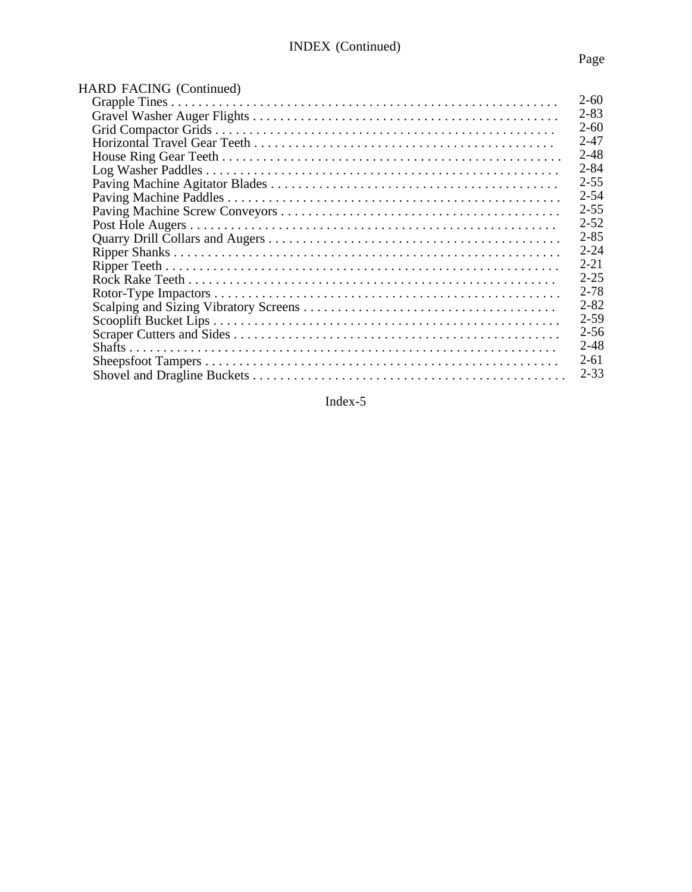# INDEX (Continued)

| | Page |
|---|---|
| **HARD FACING (Continued)** | |
| Grapple Tines | 2-60 |
| Gravel Washer Auger Flights | 2-83 |
| Grid Compactor Grids | 2-60 |
| Horizontal Travel Gear Teeth | 2-47 |
| House Ring Gear Teeth | 2-48 |
| Log Washer Paddles | 2-84 |
| Paving Machine Agitator Blades | 2-55 |
| Paving Machine Paddles | 2-54 |
| Paving Machine Screw Conveyors | 2-55 |
| Post Hole Augers | 2-52 |
| Quarry Drill Collars and Augers | 2-85 |
| Ripper Shanks | 2-24 |
| Ripper Teeth | 2-21 |
| Rock Rake Teeth | 2-25 |
| Rotor-Type Impactors | 2-78 |
| Scalping and Sizing Vibratory Screens | 2-82 |
| Scooplift Bucket Lips | 2-59 |
| Scraper Cutters and Sides | 2-56 |
| Shafts | 2-48 |
| Sheepsfoot Tampers | 2-61 |
| Shovel and Dragline Buckets | 2-33 |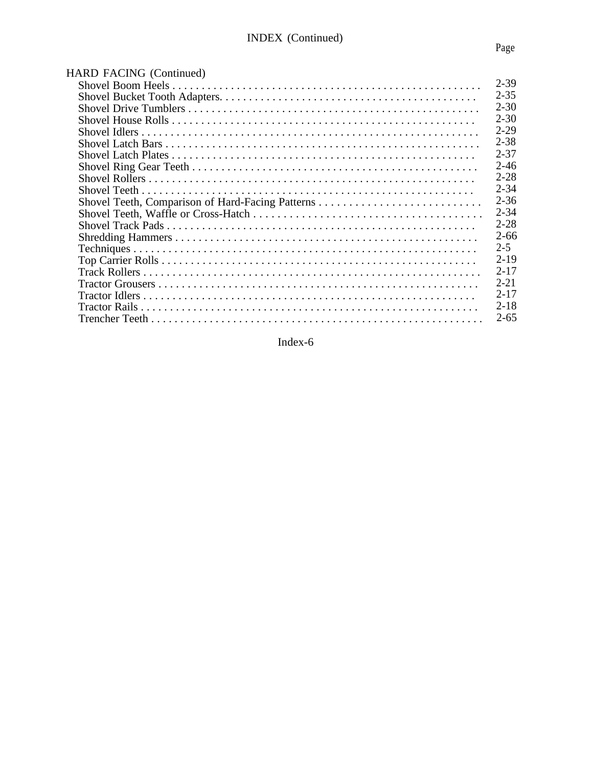# INDEX (Continued)

| | Page |
|---|---|
| **HARD FACING (Continued)** | |
| Shovel Boom Heels | 2-39 |
| Shovel Bucket Tooth Adapters | 2-35 |
| Shovel Drive Tumblers | 2-30 |
| Shovel House Rolls | 2-30 |
| Shovel Idlers | 2-29 |
| Shovel Latch Bars | 2-38 |
| Shovel Latch Plates | 2-37 |
| Shovel Ring Gear Teeth | 2-46 |
| Shovel Rollers | 2-28 |
| Shovel Teeth | 2-34 |
| Shovel Teeth, Comparison of Hard-Facing Patterns | 2-36 |
| Shovel Teeth, Waffle or Cross-Hatch | 2-34 |
| Shovel Track Pads | 2-28 |
| Shredding Hammers | 2-66 |
| Techniques | 2-5 |
| Top Carrier Rolls | 2-19 |
| Track Rollers | 2-17 |
| Tractor Grousers | 2-21 |
| Tractor Idlers | 2-17 |
| Tractor Rails | 2-18 |
| Trencher Teeth | 2-65 |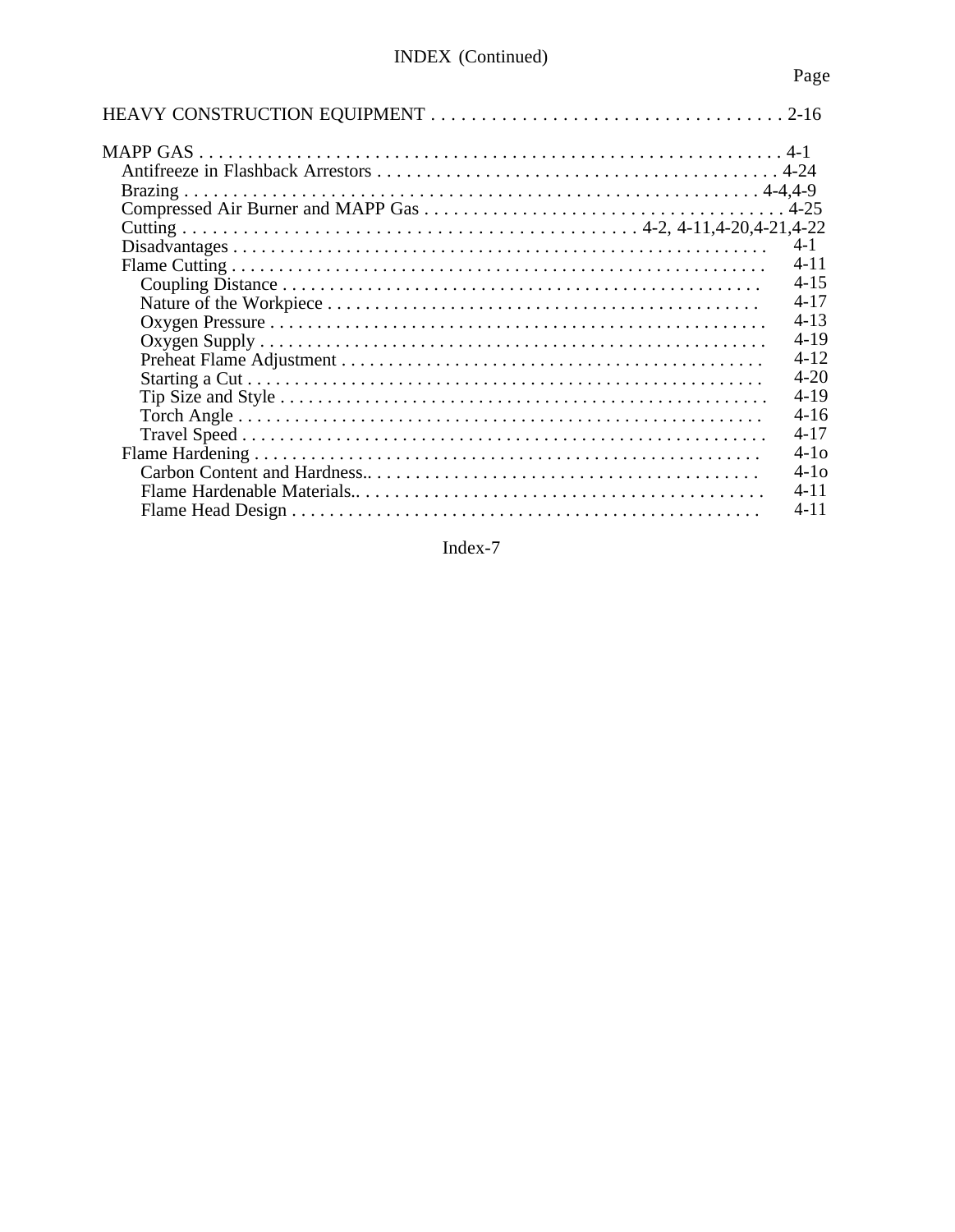INDEX (Continued)

Page

HEAVY CONSTRUCTION EQUIPMENT . . . . . . . . . . . . . . . . . . . . . . . . . . . . . . . . . . . 2-16

MAPP GAS . . . . . . . . . . . . . . . . . . . . . . . . . . . . . . . . . . . . . . . . . . . . . . . . . . . . . . . . . . . 4-1
- Antifreeze in Flashback Arrestors . . . . . . . . . . . . . . . . . . . . . . . . . . . . . . . . . . . . . . . . . 4-24
- Brazing . . . . . . . . . . . . . . . . . . . . . . . . . . . . . . . . . . . . . . . . . . . . . . . . . . . . . . . . . . . . 4-4,4-9
- Compressed Air Burner and MAPP Gas . . . . . . . . . . . . . . . . . . . . . . . . . . . . . . . . . . . . 4-25
- Cutting . . . . . . . . . . . . . . . . . . . . . . . . . . . . . . . . . . . . . . . . . . . . 4-2, 4-11,4-20,4-21,4-22
- Disadvantages . . . . . . . . . . . . . . . . . . . . . . . . . . . . . . . . . . . . . . . . . . . . . . . . . . . . . . . 4-1
- Flame Cutting . . . . . . . . . . . . . . . . . . . . . . . . . . . . . . . . . . . . . . . . . . . . . . . . . . . . . . . . 4-11
  - Coupling Distance . . . . . . . . . . . . . . . . . . . . . . . . . . . . . . . . . . . . . . . . . . . . . . . . . . 4-15
  - Nature of the Workpiece . . . . . . . . . . . . . . . . . . . . . . . . . . . . . . . . . . . . . . . . . . . . . 4-17
  - Oxygen Pressure . . . . . . . . . . . . . . . . . . . . . . . . . . . . . . . . . . . . . . . . . . . . . . . . . . . . 4-13
  - Oxygen Supply . . . . . . . . . . . . . . . . . . . . . . . . . . . . . . . . . . . . . . . . . . . . . . . . . . . . . 4-19
  - Preheat Flame Adjustment . . . . . . . . . . . . . . . . . . . . . . . . . . . . . . . . . . . . . . . . . . . . 4-12
  - Starting a Cut . . . . . . . . . . . . . . . . . . . . . . . . . . . . . . . . . . . . . . . . . . . . . . . . . . . . . . 4-20
  - Tip Size and Style . . . . . . . . . . . . . . . . . . . . . . . . . . . . . . . . . . . . . . . . . . . . . . . . . . . 4-19
  - Torch Angle . . . . . . . . . . . . . . . . . . . . . . . . . . . . . . . . . . . . . . . . . . . . . . . . . . . . . . . 4-16
  - Travel Speed . . . . . . . . . . . . . . . . . . . . . . . . . . . . . . . . . . . . . . . . . . . . . . . . . . . . . . . 4-17
- Flame Hardening . . . . . . . . . . . . . . . . . . . . . . . . . . . . . . . . . . . . . . . . . . . . . . . . . . . . . 4-1o
  - Carbon Content and Hardness.. . . . . . . . . . . . . . . . . . . . . . . . . . . . . . . . . . . . . . . . . 4-1o
  - Flame Hardenable Materials.. . . . . . . . . . . . . . . . . . . . . . . . . . . . . . . . . . . . . . . . . . . 4-11
  - Flame Head Design . . . . . . . . . . . . . . . . . . . . . . . . . . . . . . . . . . . . . . . . . . . . . . . . . . 4-11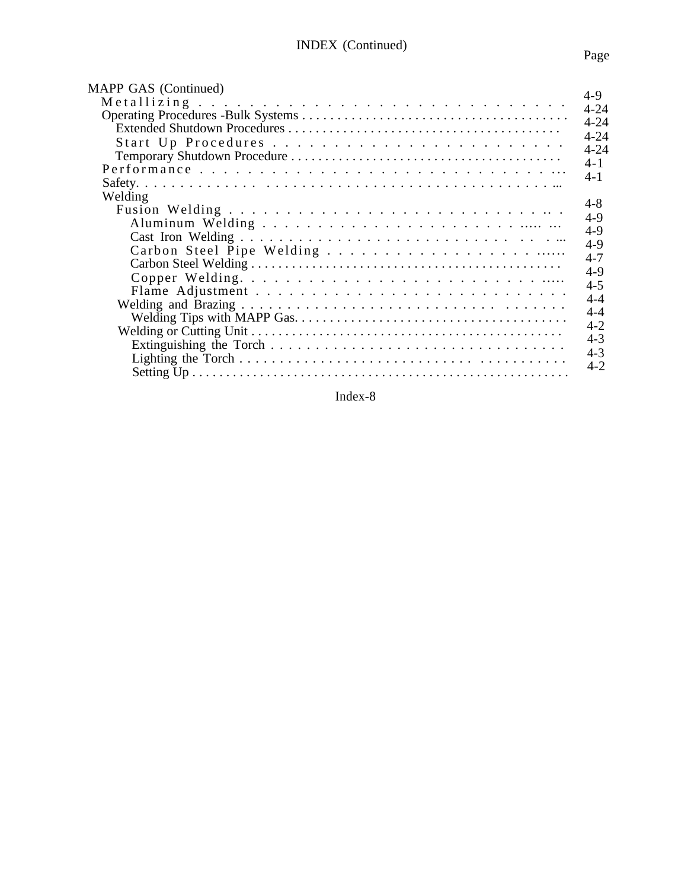# INDEX (Continued)

| | Page |
|---|---|
| MAPP GAS (Continued) | |
| Metallizing | 4-9 |
| Operating Procedures -Bulk Systems | 4-24 |
| Extended Shutdown Procedures | 4-24 |
| Start Up Procedures | 4-24 |
| Temporary Shutdown Procedure | 4-24 |
| Performance | 4-1 |
| Safety | 4-1 |
| Welding | |
| Fusion Welding | 4-8 |
| Aluminum Welding | 4-9 |
| Cast Iron Welding | 4-9 |
| Carbon Steel Pipe Welding | 4-9 |
| Carbon Steel Welding | 4-7 |
| Copper Welding | 4-9 |
| Flame Adjustment | 4-5 |
| Welding and Brazing | 4-4 |
| Welding Tips with MAPP Gas | 4-4 |
| Welding or Cutting Unit | 4-2 |
| Extinguishing the Torch | 4-3 |
| Lighting the Torch | 4-3 |
| Setting Up | 4-2 |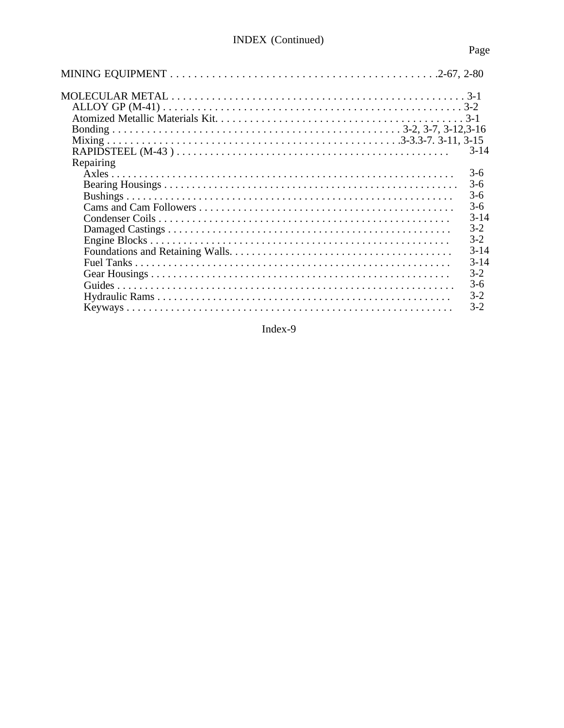INDEX (Continued)

Page

MINING EQUIPMENT . . . . . . . . . . . . . . . . . . . . . . . . . . . . . . . . . . . . . . . . . . . . .2-67, 2-80

MOLECULAR METAL . . . . . . . . . . . . . . . . . . . . . . . . . . . . . . . . . . . . . . . . . . . . . . . . . . . 3-1
- ALLOY GP (M-41) . . . . . . . . . . . . . . . . . . . . . . . . . . . . . . . . . . . . . . . . . . . . . . . . . . . 3-2
- Atomized Metallic Materials Kit. . . . . . . . . . . . . . . . . . . . . . . . . . . . . . . . . . . . . . . . . . 3-1
- Bonding . . . . . . . . . . . . . . . . . . . . . . . . . . . . . . . . . . . . . . . . . . . . . . . . . 3-2, 3-7, 3-12,3-16
- Mixing . . . . . . . . . . . . . . . . . . . . . . . . . . . . . . . . . . . . . . . . . . . . . . . . . .3-3.3-7. 3-11, 3-15
- RAPIDSTEEL (M-43 ) . . . . . . . . . . . . . . . . . . . . . . . . . . . . . . . . . . . . . . . . . . . . . . . . 3-14
- Repairing
  - Axles . . . . . . . . . . . . . . . . . . . . . . . . . . . . . . . . . . . . . . . . . . . . . . . . . . . . . . . . . . . . . 3-6
  - Bearing Housings . . . . . . . . . . . . . . . . . . . . . . . . . . . . . . . . . . . . . . . . . . . . . . . . . . . 3-6
  - Bushings . . . . . . . . . . . . . . . . . . . . . . . . . . . . . . . . . . . . . . . . . . . . . . . . . . . . . . . . . . 3-6
  - Cams and Cam Followers . . . . . . . . . . . . . . . . . . . . . . . . . . . . . . . . . . . . . . . . . . . . . 3-6
  - Condenser Coils . . . . . . . . . . . . . . . . . . . . . . . . . . . . . . . . . . . . . . . . . . . . . . . . . . . . 3-14
  - Damaged Castings . . . . . . . . . . . . . . . . . . . . . . . . . . . . . . . . . . . . . . . . . . . . . . . . . . 3-2
  - Engine Blocks . . . . . . . . . . . . . . . . . . . . . . . . . . . . . . . . . . . . . . . . . . . . . . . . . . . . . . 3-2
  - Foundations and Retaining Walls. . . . . . . . . . . . . . . . . . . . . . . . . . . . . . . . . . . . . . . 3-14
  - Fuel Tanks . . . . . . . . . . . . . . . . . . . . . . . . . . . . . . . . . . . . . . . . . . . . . . . . . . . . . . . . 3-14
  - Gear Housings . . . . . . . . . . . . . . . . . . . . . . . . . . . . . . . . . . . . . . . . . . . . . . . . . . . . . 3-2
  - Guides . . . . . . . . . . . . . . . . . . . . . . . . . . . . . . . . . . . . . . . . . . . . . . . . . . . . . . . . . . . . 3-6
  - Hydraulic Rams . . . . . . . . . . . . . . . . . . . . . . . . . . . . . . . . . . . . . . . . . . . . . . . . . . . . 3-2
  - Keyways . . . . . . . . . . . . . . . . . . . . . . . . . . . . . . . . . . . . . . . . . . . . . . . . . . . . . . . . . . 3-2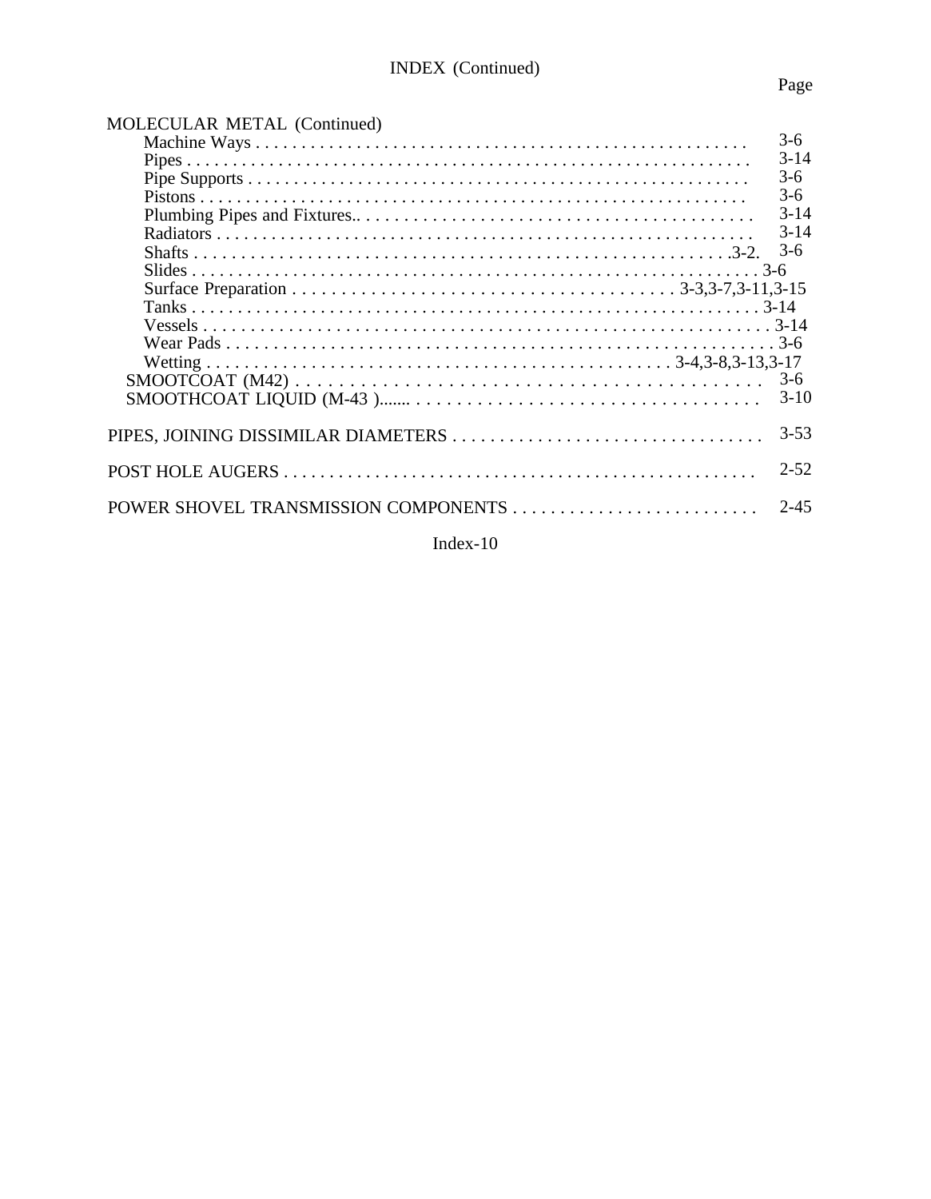# INDEX (Continued)

Page

MOLECULAR METAL (Continued)

- Machine Ways . . . . . . . . . . . . . . . . . . . . . . . . . . . . . . . . . . . . . . . . . . . . . . . . . . . . . 3-6
- Pipes . . . . . . . . . . . . . . . . . . . . . . . . . . . . . . . . . . . . . . . . . . . . . . . . . . . . . . . . . . . . . 3-14
- Pipe Supports . . . . . . . . . . . . . . . . . . . . . . . . . . . . . . . . . . . . . . . . . . . . . . . . . . . . . . 3-6
- Pistons . . . . . . . . . . . . . . . . . . . . . . . . . . . . . . . . . . . . . . . . . . . . . . . . . . . . . . . . . . . 3-6
- Plumbing Pipes and Fixtures.. . . . . . . . . . . . . . . . . . . . . . . . . . . . . . . . . . . . . . . . . 3-14
- Radiators . . . . . . . . . . . . . . . . . . . . . . . . . . . . . . . . . . . . . . . . . . . . . . . . . . . . . . . . . 3-14
- Shafts . . . . . . . . . . . . . . . . . . . . . . . . . . . . . . . . . . . . . . . . . . . . . . . . . . . . . . . . . . .3-2. 3-6
- Slides . . . . . . . . . . . . . . . . . . . . . . . . . . . . . . . . . . . . . . . . . . . . . . . . . . . . . . . . . . . . 3-6
- Surface Preparation . . . . . . . . . . . . . . . . . . . . . . . . . . . . . . . . . . . . . . 3-3,3-7,3-11,3-15
- Tanks . . . . . . . . . . . . . . . . . . . . . . . . . . . . . . . . . . . . . . . . . . . . . . . . . . . . . . . . . . . . 3-14
- Vessels . . . . . . . . . . . . . . . . . . . . . . . . . . . . . . . . . . . . . . . . . . . . . . . . . . . . . . . . . . . 3-14
- Wear Pads . . . . . . . . . . . . . . . . . . . . . . . . . . . . . . . . . . . . . . . . . . . . . . . . . . . . . . . . 3-6
- Wetting . . . . . . . . . . . . . . . . . . . . . . . . . . . . . . . . . . . . . . . . . . . . . . . . . 3-4,3-8,3-13,3-17

SMOOTCOAT (M42) . . . . . . . . . . . . . . . . . . . . . . . . . . . . . . . . . . . . . . . . . . . . . . . 3-6

SMOOTHCOAT LIQUID (M-43 )....... . . . . . . . . . . . . . . . . . . . . . . . . . . . . . . . . . . . 3-10

PIPES, JOINING DISSIMILAR DIAMETERS . . . . . . . . . . . . . . . . . . . . . . . . . . . . . . . . . 3-53

POST HOLE AUGERS . . . . . . . . . . . . . . . . . . . . . . . . . . . . . . . . . . . . . . . . . . . . . . . . . . 2-52

POWER SHOVEL TRANSMISSION COMPONENTS . . . . . . . . . . . . . . . . . . . . . . . . . . 2-45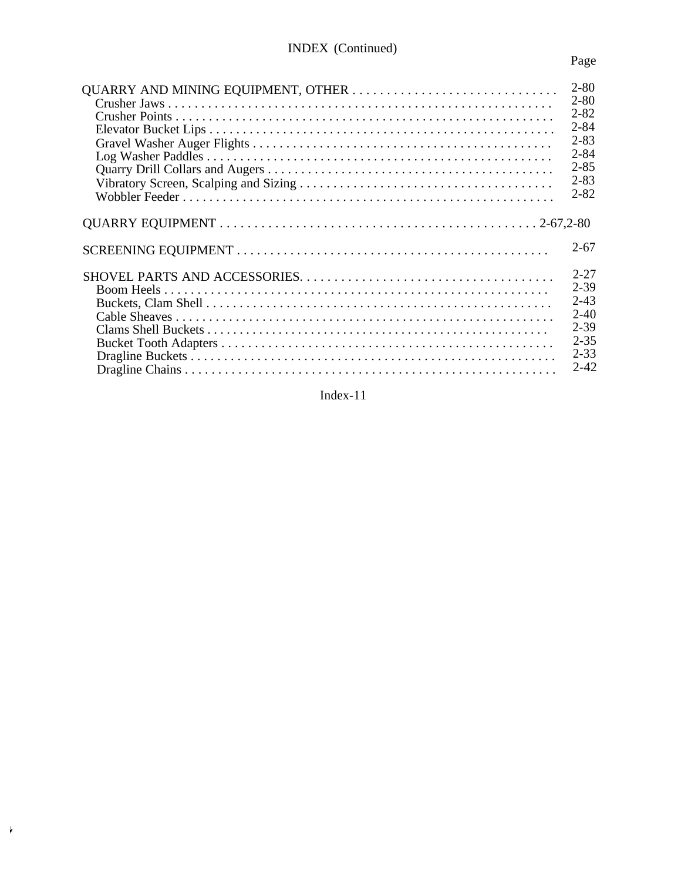INDEX (Continued)

| | Page |
|---|---|
| QUARRY AND MINING EQUIPMENT, OTHER | 2-80 |
| Crusher Jaws | 2-80 |
| Crusher Points | 2-82 |
| Elevator Bucket Lips | 2-84 |
| Gravel Washer Auger Flights | 2-83 |
| Log Washer Paddles | 2-84 |
| Quarry Drill Collars and Augers | 2-85 |
| Vibratory Screen, Scalping and Sizing | 2-83 |
| Wobbler Feeder | 2-82 |
| QUARRY EQUIPMENT | 2-67,2-80 |
| SCREENING EQUIPMENT | 2-67 |
| SHOVEL PARTS AND ACCESSORIES. | 2-27 |
| Boom Heels | 2-39 |
| Buckets, Clam Shell | 2-43 |
| Cable Sheaves | 2-40 |
| Clams Shell Buckets | 2-39 |
| Bucket Tooth Adapters | 2-35 |
| Dragline Buckets | 2-33 |
| Dragline Chains | 2-42 |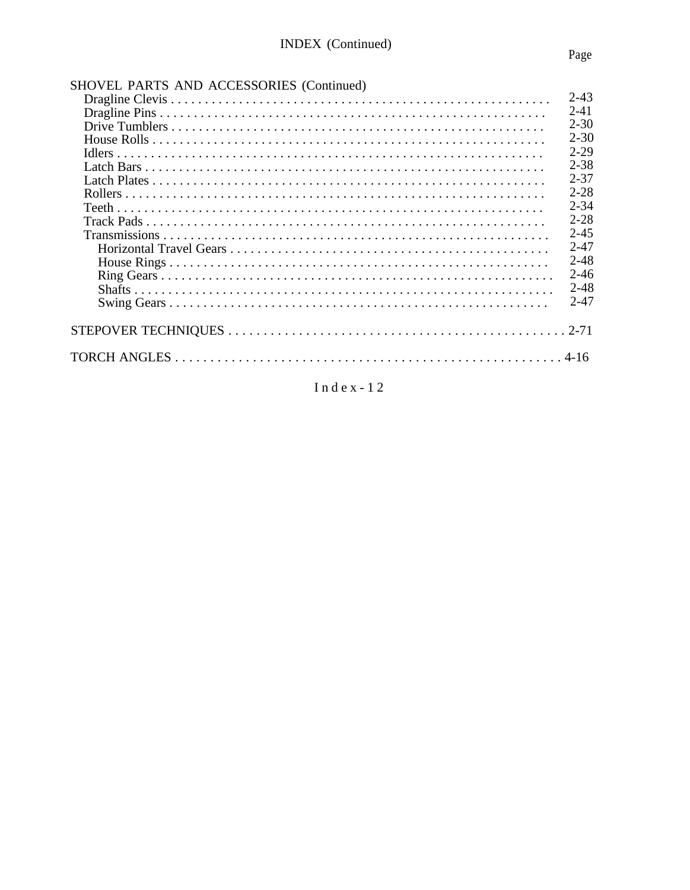INDEX (Continued)

| | Page |
|---|---|
| SHOVEL PARTS AND ACCESSORIES (Continued) | |
| Dragline Clevis | 2-43 |
| Dragline Pins | 2-41 |
| Drive Tumblers | 2-30 |
| House Rolls | 2-30 |
| Idlers | 2-29 |
| Latch Bars | 2-38 |
| Latch Plates | 2-37 |
| Rollers | 2-28 |
| Teeth | 2-34 |
| Track Pads | 2-28 |
| Transmissions | 2-45 |
| Horizontal Travel Gears | 2-47 |
| House Rings | 2-48 |
| Ring Gears | 2-46 |
| Shafts | 2-48 |
| Swing Gears | 2-47 |
| STEPOVER TECHNIQUES | 2-71 |
| TORCH ANGLES | 4-16 |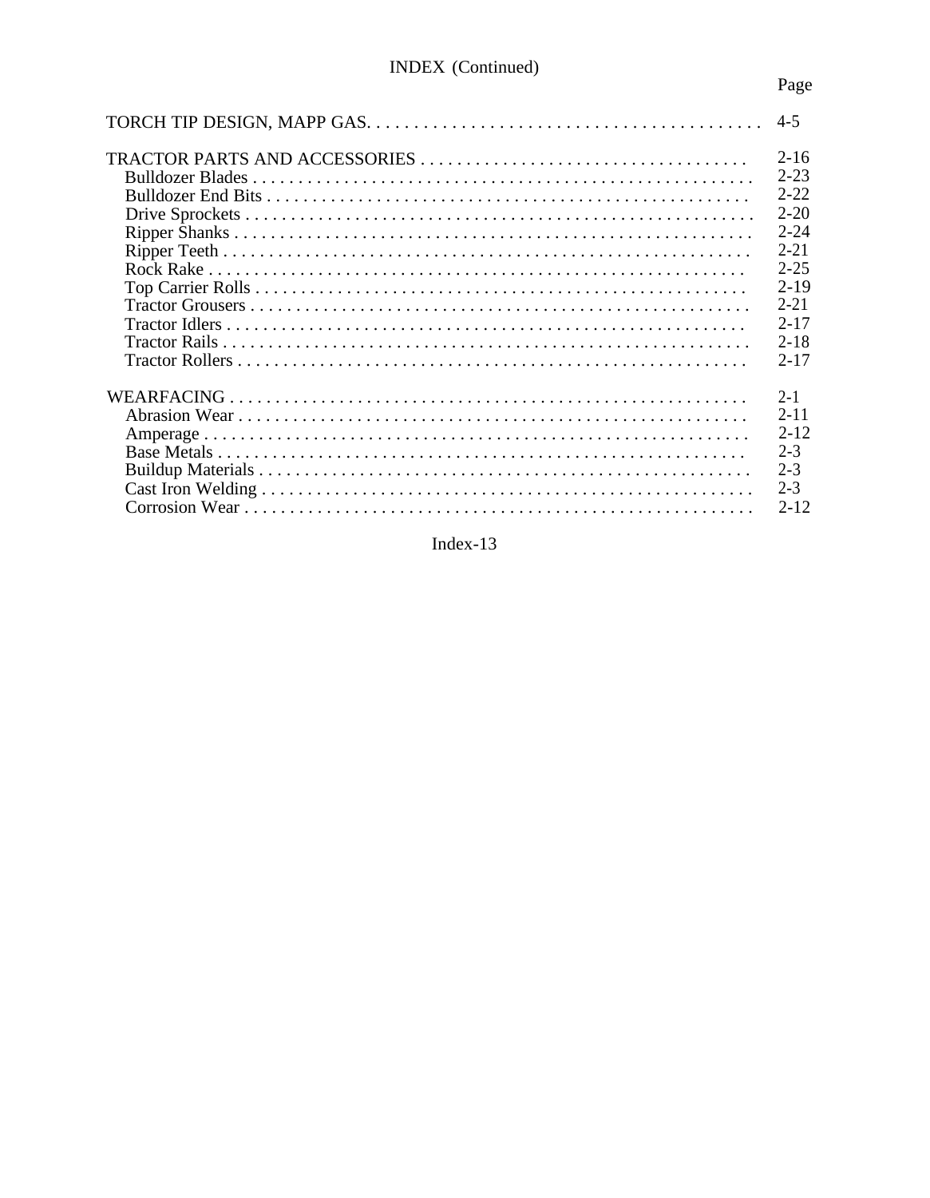INDEX (Continued)

| | Page |
|---|---|
| TORCH TIP DESIGN, MAPP GAS | 4-5 |
| | |
| TRACTOR PARTS AND ACCESSORIES | 2-16 |
| Bulldozer Blades | 2-23 |
| Bulldozer End Bits | 2-22 |
| Drive Sprockets | 2-20 |
| Ripper Shanks | 2-24 |
| Ripper Teeth | 2-21 |
| Rock Rake | 2-25 |
| Top Carrier Rolls | 2-19 |
| Tractor Grousers | 2-21 |
| Tractor Idlers | 2-17 |
| Tractor Rails | 2-18 |
| Tractor Rollers | 2-17 |
| | |
| WEARFACING | 2-1 |
| Abrasion Wear | 2-11 |
| Amperage | 2-12 |
| Base Metals | 2-3 |
| Buildup Materials | 2-3 |
| Cast Iron Welding | 2-3 |
| Corrosion Wear | 2-12 |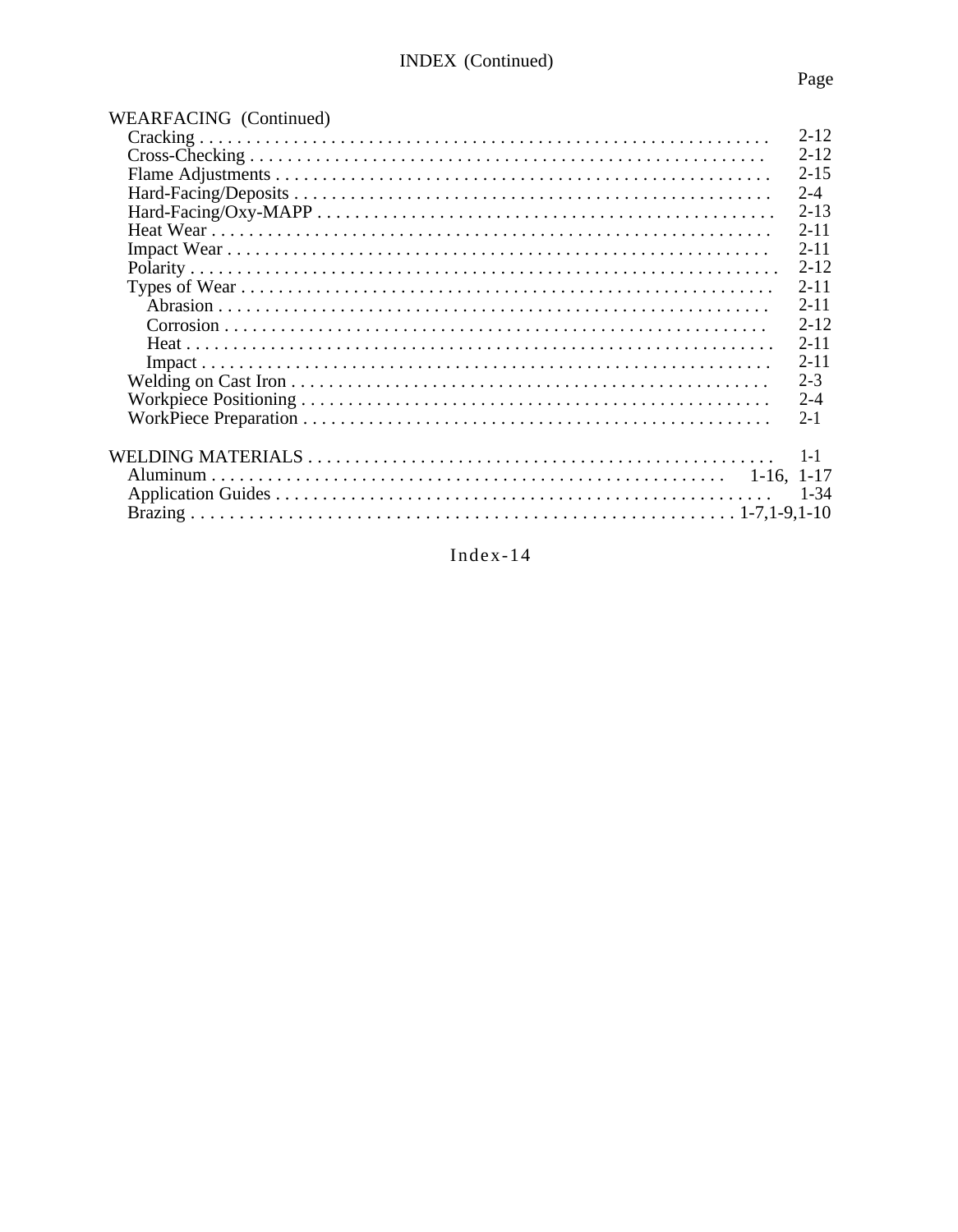INDEX (Continued)

| | Page |
|---|---|
| WEARFACING (Continued) | |
| Cracking | 2-12 |
| Cross-Checking | 2-12 |
| Flame Adjustments | 2-15 |
| Hard-Facing/Deposits | 2-4 |
| Hard-Facing/Oxy-MAPP | 2-13 |
| Heat Wear | 2-11 |
| Impact Wear | 2-11 |
| Polarity | 2-12 |
| Types of Wear | 2-11 |
| Abrasion | 2-11 |
| Corrosion | 2-12 |
| Heat | 2-11 |
| Impact | 2-11 |
| Welding on Cast Iron | 2-3 |
| Workpiece Positioning | 2-4 |
| WorkPiece Preparation | 2-1 |
| | |
| WELDING MATERIALS | 1-1 |
| Aluminum | 1-16, 1-17 |
| Application Guides | 1-34 |
| Brazing | 1-7,1-9,1-10 |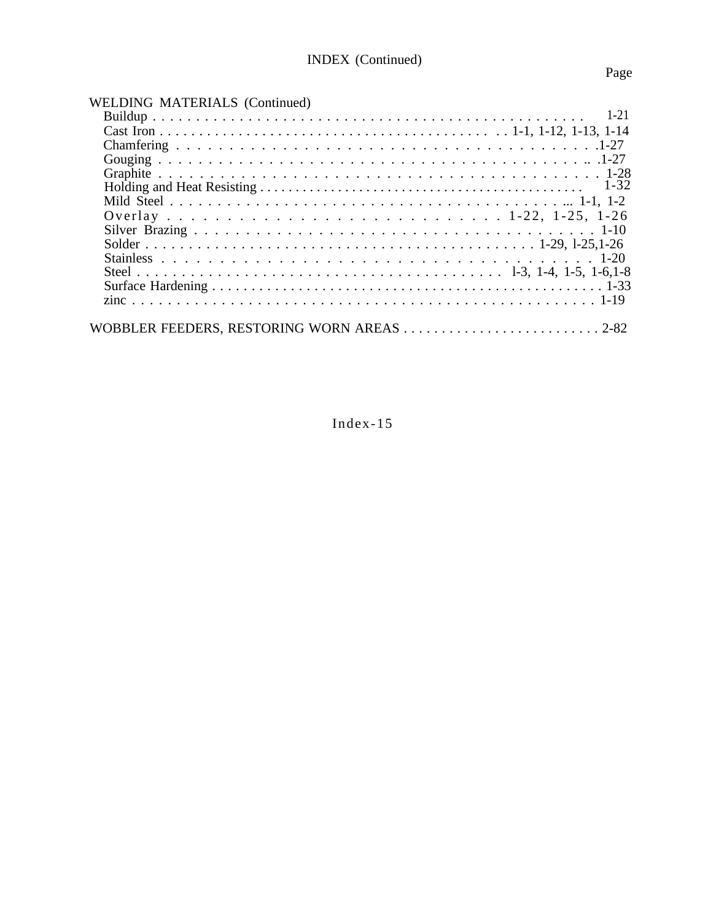INDEX (Continued)

Page

WELDING MATERIALS (Continued)

Buildup . . . . . . . . . . . . . . . . . . . . . . . . . . . . . . . . . . . . . . . . . . . . . . . . . 1-21
Cast Iron . . . . . . . . . . . . . . . . . . . . . . . . . . . . . . . . . . . . . . . . . 1-1, 1-12, 1-13, 1-14
Chamfering . . . . . . . . . . . . . . . . . . . . . . . . . . . . . . . . . . . . . . . . . .1-27
Gouging . . . . . . . . . . . . . . . . . . . . . . . . . . . . . . . . . . . . . . . . . .. .1-27
Graphite . . . . . . . . . . . . . . . . . . . . . . . . . . . . . . . . . . . . . . . . . . 1-28
Holding and Heat Resisting . . . . . . . . . . . . . . . . . . . . . . . . . . . . . . . . . . . . . . . . . . . . 1-32
Mild Steel . . . . . . . . . . . . . . . . . . . . . . . . . . . . . . . . . . . . . . . ... 1-1, 1-2
Overlay . . . . . . . . . . . . . . . . . . . . . . . . . . . . 1-22, 1-25, 1-26
Silver Brazing . . . . . . . . . . . . . . . . . . . . . . . . . . . . . . . . . . . . . . 1-10
Solder . . . . . . . . . . . . . . . . . . . . . . . . . . . . . . . . . . . . . . . . . . . . 1-29, l-25,1-26
Stainless . . . . . . . . . . . . . . . . . . . . . . . . . . . . . . . . . . . . . . . . 1-20
Steel . . . . . . . . . . . . . . . . . . . . . . . . . . . . . . . . . . . . . . . . . l-3, 1-4, 1-5, 1-6,1-8
Surface Hardening . . . . . . . . . . . . . . . . . . . . . . . . . . . . . . . . . . . . . . . . . . . . . . . . . . 1-33
zinc . . . . . . . . . . . . . . . . . . . . . . . . . . . . . . . . . . . . . . . . . . . . . . . . . 1-19

WOBBLER FEEDERS, RESTORING WORN AREAS . . . . . . . . . . . . . . . . . . . . . . . . . . 2-82